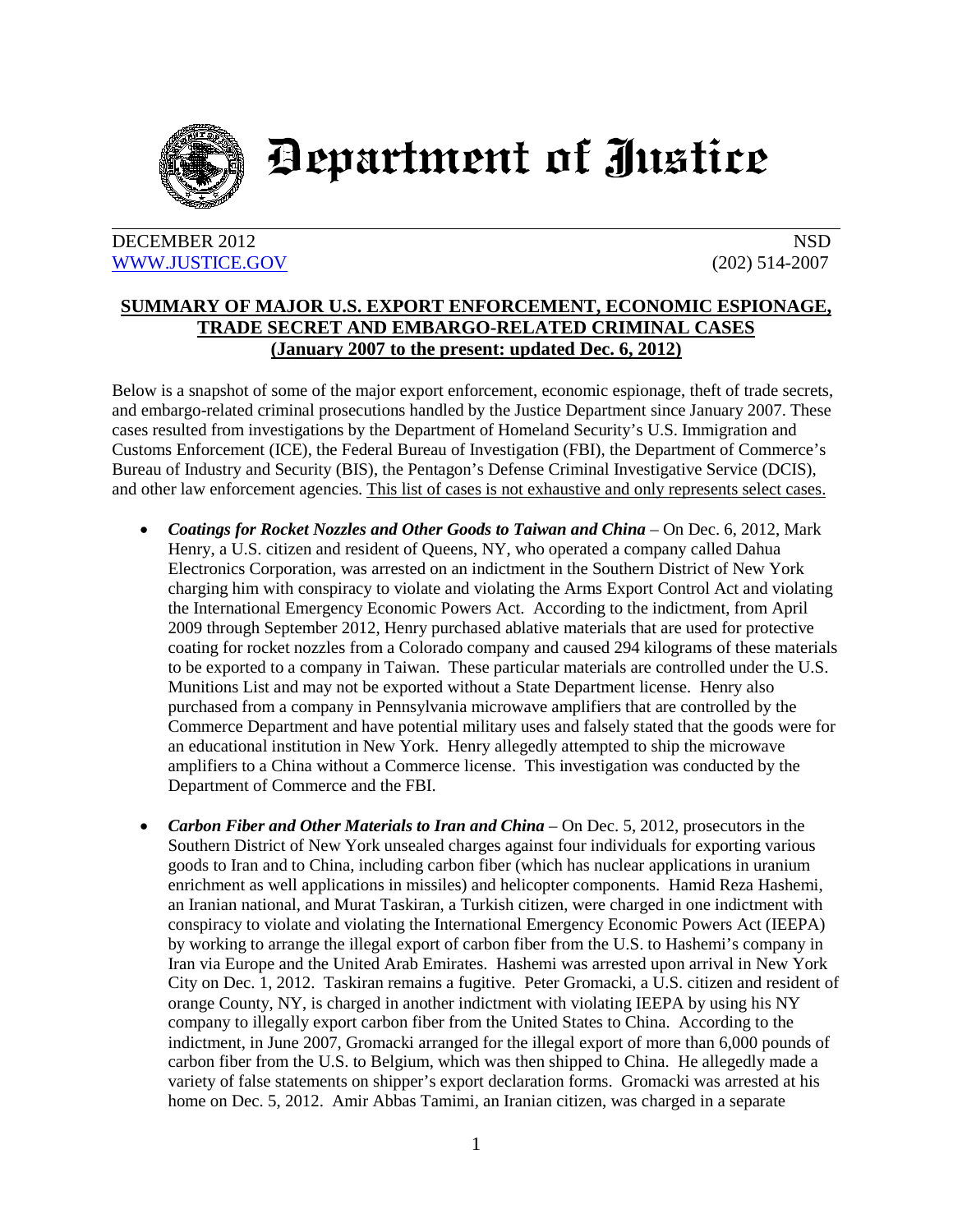# Department of Justice

DECEMBER 2012 NSD
WWW.JUSTICE.GOV (202) 514-2007

## SUMMARY OF MAJOR U.S. EXPORT ENFORCEMENT, ECONOMIC ESPIONAGE, TRADE SECRET AND EMBARGO-RELATED CRIMINAL CASES (January 2007 to the present: updated Dec. 6, 2012)

Below is a snapshot of some of the major export enforcement, economic espionage, theft of trade secrets, and embargo-related criminal prosecutions handled by the Justice Department since January 2007. These cases resulted from investigations by the Department of Homeland Security's U.S. Immigration and Customs Enforcement (ICE), the Federal Bureau of Investigation (FBI), the Department of Commerce's Bureau of Industry and Security (BIS), the Pentagon's Defense Criminal Investigative Service (DCIS), and other law enforcement agencies. This list of cases is not exhaustive and only represents select cases.

- ***Coatings for Rocket Nozzles and Other Goods to Taiwan and China*** – On Dec. 6, 2012, Mark Henry, a U.S. citizen and resident of Queens, NY, who operated a company called Dahua Electronics Corporation, was arrested on an indictment in the Southern District of New York charging him with conspiracy to violate and violating the Arms Export Control Act and violating the International Emergency Economic Powers Act. According to the indictment, from April 2009 through September 2012, Henry purchased ablative materials that are used for protective coating for rocket nozzles from a Colorado company and caused 294 kilograms of these materials to be exported to a company in Taiwan. These particular materials are controlled under the U.S. Munitions List and may not be exported without a State Department license. Henry also purchased from a company in Pennsylvania microwave amplifiers that are controlled by the Commerce Department and have potential military uses and falsely stated that the goods were for an educational institution in New York. Henry allegedly attempted to ship the microwave amplifiers to a China without a Commerce license. This investigation was conducted by the Department of Commerce and the FBI.

- ***Carbon Fiber and Other Materials to Iran and China*** – On Dec. 5, 2012, prosecutors in the Southern District of New York unsealed charges against four individuals for exporting various goods to Iran and to China, including carbon fiber (which has nuclear applications in uranium enrichment as well applications in missiles) and helicopter components. Hamid Reza Hashemi, an Iranian national, and Murat Taskiran, a Turkish citizen, were charged in one indictment with conspiracy to violate and violating the International Emergency Economic Powers Act (IEEPA) by working to arrange the illegal export of carbon fiber from the U.S. to Hashemi's company in Iran via Europe and the United Arab Emirates. Hashemi was arrested upon arrival in New York City on Dec. 1, 2012. Taskiran remains a fugitive. Peter Gromacki, a U.S. citizen and resident of orange County, NY, is charged in another indictment with violating IEEPA by using his NY company to illegally export carbon fiber from the United States to China. According to the indictment, in June 2007, Gromacki arranged for the illegal export of more than 6,000 pounds of carbon fiber from the U.S. to Belgium, which was then shipped to China. He allegedly made a variety of false statements on shipper's export declaration forms. Gromacki was arrested at his home on Dec. 5, 2012. Amir Abbas Tamimi, an Iranian citizen, was charged in a separate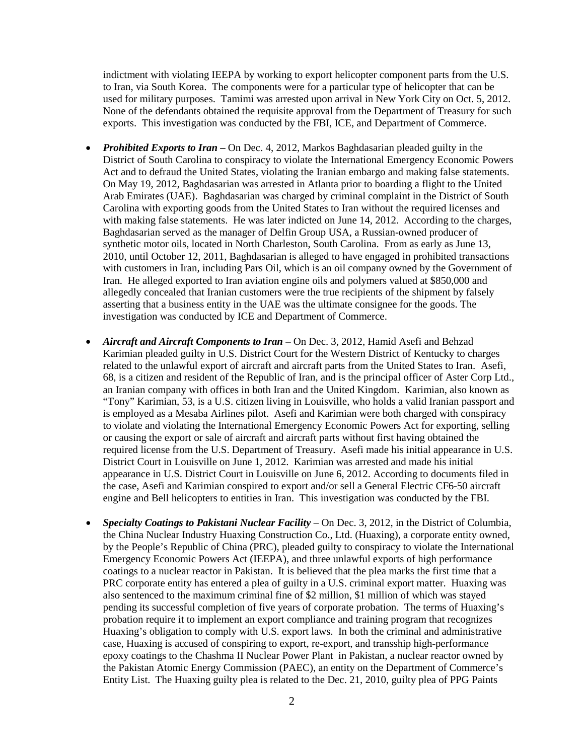indictment with violating IEEPA by working to export helicopter component parts from the U.S. to Iran, via South Korea. The components were for a particular type of helicopter that can be used for military purposes. Tamimi was arrested upon arrival in New York City on Oct. 5, 2012. None of the defendants obtained the requisite approval from the Department of Treasury for such exports. This investigation was conducted by the FBI, ICE, and Department of Commerce.

- ***Prohibited Exports to Iran –*** On Dec. 4, 2012, Markos Baghdasarian pleaded guilty in the District of South Carolina to conspiracy to violate the International Emergency Economic Powers Act and to defraud the United States, violating the Iranian embargo and making false statements. On May 19, 2012, Baghdasarian was arrested in Atlanta prior to boarding a flight to the United Arab Emirates (UAE). Baghdasarian was charged by criminal complaint in the District of South Carolina with exporting goods from the United States to Iran without the required licenses and with making false statements. He was later indicted on June 14, 2012. According to the charges, Baghdasarian served as the manager of Delfin Group USA, a Russian-owned producer of synthetic motor oils, located in North Charleston, South Carolina. From as early as June 13, 2010, until October 12, 2011, Baghdasarian is alleged to have engaged in prohibited transactions with customers in Iran, including Pars Oil, which is an oil company owned by the Government of Iran. He alleged exported to Iran aviation engine oils and polymers valued at $850,000 and allegedly concealed that Iranian customers were the true recipients of the shipment by falsely asserting that a business entity in the UAE was the ultimate consignee for the goods. The investigation was conducted by ICE and Department of Commerce.

- ***Aircraft and Aircraft Components to Iran*** – On Dec. 3, 2012, Hamid Asefi and Behzad Karimian pleaded guilty in U.S. District Court for the Western District of Kentucky to charges related to the unlawful export of aircraft and aircraft parts from the United States to Iran. Asefi, 68, is a citizen and resident of the Republic of Iran, and is the principal officer of Aster Corp Ltd., an Iranian company with offices in both Iran and the United Kingdom. Karimian, also known as "Tony" Karimian, 53, is a U.S. citizen living in Louisville, who holds a valid Iranian passport and is employed as a Mesaba Airlines pilot. Asefi and Karimian were both charged with conspiracy to violate and violating the International Emergency Economic Powers Act for exporting, selling or causing the export or sale of aircraft and aircraft parts without first having obtained the required license from the U.S. Department of Treasury. Asefi made his initial appearance in U.S. District Court in Louisville on June 1, 2012. Karimian was arrested and made his initial appearance in U.S. District Court in Louisville on June 6, 2012. According to documents filed in the case, Asefi and Karimian conspired to export and/or sell a General Electric CF6-50 aircraft engine and Bell helicopters to entities in Iran. This investigation was conducted by the FBI.

- ***Specialty Coatings to Pakistani Nuclear Facility*** – On Dec. 3, 2012, in the District of Columbia, the China Nuclear Industry Huaxing Construction Co., Ltd. (Huaxing), a corporate entity owned, by the People's Republic of China (PRC), pleaded guilty to conspiracy to violate the International Emergency Economic Powers Act (IEEPA), and three unlawful exports of high performance coatings to a nuclear reactor in Pakistan. It is believed that the plea marks the first time that a PRC corporate entity has entered a plea of guilty in a U.S. criminal export matter. Huaxing was also sentenced to the maximum criminal fine of $2 million, $1 million of which was stayed pending its successful completion of five years of corporate probation. The terms of Huaxing's probation require it to implement an export compliance and training program that recognizes Huaxing's obligation to comply with U.S. export laws. In both the criminal and administrative case, Huaxing is accused of conspiring to export, re-export, and transship high-performance epoxy coatings to the Chashma II Nuclear Power Plant in Pakistan, a nuclear reactor owned by the Pakistan Atomic Energy Commission (PAEC), an entity on the Department of Commerce's Entity List. The Huaxing guilty plea is related to the Dec. 21, 2010, guilty plea of PPG Paints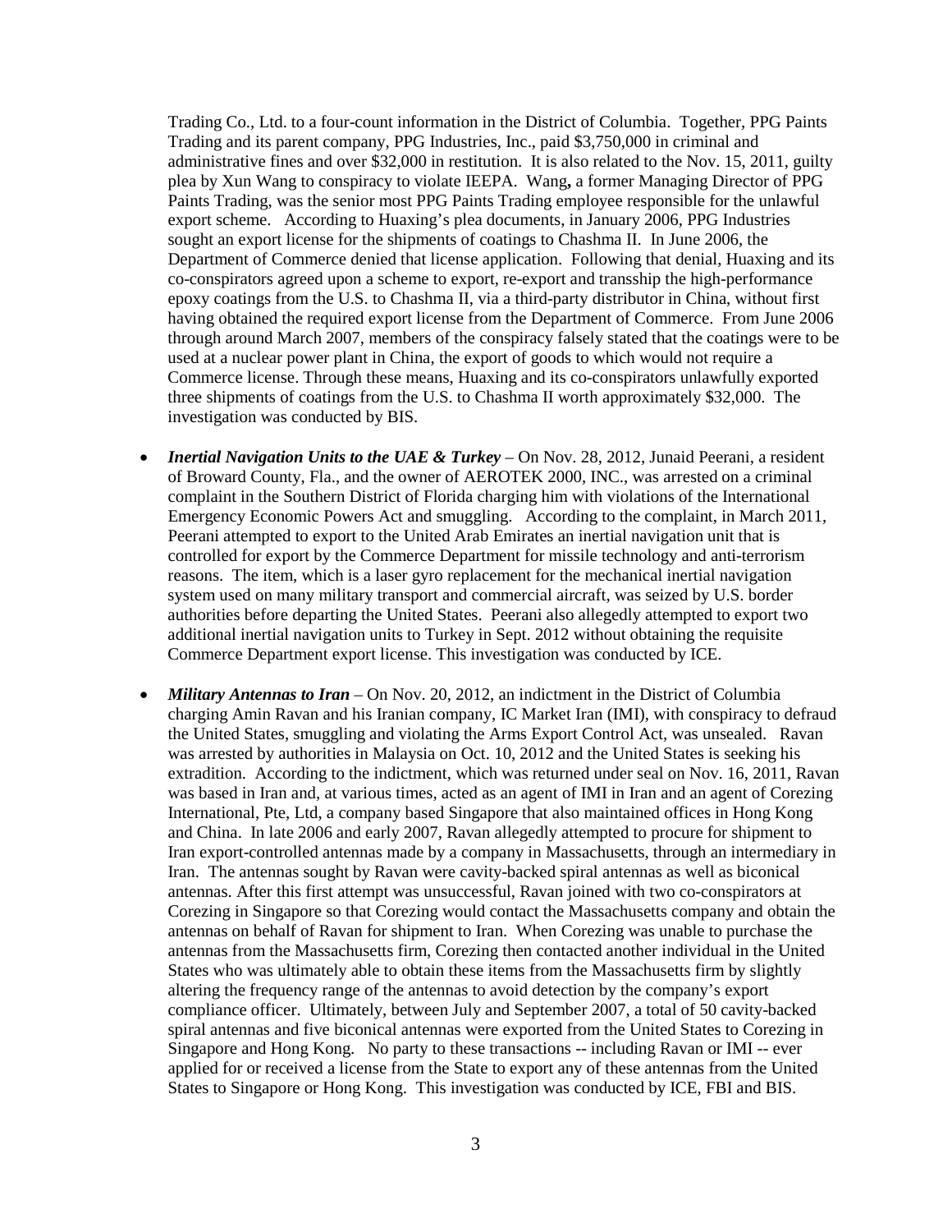Trading Co., Ltd. to a four-count information in the District of Columbia. Together, PPG Paints Trading and its parent company, PPG Industries, Inc., paid $3,750,000 in criminal and administrative fines and over $32,000 in restitution. It is also related to the Nov. 15, 2011, guilty plea by Xun Wang to conspiracy to violate IEEPA. Wang**,** a former Managing Director of PPG Paints Trading, was the senior most PPG Paints Trading employee responsible for the unlawful export scheme. According to Huaxing's plea documents, in January 2006, PPG Industries sought an export license for the shipments of coatings to Chashma II. In June 2006, the Department of Commerce denied that license application. Following that denial, Huaxing and its co-conspirators agreed upon a scheme to export, re-export and transship the high-performance epoxy coatings from the U.S. to Chashma II, via a third-party distributor in China, without first having obtained the required export license from the Department of Commerce. From June 2006 through around March 2007, members of the conspiracy falsely stated that the coatings were to be used at a nuclear power plant in China, the export of goods to which would not require a Commerce license. Through these means, Huaxing and its co-conspirators unlawfully exported three shipments of coatings from the U.S. to Chashma II worth approximately $32,000. The investigation was conducted by BIS.

- ***Inertial Navigation Units to the UAE & Turkey*** – On Nov. 28, 2012, Junaid Peerani, a resident of Broward County, Fla., and the owner of AEROTEK 2000, INC., was arrested on a criminal complaint in the Southern District of Florida charging him with violations of the International Emergency Economic Powers Act and smuggling. According to the complaint, in March 2011, Peerani attempted to export to the United Arab Emirates an inertial navigation unit that is controlled for export by the Commerce Department for missile technology and anti-terrorism reasons. The item, which is a laser gyro replacement for the mechanical inertial navigation system used on many military transport and commercial aircraft, was seized by U.S. border authorities before departing the United States. Peerani also allegedly attempted to export two additional inertial navigation units to Turkey in Sept. 2012 without obtaining the requisite Commerce Department export license. This investigation was conducted by ICE.

- ***Military Antennas to Iran*** – On Nov. 20, 2012, an indictment in the District of Columbia charging Amin Ravan and his Iranian company, IC Market Iran (IMI), with conspiracy to defraud the United States, smuggling and violating the Arms Export Control Act, was unsealed. Ravan was arrested by authorities in Malaysia on Oct. 10, 2012 and the United States is seeking his extradition. According to the indictment, which was returned under seal on Nov. 16, 2011, Ravan was based in Iran and, at various times, acted as an agent of IMI in Iran and an agent of Corezing International, Pte, Ltd, a company based Singapore that also maintained offices in Hong Kong and China. In late 2006 and early 2007, Ravan allegedly attempted to procure for shipment to Iran export-controlled antennas made by a company in Massachusetts, through an intermediary in Iran. The antennas sought by Ravan were cavity-backed spiral antennas as well as biconical antennas. After this first attempt was unsuccessful, Ravan joined with two co-conspirators at Corezing in Singapore so that Corezing would contact the Massachusetts company and obtain the antennas on behalf of Ravan for shipment to Iran. When Corezing was unable to purchase the antennas from the Massachusetts firm, Corezing then contacted another individual in the United States who was ultimately able to obtain these items from the Massachusetts firm by slightly altering the frequency range of the antennas to avoid detection by the company's export compliance officer. Ultimately, between July and September 2007, a total of 50 cavity-backed spiral antennas and five biconical antennas were exported from the United States to Corezing in Singapore and Hong Kong. No party to these transactions -- including Ravan or IMI -- ever applied for or received a license from the State to export any of these antennas from the United States to Singapore or Hong Kong. This investigation was conducted by ICE, FBI and BIS.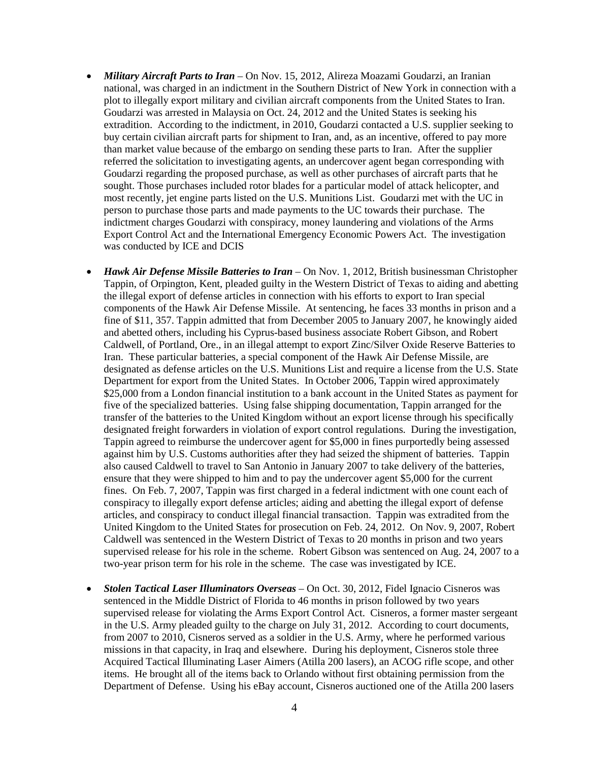- ***Military Aircraft Parts to Iran*** – On Nov. 15, 2012, Alireza Moazami Goudarzi, an Iranian national, was charged in an indictment in the Southern District of New York in connection with a plot to illegally export military and civilian aircraft components from the United States to Iran. Goudarzi was arrested in Malaysia on Oct. 24, 2012 and the United States is seeking his extradition. According to the indictment, in 2010, Goudarzi contacted a U.S. supplier seeking to buy certain civilian aircraft parts for shipment to Iran, and, as an incentive, offered to pay more than market value because of the embargo on sending these parts to Iran. After the supplier referred the solicitation to investigating agents, an undercover agent began corresponding with Goudarzi regarding the proposed purchase, as well as other purchases of aircraft parts that he sought. Those purchases included rotor blades for a particular model of attack helicopter, and most recently, jet engine parts listed on the U.S. Munitions List. Goudarzi met with the UC in person to purchase those parts and made payments to the UC towards their purchase. The indictment charges Goudarzi with conspiracy, money laundering and violations of the Arms Export Control Act and the International Emergency Economic Powers Act. The investigation was conducted by ICE and DCIS

- ***Hawk Air Defense Missile Batteries to Iran*** – On Nov. 1, 2012, British businessman Christopher Tappin, of Orpington, Kent, pleaded guilty in the Western District of Texas to aiding and abetting the illegal export of defense articles in connection with his efforts to export to Iran special components of the Hawk Air Defense Missile. At sentencing, he faces 33 months in prison and a fine of $11, 357. Tappin admitted that from December 2005 to January 2007, he knowingly aided and abetted others, including his Cyprus-based business associate Robert Gibson, and Robert Caldwell, of Portland, Ore., in an illegal attempt to export Zinc/Silver Oxide Reserve Batteries to Iran. These particular batteries, a special component of the Hawk Air Defense Missile, are designated as defense articles on the U.S. Munitions List and require a license from the U.S. State Department for export from the United States. In October 2006, Tappin wired approximately $25,000 from a London financial institution to a bank account in the United States as payment for five of the specialized batteries. Using false shipping documentation, Tappin arranged for the transfer of the batteries to the United Kingdom without an export license through his specifically designated freight forwarders in violation of export control regulations. During the investigation, Tappin agreed to reimburse the undercover agent for $5,000 in fines purportedly being assessed against him by U.S. Customs authorities after they had seized the shipment of batteries. Tappin also caused Caldwell to travel to San Antonio in January 2007 to take delivery of the batteries, ensure that they were shipped to him and to pay the undercover agent $5,000 for the current fines. On Feb. 7, 2007, Tappin was first charged in a federal indictment with one count each of conspiracy to illegally export defense articles; aiding and abetting the illegal export of defense articles, and conspiracy to conduct illegal financial transaction. Tappin was extradited from the United Kingdom to the United States for prosecution on Feb. 24, 2012. On Nov. 9, 2007, Robert Caldwell was sentenced in the Western District of Texas to 20 months in prison and two years supervised release for his role in the scheme. Robert Gibson was sentenced on Aug. 24, 2007 to a two-year prison term for his role in the scheme. The case was investigated by ICE.

- ***Stolen Tactical Laser Illuminators Overseas*** – On Oct. 30, 2012, Fidel Ignacio Cisneros was sentenced in the Middle District of Florida to 46 months in prison followed by two years supervised release for violating the Arms Export Control Act. Cisneros, a former master sergeant in the U.S. Army pleaded guilty to the charge on July 31, 2012. According to court documents, from 2007 to 2010, Cisneros served as a soldier in the U.S. Army, where he performed various missions in that capacity, in Iraq and elsewhere. During his deployment, Cisneros stole three Acquired Tactical Illuminating Laser Aimers (Atilla 200 lasers), an ACOG rifle scope, and other items. He brought all of the items back to Orlando without first obtaining permission from the Department of Defense. Using his eBay account, Cisneros auctioned one of the Atilla 200 lasers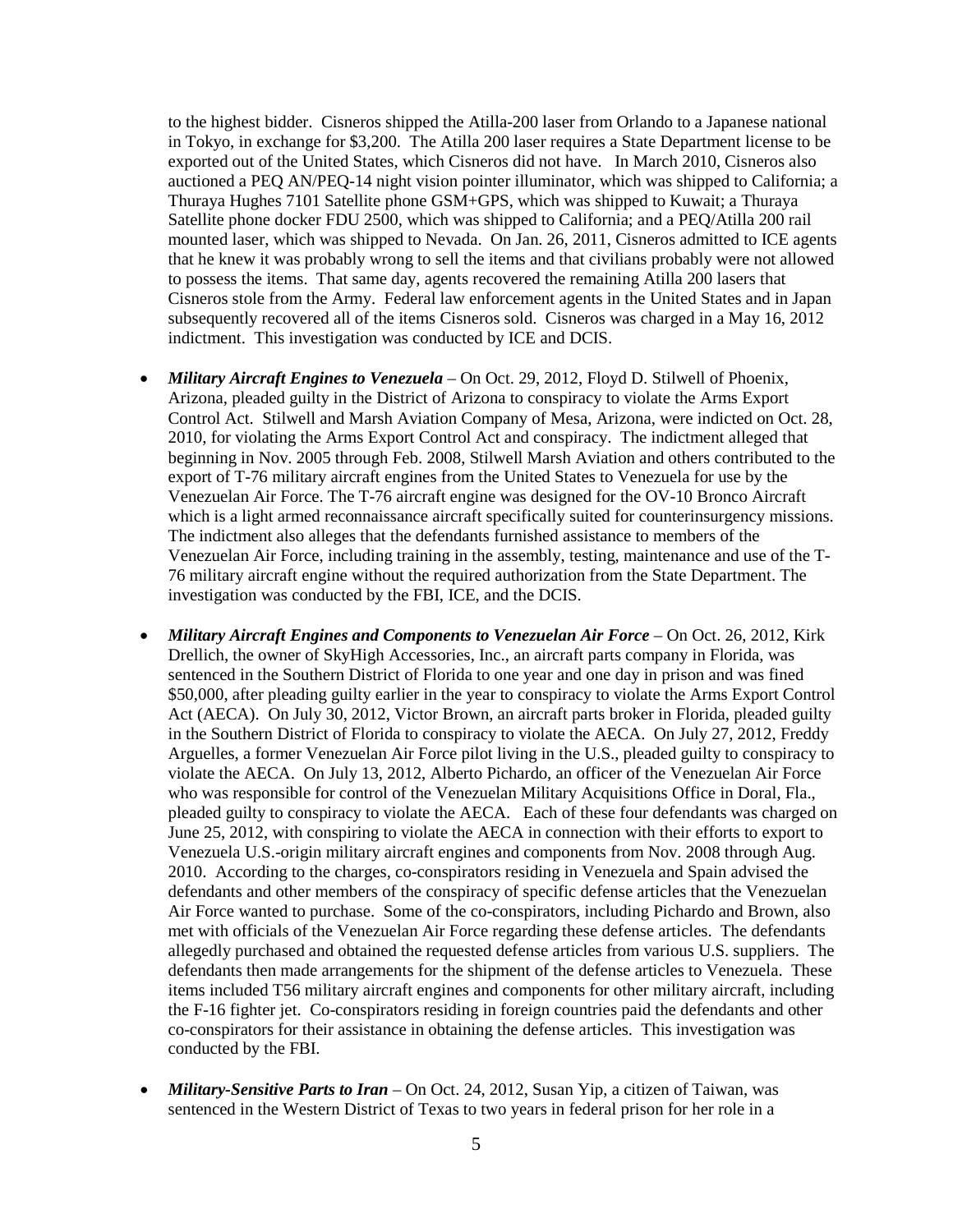to the highest bidder. Cisneros shipped the Atilla-200 laser from Orlando to a Japanese national in Tokyo, in exchange for $3,200. The Atilla 200 laser requires a State Department license to be exported out of the United States, which Cisneros did not have. In March 2010, Cisneros also auctioned a PEQ AN/PEQ-14 night vision pointer illuminator, which was shipped to California; a Thuraya Hughes 7101 Satellite phone GSM+GPS, which was shipped to Kuwait; a Thuraya Satellite phone docker FDU 2500, which was shipped to California; and a PEQ/Atilla 200 rail mounted laser, which was shipped to Nevada. On Jan. 26, 2011, Cisneros admitted to ICE agents that he knew it was probably wrong to sell the items and that civilians probably were not allowed to possess the items. That same day, agents recovered the remaining Atilla 200 lasers that Cisneros stole from the Army. Federal law enforcement agents in the United States and in Japan subsequently recovered all of the items Cisneros sold. Cisneros was charged in a May 16, 2012 indictment. This investigation was conducted by ICE and DCIS.

- ***Military Aircraft Engines to Venezuela*** – On Oct. 29, 2012, Floyd D. Stilwell of Phoenix, Arizona, pleaded guilty in the District of Arizona to conspiracy to violate the Arms Export Control Act. Stilwell and Marsh Aviation Company of Mesa, Arizona, were indicted on Oct. 28, 2010, for violating the Arms Export Control Act and conspiracy. The indictment alleged that beginning in Nov. 2005 through Feb. 2008, Stilwell Marsh Aviation and others contributed to the export of T-76 military aircraft engines from the United States to Venezuela for use by the Venezuelan Air Force. The T-76 aircraft engine was designed for the OV-10 Bronco Aircraft which is a light armed reconnaissance aircraft specifically suited for counterinsurgency missions. The indictment also alleges that the defendants furnished assistance to members of the Venezuelan Air Force, including training in the assembly, testing, maintenance and use of the T-76 military aircraft engine without the required authorization from the State Department. The investigation was conducted by the FBI, ICE, and the DCIS.

- ***Military Aircraft Engines and Components to Venezuelan Air Force*** – On Oct. 26, 2012, Kirk Drellich, the owner of SkyHigh Accessories, Inc., an aircraft parts company in Florida, was sentenced in the Southern District of Florida to one year and one day in prison and was fined $50,000, after pleading guilty earlier in the year to conspiracy to violate the Arms Export Control Act (AECA). On July 30, 2012, Victor Brown, an aircraft parts broker in Florida, pleaded guilty in the Southern District of Florida to conspiracy to violate the AECA. On July 27, 2012, Freddy Arguelles, a former Venezuelan Air Force pilot living in the U.S., pleaded guilty to conspiracy to violate the AECA. On July 13, 2012, Alberto Pichardo, an officer of the Venezuelan Air Force who was responsible for control of the Venezuelan Military Acquisitions Office in Doral, Fla., pleaded guilty to conspiracy to violate the AECA. Each of these four defendants was charged on June 25, 2012, with conspiring to violate the AECA in connection with their efforts to export to Venezuela U.S.-origin military aircraft engines and components from Nov. 2008 through Aug. 2010. According to the charges, co-conspirators residing in Venezuela and Spain advised the defendants and other members of the conspiracy of specific defense articles that the Venezuelan Air Force wanted to purchase. Some of the co-conspirators, including Pichardo and Brown, also met with officials of the Venezuelan Air Force regarding these defense articles. The defendants allegedly purchased and obtained the requested defense articles from various U.S. suppliers. The defendants then made arrangements for the shipment of the defense articles to Venezuela. These items included T56 military aircraft engines and components for other military aircraft, including the F-16 fighter jet. Co-conspirators residing in foreign countries paid the defendants and other co-conspirators for their assistance in obtaining the defense articles. This investigation was conducted by the FBI.

- ***Military-Sensitive Parts to Iran*** – On Oct. 24, 2012, Susan Yip, a citizen of Taiwan, was sentenced in the Western District of Texas to two years in federal prison for her role in a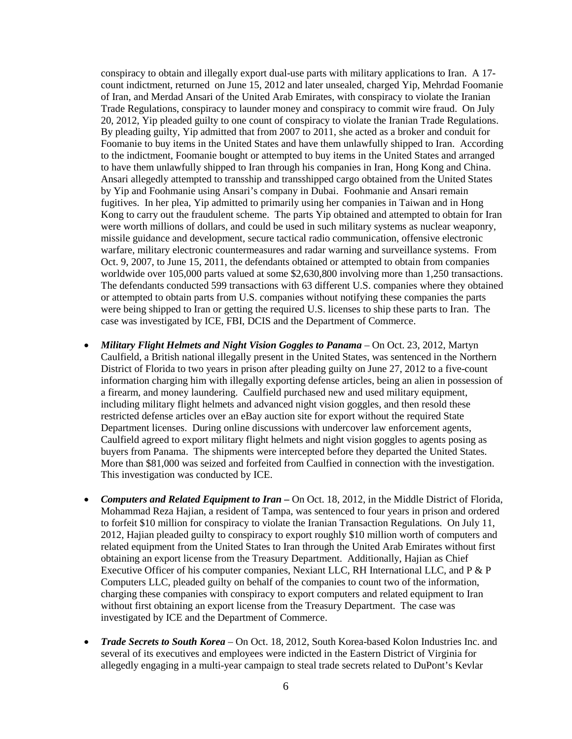conspiracy to obtain and illegally export dual-use parts with military applications to Iran. A 17-count indictment, returned on June 15, 2012 and later unsealed, charged Yip, Mehrdad Foomanie of Iran, and Merdad Ansari of the United Arab Emirates, with conspiracy to violate the Iranian Trade Regulations, conspiracy to launder money and conspiracy to commit wire fraud. On July 20, 2012, Yip pleaded guilty to one count of conspiracy to violate the Iranian Trade Regulations. By pleading guilty, Yip admitted that from 2007 to 2011, she acted as a broker and conduit for Foomanie to buy items in the United States and have them unlawfully shipped to Iran. According to the indictment, Foomanie bought or attempted to buy items in the United States and arranged to have them unlawfully shipped to Iran through his companies in Iran, Hong Kong and China. Ansari allegedly attempted to transship and transshipped cargo obtained from the United States by Yip and Foohmanie using Ansari's company in Dubai. Foohmanie and Ansari remain fugitives. In her plea, Yip admitted to primarily using her companies in Taiwan and in Hong Kong to carry out the fraudulent scheme. The parts Yip obtained and attempted to obtain for Iran were worth millions of dollars, and could be used in such military systems as nuclear weaponry, missile guidance and development, secure tactical radio communication, offensive electronic warfare, military electronic countermeasures and radar warning and surveillance systems. From Oct. 9, 2007, to June 15, 2011, the defendants obtained or attempted to obtain from companies worldwide over 105,000 parts valued at some $2,630,800 involving more than 1,250 transactions. The defendants conducted 599 transactions with 63 different U.S. companies where they obtained or attempted to obtain parts from U.S. companies without notifying these companies the parts were being shipped to Iran or getting the required U.S. licenses to ship these parts to Iran. The case was investigated by ICE, FBI, DCIS and the Department of Commerce.

- ***Military Flight Helmets and Night Vision Goggles to Panama*** – On Oct. 23, 2012, Martyn Caulfield, a British national illegally present in the United States, was sentenced in the Northern District of Florida to two years in prison after pleading guilty on June 27, 2012 to a five-count information charging him with illegally exporting defense articles, being an alien in possession of a firearm, and money laundering. Caulfield purchased new and used military equipment, including military flight helmets and advanced night vision goggles, and then resold these restricted defense articles over an eBay auction site for export without the required State Department licenses. During online discussions with undercover law enforcement agents, Caulfield agreed to export military flight helmets and night vision goggles to agents posing as buyers from Panama. The shipments were intercepted before they departed the United States. More than $81,000 was seized and forfeited from Caulfied in connection with the investigation. This investigation was conducted by ICE.

- ***Computers and Related Equipment to Iran*** **–** On Oct. 18, 2012, in the Middle District of Florida, Mohammad Reza Hajian, a resident of Tampa, was sentenced to four years in prison and ordered to forfeit $10 million for conspiracy to violate the Iranian Transaction Regulations. On July 11, 2012, Hajian pleaded guilty to conspiracy to export roughly $10 million worth of computers and related equipment from the United States to Iran through the United Arab Emirates without first obtaining an export license from the Treasury Department. Additionally, Hajian as Chief Executive Officer of his computer companies, Nexiant LLC, RH International LLC, and P & P Computers LLC, pleaded guilty on behalf of the companies to count two of the information, charging these companies with conspiracy to export computers and related equipment to Iran without first obtaining an export license from the Treasury Department. The case was investigated by ICE and the Department of Commerce.

- ***Trade Secrets to South Korea*** – On Oct. 18, 2012, South Korea-based Kolon Industries Inc. and several of its executives and employees were indicted in the Eastern District of Virginia for allegedly engaging in a multi-year campaign to steal trade secrets related to DuPont's Kevlar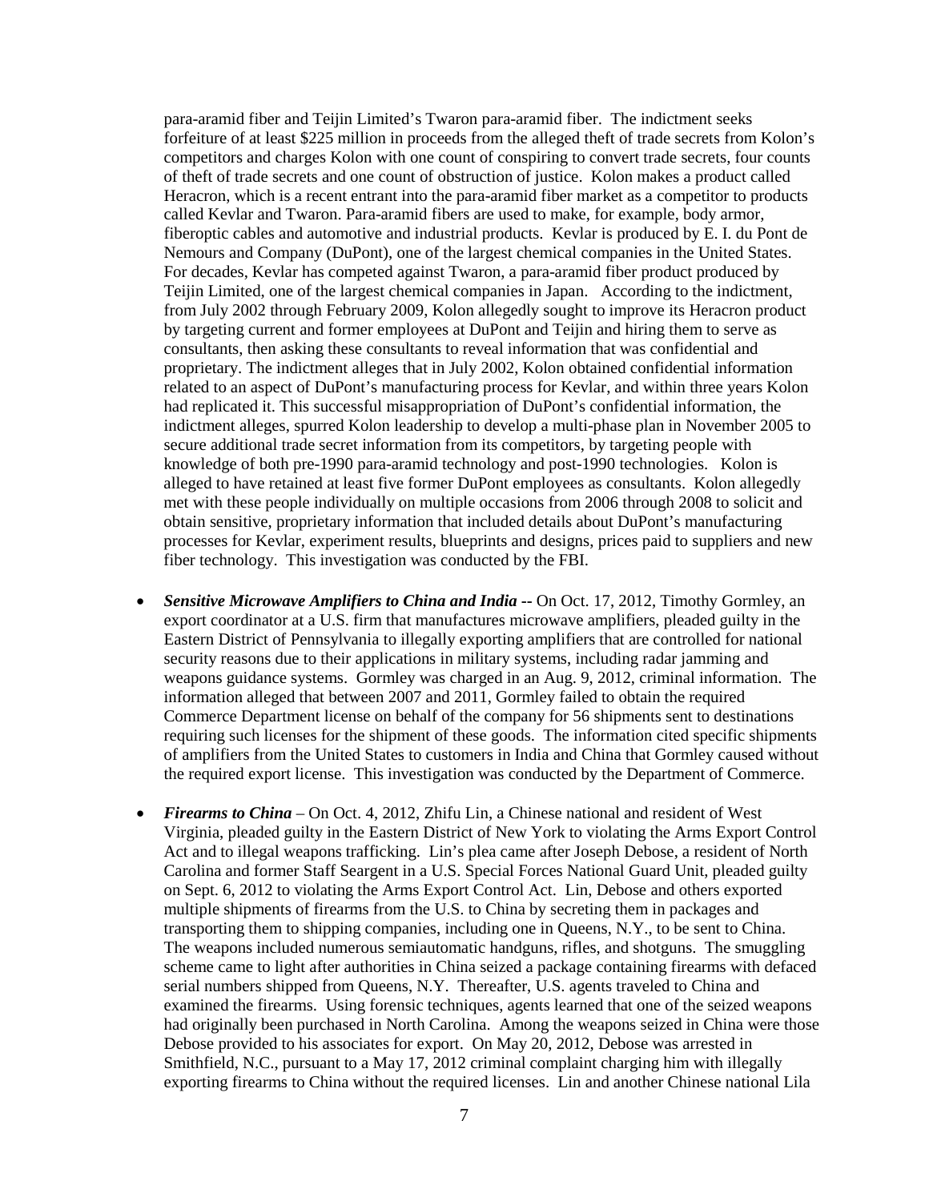para-aramid fiber and Teijin Limited's Twaron para-aramid fiber. The indictment seeks forfeiture of at least $225 million in proceeds from the alleged theft of trade secrets from Kolon's competitors and charges Kolon with one count of conspiring to convert trade secrets, four counts of theft of trade secrets and one count of obstruction of justice. Kolon makes a product called Heracron, which is a recent entrant into the para-aramid fiber market as a competitor to products called Kevlar and Twaron. Para-aramid fibers are used to make, for example, body armor, fiberoptic cables and automotive and industrial products. Kevlar is produced by E. I. du Pont de Nemours and Company (DuPont), one of the largest chemical companies in the United States. For decades, Kevlar has competed against Twaron, a para-aramid fiber product produced by Teijin Limited, one of the largest chemical companies in Japan. According to the indictment, from July 2002 through February 2009, Kolon allegedly sought to improve its Heracron product by targeting current and former employees at DuPont and Teijin and hiring them to serve as consultants, then asking these consultants to reveal information that was confidential and proprietary. The indictment alleges that in July 2002, Kolon obtained confidential information related to an aspect of DuPont's manufacturing process for Kevlar, and within three years Kolon had replicated it. This successful misappropriation of DuPont's confidential information, the indictment alleges, spurred Kolon leadership to develop a multi-phase plan in November 2005 to secure additional trade secret information from its competitors, by targeting people with knowledge of both pre-1990 para-aramid technology and post-1990 technologies. Kolon is alleged to have retained at least five former DuPont employees as consultants. Kolon allegedly met with these people individually on multiple occasions from 2006 through 2008 to solicit and obtain sensitive, proprietary information that included details about DuPont's manufacturing processes for Kevlar, experiment results, blueprints and designs, prices paid to suppliers and new fiber technology. This investigation was conducted by the FBI.

- ***Sensitive Microwave Amplifiers to China and India --*** On Oct. 17, 2012, Timothy Gormley, an export coordinator at a U.S. firm that manufactures microwave amplifiers, pleaded guilty in the Eastern District of Pennsylvania to illegally exporting amplifiers that are controlled for national security reasons due to their applications in military systems, including radar jamming and weapons guidance systems. Gormley was charged in an Aug. 9, 2012, criminal information. The information alleged that between 2007 and 2011, Gormley failed to obtain the required Commerce Department license on behalf of the company for 56 shipments sent to destinations requiring such licenses for the shipment of these goods. The information cited specific shipments of amplifiers from the United States to customers in India and China that Gormley caused without the required export license. This investigation was conducted by the Department of Commerce.

- ***Firearms to China*** – On Oct. 4, 2012, Zhifu Lin, a Chinese national and resident of West Virginia, pleaded guilty in the Eastern District of New York to violating the Arms Export Control Act and to illegal weapons trafficking. Lin's plea came after Joseph Debose, a resident of North Carolina and former Staff Seargent in a U.S. Special Forces National Guard Unit, pleaded guilty on Sept. 6, 2012 to violating the Arms Export Control Act. Lin, Debose and others exported multiple shipments of firearms from the U.S. to China by secreting them in packages and transporting them to shipping companies, including one in Queens, N.Y., to be sent to China. The weapons included numerous semiautomatic handguns, rifles, and shotguns. The smuggling scheme came to light after authorities in China seized a package containing firearms with defaced serial numbers shipped from Queens, N.Y. Thereafter, U.S. agents traveled to China and examined the firearms. Using forensic techniques, agents learned that one of the seized weapons had originally been purchased in North Carolina. Among the weapons seized in China were those Debose provided to his associates for export. On May 20, 2012, Debose was arrested in Smithfield, N.C., pursuant to a May 17, 2012 criminal complaint charging him with illegally exporting firearms to China without the required licenses. Lin and another Chinese national Lila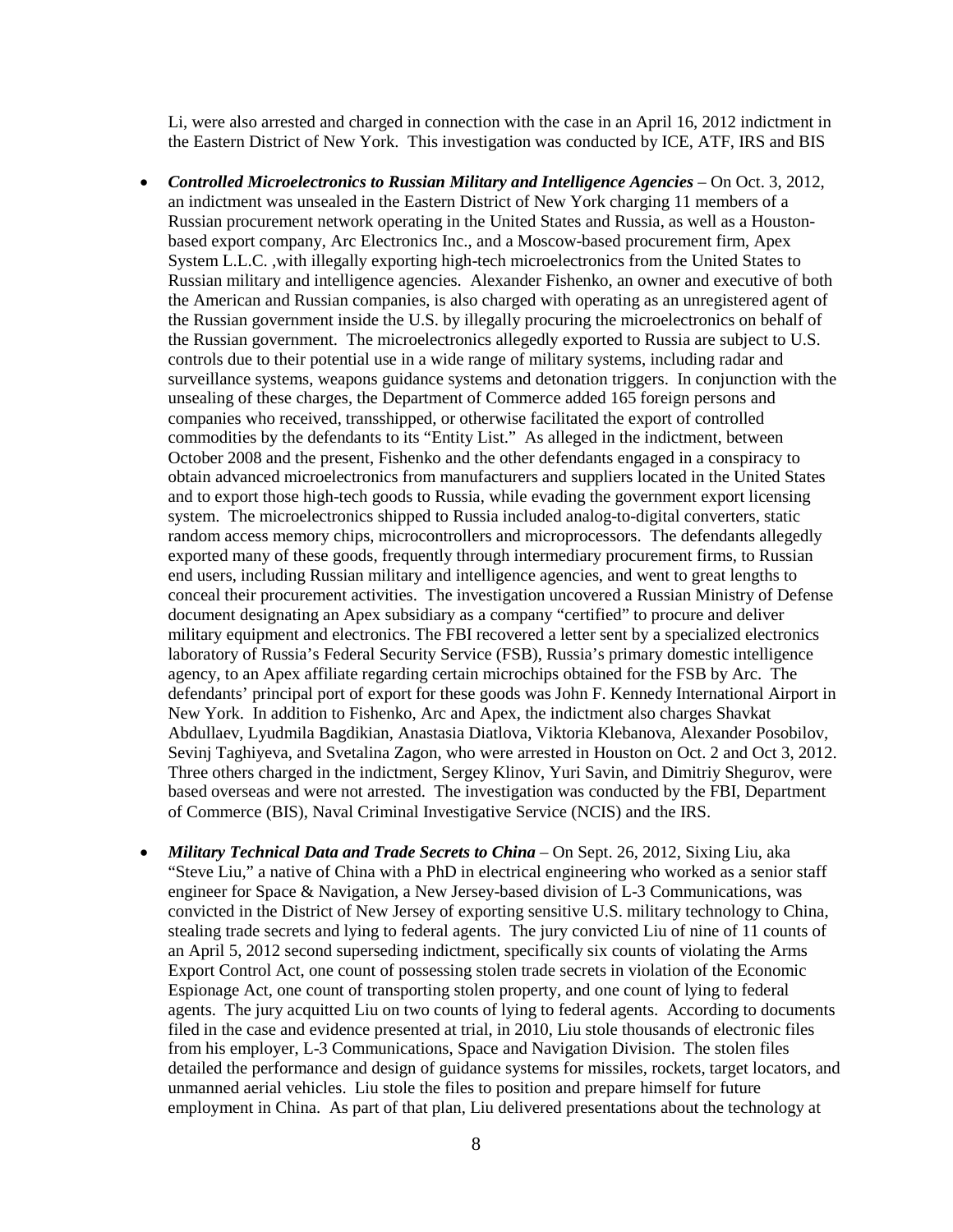Li, were also arrested and charged in connection with the case in an April 16, 2012 indictment in the Eastern District of New York. This investigation was conducted by ICE, ATF, IRS and BIS

- ***Controlled Microelectronics to Russian Military and Intelligence Agencies*** – On Oct. 3, 2012, an indictment was unsealed in the Eastern District of New York charging 11 members of a Russian procurement network operating in the United States and Russia, as well as a Houston-based export company, Arc Electronics Inc., and a Moscow-based procurement firm, Apex System L.L.C. ,with illegally exporting high-tech microelectronics from the United States to Russian military and intelligence agencies. Alexander Fishenko, an owner and executive of both the American and Russian companies, is also charged with operating as an unregistered agent of the Russian government inside the U.S. by illegally procuring the microelectronics on behalf of the Russian government. The microelectronics allegedly exported to Russia are subject to U.S. controls due to their potential use in a wide range of military systems, including radar and surveillance systems, weapons guidance systems and detonation triggers. In conjunction with the unsealing of these charges, the Department of Commerce added 165 foreign persons and companies who received, transshipped, or otherwise facilitated the export of controlled commodities by the defendants to its "Entity List." As alleged in the indictment, between October 2008 and the present, Fishenko and the other defendants engaged in a conspiracy to obtain advanced microelectronics from manufacturers and suppliers located in the United States and to export those high-tech goods to Russia, while evading the government export licensing system. The microelectronics shipped to Russia included analog-to-digital converters, static random access memory chips, microcontrollers and microprocessors. The defendants allegedly exported many of these goods, frequently through intermediary procurement firms, to Russian end users, including Russian military and intelligence agencies, and went to great lengths to conceal their procurement activities. The investigation uncovered a Russian Ministry of Defense document designating an Apex subsidiary as a company "certified" to procure and deliver military equipment and electronics. The FBI recovered a letter sent by a specialized electronics laboratory of Russia's Federal Security Service (FSB), Russia's primary domestic intelligence agency, to an Apex affiliate regarding certain microchips obtained for the FSB by Arc. The defendants' principal port of export for these goods was John F. Kennedy International Airport in New York. In addition to Fishenko, Arc and Apex, the indictment also charges Shavkat Abdullaev, Lyudmila Bagdikian, Anastasia Diatlova, Viktoria Klebanova, Alexander Posobilov, Sevinj Taghiyeva, and Svetalina Zagon, who were arrested in Houston on Oct. 2 and Oct 3, 2012. Three others charged in the indictment, Sergey Klinov, Yuri Savin, and Dimitriy Shegurov, were based overseas and were not arrested. The investigation was conducted by the FBI, Department of Commerce (BIS), Naval Criminal Investigative Service (NCIS) and the IRS.

- ***Military Technical Data and Trade Secrets to China*** – On Sept. 26, 2012, Sixing Liu, aka "Steve Liu," a native of China with a PhD in electrical engineering who worked as a senior staff engineer for Space & Navigation, a New Jersey-based division of L-3 Communications, was convicted in the District of New Jersey of exporting sensitive U.S. military technology to China, stealing trade secrets and lying to federal agents. The jury convicted Liu of nine of 11 counts of an April 5, 2012 second superseding indictment, specifically six counts of violating the Arms Export Control Act, one count of possessing stolen trade secrets in violation of the Economic Espionage Act, one count of transporting stolen property, and one count of lying to federal agents. The jury acquitted Liu on two counts of lying to federal agents. According to documents filed in the case and evidence presented at trial, in 2010, Liu stole thousands of electronic files from his employer, L-3 Communications, Space and Navigation Division. The stolen files detailed the performance and design of guidance systems for missiles, rockets, target locators, and unmanned aerial vehicles. Liu stole the files to position and prepare himself for future employment in China. As part of that plan, Liu delivered presentations about the technology at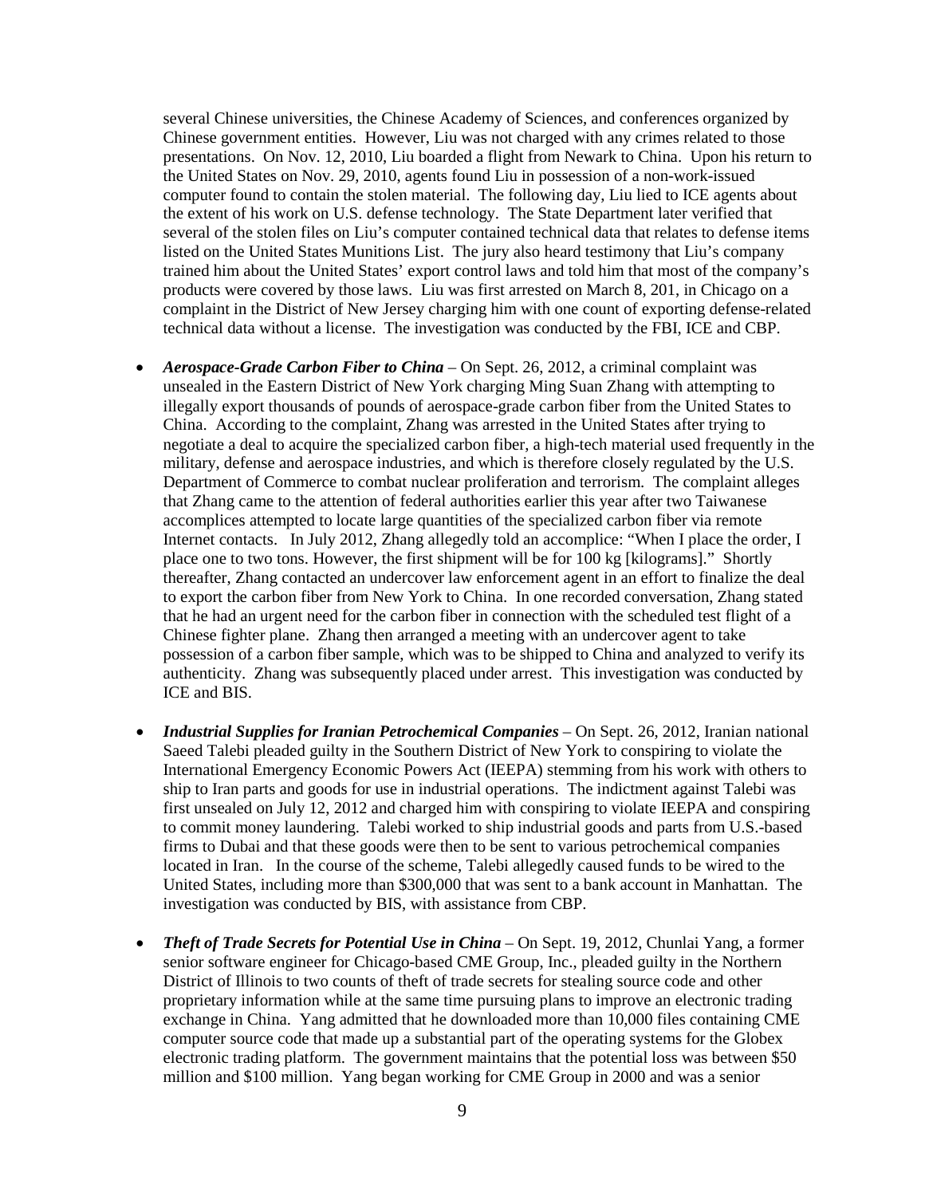several Chinese universities, the Chinese Academy of Sciences, and conferences organized by Chinese government entities. However, Liu was not charged with any crimes related to those presentations. On Nov. 12, 2010, Liu boarded a flight from Newark to China. Upon his return to the United States on Nov. 29, 2010, agents found Liu in possession of a non-work-issued computer found to contain the stolen material. The following day, Liu lied to ICE agents about the extent of his work on U.S. defense technology. The State Department later verified that several of the stolen files on Liu's computer contained technical data that relates to defense items listed on the United States Munitions List. The jury also heard testimony that Liu's company trained him about the United States' export control laws and told him that most of the company's products were covered by those laws. Liu was first arrested on March 8, 201, in Chicago on a complaint in the District of New Jersey charging him with one count of exporting defense-related technical data without a license. The investigation was conducted by the FBI, ICE and CBP.

- ***Aerospace-Grade Carbon Fiber to China*** – On Sept. 26, 2012, a criminal complaint was unsealed in the Eastern District of New York charging Ming Suan Zhang with attempting to illegally export thousands of pounds of aerospace-grade carbon fiber from the United States to China. According to the complaint, Zhang was arrested in the United States after trying to negotiate a deal to acquire the specialized carbon fiber, a high-tech material used frequently in the military, defense and aerospace industries, and which is therefore closely regulated by the U.S. Department of Commerce to combat nuclear proliferation and terrorism. The complaint alleges that Zhang came to the attention of federal authorities earlier this year after two Taiwanese accomplices attempted to locate large quantities of the specialized carbon fiber via remote Internet contacts. In July 2012, Zhang allegedly told an accomplice: "When I place the order, I place one to two tons. However, the first shipment will be for 100 kg [kilograms]." Shortly thereafter, Zhang contacted an undercover law enforcement agent in an effort to finalize the deal to export the carbon fiber from New York to China. In one recorded conversation, Zhang stated that he had an urgent need for the carbon fiber in connection with the scheduled test flight of a Chinese fighter plane. Zhang then arranged a meeting with an undercover agent to take possession of a carbon fiber sample, which was to be shipped to China and analyzed to verify its authenticity. Zhang was subsequently placed under arrest. This investigation was conducted by ICE and BIS.

- ***Industrial Supplies for Iranian Petrochemical Companies*** – On Sept. 26, 2012, Iranian national Saeed Talebi pleaded guilty in the Southern District of New York to conspiring to violate the International Emergency Economic Powers Act (IEEPA) stemming from his work with others to ship to Iran parts and goods for use in industrial operations. The indictment against Talebi was first unsealed on July 12, 2012 and charged him with conspiring to violate IEEPA and conspiring to commit money laundering. Talebi worked to ship industrial goods and parts from U.S.-based firms to Dubai and that these goods were then to be sent to various petrochemical companies located in Iran. In the course of the scheme, Talebi allegedly caused funds to be wired to the United States, including more than $300,000 that was sent to a bank account in Manhattan. The investigation was conducted by BIS, with assistance from CBP.

- ***Theft of Trade Secrets for Potential Use in China*** – On Sept. 19, 2012, Chunlai Yang, a former senior software engineer for Chicago-based CME Group, Inc., pleaded guilty in the Northern District of Illinois to two counts of theft of trade secrets for stealing source code and other proprietary information while at the same time pursuing plans to improve an electronic trading exchange in China. Yang admitted that he downloaded more than 10,000 files containing CME computer source code that made up a substantial part of the operating systems for the Globex electronic trading platform. The government maintains that the potential loss was between $50 million and $100 million. Yang began working for CME Group in 2000 and was a senior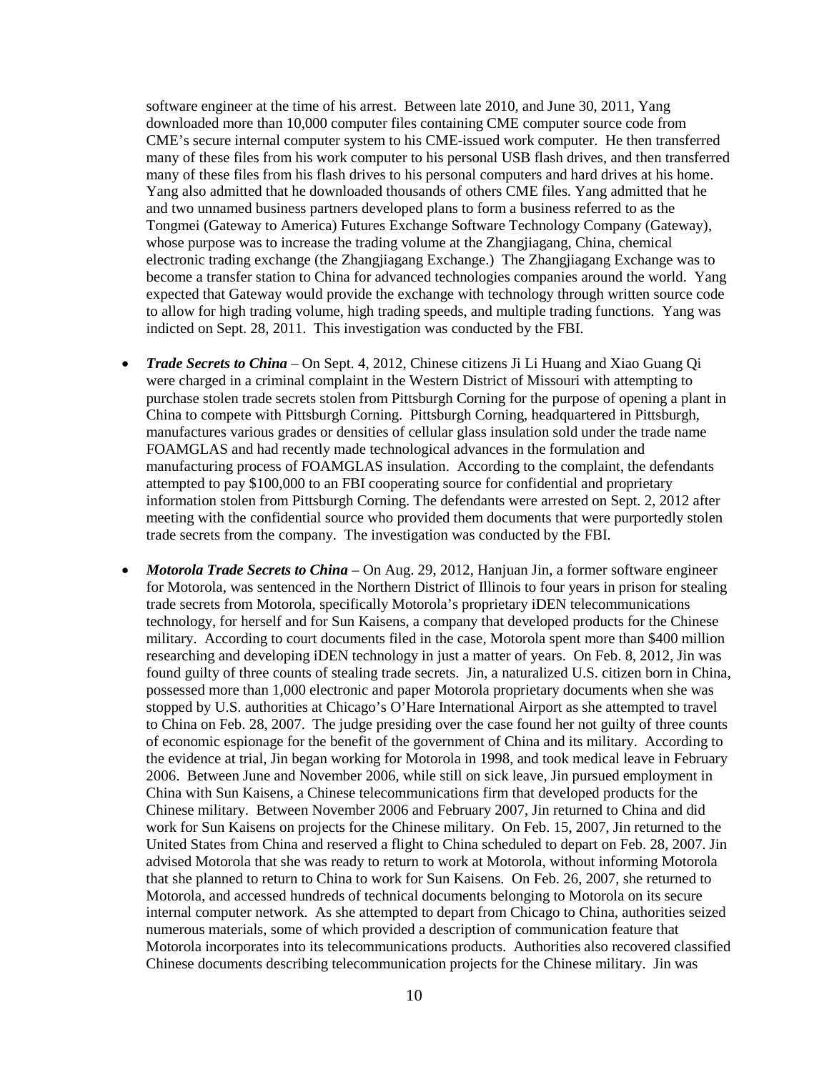software engineer at the time of his arrest. Between late 2010, and June 30, 2011, Yang downloaded more than 10,000 computer files containing CME computer source code from CME's secure internal computer system to his CME-issued work computer. He then transferred many of these files from his work computer to his personal USB flash drives, and then transferred many of these files from his flash drives to his personal computers and hard drives at his home. Yang also admitted that he downloaded thousands of others CME files. Yang admitted that he and two unnamed business partners developed plans to form a business referred to as the Tongmei (Gateway to America) Futures Exchange Software Technology Company (Gateway), whose purpose was to increase the trading volume at the Zhangjiagang, China, chemical electronic trading exchange (the Zhangjiagang Exchange.) The Zhangjiagang Exchange was to become a transfer station to China for advanced technologies companies around the world. Yang expected that Gateway would provide the exchange with technology through written source code to allow for high trading volume, high trading speeds, and multiple trading functions. Yang was indicted on Sept. 28, 2011. This investigation was conducted by the FBI.

- ***Trade Secrets to China*** – On Sept. 4, 2012, Chinese citizens Ji Li Huang and Xiao Guang Qi were charged in a criminal complaint in the Western District of Missouri with attempting to purchase stolen trade secrets stolen from Pittsburgh Corning for the purpose of opening a plant in China to compete with Pittsburgh Corning. Pittsburgh Corning, headquartered in Pittsburgh, manufactures various grades or densities of cellular glass insulation sold under the trade name FOAMGLAS and had recently made technological advances in the formulation and manufacturing process of FOAMGLAS insulation. According to the complaint, the defendants attempted to pay $100,000 to an FBI cooperating source for confidential and proprietary information stolen from Pittsburgh Corning. The defendants were arrested on Sept. 2, 2012 after meeting with the confidential source who provided them documents that were purportedly stolen trade secrets from the company. The investigation was conducted by the FBI.

- ***Motorola Trade Secrets to China*** – On Aug. 29, 2012, Hanjuan Jin, a former software engineer for Motorola, was sentenced in the Northern District of Illinois to four years in prison for stealing trade secrets from Motorola, specifically Motorola's proprietary iDEN telecommunications technology, for herself and for Sun Kaisens, a company that developed products for the Chinese military. According to court documents filed in the case, Motorola spent more than $400 million researching and developing iDEN technology in just a matter of years. On Feb. 8, 2012, Jin was found guilty of three counts of stealing trade secrets. Jin, a naturalized U.S. citizen born in China, possessed more than 1,000 electronic and paper Motorola proprietary documents when she was stopped by U.S. authorities at Chicago's O'Hare International Airport as she attempted to travel to China on Feb. 28, 2007. The judge presiding over the case found her not guilty of three counts of economic espionage for the benefit of the government of China and its military. According to the evidence at trial, Jin began working for Motorola in 1998, and took medical leave in February 2006. Between June and November 2006, while still on sick leave, Jin pursued employment in China with Sun Kaisens, a Chinese telecommunications firm that developed products for the Chinese military. Between November 2006 and February 2007, Jin returned to China and did work for Sun Kaisens on projects for the Chinese military. On Feb. 15, 2007, Jin returned to the United States from China and reserved a flight to China scheduled to depart on Feb. 28, 2007. Jin advised Motorola that she was ready to return to work at Motorola, without informing Motorola that she planned to return to China to work for Sun Kaisens. On Feb. 26, 2007, she returned to Motorola, and accessed hundreds of technical documents belonging to Motorola on its secure internal computer network. As she attempted to depart from Chicago to China, authorities seized numerous materials, some of which provided a description of communication feature that Motorola incorporates into its telecommunications products. Authorities also recovered classified Chinese documents describing telecommunication projects for the Chinese military. Jin was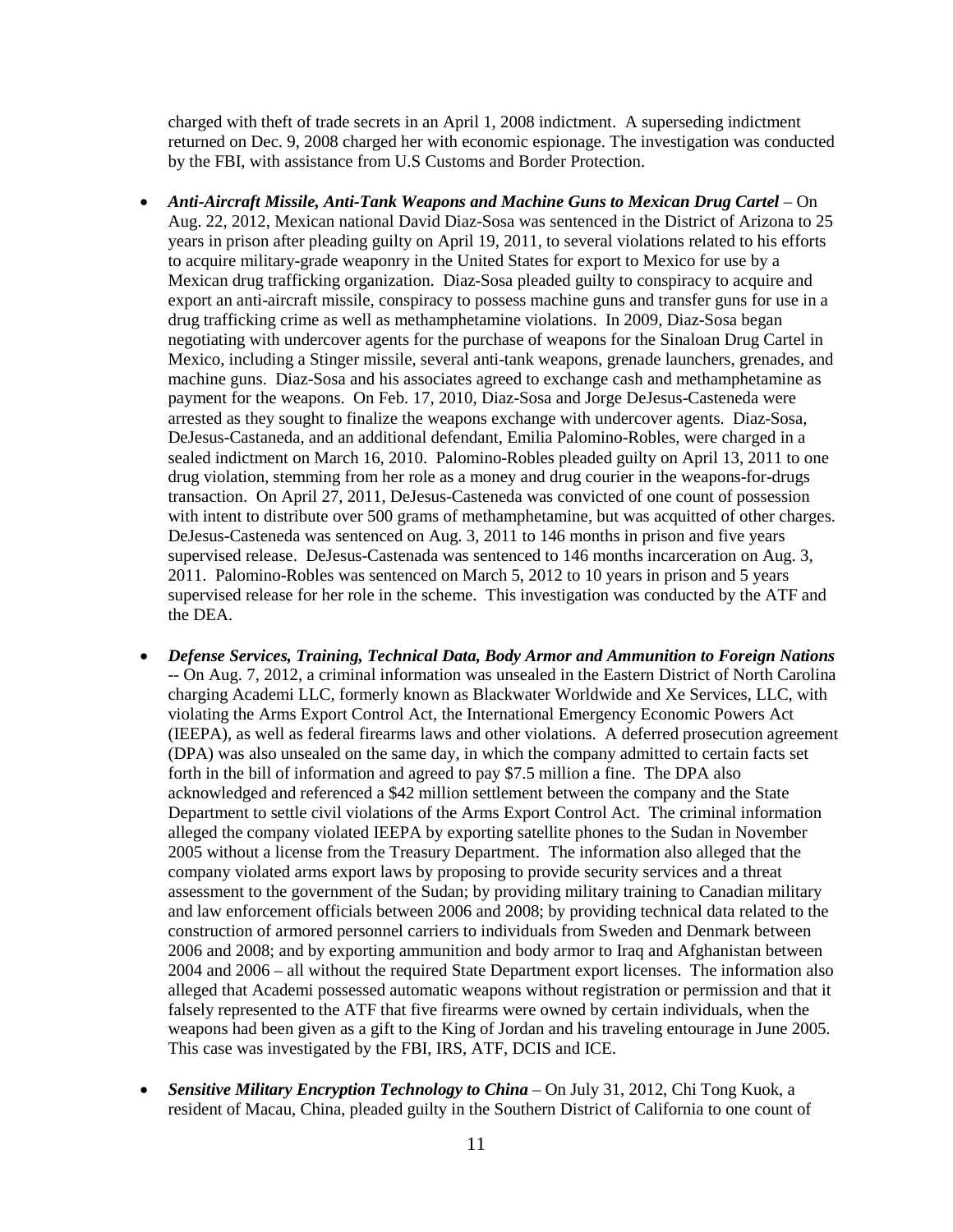charged with theft of trade secrets in an April 1, 2008 indictment. A superseding indictment returned on Dec. 9, 2008 charged her with economic espionage. The investigation was conducted by the FBI, with assistance from U.S Customs and Border Protection.

- ***Anti-Aircraft Missile, Anti-Tank Weapons and Machine Guns to Mexican Drug Cartel*** – On Aug. 22, 2012, Mexican national David Diaz-Sosa was sentenced in the District of Arizona to 25 years in prison after pleading guilty on April 19, 2011, to several violations related to his efforts to acquire military-grade weaponry in the United States for export to Mexico for use by a Mexican drug trafficking organization. Diaz-Sosa pleaded guilty to conspiracy to acquire and export an anti-aircraft missile, conspiracy to possess machine guns and transfer guns for use in a drug trafficking crime as well as methamphetamine violations. In 2009, Diaz-Sosa began negotiating with undercover agents for the purchase of weapons for the Sinaloan Drug Cartel in Mexico, including a Stinger missile, several anti-tank weapons, grenade launchers, grenades, and machine guns. Diaz-Sosa and his associates agreed to exchange cash and methamphetamine as payment for the weapons. On Feb. 17, 2010, Diaz-Sosa and Jorge DeJesus-Casteneda were arrested as they sought to finalize the weapons exchange with undercover agents. Diaz-Sosa, DeJesus-Castaneda, and an additional defendant, Emilia Palomino-Robles, were charged in a sealed indictment on March 16, 2010. Palomino-Robles pleaded guilty on April 13, 2011 to one drug violation, stemming from her role as a money and drug courier in the weapons-for-drugs transaction. On April 27, 2011, DeJesus-Casteneda was convicted of one count of possession with intent to distribute over 500 grams of methamphetamine, but was acquitted of other charges. DeJesus-Casteneda was sentenced on Aug. 3, 2011 to 146 months in prison and five years supervised release. DeJesus-Castenada was sentenced to 146 months incarceration on Aug. 3, 2011. Palomino-Robles was sentenced on March 5, 2012 to 10 years in prison and 5 years supervised release for her role in the scheme. This investigation was conducted by the ATF and the DEA.

- ***Defense Services, Training, Technical Data, Body Armor and Ammunition to Foreign Nations*** -- On Aug. 7, 2012, a criminal information was unsealed in the Eastern District of North Carolina charging Academi LLC, formerly known as Blackwater Worldwide and Xe Services, LLC, with violating the Arms Export Control Act, the International Emergency Economic Powers Act (IEEPA), as well as federal firearms laws and other violations. A deferred prosecution agreement (DPA) was also unsealed on the same day, in which the company admitted to certain facts set forth in the bill of information and agreed to pay $7.5 million a fine. The DPA also acknowledged and referenced a $42 million settlement between the company and the State Department to settle civil violations of the Arms Export Control Act. The criminal information alleged the company violated IEEPA by exporting satellite phones to the Sudan in November 2005 without a license from the Treasury Department. The information also alleged that the company violated arms export laws by proposing to provide security services and a threat assessment to the government of the Sudan; by providing military training to Canadian military and law enforcement officials between 2006 and 2008; by providing technical data related to the construction of armored personnel carriers to individuals from Sweden and Denmark between 2006 and 2008; and by exporting ammunition and body armor to Iraq and Afghanistan between 2004 and 2006 – all without the required State Department export licenses. The information also alleged that Academi possessed automatic weapons without registration or permission and that it falsely represented to the ATF that five firearms were owned by certain individuals, when the weapons had been given as a gift to the King of Jordan and his traveling entourage in June 2005. This case was investigated by the FBI, IRS, ATF, DCIS and ICE.

- ***Sensitive Military Encryption Technology to China*** – On July 31, 2012, Chi Tong Kuok, a resident of Macau, China, pleaded guilty in the Southern District of California to one count of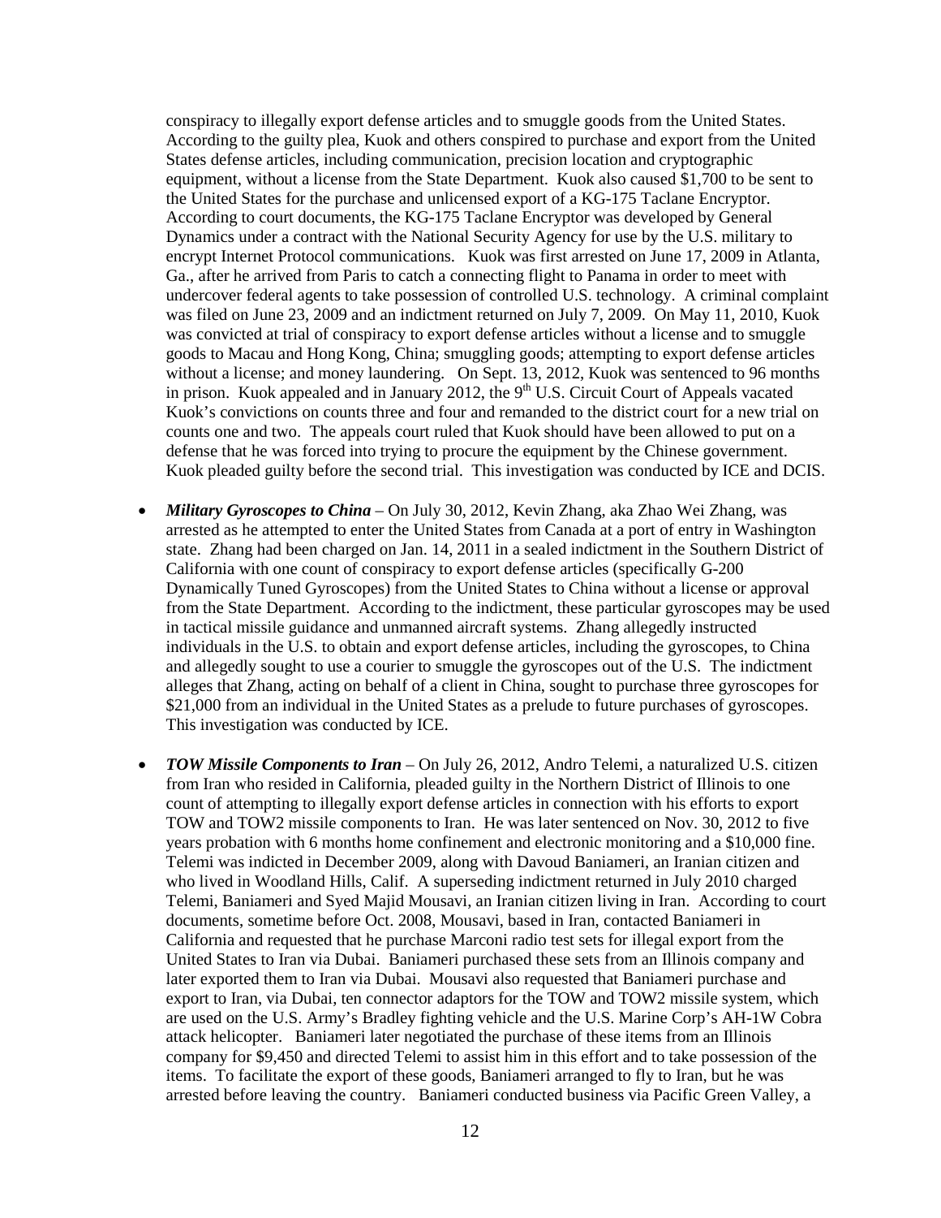conspiracy to illegally export defense articles and to smuggle goods from the United States. According to the guilty plea, Kuok and others conspired to purchase and export from the United States defense articles, including communication, precision location and cryptographic equipment, without a license from the State Department. Kuok also caused $1,700 to be sent to the United States for the purchase and unlicensed export of a KG-175 Taclane Encryptor. According to court documents, the KG-175 Taclane Encryptor was developed by General Dynamics under a contract with the National Security Agency for use by the U.S. military to encrypt Internet Protocol communications. Kuok was first arrested on June 17, 2009 in Atlanta, Ga., after he arrived from Paris to catch a connecting flight to Panama in order to meet with undercover federal agents to take possession of controlled U.S. technology. A criminal complaint was filed on June 23, 2009 and an indictment returned on July 7, 2009. On May 11, 2010, Kuok was convicted at trial of conspiracy to export defense articles without a license and to smuggle goods to Macau and Hong Kong, China; smuggling goods; attempting to export defense articles without a license; and money laundering. On Sept. 13, 2012, Kuok was sentenced to 96 months in prison. Kuok appealed and in January 2012, the 9th U.S. Circuit Court of Appeals vacated Kuok's convictions on counts three and four and remanded to the district court for a new trial on counts one and two. The appeals court ruled that Kuok should have been allowed to put on a defense that he was forced into trying to procure the equipment by the Chinese government. Kuok pleaded guilty before the second trial. This investigation was conducted by ICE and DCIS.

- ***Military Gyroscopes to China*** – On July 30, 2012, Kevin Zhang, aka Zhao Wei Zhang, was arrested as he attempted to enter the United States from Canada at a port of entry in Washington state. Zhang had been charged on Jan. 14, 2011 in a sealed indictment in the Southern District of California with one count of conspiracy to export defense articles (specifically G-200 Dynamically Tuned Gyroscopes) from the United States to China without a license or approval from the State Department. According to the indictment, these particular gyroscopes may be used in tactical missile guidance and unmanned aircraft systems. Zhang allegedly instructed individuals in the U.S. to obtain and export defense articles, including the gyroscopes, to China and allegedly sought to use a courier to smuggle the gyroscopes out of the U.S. The indictment alleges that Zhang, acting on behalf of a client in China, sought to purchase three gyroscopes for $21,000 from an individual in the United States as a prelude to future purchases of gyroscopes. This investigation was conducted by ICE.

- ***TOW Missile Components to Iran*** – On July 26, 2012, Andro Telemi, a naturalized U.S. citizen from Iran who resided in California, pleaded guilty in the Northern District of Illinois to one count of attempting to illegally export defense articles in connection with his efforts to export TOW and TOW2 missile components to Iran. He was later sentenced on Nov. 30, 2012 to five years probation with 6 months home confinement and electronic monitoring and a $10,000 fine. Telemi was indicted in December 2009, along with Davoud Baniameri, an Iranian citizen and who lived in Woodland Hills, Calif. A superseding indictment returned in July 2010 charged Telemi, Baniameri and Syed Majid Mousavi, an Iranian citizen living in Iran. According to court documents, sometime before Oct. 2008, Mousavi, based in Iran, contacted Baniameri in California and requested that he purchase Marconi radio test sets for illegal export from the United States to Iran via Dubai. Baniameri purchased these sets from an Illinois company and later exported them to Iran via Dubai. Mousavi also requested that Baniameri purchase and export to Iran, via Dubai, ten connector adaptors for the TOW and TOW2 missile system, which are used on the U.S. Army's Bradley fighting vehicle and the U.S. Marine Corp's AH-1W Cobra attack helicopter. Baniameri later negotiated the purchase of these items from an Illinois company for $9,450 and directed Telemi to assist him in this effort and to take possession of the items. To facilitate the export of these goods, Baniameri arranged to fly to Iran, but he was arrested before leaving the country. Baniameri conducted business via Pacific Green Valley, a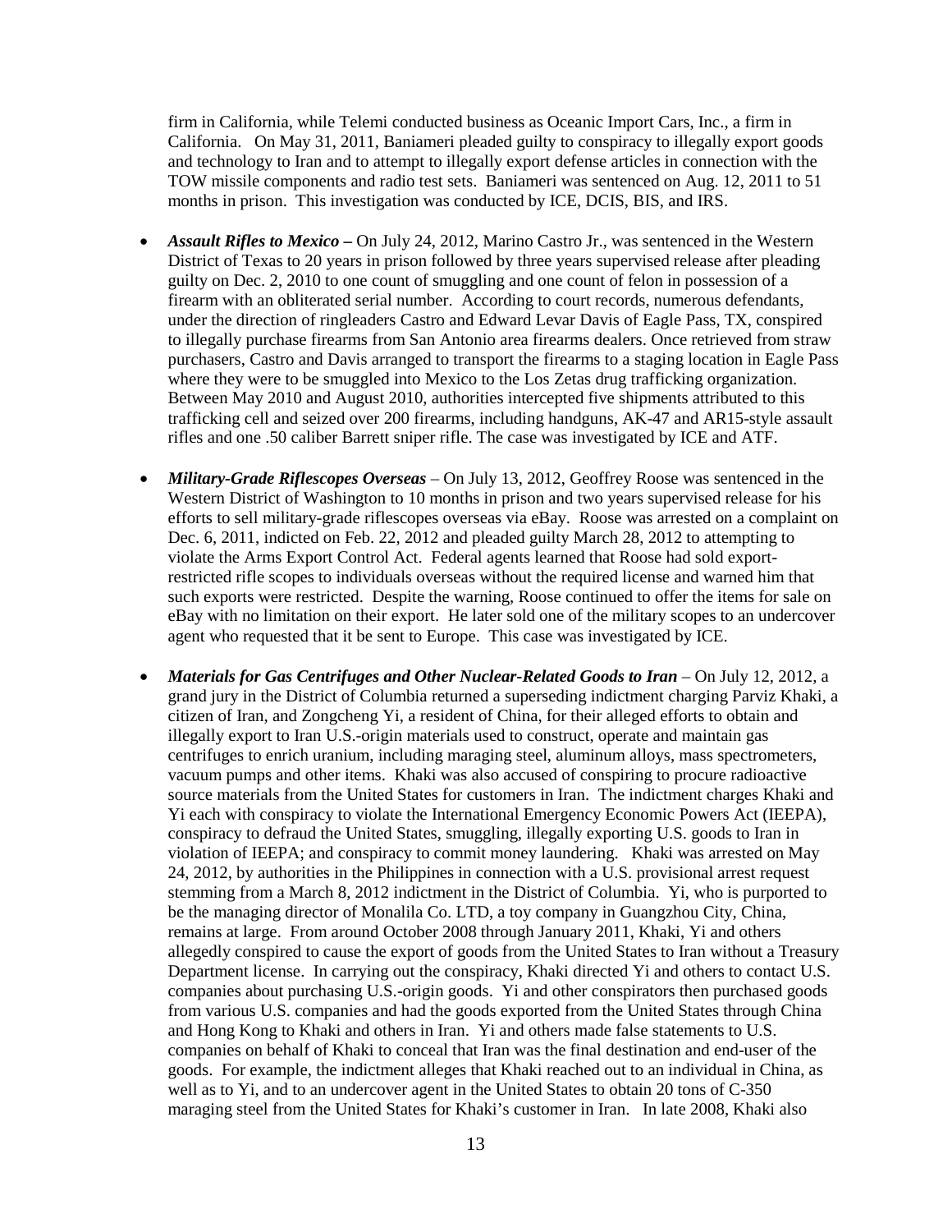firm in California, while Telemi conducted business as Oceanic Import Cars, Inc., a firm in California. On May 31, 2011, Baniameri pleaded guilty to conspiracy to illegally export goods and technology to Iran and to attempt to illegally export defense articles in connection with the TOW missile components and radio test sets. Baniameri was sentenced on Aug. 12, 2011 to 51 months in prison. This investigation was conducted by ICE, DCIS, BIS, and IRS.

- ***Assault Rifles to Mexico –*** On July 24, 2012, Marino Castro Jr., was sentenced in the Western District of Texas to 20 years in prison followed by three years supervised release after pleading guilty on Dec. 2, 2010 to one count of smuggling and one count of felon in possession of a firearm with an obliterated serial number. According to court records, numerous defendants, under the direction of ringleaders Castro and Edward Levar Davis of Eagle Pass, TX, conspired to illegally purchase firearms from San Antonio area firearms dealers. Once retrieved from straw purchasers, Castro and Davis arranged to transport the firearms to a staging location in Eagle Pass where they were to be smuggled into Mexico to the Los Zetas drug trafficking organization. Between May 2010 and August 2010, authorities intercepted five shipments attributed to this trafficking cell and seized over 200 firearms, including handguns, AK-47 and AR15-style assault rifles and one .50 caliber Barrett sniper rifle. The case was investigated by ICE and ATF.

- ***Military-Grade Riflescopes Overseas*** – On July 13, 2012, Geoffrey Roose was sentenced in the Western District of Washington to 10 months in prison and two years supervised release for his efforts to sell military-grade riflescopes overseas via eBay. Roose was arrested on a complaint on Dec. 6, 2011, indicted on Feb. 22, 2012 and pleaded guilty March 28, 2012 to attempting to violate the Arms Export Control Act. Federal agents learned that Roose had sold export-restricted rifle scopes to individuals overseas without the required license and warned him that such exports were restricted. Despite the warning, Roose continued to offer the items for sale on eBay with no limitation on their export. He later sold one of the military scopes to an undercover agent who requested that it be sent to Europe. This case was investigated by ICE.

- ***Materials for Gas Centrifuges and Other Nuclear-Related Goods to Iran*** – On July 12, 2012, a grand jury in the District of Columbia returned a superseding indictment charging Parviz Khaki, a citizen of Iran, and Zongcheng Yi, a resident of China, for their alleged efforts to obtain and illegally export to Iran U.S.-origin materials used to construct, operate and maintain gas centrifuges to enrich uranium, including maraging steel, aluminum alloys, mass spectrometers, vacuum pumps and other items. Khaki was also accused of conspiring to procure radioactive source materials from the United States for customers in Iran. The indictment charges Khaki and Yi each with conspiracy to violate the International Emergency Economic Powers Act (IEEPA), conspiracy to defraud the United States, smuggling, illegally exporting U.S. goods to Iran in violation of IEEPA; and conspiracy to commit money laundering. Khaki was arrested on May 24, 2012, by authorities in the Philippines in connection with a U.S. provisional arrest request stemming from a March 8, 2012 indictment in the District of Columbia. Yi, who is purported to be the managing director of Monalila Co. LTD, a toy company in Guangzhou City, China, remains at large. From around October 2008 through January 2011, Khaki, Yi and others allegedly conspired to cause the export of goods from the United States to Iran without a Treasury Department license. In carrying out the conspiracy, Khaki directed Yi and others to contact U.S. companies about purchasing U.S.-origin goods. Yi and other conspirators then purchased goods from various U.S. companies and had the goods exported from the United States through China and Hong Kong to Khaki and others in Iran. Yi and others made false statements to U.S. companies on behalf of Khaki to conceal that Iran was the final destination and end-user of the goods. For example, the indictment alleges that Khaki reached out to an individual in China, as well as to Yi, and to an undercover agent in the United States to obtain 20 tons of C-350 maraging steel from the United States for Khaki's customer in Iran. In late 2008, Khaki also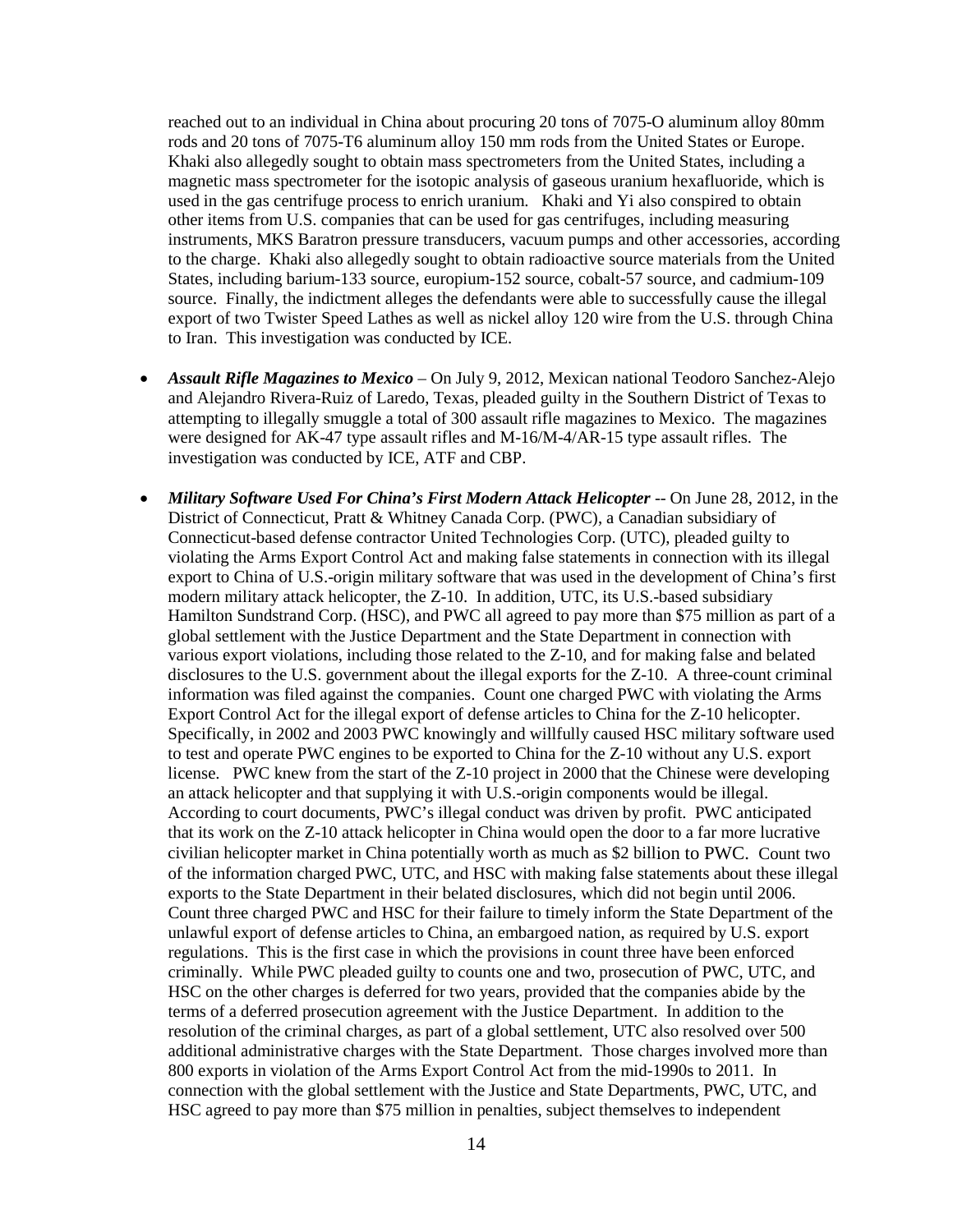reached out to an individual in China about procuring 20 tons of 7075-O aluminum alloy 80mm rods and 20 tons of 7075-T6 aluminum alloy 150 mm rods from the United States or Europe. Khaki also allegedly sought to obtain mass spectrometers from the United States, including a magnetic mass spectrometer for the isotopic analysis of gaseous uranium hexafluoride, which is used in the gas centrifuge process to enrich uranium. Khaki and Yi also conspired to obtain other items from U.S. companies that can be used for gas centrifuges, including measuring instruments, MKS Baratron pressure transducers, vacuum pumps and other accessories, according to the charge. Khaki also allegedly sought to obtain radioactive source materials from the United States, including barium-133 source, europium-152 source, cobalt-57 source, and cadmium-109 source. Finally, the indictment alleges the defendants were able to successfully cause the illegal export of two Twister Speed Lathes as well as nickel alloy 120 wire from the U.S. through China to Iran. This investigation was conducted by ICE.

- ***Assault Rifle Magazines to Mexico*** – On July 9, 2012, Mexican national Teodoro Sanchez-Alejo and Alejandro Rivera-Ruiz of Laredo, Texas, pleaded guilty in the Southern District of Texas to attempting to illegally smuggle a total of 300 assault rifle magazines to Mexico. The magazines were designed for AK-47 type assault rifles and M-16/M-4/AR-15 type assault rifles. The investigation was conducted by ICE, ATF and CBP.

- ***Military Software Used For China's First Modern Attack Helicopter*** -- On June 28, 2012, in the District of Connecticut, Pratt & Whitney Canada Corp. (PWC), a Canadian subsidiary of Connecticut-based defense contractor United Technologies Corp. (UTC), pleaded guilty to violating the Arms Export Control Act and making false statements in connection with its illegal export to China of U.S.-origin military software that was used in the development of China's first modern military attack helicopter, the Z-10. In addition, UTC, its U.S.-based subsidiary Hamilton Sundstrand Corp. (HSC), and PWC all agreed to pay more than $75 million as part of a global settlement with the Justice Department and the State Department in connection with various export violations, including those related to the Z-10, and for making false and belated disclosures to the U.S. government about the illegal exports for the Z-10. A three-count criminal information was filed against the companies. Count one charged PWC with violating the Arms Export Control Act for the illegal export of defense articles to China for the Z-10 helicopter. Specifically, in 2002 and 2003 PWC knowingly and willfully caused HSC military software used to test and operate PWC engines to be exported to China for the Z-10 without any U.S. export license. PWC knew from the start of the Z-10 project in 2000 that the Chinese were developing an attack helicopter and that supplying it with U.S.-origin components would be illegal. According to court documents, PWC's illegal conduct was driven by profit. PWC anticipated that its work on the Z-10 attack helicopter in China would open the door to a far more lucrative civilian helicopter market in China potentially worth as much as $2 billion to PWC. Count two of the information charged PWC, UTC, and HSC with making false statements about these illegal exports to the State Department in their belated disclosures, which did not begin until 2006. Count three charged PWC and HSC for their failure to timely inform the State Department of the unlawful export of defense articles to China, an embargoed nation, as required by U.S. export regulations. This is the first case in which the provisions in count three have been enforced criminally. While PWC pleaded guilty to counts one and two, prosecution of PWC, UTC, and HSC on the other charges is deferred for two years, provided that the companies abide by the terms of a deferred prosecution agreement with the Justice Department. In addition to the resolution of the criminal charges, as part of a global settlement, UTC also resolved over 500 additional administrative charges with the State Department. Those charges involved more than 800 exports in violation of the Arms Export Control Act from the mid-1990s to 2011. In connection with the global settlement with the Justice and State Departments, PWC, UTC, and HSC agreed to pay more than $75 million in penalties, subject themselves to independent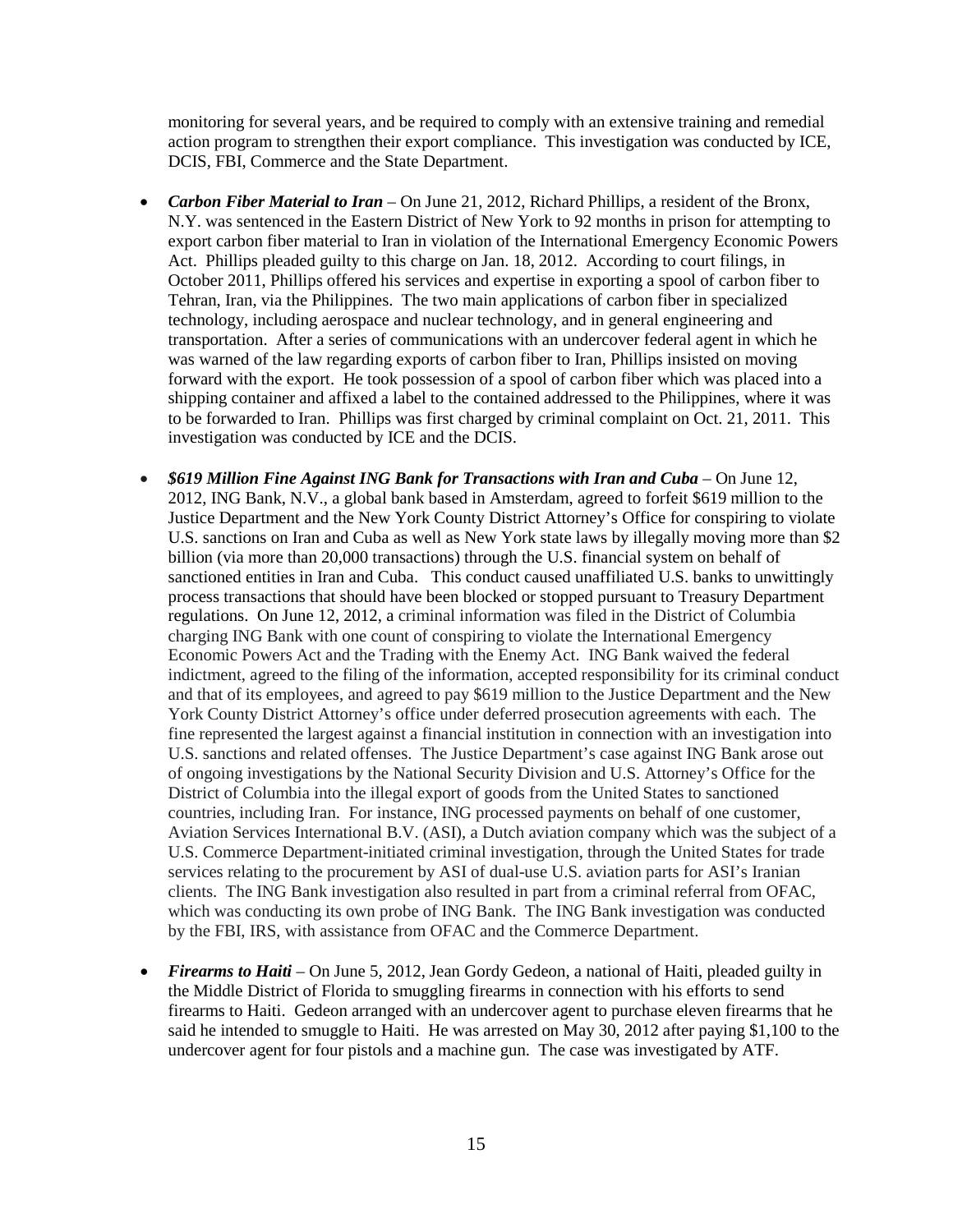monitoring for several years, and be required to comply with an extensive training and remedial action program to strengthen their export compliance. This investigation was conducted by ICE, DCIS, FBI, Commerce and the State Department.

- ***Carbon Fiber Material to Iran*** – On June 21, 2012, Richard Phillips, a resident of the Bronx, N.Y. was sentenced in the Eastern District of New York to 92 months in prison for attempting to export carbon fiber material to Iran in violation of the International Emergency Economic Powers Act. Phillips pleaded guilty to this charge on Jan. 18, 2012. According to court filings, in October 2011, Phillips offered his services and expertise in exporting a spool of carbon fiber to Tehran, Iran, via the Philippines. The two main applications of carbon fiber in specialized technology, including aerospace and nuclear technology, and in general engineering and transportation. After a series of communications with an undercover federal agent in which he was warned of the law regarding exports of carbon fiber to Iran, Phillips insisted on moving forward with the export. He took possession of a spool of carbon fiber which was placed into a shipping container and affixed a label to the contained addressed to the Philippines, where it was to be forwarded to Iran. Phillips was first charged by criminal complaint on Oct. 21, 2011. This investigation was conducted by ICE and the DCIS.

- ***$619 Million Fine Against ING Bank for Transactions with Iran and Cuba*** – On June 12, 2012, ING Bank, N.V., a global bank based in Amsterdam, agreed to forfeit $619 million to the Justice Department and the New York County District Attorney's Office for conspiring to violate U.S. sanctions on Iran and Cuba as well as New York state laws by illegally moving more than $2 billion (via more than 20,000 transactions) through the U.S. financial system on behalf of sanctioned entities in Iran and Cuba. This conduct caused unaffiliated U.S. banks to unwittingly process transactions that should have been blocked or stopped pursuant to Treasury Department regulations. On June 12, 2012, a criminal information was filed in the District of Columbia charging ING Bank with one count of conspiring to violate the International Emergency Economic Powers Act and the Trading with the Enemy Act. ING Bank waived the federal indictment, agreed to the filing of the information, accepted responsibility for its criminal conduct and that of its employees, and agreed to pay $619 million to the Justice Department and the New York County District Attorney's office under deferred prosecution agreements with each. The fine represented the largest against a financial institution in connection with an investigation into U.S. sanctions and related offenses. The Justice Department's case against ING Bank arose out of ongoing investigations by the National Security Division and U.S. Attorney's Office for the District of Columbia into the illegal export of goods from the United States to sanctioned countries, including Iran. For instance, ING processed payments on behalf of one customer, Aviation Services International B.V. (ASI), a Dutch aviation company which was the subject of a U.S. Commerce Department-initiated criminal investigation, through the United States for trade services relating to the procurement by ASI of dual-use U.S. aviation parts for ASI's Iranian clients. The ING Bank investigation also resulted in part from a criminal referral from OFAC, which was conducting its own probe of ING Bank. The ING Bank investigation was conducted by the FBI, IRS, with assistance from OFAC and the Commerce Department.

- ***Firearms to Haiti*** – On June 5, 2012, Jean Gordy Gedeon, a national of Haiti, pleaded guilty in the Middle District of Florida to smuggling firearms in connection with his efforts to send firearms to Haiti. Gedeon arranged with an undercover agent to purchase eleven firearms that he said he intended to smuggle to Haiti. He was arrested on May 30, 2012 after paying $1,100 to the undercover agent for four pistols and a machine gun. The case was investigated by ATF.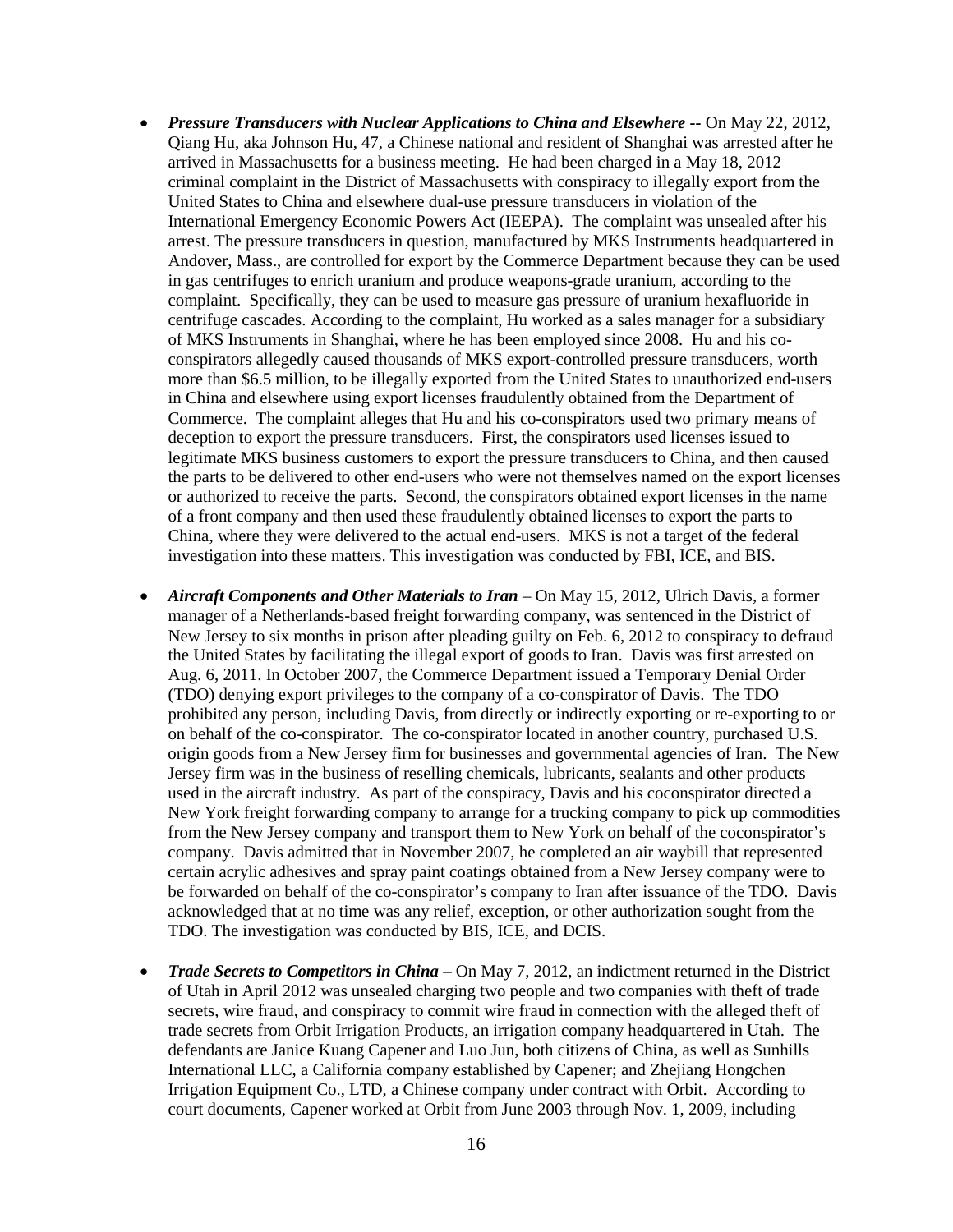- ***Pressure Transducers with Nuclear Applications to China and Elsewhere --*** On May 22, 2012, Qiang Hu, aka Johnson Hu, 47, a Chinese national and resident of Shanghai was arrested after he arrived in Massachusetts for a business meeting. He had been charged in a May 18, 2012 criminal complaint in the District of Massachusetts with conspiracy to illegally export from the United States to China and elsewhere dual-use pressure transducers in violation of the International Emergency Economic Powers Act (IEEPA). The complaint was unsealed after his arrest. The pressure transducers in question, manufactured by MKS Instruments headquartered in Andover, Mass., are controlled for export by the Commerce Department because they can be used in gas centrifuges to enrich uranium and produce weapons-grade uranium, according to the complaint. Specifically, they can be used to measure gas pressure of uranium hexafluoride in centrifuge cascades. According to the complaint, Hu worked as a sales manager for a subsidiary of MKS Instruments in Shanghai, where he has been employed since 2008. Hu and his co-conspirators allegedly caused thousands of MKS export-controlled pressure transducers, worth more than $6.5 million, to be illegally exported from the United States to unauthorized end-users in China and elsewhere using export licenses fraudulently obtained from the Department of Commerce. The complaint alleges that Hu and his co-conspirators used two primary means of deception to export the pressure transducers. First, the conspirators used licenses issued to legitimate MKS business customers to export the pressure transducers to China, and then caused the parts to be delivered to other end-users who were not themselves named on the export licenses or authorized to receive the parts. Second, the conspirators obtained export licenses in the name of a front company and then used these fraudulently obtained licenses to export the parts to China, where they were delivered to the actual end-users. MKS is not a target of the federal investigation into these matters. This investigation was conducted by FBI, ICE, and BIS.

- ***Aircraft Components and Other Materials to Iran*** – On May 15, 2012, Ulrich Davis, a former manager of a Netherlands-based freight forwarding company, was sentenced in the District of New Jersey to six months in prison after pleading guilty on Feb. 6, 2012 to conspiracy to defraud the United States by facilitating the illegal export of goods to Iran. Davis was first arrested on Aug. 6, 2011. In October 2007, the Commerce Department issued a Temporary Denial Order (TDO) denying export privileges to the company of a co-conspirator of Davis. The TDO prohibited any person, including Davis, from directly or indirectly exporting or re-exporting to or on behalf of the co-conspirator. The co-conspirator located in another country, purchased U.S. origin goods from a New Jersey firm for businesses and governmental agencies of Iran. The New Jersey firm was in the business of reselling chemicals, lubricants, sealants and other products used in the aircraft industry. As part of the conspiracy, Davis and his coconspirator directed a New York freight forwarding company to arrange for a trucking company to pick up commodities from the New Jersey company and transport them to New York on behalf of the coconspirator's company. Davis admitted that in November 2007, he completed an air waybill that represented certain acrylic adhesives and spray paint coatings obtained from a New Jersey company were to be forwarded on behalf of the co-conspirator's company to Iran after issuance of the TDO. Davis acknowledged that at no time was any relief, exception, or other authorization sought from the TDO. The investigation was conducted by BIS, ICE, and DCIS.

- ***Trade Secrets to Competitors in China*** – On May 7, 2012, an indictment returned in the District of Utah in April 2012 was unsealed charging two people and two companies with theft of trade secrets, wire fraud, and conspiracy to commit wire fraud in connection with the alleged theft of trade secrets from Orbit Irrigation Products, an irrigation company headquartered in Utah. The defendants are Janice Kuang Capener and Luo Jun, both citizens of China, as well as Sunhills International LLC, a California company established by Capener; and Zhejiang Hongchen Irrigation Equipment Co., LTD, a Chinese company under contract with Orbit. According to court documents, Capener worked at Orbit from June 2003 through Nov. 1, 2009, including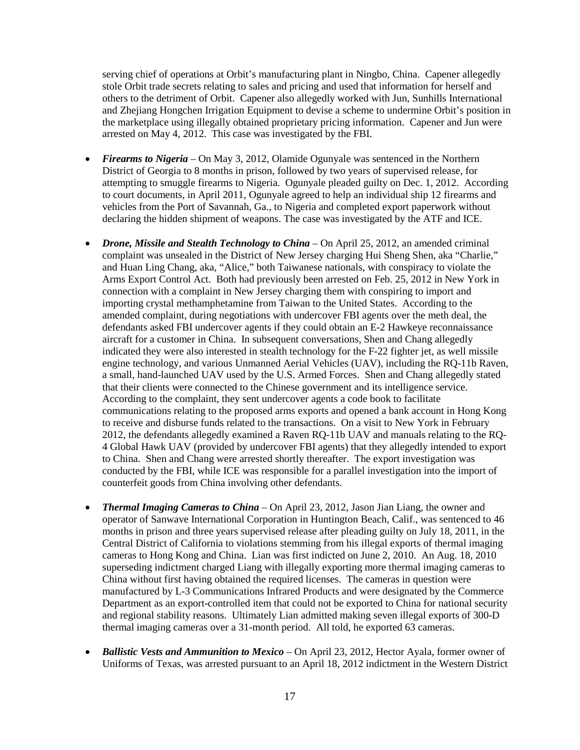serving chief of operations at Orbit's manufacturing plant in Ningbo, China. Capener allegedly stole Orbit trade secrets relating to sales and pricing and used that information for herself and others to the detriment of Orbit. Capener also allegedly worked with Jun, Sunhills International and Zhejiang Hongchen Irrigation Equipment to devise a scheme to undermine Orbit's position in the marketplace using illegally obtained proprietary pricing information. Capener and Jun were arrested on May 4, 2012. This case was investigated by the FBI.

- ***Firearms to Nigeria*** – On May 3, 2012, Olamide Ogunyale was sentenced in the Northern District of Georgia to 8 months in prison, followed by two years of supervised release, for attempting to smuggle firearms to Nigeria. Ogunyale pleaded guilty on Dec. 1, 2012. According to court documents, in April 2011, Ogunyale agreed to help an individual ship 12 firearms and vehicles from the Port of Savannah, Ga., to Nigeria and completed export paperwork without declaring the hidden shipment of weapons. The case was investigated by the ATF and ICE.

- ***Drone, Missile and Stealth Technology to China*** – On April 25, 2012, an amended criminal complaint was unsealed in the District of New Jersey charging Hui Sheng Shen, aka "Charlie," and Huan Ling Chang, aka, "Alice," both Taiwanese nationals, with conspiracy to violate the Arms Export Control Act. Both had previously been arrested on Feb. 25, 2012 in New York in connection with a complaint in New Jersey charging them with conspiring to import and importing crystal methamphetamine from Taiwan to the United States. According to the amended complaint, during negotiations with undercover FBI agents over the meth deal, the defendants asked FBI undercover agents if they could obtain an E-2 Hawkeye reconnaissance aircraft for a customer in China. In subsequent conversations, Shen and Chang allegedly indicated they were also interested in stealth technology for the F-22 fighter jet, as well missile engine technology, and various Unmanned Aerial Vehicles (UAV), including the RQ-11b Raven, a small, hand-launched UAV used by the U.S. Armed Forces. Shen and Chang allegedly stated that their clients were connected to the Chinese government and its intelligence service. According to the complaint, they sent undercover agents a code book to facilitate communications relating to the proposed arms exports and opened a bank account in Hong Kong to receive and disburse funds related to the transactions. On a visit to New York in February 2012, the defendants allegedly examined a Raven RQ-11b UAV and manuals relating to the RQ-4 Global Hawk UAV (provided by undercover FBI agents) that they allegedly intended to export to China. Shen and Chang were arrested shortly thereafter. The export investigation was conducted by the FBI, while ICE was responsible for a parallel investigation into the import of counterfeit goods from China involving other defendants.

- ***Thermal Imaging Cameras to China*** – On April 23, 2012, Jason Jian Liang, the owner and operator of Sanwave International Corporation in Huntington Beach, Calif., was sentenced to 46 months in prison and three years supervised release after pleading guilty on July 18, 2011, in the Central District of California to violations stemming from his illegal exports of thermal imaging cameras to Hong Kong and China. Lian was first indicted on June 2, 2010. An Aug. 18, 2010 superseding indictment charged Liang with illegally exporting more thermal imaging cameras to China without first having obtained the required licenses. The cameras in question were manufactured by L-3 Communications Infrared Products and were designated by the Commerce Department as an export-controlled item that could not be exported to China for national security and regional stability reasons. Ultimately Lian admitted making seven illegal exports of 300-D thermal imaging cameras over a 31-month period. All told, he exported 63 cameras.

- ***Ballistic Vests and Ammunition to Mexico*** – On April 23, 2012, Hector Ayala, former owner of Uniforms of Texas, was arrested pursuant to an April 18, 2012 indictment in the Western District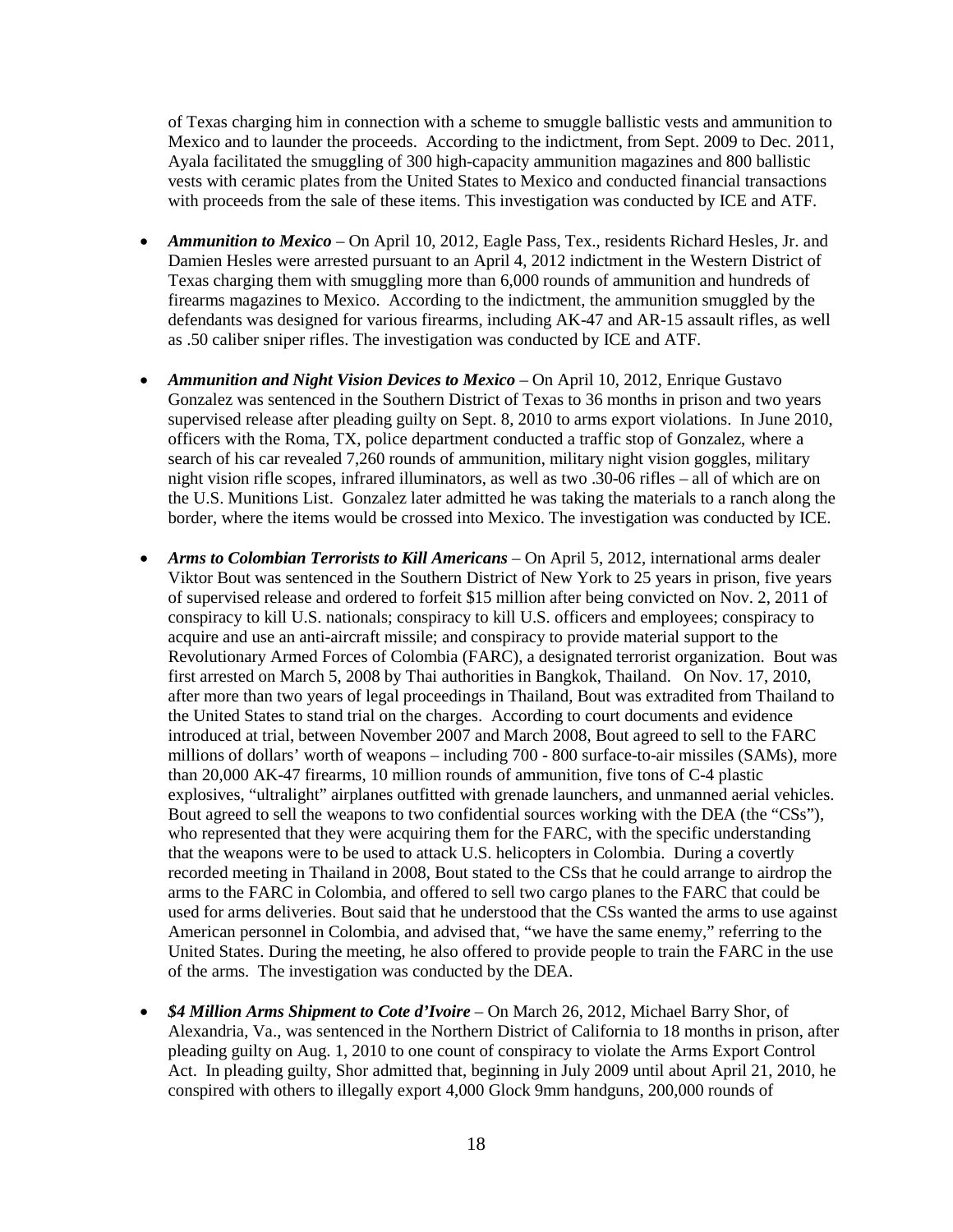of Texas charging him in connection with a scheme to smuggle ballistic vests and ammunition to Mexico and to launder the proceeds. According to the indictment, from Sept. 2009 to Dec. 2011, Ayala facilitated the smuggling of 300 high-capacity ammunition magazines and 800 ballistic vests with ceramic plates from the United States to Mexico and conducted financial transactions with proceeds from the sale of these items. This investigation was conducted by ICE and ATF.

- ***Ammunition to Mexico*** – On April 10, 2012, Eagle Pass, Tex., residents Richard Hesles, Jr. and Damien Hesles were arrested pursuant to an April 4, 2012 indictment in the Western District of Texas charging them with smuggling more than 6,000 rounds of ammunition and hundreds of firearms magazines to Mexico. According to the indictment, the ammunition smuggled by the defendants was designed for various firearms, including AK-47 and AR-15 assault rifles, as well as .50 caliber sniper rifles. The investigation was conducted by ICE and ATF.

- ***Ammunition and Night Vision Devices to Mexico*** – On April 10, 2012, Enrique Gustavo Gonzalez was sentenced in the Southern District of Texas to 36 months in prison and two years supervised release after pleading guilty on Sept. 8, 2010 to arms export violations. In June 2010, officers with the Roma, TX, police department conducted a traffic stop of Gonzalez, where a search of his car revealed 7,260 rounds of ammunition, military night vision goggles, military night vision rifle scopes, infrared illuminators, as well as two .30-06 rifles – all of which are on the U.S. Munitions List. Gonzalez later admitted he was taking the materials to a ranch along the border, where the items would be crossed into Mexico. The investigation was conducted by ICE.

- ***Arms to Colombian Terrorists to Kill Americans*** – On April 5, 2012, international arms dealer Viktor Bout was sentenced in the Southern District of New York to 25 years in prison, five years of supervised release and ordered to forfeit $15 million after being convicted on Nov. 2, 2011 of conspiracy to kill U.S. nationals; conspiracy to kill U.S. officers and employees; conspiracy to acquire and use an anti-aircraft missile; and conspiracy to provide material support to the Revolutionary Armed Forces of Colombia (FARC), a designated terrorist organization. Bout was first arrested on March 5, 2008 by Thai authorities in Bangkok, Thailand. On Nov. 17, 2010, after more than two years of legal proceedings in Thailand, Bout was extradited from Thailand to the United States to stand trial on the charges. According to court documents and evidence introduced at trial, between November 2007 and March 2008, Bout agreed to sell to the FARC millions of dollars' worth of weapons – including 700 - 800 surface-to-air missiles (SAMs), more than 20,000 AK-47 firearms, 10 million rounds of ammunition, five tons of C-4 plastic explosives, "ultralight" airplanes outfitted with grenade launchers, and unmanned aerial vehicles. Bout agreed to sell the weapons to two confidential sources working with the DEA (the "CSs"), who represented that they were acquiring them for the FARC, with the specific understanding that the weapons were to be used to attack U.S. helicopters in Colombia. During a covertly recorded meeting in Thailand in 2008, Bout stated to the CSs that he could arrange to airdrop the arms to the FARC in Colombia, and offered to sell two cargo planes to the FARC that could be used for arms deliveries. Bout said that he understood that the CSs wanted the arms to use against American personnel in Colombia, and advised that, "we have the same enemy," referring to the United States. During the meeting, he also offered to provide people to train the FARC in the use of the arms. The investigation was conducted by the DEA.

- ***$4 Million Arms Shipment to Cote d'Ivoire*** – On March 26, 2012, Michael Barry Shor, of Alexandria, Va., was sentenced in the Northern District of California to 18 months in prison, after pleading guilty on Aug. 1, 2010 to one count of conspiracy to violate the Arms Export Control Act. In pleading guilty, Shor admitted that, beginning in July 2009 until about April 21, 2010, he conspired with others to illegally export 4,000 Glock 9mm handguns, 200,000 rounds of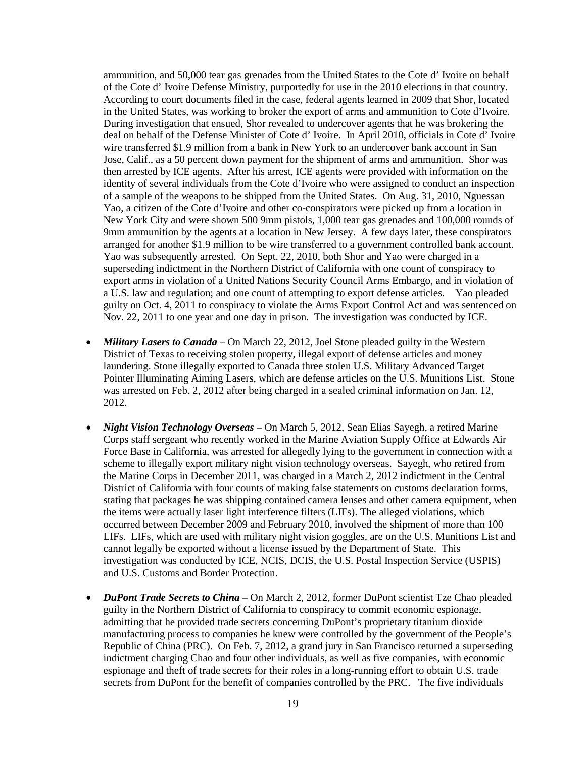ammunition, and 50,000 tear gas grenades from the United States to the Cote d' Ivoire on behalf of the Cote d' Ivoire Defense Ministry, purportedly for use in the 2010 elections in that country. According to court documents filed in the case, federal agents learned in 2009 that Shor, located in the United States, was working to broker the export of arms and ammunition to Cote d'Ivoire. During investigation that ensued, Shor revealed to undercover agents that he was brokering the deal on behalf of the Defense Minister of Cote d' Ivoire. In April 2010, officials in Cote d' Ivoire wire transferred $1.9 million from a bank in New York to an undercover bank account in San Jose, Calif., as a 50 percent down payment for the shipment of arms and ammunition. Shor was then arrested by ICE agents. After his arrest, ICE agents were provided with information on the identity of several individuals from the Cote d'Ivoire who were assigned to conduct an inspection of a sample of the weapons to be shipped from the United States. On Aug. 31, 2010, Nguessan Yao, a citizen of the Cote d'Ivoire and other co-conspirators were picked up from a location in New York City and were shown 500 9mm pistols, 1,000 tear gas grenades and 100,000 rounds of 9mm ammunition by the agents at a location in New Jersey. A few days later, these conspirators arranged for another $1.9 million to be wire transferred to a government controlled bank account. Yao was subsequently arrested. On Sept. 22, 2010, both Shor and Yao were charged in a superseding indictment in the Northern District of California with one count of conspiracy to export arms in violation of a United Nations Security Council Arms Embargo, and in violation of a U.S. law and regulation; and one count of attempting to export defense articles. Yao pleaded guilty on Oct. 4, 2011 to conspiracy to violate the Arms Export Control Act and was sentenced on Nov. 22, 2011 to one year and one day in prison. The investigation was conducted by ICE.

- ***Military Lasers to Canada*** – On March 22, 2012, Joel Stone pleaded guilty in the Western District of Texas to receiving stolen property, illegal export of defense articles and money laundering. Stone illegally exported to Canada three stolen U.S. Military Advanced Target Pointer Illuminating Aiming Lasers, which are defense articles on the U.S. Munitions List. Stone was arrested on Feb. 2, 2012 after being charged in a sealed criminal information on Jan. 12, 2012.

- ***Night Vision Technology Overseas*** – On March 5, 2012, Sean Elias Sayegh, a retired Marine Corps staff sergeant who recently worked in the Marine Aviation Supply Office at Edwards Air Force Base in California, was arrested for allegedly lying to the government in connection with a scheme to illegally export military night vision technology overseas. Sayegh, who retired from the Marine Corps in December 2011, was charged in a March 2, 2012 indictment in the Central District of California with four counts of making false statements on customs declaration forms, stating that packages he was shipping contained camera lenses and other camera equipment, when the items were actually laser light interference filters (LIFs). The alleged violations, which occurred between December 2009 and February 2010, involved the shipment of more than 100 LIFs. LIFs, which are used with military night vision goggles, are on the U.S. Munitions List and cannot legally be exported without a license issued by the Department of State. This investigation was conducted by ICE, NCIS, DCIS, the U.S. Postal Inspection Service (USPIS) and U.S. Customs and Border Protection.

- ***DuPont Trade Secrets to China*** – On March 2, 2012, former DuPont scientist Tze Chao pleaded guilty in the Northern District of California to conspiracy to commit economic espionage, admitting that he provided trade secrets concerning DuPont's proprietary titanium dioxide manufacturing process to companies he knew were controlled by the government of the People's Republic of China (PRC). On Feb. 7, 2012, a grand jury in San Francisco returned a superseding indictment charging Chao and four other individuals, as well as five companies, with economic espionage and theft of trade secrets for their roles in a long-running effort to obtain U.S. trade secrets from DuPont for the benefit of companies controlled by the PRC. The five individuals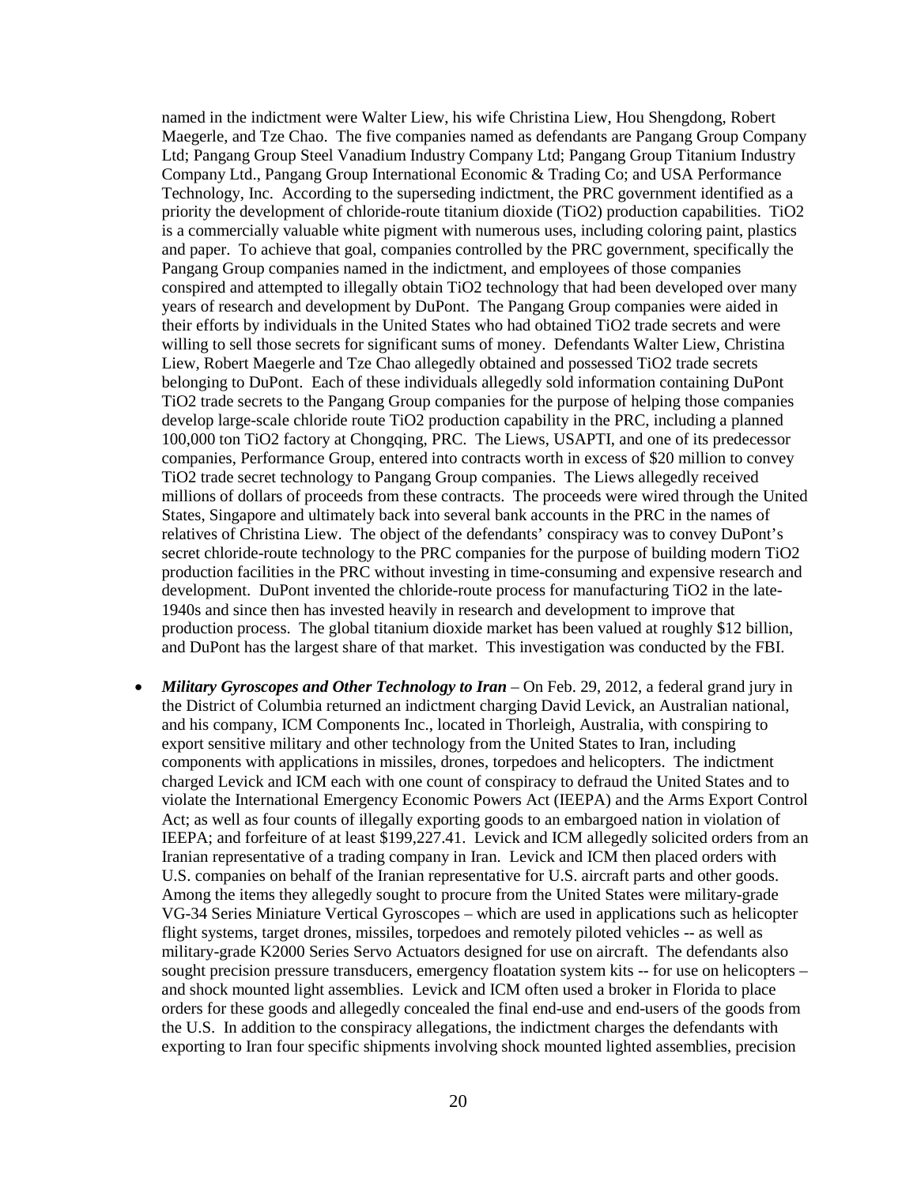named in the indictment were Walter Liew, his wife Christina Liew, Hou Shengdong, Robert Maegerle, and Tze Chao. The five companies named as defendants are Pangang Group Company Ltd; Pangang Group Steel Vanadium Industry Company Ltd; Pangang Group Titanium Industry Company Ltd., Pangang Group International Economic & Trading Co; and USA Performance Technology, Inc. According to the superseding indictment, the PRC government identified as a priority the development of chloride-route titanium dioxide ($TiO_2$) production capabilities. $TiO_2$ is a commercially valuable white pigment with numerous uses, including coloring paint, plastics and paper. To achieve that goal, companies controlled by the PRC government, specifically the Pangang Group companies named in the indictment, and employees of those companies conspired and attempted to illegally obtain $TiO_2$ technology that had been developed over many years of research and development by DuPont. The Pangang Group companies were aided in their efforts by individuals in the United States who had obtained $TiO_2$ trade secrets and were willing to sell those secrets for significant sums of money. Defendants Walter Liew, Christina Liew, Robert Maegerle and Tze Chao allegedly obtained and possessed $TiO_2$ trade secrets belonging to DuPont. Each of these individuals allegedly sold information containing DuPont $TiO_2$ trade secrets to the Pangang Group companies for the purpose of helping those companies develop large-scale chloride route $TiO_2$ production capability in the PRC, including a planned 100,000 ton $TiO_2$ factory at Chongqing, PRC. The Liews, USAPTI, and one of its predecessor companies, Performance Group, entered into contracts worth in excess of \$20 million to convey $TiO_2$ trade secret technology to Pangang Group companies. The Liews allegedly received millions of dollars of proceeds from these contracts. The proceeds were wired through the United States, Singapore and ultimately back into several bank accounts in the PRC in the names of relatives of Christina Liew. The object of the defendants' conspiracy was to convey DuPont's secret chloride-route technology to the PRC companies for the purpose of building modern $TiO_2$ production facilities in the PRC without investing in time-consuming and expensive research and development. DuPont invented the chloride-route process for manufacturing $TiO_2$ in the late-1940s and since then has invested heavily in research and development to improve that production process. The global titanium dioxide market has been valued at roughly \$12 billion, and DuPont has the largest share of that market. This investigation was conducted by the FBI.

- ***Military Gyroscopes and Other Technology to Iran*** – On Feb. 29, 2012, a federal grand jury in the District of Columbia returned an indictment charging David Levick, an Australian national, and his company, ICM Components Inc., located in Thorleigh, Australia, with conspiring to export sensitive military and other technology from the United States to Iran, including components with applications in missiles, drones, torpedoes and helicopters. The indictment charged Levick and ICM each with one count of conspiracy to defraud the United States and to violate the International Emergency Economic Powers Act (IEEPA) and the Arms Export Control Act; as well as four counts of illegally exporting goods to an embargoed nation in violation of IEEPA; and forfeiture of at least \$199,227.41. Levick and ICM allegedly solicited orders from an Iranian representative of a trading company in Iran. Levick and ICM then placed orders with U.S. companies on behalf of the Iranian representative for U.S. aircraft parts and other goods. Among the items they allegedly sought to procure from the United States were military-grade VG-34 Series Miniature Vertical Gyroscopes – which are used in applications such as helicopter flight systems, target drones, missiles, torpedoes and remotely piloted vehicles -- as well as military-grade K2000 Series Servo Actuators designed for use on aircraft. The defendants also sought precision pressure transducers, emergency floatation system kits -- for use on helicopters – and shock mounted light assemblies. Levick and ICM often used a broker in Florida to place orders for these goods and allegedly concealed the final end-use and end-users of the goods from the U.S. In addition to the conspiracy allegations, the indictment charges the defendants with exporting to Iran four specific shipments involving shock mounted lighted assemblies, precision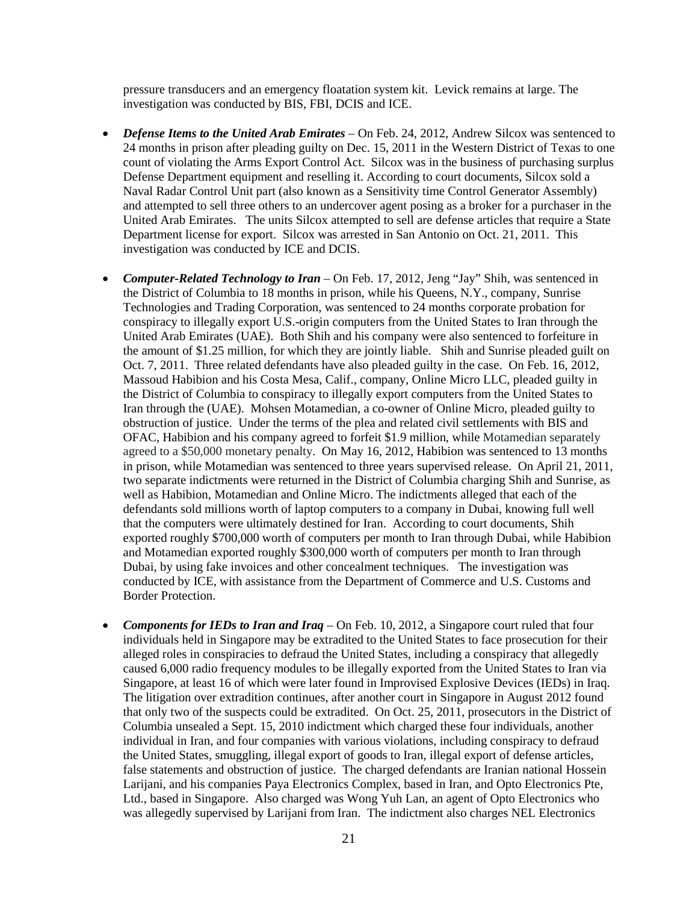pressure transducers and an emergency floatation system kit. Levick remains at large. The investigation was conducted by BIS, FBI, DCIS and ICE.

- ***Defense Items to the United Arab Emirates*** – On Feb. 24, 2012, Andrew Silcox was sentenced to 24 months in prison after pleading guilty on Dec. 15, 2011 in the Western District of Texas to one count of violating the Arms Export Control Act. Silcox was in the business of purchasing surplus Defense Department equipment and reselling it. According to court documents, Silcox sold a Naval Radar Control Unit part (also known as a Sensitivity time Control Generator Assembly) and attempted to sell three others to an undercover agent posing as a broker for a purchaser in the United Arab Emirates. The units Silcox attempted to sell are defense articles that require a State Department license for export. Silcox was arrested in San Antonio on Oct. 21, 2011. This investigation was conducted by ICE and DCIS.

- ***Computer-Related Technology to Iran*** – On Feb. 17, 2012, Jeng "Jay" Shih, was sentenced in the District of Columbia to 18 months in prison, while his Queens, N.Y., company, Sunrise Technologies and Trading Corporation, was sentenced to 24 months corporate probation for conspiracy to illegally export U.S.-origin computers from the United States to Iran through the United Arab Emirates (UAE). Both Shih and his company were also sentenced to forfeiture in the amount of $1.25 million, for which they are jointly liable. Shih and Sunrise pleaded guilt on Oct. 7, 2011. Three related defendants have also pleaded guilty in the case. On Feb. 16, 2012, Massoud Habibion and his Costa Mesa, Calif., company, Online Micro LLC, pleaded guilty in the District of Columbia to conspiracy to illegally export computers from the United States to Iran through the (UAE). Mohsen Motamedian, a co-owner of Online Micro, pleaded guilty to obstruction of justice. Under the terms of the plea and related civil settlements with BIS and OFAC, Habibion and his company agreed to forfeit $1.9 million, while Motamedian separately agreed to a $50,000 monetary penalty. On May 16, 2012, Habibion was sentenced to 13 months in prison, while Motamedian was sentenced to three years supervised release. On April 21, 2011, two separate indictments were returned in the District of Columbia charging Shih and Sunrise, as well as Habibion, Motamedian and Online Micro. The indictments alleged that each of the defendants sold millions worth of laptop computers to a company in Dubai, knowing full well that the computers were ultimately destined for Iran. According to court documents, Shih exported roughly $700,000 worth of computers per month to Iran through Dubai, while Habibion and Motamedian exported roughly $300,000 worth of computers per month to Iran through Dubai, by using fake invoices and other concealment techniques. The investigation was conducted by ICE, with assistance from the Department of Commerce and U.S. Customs and Border Protection.

- ***Components for IEDs to Iran and Iraq*** – On Feb. 10, 2012, a Singapore court ruled that four individuals held in Singapore may be extradited to the United States to face prosecution for their alleged roles in conspiracies to defraud the United States, including a conspiracy that allegedly caused 6,000 radio frequency modules to be illegally exported from the United States to Iran via Singapore, at least 16 of which were later found in Improvised Explosive Devices (IEDs) in Iraq. The litigation over extradition continues, after another court in Singapore in August 2012 found that only two of the suspects could be extradited. On Oct. 25, 2011, prosecutors in the District of Columbia unsealed a Sept. 15, 2010 indictment which charged these four individuals, another individual in Iran, and four companies with various violations, including conspiracy to defraud the United States, smuggling, illegal export of goods to Iran, illegal export of defense articles, false statements and obstruction of justice. The charged defendants are Iranian national Hossein Larijani, and his companies Paya Electronics Complex, based in Iran, and Opto Electronics Pte, Ltd., based in Singapore. Also charged was Wong Yuh Lan, an agent of Opto Electronics who was allegedly supervised by Larijani from Iran. The indictment also charges NEL Electronics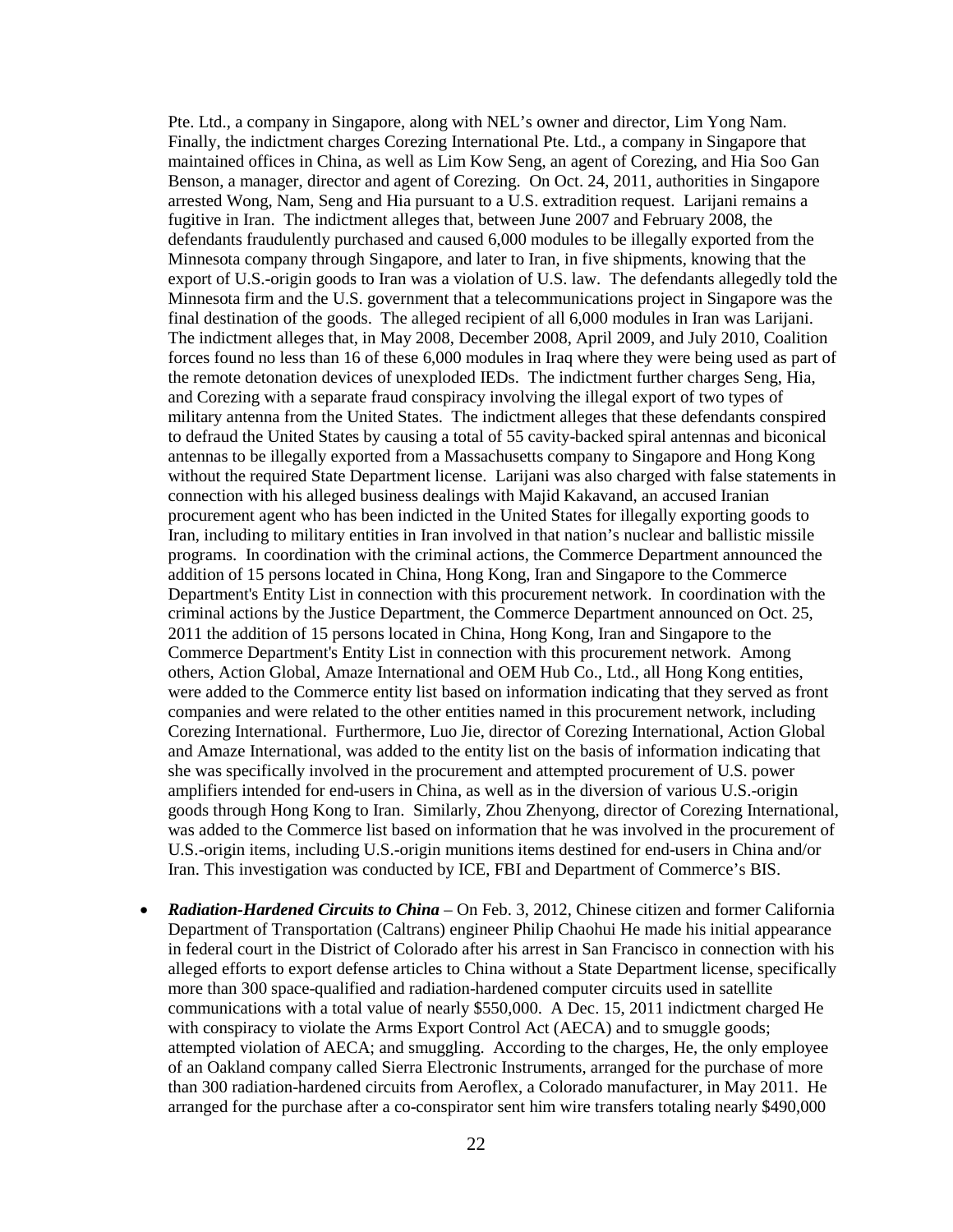Pte. Ltd., a company in Singapore, along with NEL's owner and director, Lim Yong Nam. Finally, the indictment charges Corezing International Pte. Ltd., a company in Singapore that maintained offices in China, as well as Lim Kow Seng, an agent of Corezing, and Hia Soo Gan Benson, a manager, director and agent of Corezing. On Oct. 24, 2011, authorities in Singapore arrested Wong, Nam, Seng and Hia pursuant to a U.S. extradition request. Larijani remains a fugitive in Iran. The indictment alleges that, between June 2007 and February 2008, the defendants fraudulently purchased and caused 6,000 modules to be illegally exported from the Minnesota company through Singapore, and later to Iran, in five shipments, knowing that the export of U.S.-origin goods to Iran was a violation of U.S. law. The defendants allegedly told the Minnesota firm and the U.S. government that a telecommunications project in Singapore was the final destination of the goods. The alleged recipient of all 6,000 modules in Iran was Larijani. The indictment alleges that, in May 2008, December 2008, April 2009, and July 2010, Coalition forces found no less than 16 of these 6,000 modules in Iraq where they were being used as part of the remote detonation devices of unexploded IEDs. The indictment further charges Seng, Hia, and Corezing with a separate fraud conspiracy involving the illegal export of two types of military antenna from the United States. The indictment alleges that these defendants conspired to defraud the United States by causing a total of 55 cavity-backed spiral antennas and biconical antennas to be illegally exported from a Massachusetts company to Singapore and Hong Kong without the required State Department license. Larijani was also charged with false statements in connection with his alleged business dealings with Majid Kakavand, an accused Iranian procurement agent who has been indicted in the United States for illegally exporting goods to Iran, including to military entities in Iran involved in that nation's nuclear and ballistic missile programs. In coordination with the criminal actions, the Commerce Department announced the addition of 15 persons located in China, Hong Kong, Iran and Singapore to the Commerce Department's Entity List in connection with this procurement network. In coordination with the criminal actions by the Justice Department, the Commerce Department announced on Oct. 25, 2011 the addition of 15 persons located in China, Hong Kong, Iran and Singapore to the Commerce Department's Entity List in connection with this procurement network. Among others, Action Global, Amaze International and OEM Hub Co., Ltd., all Hong Kong entities, were added to the Commerce entity list based on information indicating that they served as front companies and were related to the other entities named in this procurement network, including Corezing International. Furthermore, Luo Jie, director of Corezing International, Action Global and Amaze International, was added to the entity list on the basis of information indicating that she was specifically involved in the procurement and attempted procurement of U.S. power amplifiers intended for end-users in China, as well as in the diversion of various U.S.-origin goods through Hong Kong to Iran. Similarly, Zhou Zhenyong, director of Corezing International, was added to the Commerce list based on information that he was involved in the procurement of U.S.-origin items, including U.S.-origin munitions items destined for end-users in China and/or Iran. This investigation was conducted by ICE, FBI and Department of Commerce's BIS.

- ***Radiation-Hardened Circuits to China*** – On Feb. 3, 2012, Chinese citizen and former California Department of Transportation (Caltrans) engineer Philip Chaohui He made his initial appearance in federal court in the District of Colorado after his arrest in San Francisco in connection with his alleged efforts to export defense articles to China without a State Department license, specifically more than 300 space-qualified and radiation-hardened computer circuits used in satellite communications with a total value of nearly $550,000. A Dec. 15, 2011 indictment charged He with conspiracy to violate the Arms Export Control Act (AECA) and to smuggle goods; attempted violation of AECA; and smuggling. According to the charges, He, the only employee of an Oakland company called Sierra Electronic Instruments, arranged for the purchase of more than 300 radiation-hardened circuits from Aeroflex, a Colorado manufacturer, in May 2011. He arranged for the purchase after a co-conspirator sent him wire transfers totaling nearly $490,000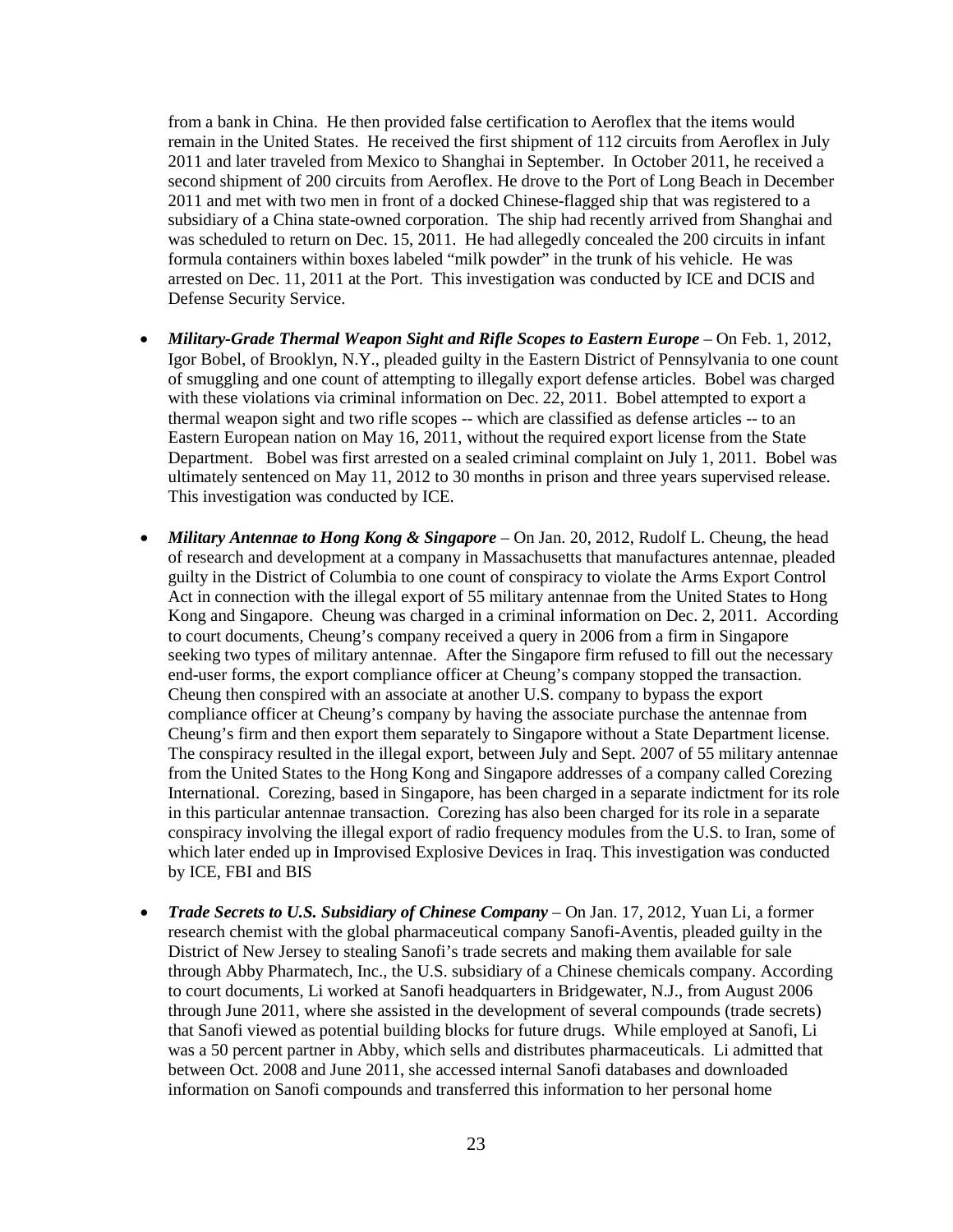from a bank in China. He then provided false certification to Aeroflex that the items would remain in the United States. He received the first shipment of 112 circuits from Aeroflex in July 2011 and later traveled from Mexico to Shanghai in September. In October 2011, he received a second shipment of 200 circuits from Aeroflex. He drove to the Port of Long Beach in December 2011 and met with two men in front of a docked Chinese-flagged ship that was registered to a subsidiary of a China state-owned corporation. The ship had recently arrived from Shanghai and was scheduled to return on Dec. 15, 2011. He had allegedly concealed the 200 circuits in infant formula containers within boxes labeled "milk powder" in the trunk of his vehicle. He was arrested on Dec. 11, 2011 at the Port. This investigation was conducted by ICE and DCIS and Defense Security Service.

- ***Military-Grade Thermal Weapon Sight and Rifle Scopes to Eastern Europe*** – On Feb. 1, 2012, Igor Bobel, of Brooklyn, N.Y., pleaded guilty in the Eastern District of Pennsylvania to one count of smuggling and one count of attempting to illegally export defense articles. Bobel was charged with these violations via criminal information on Dec. 22, 2011. Bobel attempted to export a thermal weapon sight and two rifle scopes -- which are classified as defense articles -- to an Eastern European nation on May 16, 2011, without the required export license from the State Department. Bobel was first arrested on a sealed criminal complaint on July 1, 2011. Bobel was ultimately sentenced on May 11, 2012 to 30 months in prison and three years supervised release. This investigation was conducted by ICE.

- ***Military Antennae to Hong Kong & Singapore*** – On Jan. 20, 2012, Rudolf L. Cheung, the head of research and development at a company in Massachusetts that manufactures antennae, pleaded guilty in the District of Columbia to one count of conspiracy to violate the Arms Export Control Act in connection with the illegal export of 55 military antennae from the United States to Hong Kong and Singapore. Cheung was charged in a criminal information on Dec. 2, 2011. According to court documents, Cheung's company received a query in 2006 from a firm in Singapore seeking two types of military antennae. After the Singapore firm refused to fill out the necessary end-user forms, the export compliance officer at Cheung's company stopped the transaction. Cheung then conspired with an associate at another U.S. company to bypass the export compliance officer at Cheung's company by having the associate purchase the antennae from Cheung's firm and then export them separately to Singapore without a State Department license. The conspiracy resulted in the illegal export, between July and Sept. 2007 of 55 military antennae from the United States to the Hong Kong and Singapore addresses of a company called Corezing International. Corezing, based in Singapore, has been charged in a separate indictment for its role in this particular antennae transaction. Corezing has also been charged for its role in a separate conspiracy involving the illegal export of radio frequency modules from the U.S. to Iran, some of which later ended up in Improvised Explosive Devices in Iraq. This investigation was conducted by ICE, FBI and BIS

- ***Trade Secrets to U.S. Subsidiary of Chinese Company*** – On Jan. 17, 2012, Yuan Li, a former research chemist with the global pharmaceutical company Sanofi-Aventis, pleaded guilty in the District of New Jersey to stealing Sanofi's trade secrets and making them available for sale through Abby Pharmatech, Inc., the U.S. subsidiary of a Chinese chemicals company. According to court documents, Li worked at Sanofi headquarters in Bridgewater, N.J., from August 2006 through June 2011, where she assisted in the development of several compounds (trade secrets) that Sanofi viewed as potential building blocks for future drugs. While employed at Sanofi, Li was a 50 percent partner in Abby, which sells and distributes pharmaceuticals. Li admitted that between Oct. 2008 and June 2011, she accessed internal Sanofi databases and downloaded information on Sanofi compounds and transferred this information to her personal home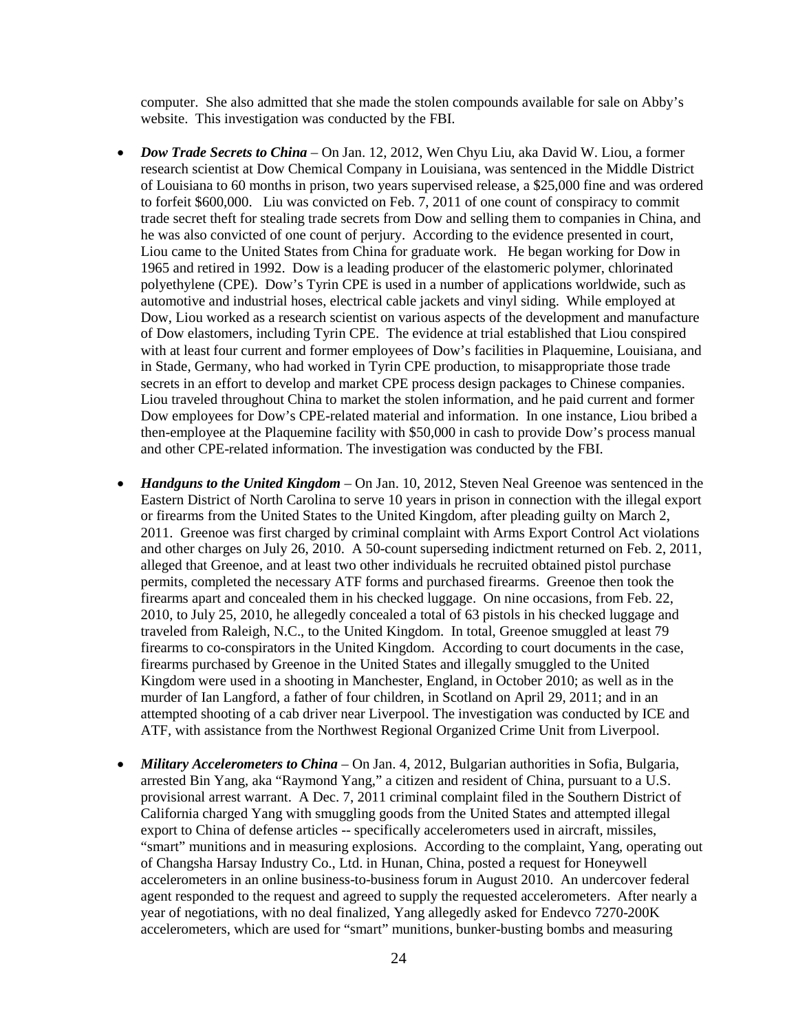computer. She also admitted that she made the stolen compounds available for sale on Abby's website. This investigation was conducted by the FBI.

- ***Dow Trade Secrets to China*** – On Jan. 12, 2012, Wen Chyu Liu, aka David W. Liou, a former research scientist at Dow Chemical Company in Louisiana, was sentenced in the Middle District of Louisiana to 60 months in prison, two years supervised release, a $25,000 fine and was ordered to forfeit $600,000. Liu was convicted on Feb. 7, 2011 of one count of conspiracy to commit trade secret theft for stealing trade secrets from Dow and selling them to companies in China, and he was also convicted of one count of perjury. According to the evidence presented in court, Liou came to the United States from China for graduate work. He began working for Dow in 1965 and retired in 1992. Dow is a leading producer of the elastomeric polymer, chlorinated polyethylene (CPE). Dow's Tyrin CPE is used in a number of applications worldwide, such as automotive and industrial hoses, electrical cable jackets and vinyl siding. While employed at Dow, Liou worked as a research scientist on various aspects of the development and manufacture of Dow elastomers, including Tyrin CPE. The evidence at trial established that Liou conspired with at least four current and former employees of Dow's facilities in Plaquemine, Louisiana, and in Stade, Germany, who had worked in Tyrin CPE production, to misappropriate those trade secrets in an effort to develop and market CPE process design packages to Chinese companies. Liou traveled throughout China to market the stolen information, and he paid current and former Dow employees for Dow's CPE-related material and information. In one instance, Liou bribed a then-employee at the Plaquemine facility with $50,000 in cash to provide Dow's process manual and other CPE-related information. The investigation was conducted by the FBI.

- ***Handguns to the United Kingdom*** – On Jan. 10, 2012, Steven Neal Greenoe was sentenced in the Eastern District of North Carolina to serve 10 years in prison in connection with the illegal export or firearms from the United States to the United Kingdom, after pleading guilty on March 2, 2011. Greenoe was first charged by criminal complaint with Arms Export Control Act violations and other charges on July 26, 2010. A 50-count superseding indictment returned on Feb. 2, 2011, alleged that Greenoe, and at least two other individuals he recruited obtained pistol purchase permits, completed the necessary ATF forms and purchased firearms. Greenoe then took the firearms apart and concealed them in his checked luggage. On nine occasions, from Feb. 22, 2010, to July 25, 2010, he allegedly concealed a total of 63 pistols in his checked luggage and traveled from Raleigh, N.C., to the United Kingdom. In total, Greenoe smuggled at least 79 firearms to co-conspirators in the United Kingdom. According to court documents in the case, firearms purchased by Greenoe in the United States and illegally smuggled to the United Kingdom were used in a shooting in Manchester, England, in October 2010; as well as in the murder of Ian Langford, a father of four children, in Scotland on April 29, 2011; and in an attempted shooting of a cab driver near Liverpool. The investigation was conducted by ICE and ATF, with assistance from the Northwest Regional Organized Crime Unit from Liverpool.

- ***Military Accelerometers to China*** – On Jan. 4, 2012, Bulgarian authorities in Sofia, Bulgaria, arrested Bin Yang, aka "Raymond Yang," a citizen and resident of China, pursuant to a U.S. provisional arrest warrant. A Dec. 7, 2011 criminal complaint filed in the Southern District of California charged Yang with smuggling goods from the United States and attempted illegal export to China of defense articles -- specifically accelerometers used in aircraft, missiles, "smart" munitions and in measuring explosions. According to the complaint, Yang, operating out of Changsha Harsay Industry Co., Ltd. in Hunan, China, posted a request for Honeywell accelerometers in an online business-to-business forum in August 2010. An undercover federal agent responded to the request and agreed to supply the requested accelerometers. After nearly a year of negotiations, with no deal finalized, Yang allegedly asked for Endevco 7270-200K accelerometers, which are used for "smart" munitions, bunker-busting bombs and measuring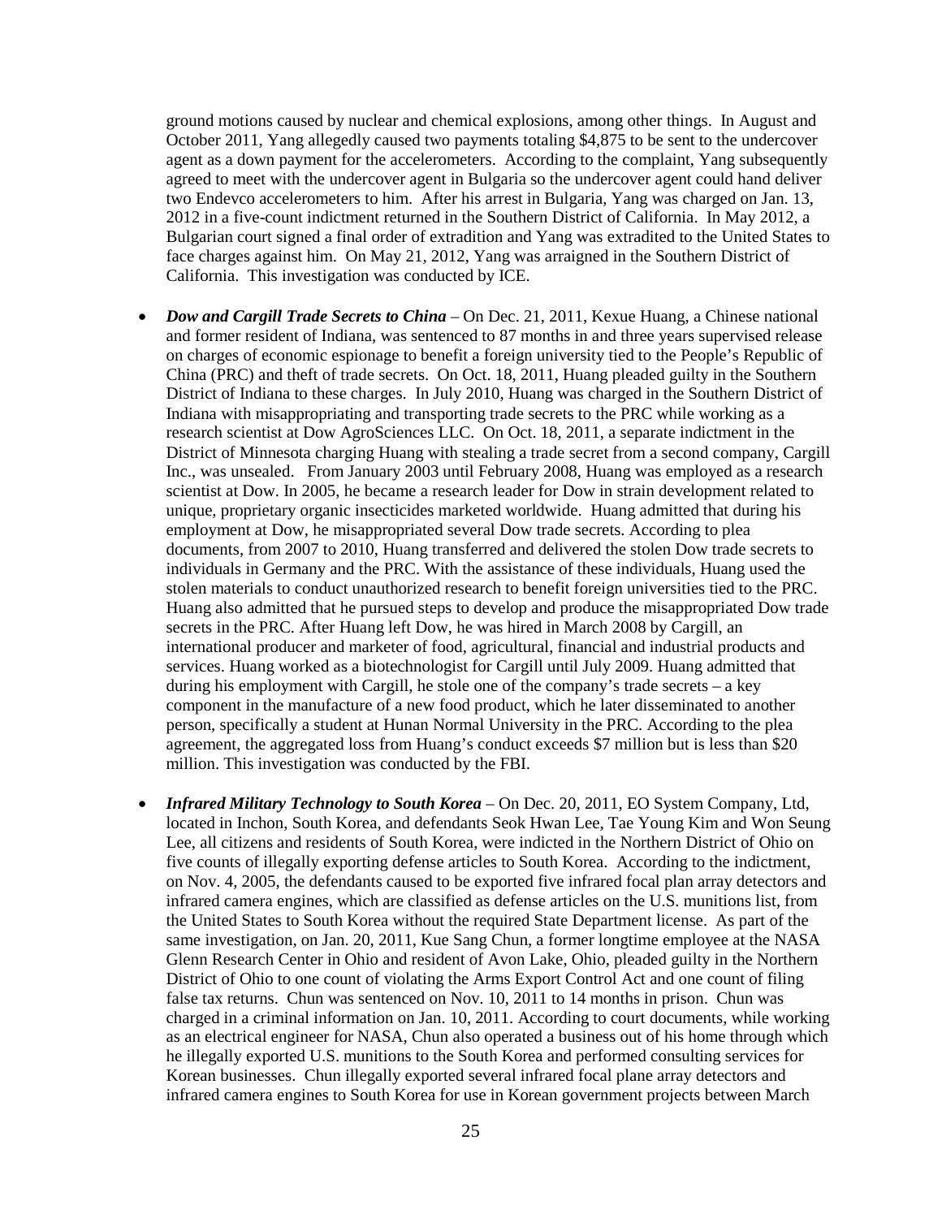ground motions caused by nuclear and chemical explosions, among other things. In August and October 2011, Yang allegedly caused two payments totaling $4,875 to be sent to the undercover agent as a down payment for the accelerometers. According to the complaint, Yang subsequently agreed to meet with the undercover agent in Bulgaria so the undercover agent could hand deliver two Endevco accelerometers to him. After his arrest in Bulgaria, Yang was charged on Jan. 13, 2012 in a five-count indictment returned in the Southern District of California. In May 2012, a Bulgarian court signed a final order of extradition and Yang was extradited to the United States to face charges against him. On May 21, 2012, Yang was arraigned in the Southern District of California. This investigation was conducted by ICE.

- ***Dow and Cargill Trade Secrets to China*** – On Dec. 21, 2011, Kexue Huang, a Chinese national and former resident of Indiana, was sentenced to 87 months in and three years supervised release on charges of economic espionage to benefit a foreign university tied to the People's Republic of China (PRC) and theft of trade secrets. On Oct. 18, 2011, Huang pleaded guilty in the Southern District of Indiana to these charges. In July 2010, Huang was charged in the Southern District of Indiana with misappropriating and transporting trade secrets to the PRC while working as a research scientist at Dow AgroSciences LLC. On Oct. 18, 2011, a separate indictment in the District of Minnesota charging Huang with stealing a trade secret from a second company, Cargill Inc., was unsealed. From January 2003 until February 2008, Huang was employed as a research scientist at Dow. In 2005, he became a research leader for Dow in strain development related to unique, proprietary organic insecticides marketed worldwide. Huang admitted that during his employment at Dow, he misappropriated several Dow trade secrets. According to plea documents, from 2007 to 2010, Huang transferred and delivered the stolen Dow trade secrets to individuals in Germany and the PRC. With the assistance of these individuals, Huang used the stolen materials to conduct unauthorized research to benefit foreign universities tied to the PRC. Huang also admitted that he pursued steps to develop and produce the misappropriated Dow trade secrets in the PRC. After Huang left Dow, he was hired in March 2008 by Cargill, an international producer and marketer of food, agricultural, financial and industrial products and services. Huang worked as a biotechnologist for Cargill until July 2009. Huang admitted that during his employment with Cargill, he stole one of the company's trade secrets – a key component in the manufacture of a new food product, which he later disseminated to another person, specifically a student at Hunan Normal University in the PRC. According to the plea agreement, the aggregated loss from Huang's conduct exceeds $7 million but is less than $20 million. This investigation was conducted by the FBI.

- ***Infrared Military Technology to South Korea*** – On Dec. 20, 2011, EO System Company, Ltd, located in Inchon, South Korea, and defendants Seok Hwan Lee, Tae Young Kim and Won Seung Lee, all citizens and residents of South Korea, were indicted in the Northern District of Ohio on five counts of illegally exporting defense articles to South Korea. According to the indictment, on Nov. 4, 2005, the defendants caused to be exported five infrared focal plan array detectors and infrared camera engines, which are classified as defense articles on the U.S. munitions list, from the United States to South Korea without the required State Department license. As part of the same investigation, on Jan. 20, 2011, Kue Sang Chun, a former longtime employee at the NASA Glenn Research Center in Ohio and resident of Avon Lake, Ohio, pleaded guilty in the Northern District of Ohio to one count of violating the Arms Export Control Act and one count of filing false tax returns. Chun was sentenced on Nov. 10, 2011 to 14 months in prison. Chun was charged in a criminal information on Jan. 10, 2011. According to court documents, while working as an electrical engineer for NASA, Chun also operated a business out of his home through which he illegally exported U.S. munitions to the South Korea and performed consulting services for Korean businesses. Chun illegally exported several infrared focal plane array detectors and infrared camera engines to South Korea for use in Korean government projects between March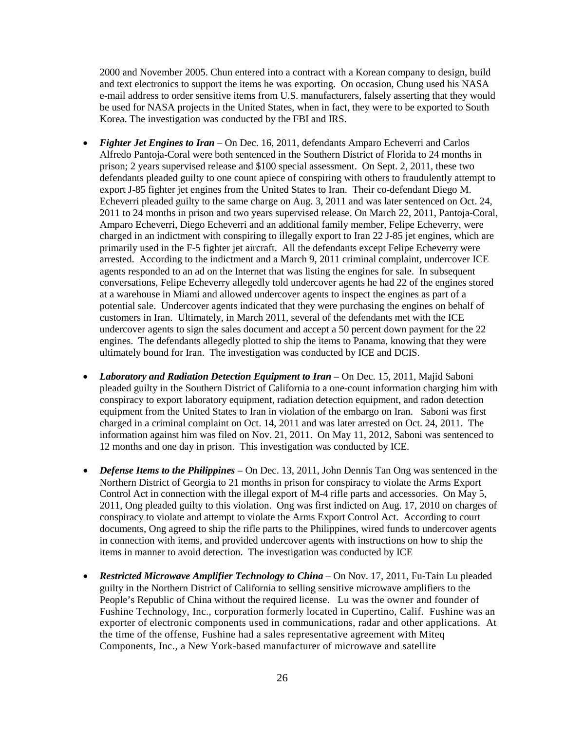2000 and November 2005. Chun entered into a contract with a Korean company to design, build and text electronics to support the items he was exporting. On occasion, Chung used his NASA e-mail address to order sensitive items from U.S. manufacturers, falsely asserting that they would be used for NASA projects in the United States, when in fact, they were to be exported to South Korea. The investigation was conducted by the FBI and IRS.

- ***Fighter Jet Engines to Iran*** – On Dec. 16, 2011, defendants Amparo Echeverri and Carlos Alfredo Pantoja-Coral were both sentenced in the Southern District of Florida to 24 months in prison; 2 years supervised release and $100 special assessment. On Sept. 2, 2011, these two defendants pleaded guilty to one count apiece of conspiring with others to fraudulently attempt to export J-85 fighter jet engines from the United States to Iran. Their co-defendant Diego M. Echeverri pleaded guilty to the same charge on Aug. 3, 2011 and was later sentenced on Oct. 24, 2011 to 24 months in prison and two years supervised release. On March 22, 2011, Pantoja-Coral, Amparo Echeverri, Diego Echeverri and an additional family member, Felipe Echeverry, were charged in an indictment with conspiring to illegally export to Iran 22 J-85 jet engines, which are primarily used in the F-5 fighter jet aircraft. All the defendants except Felipe Echeverry were arrested. According to the indictment and a March 9, 2011 criminal complaint, undercover ICE agents responded to an ad on the Internet that was listing the engines for sale. In subsequent conversations, Felipe Echeverry allegedly told undercover agents he had 22 of the engines stored at a warehouse in Miami and allowed undercover agents to inspect the engines as part of a potential sale. Undercover agents indicated that they were purchasing the engines on behalf of customers in Iran. Ultimately, in March 2011, several of the defendants met with the ICE undercover agents to sign the sales document and accept a 50 percent down payment for the 22 engines. The defendants allegedly plotted to ship the items to Panama, knowing that they were ultimately bound for Iran. The investigation was conducted by ICE and DCIS.

- ***Laboratory and Radiation Detection Equipment to Iran*** – On Dec. 15, 2011, Majid Saboni pleaded guilty in the Southern District of California to a one-count information charging him with conspiracy to export laboratory equipment, radiation detection equipment, and radon detection equipment from the United States to Iran in violation of the embargo on Iran. Saboni was first charged in a criminal complaint on Oct. 14, 2011 and was later arrested on Oct. 24, 2011. The information against him was filed on Nov. 21, 2011. On May 11, 2012, Saboni was sentenced to 12 months and one day in prison. This investigation was conducted by ICE.

- ***Defense Items to the Philippines*** – On Dec. 13, 2011, John Dennis Tan Ong was sentenced in the Northern District of Georgia to 21 months in prison for conspiracy to violate the Arms Export Control Act in connection with the illegal export of M-4 rifle parts and accessories. On May 5, 2011, Ong pleaded guilty to this violation. Ong was first indicted on Aug. 17, 2010 on charges of conspiracy to violate and attempt to violate the Arms Export Control Act. According to court documents, Ong agreed to ship the rifle parts to the Philippines, wired funds to undercover agents in connection with items, and provided undercover agents with instructions on how to ship the items in manner to avoid detection. The investigation was conducted by ICE

- ***Restricted Microwave Amplifier Technology to China*** – On Nov. 17, 2011, Fu-Tain Lu pleaded guilty in the Northern District of California to selling sensitive microwave amplifiers to the People's Republic of China without the required license. Lu was the owner and founder of Fushine Technology, Inc., corporation formerly located in Cupertino, Calif. Fushine was an exporter of electronic components used in communications, radar and other applications. At the time of the offense, Fushine had a sales representative agreement with Miteq Components, Inc., a New York-based manufacturer of microwave and satellite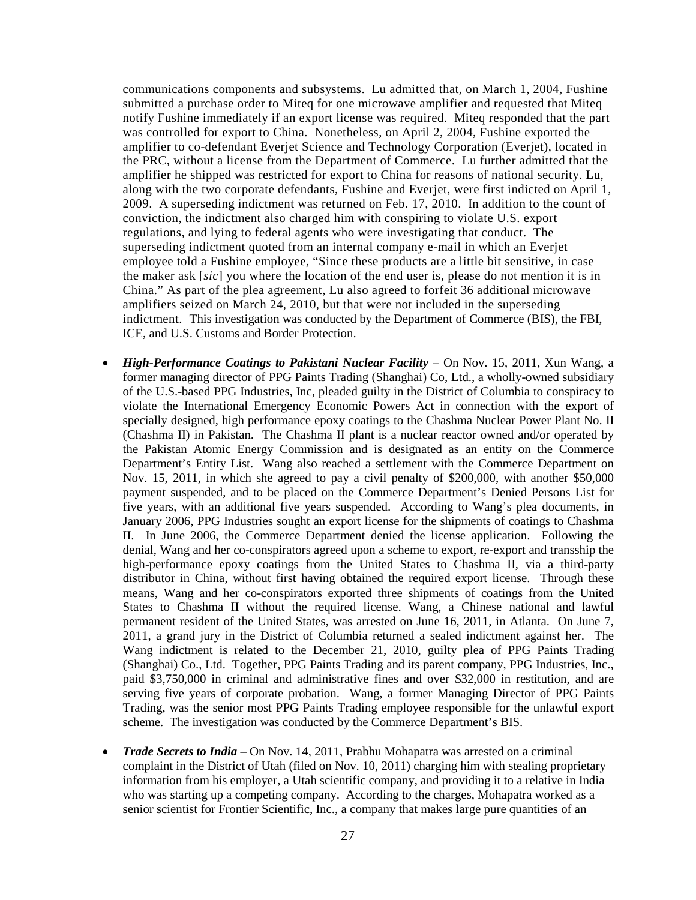communications components and subsystems. Lu admitted that, on March 1, 2004, Fushine submitted a purchase order to Miteq for one microwave amplifier and requested that Miteq notify Fushine immediately if an export license was required. Miteq responded that the part was controlled for export to China. Nonetheless, on April 2, 2004, Fushine exported the amplifier to co-defendant Everjet Science and Technology Corporation (Everjet), located in the PRC, without a license from the Department of Commerce. Lu further admitted that the amplifier he shipped was restricted for export to China for reasons of national security. Lu, along with the two corporate defendants, Fushine and Everjet, were first indicted on April 1, 2009. A superseding indictment was returned on Feb. 17, 2010. In addition to the count of conviction, the indictment also charged him with conspiring to violate U.S. export regulations, and lying to federal agents who were investigating that conduct. The superseding indictment quoted from an internal company e-mail in which an Everjet employee told a Fushine employee, "Since these products are a little bit sensitive, in case the maker ask [*sic*] you where the location of the end user is, please do not mention it is in China." As part of the plea agreement, Lu also agreed to forfeit 36 additional microwave amplifiers seized on March 24, 2010, but that were not included in the superseding indictment. This investigation was conducted by the Department of Commerce (BIS), the FBI, ICE, and U.S. Customs and Border Protection.

- ***High-Performance Coatings to Pakistani Nuclear Facility*** – On Nov. 15, 2011, Xun Wang, a former managing director of PPG Paints Trading (Shanghai) Co, Ltd., a wholly-owned subsidiary of the U.S.-based PPG Industries, Inc, pleaded guilty in the District of Columbia to conspiracy to violate the International Emergency Economic Powers Act in connection with the export of specially designed, high performance epoxy coatings to the Chashma Nuclear Power Plant No. II (Chashma II) in Pakistan. The Chashma II plant is a nuclear reactor owned and/or operated by the Pakistan Atomic Energy Commission and is designated as an entity on the Commerce Department's Entity List. Wang also reached a settlement with the Commerce Department on Nov. 15, 2011, in which she agreed to pay a civil penalty of $200,000, with another $50,000 payment suspended, and to be placed on the Commerce Department's Denied Persons List for five years, with an additional five years suspended. According to Wang's plea documents, in January 2006, PPG Industries sought an export license for the shipments of coatings to Chashma II. In June 2006, the Commerce Department denied the license application. Following the denial, Wang and her co-conspirators agreed upon a scheme to export, re-export and transship the high-performance epoxy coatings from the United States to Chashma II, via a third-party distributor in China, without first having obtained the required export license. Through these means, Wang and her co-conspirators exported three shipments of coatings from the United States to Chashma II without the required license. Wang, a Chinese national and lawful permanent resident of the United States, was arrested on June 16, 2011, in Atlanta. On June 7, 2011, a grand jury in the District of Columbia returned a sealed indictment against her. The Wang indictment is related to the December 21, 2010, guilty plea of PPG Paints Trading (Shanghai) Co., Ltd. Together, PPG Paints Trading and its parent company, PPG Industries, Inc., paid $3,750,000 in criminal and administrative fines and over $32,000 in restitution, and are serving five years of corporate probation. Wang, a former Managing Director of PPG Paints Trading, was the senior most PPG Paints Trading employee responsible for the unlawful export scheme. The investigation was conducted by the Commerce Department's BIS.

- ***Trade Secrets to India*** – On Nov. 14, 2011, Prabhu Mohapatra was arrested on a criminal complaint in the District of Utah (filed on Nov. 10, 2011) charging him with stealing proprietary information from his employer, a Utah scientific company, and providing it to a relative in India who was starting up a competing company. According to the charges, Mohapatra worked as a senior scientist for Frontier Scientific, Inc., a company that makes large pure quantities of an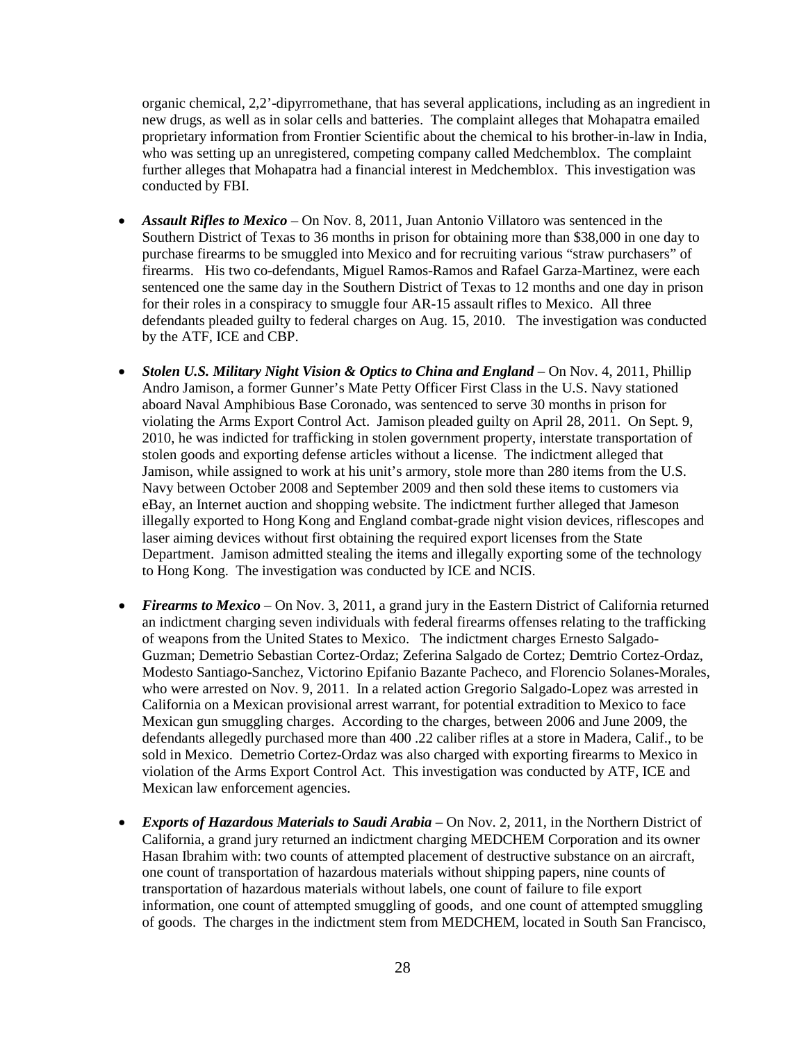organic chemical, 2,2'-dipyrromethane, that has several applications, including as an ingredient in new drugs, as well as in solar cells and batteries. The complaint alleges that Mohapatra emailed proprietary information from Frontier Scientific about the chemical to his brother-in-law in India, who was setting up an unregistered, competing company called Medchemblox. The complaint further alleges that Mohapatra had a financial interest in Medchemblox. This investigation was conducted by FBI.

- ***Assault Rifles to Mexico*** – On Nov. 8, 2011, Juan Antonio Villatoro was sentenced in the Southern District of Texas to 36 months in prison for obtaining more than $38,000 in one day to purchase firearms to be smuggled into Mexico and for recruiting various "straw purchasers" of firearms. His two co-defendants, Miguel Ramos-Ramos and Rafael Garza-Martinez, were each sentenced one the same day in the Southern District of Texas to 12 months and one day in prison for their roles in a conspiracy to smuggle four AR-15 assault rifles to Mexico. All three defendants pleaded guilty to federal charges on Aug. 15, 2010. The investigation was conducted by the ATF, ICE and CBP.

- ***Stolen U.S. Military Night Vision & Optics to China and England*** – On Nov. 4, 2011, Phillip Andro Jamison, a former Gunner's Mate Petty Officer First Class in the U.S. Navy stationed aboard Naval Amphibious Base Coronado, was sentenced to serve 30 months in prison for violating the Arms Export Control Act. Jamison pleaded guilty on April 28, 2011. On Sept. 9, 2010, he was indicted for trafficking in stolen government property, interstate transportation of stolen goods and exporting defense articles without a license. The indictment alleged that Jamison, while assigned to work at his unit's armory, stole more than 280 items from the U.S. Navy between October 2008 and September 2009 and then sold these items to customers via eBay, an Internet auction and shopping website. The indictment further alleged that Jameson illegally exported to Hong Kong and England combat-grade night vision devices, riflescopes and laser aiming devices without first obtaining the required export licenses from the State Department. Jamison admitted stealing the items and illegally exporting some of the technology to Hong Kong. The investigation was conducted by ICE and NCIS.

- ***Firearms to Mexico*** – On Nov. 3, 2011, a grand jury in the Eastern District of California returned an indictment charging seven individuals with federal firearms offenses relating to the trafficking of weapons from the United States to Mexico. The indictment charges Ernesto Salgado-Guzman; Demetrio Sebastian Cortez-Ordaz; Zeferina Salgado de Cortez; Demtrio Cortez-Ordaz, Modesto Santiago-Sanchez, Victorino Epifanio Bazante Pacheco, and Florencio Solanes-Morales, who were arrested on Nov. 9, 2011. In a related action Gregorio Salgado-Lopez was arrested in California on a Mexican provisional arrest warrant, for potential extradition to Mexico to face Mexican gun smuggling charges. According to the charges, between 2006 and June 2009, the defendants allegedly purchased more than 400 .22 caliber rifles at a store in Madera, Calif., to be sold in Mexico. Demetrio Cortez-Ordaz was also charged with exporting firearms to Mexico in violation of the Arms Export Control Act. This investigation was conducted by ATF, ICE and Mexican law enforcement agencies.

- ***Exports of Hazardous Materials to Saudi Arabia*** – On Nov. 2, 2011, in the Northern District of California, a grand jury returned an indictment charging MEDCHEM Corporation and its owner Hasan Ibrahim with: two counts of attempted placement of destructive substance on an aircraft, one count of transportation of hazardous materials without shipping papers, nine counts of transportation of hazardous materials without labels, one count of failure to file export information, one count of attempted smuggling of goods, and one count of attempted smuggling of goods. The charges in the indictment stem from MEDCHEM, located in South San Francisco,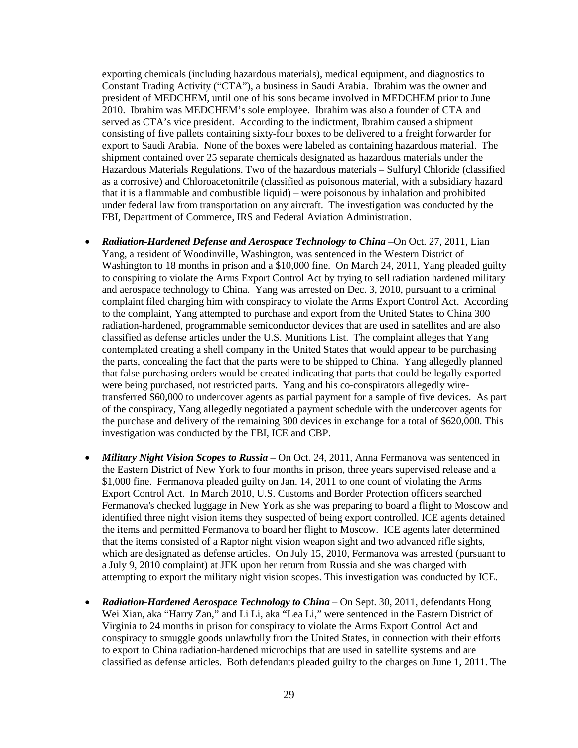exporting chemicals (including hazardous materials), medical equipment, and diagnostics to Constant Trading Activity ("CTA"), a business in Saudi Arabia. Ibrahim was the owner and president of MEDCHEM, until one of his sons became involved in MEDCHEM prior to June 2010. Ibrahim was MEDCHEM's sole employee. Ibrahim was also a founder of CTA and served as CTA's vice president. According to the indictment, Ibrahim caused a shipment consisting of five pallets containing sixty-four boxes to be delivered to a freight forwarder for export to Saudi Arabia. None of the boxes were labeled as containing hazardous material. The shipment contained over 25 separate chemicals designated as hazardous materials under the Hazardous Materials Regulations. Two of the hazardous materials – Sulfuryl Chloride (classified as a corrosive) and Chloroacetonitrile (classified as poisonous material, with a subsidiary hazard that it is a flammable and combustible liquid) – were poisonous by inhalation and prohibited under federal law from transportation on any aircraft. The investigation was conducted by the FBI, Department of Commerce, IRS and Federal Aviation Administration.

- ***Radiation-Hardened Defense and Aerospace Technology to China*** –On Oct. 27, 2011, Lian Yang, a resident of Woodinville, Washington, was sentenced in the Western District of Washington to 18 months in prison and a $10,000 fine. On March 24, 2011, Yang pleaded guilty to conspiring to violate the Arms Export Control Act by trying to sell radiation hardened military and aerospace technology to China. Yang was arrested on Dec. 3, 2010, pursuant to a criminal complaint filed charging him with conspiracy to violate the Arms Export Control Act. According to the complaint, Yang attempted to purchase and export from the United States to China 300 radiation-hardened, programmable semiconductor devices that are used in satellites and are also classified as defense articles under the U.S. Munitions List. The complaint alleges that Yang contemplated creating a shell company in the United States that would appear to be purchasing the parts, concealing the fact that the parts were to be shipped to China. Yang allegedly planned that false purchasing orders would be created indicating that parts that could be legally exported were being purchased, not restricted parts. Yang and his co-conspirators allegedly wire-transferred $60,000 to undercover agents as partial payment for a sample of five devices. As part of the conspiracy, Yang allegedly negotiated a payment schedule with the undercover agents for the purchase and delivery of the remaining 300 devices in exchange for a total of $620,000. This investigation was conducted by the FBI, ICE and CBP.

- ***Military Night Vision Scopes to Russia*** – On Oct. 24, 2011, Anna Fermanova was sentenced in the Eastern District of New York to four months in prison, three years supervised release and a $1,000 fine. Fermanova pleaded guilty on Jan. 14, 2011 to one count of violating the Arms Export Control Act. In March 2010, U.S. Customs and Border Protection officers searched Fermanova's checked luggage in New York as she was preparing to board a flight to Moscow and identified three night vision items they suspected of being export controlled. ICE agents detained the items and permitted Fermanova to board her flight to Moscow. ICE agents later determined that the items consisted of a Raptor night vision weapon sight and two advanced rifle sights, which are designated as defense articles. On July 15, 2010, Fermanova was arrested (pursuant to a July 9, 2010 complaint) at JFK upon her return from Russia and she was charged with attempting to export the military night vision scopes. This investigation was conducted by ICE.

- ***Radiation-Hardened Aerospace Technology to China*** – On Sept. 30, 2011, defendants Hong Wei Xian, aka "Harry Zan," and Li Li, aka "Lea Li," were sentenced in the Eastern District of Virginia to 24 months in prison for conspiracy to violate the Arms Export Control Act and conspiracy to smuggle goods unlawfully from the United States, in connection with their efforts to export to China radiation-hardened microchips that are used in satellite systems and are classified as defense articles. Both defendants pleaded guilty to the charges on June 1, 2011. The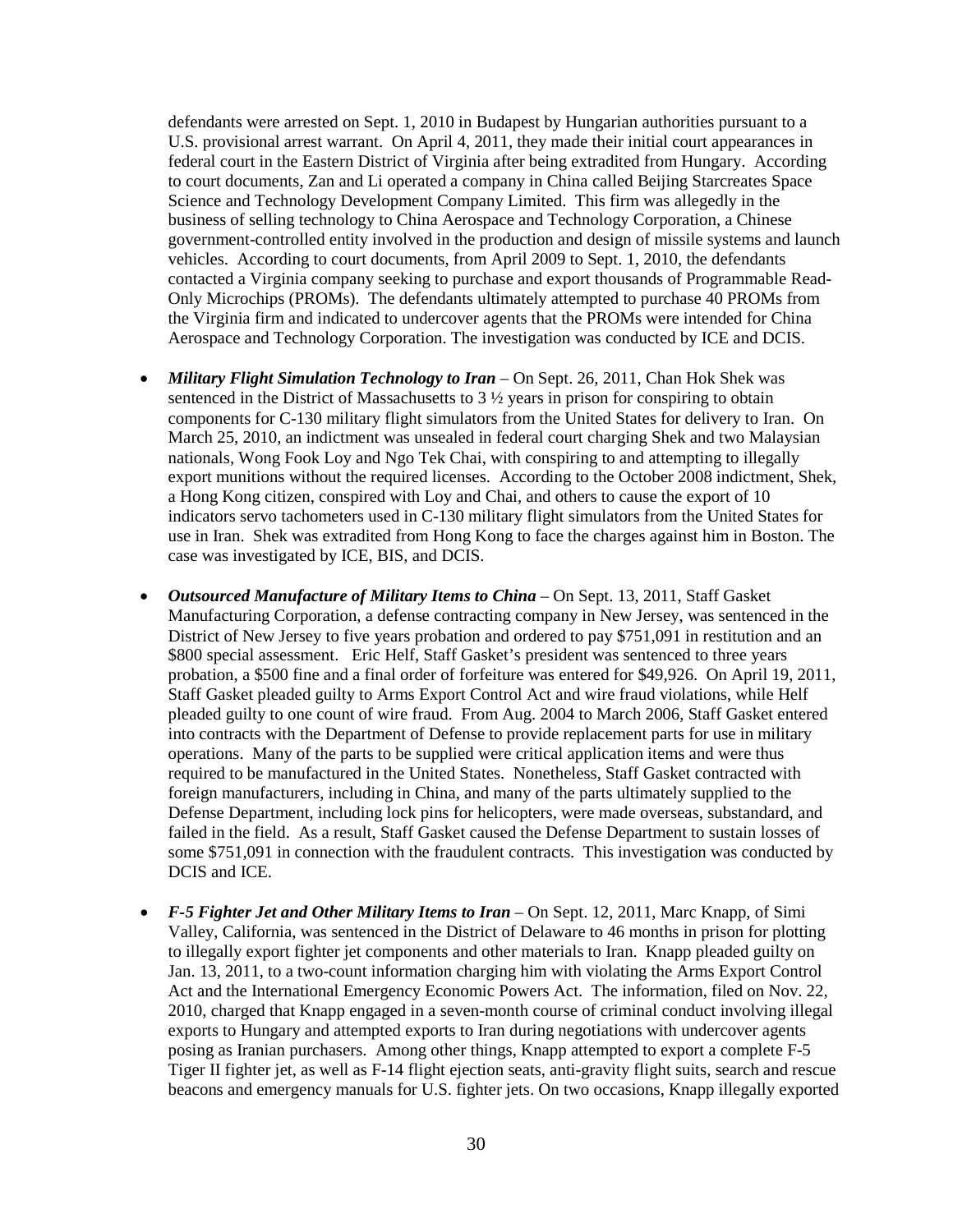defendants were arrested on Sept. 1, 2010 in Budapest by Hungarian authorities pursuant to a U.S. provisional arrest warrant. On April 4, 2011, they made their initial court appearances in federal court in the Eastern District of Virginia after being extradited from Hungary. According to court documents, Zan and Li operated a company in China called Beijing Starcreates Space Science and Technology Development Company Limited. This firm was allegedly in the business of selling technology to China Aerospace and Technology Corporation, a Chinese government-controlled entity involved in the production and design of missile systems and launch vehicles. According to court documents, from April 2009 to Sept. 1, 2010, the defendants contacted a Virginia company seeking to purchase and export thousands of Programmable Read-Only Microchips (PROMs). The defendants ultimately attempted to purchase 40 PROMs from the Virginia firm and indicated to undercover agents that the PROMs were intended for China Aerospace and Technology Corporation. The investigation was conducted by ICE and DCIS.

- ***Military Flight Simulation Technology to Iran*** – On Sept. 26, 2011, Chan Hok Shek was sentenced in the District of Massachusetts to 3 ½ years in prison for conspiring to obtain components for C-130 military flight simulators from the United States for delivery to Iran. On March 25, 2010, an indictment was unsealed in federal court charging Shek and two Malaysian nationals, Wong Fook Loy and Ngo Tek Chai, with conspiring to and attempting to illegally export munitions without the required licenses. According to the October 2008 indictment, Shek, a Hong Kong citizen, conspired with Loy and Chai, and others to cause the export of 10 indicators servo tachometers used in C-130 military flight simulators from the United States for use in Iran. Shek was extradited from Hong Kong to face the charges against him in Boston. The case was investigated by ICE, BIS, and DCIS.

- ***Outsourced Manufacture of Military Items to China*** – On Sept. 13, 2011, Staff Gasket Manufacturing Corporation, a defense contracting company in New Jersey, was sentenced in the District of New Jersey to five years probation and ordered to pay $751,091 in restitution and an $800 special assessment. Eric Helf, Staff Gasket's president was sentenced to three years probation, a $500 fine and a final order of forfeiture was entered for $49,926. On April 19, 2011, Staff Gasket pleaded guilty to Arms Export Control Act and wire fraud violations, while Helf pleaded guilty to one count of wire fraud. From Aug. 2004 to March 2006, Staff Gasket entered into contracts with the Department of Defense to provide replacement parts for use in military operations. Many of the parts to be supplied were critical application items and were thus required to be manufactured in the United States. Nonetheless, Staff Gasket contracted with foreign manufacturers, including in China, and many of the parts ultimately supplied to the Defense Department, including lock pins for helicopters, were made overseas, substandard, and failed in the field. As a result, Staff Gasket caused the Defense Department to sustain losses of some $751,091 in connection with the fraudulent contracts. This investigation was conducted by DCIS and ICE.

- ***F-5 Fighter Jet and Other Military Items to Iran*** – On Sept. 12, 2011, Marc Knapp, of Simi Valley, California, was sentenced in the District of Delaware to 46 months in prison for plotting to illegally export fighter jet components and other materials to Iran. Knapp pleaded guilty on Jan. 13, 2011, to a two-count information charging him with violating the Arms Export Control Act and the International Emergency Economic Powers Act. The information, filed on Nov. 22, 2010, charged that Knapp engaged in a seven-month course of criminal conduct involving illegal exports to Hungary and attempted exports to Iran during negotiations with undercover agents posing as Iranian purchasers. Among other things, Knapp attempted to export a complete F-5 Tiger II fighter jet, as well as F-14 flight ejection seats, anti-gravity flight suits, search and rescue beacons and emergency manuals for U.S. fighter jets. On two occasions, Knapp illegally exported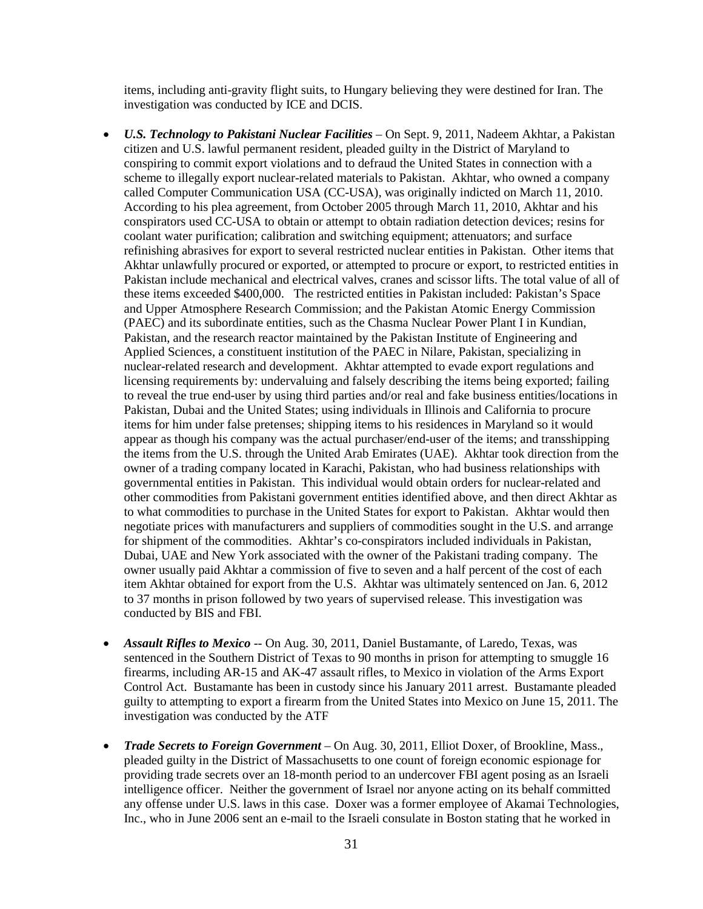items, including anti-gravity flight suits, to Hungary believing they were destined for Iran. The investigation was conducted by ICE and DCIS.

- ***U.S. Technology to Pakistani Nuclear Facilities*** – On Sept. 9, 2011, Nadeem Akhtar, a Pakistan citizen and U.S. lawful permanent resident, pleaded guilty in the District of Maryland to conspiring to commit export violations and to defraud the United States in connection with a scheme to illegally export nuclear-related materials to Pakistan. Akhtar, who owned a company called Computer Communication USA (CC-USA), was originally indicted on March 11, 2010. According to his plea agreement, from October 2005 through March 11, 2010, Akhtar and his conspirators used CC-USA to obtain or attempt to obtain radiation detection devices; resins for coolant water purification; calibration and switching equipment; attenuators; and surface refinishing abrasives for export to several restricted nuclear entities in Pakistan. Other items that Akhtar unlawfully procured or exported, or attempted to procure or export, to restricted entities in Pakistan include mechanical and electrical valves, cranes and scissor lifts. The total value of all of these items exceeded $400,000. The restricted entities in Pakistan included: Pakistan's Space and Upper Atmosphere Research Commission; and the Pakistan Atomic Energy Commission (PAEC) and its subordinate entities, such as the Chasma Nuclear Power Plant I in Kundian, Pakistan, and the research reactor maintained by the Pakistan Institute of Engineering and Applied Sciences, a constituent institution of the PAEC in Nilare, Pakistan, specializing in nuclear-related research and development. Akhtar attempted to evade export regulations and licensing requirements by: undervaluing and falsely describing the items being exported; failing to reveal the true end-user by using third parties and/or real and fake business entities/locations in Pakistan, Dubai and the United States; using individuals in Illinois and California to procure items for him under false pretenses; shipping items to his residences in Maryland so it would appear as though his company was the actual purchaser/end-user of the items; and transshipping the items from the U.S. through the United Arab Emirates (UAE). Akhtar took direction from the owner of a trading company located in Karachi, Pakistan, who had business relationships with governmental entities in Pakistan. This individual would obtain orders for nuclear-related and other commodities from Pakistani government entities identified above, and then direct Akhtar as to what commodities to purchase in the United States for export to Pakistan. Akhtar would then negotiate prices with manufacturers and suppliers of commodities sought in the U.S. and arrange for shipment of the commodities. Akhtar's co-conspirators included individuals in Pakistan, Dubai, UAE and New York associated with the owner of the Pakistani trading company. The owner usually paid Akhtar a commission of five to seven and a half percent of the cost of each item Akhtar obtained for export from the U.S. Akhtar was ultimately sentenced on Jan. 6, 2012 to 37 months in prison followed by two years of supervised release. This investigation was conducted by BIS and FBI.

- ***Assault Rifles to Mexico*** -- On Aug. 30, 2011, Daniel Bustamante, of Laredo, Texas, was sentenced in the Southern District of Texas to 90 months in prison for attempting to smuggle 16 firearms, including AR-15 and AK-47 assault rifles, to Mexico in violation of the Arms Export Control Act. Bustamante has been in custody since his January 2011 arrest. Bustamante pleaded guilty to attempting to export a firearm from the United States into Mexico on June 15, 2011. The investigation was conducted by the ATF

- ***Trade Secrets to Foreign Government*** – On Aug. 30, 2011, Elliot Doxer, of Brookline, Mass., pleaded guilty in the District of Massachusetts to one count of foreign economic espionage for providing trade secrets over an 18-month period to an undercover FBI agent posing as an Israeli intelligence officer. Neither the government of Israel nor anyone acting on its behalf committed any offense under U.S. laws in this case. Doxer was a former employee of Akamai Technologies, Inc., who in June 2006 sent an e-mail to the Israeli consulate in Boston stating that he worked in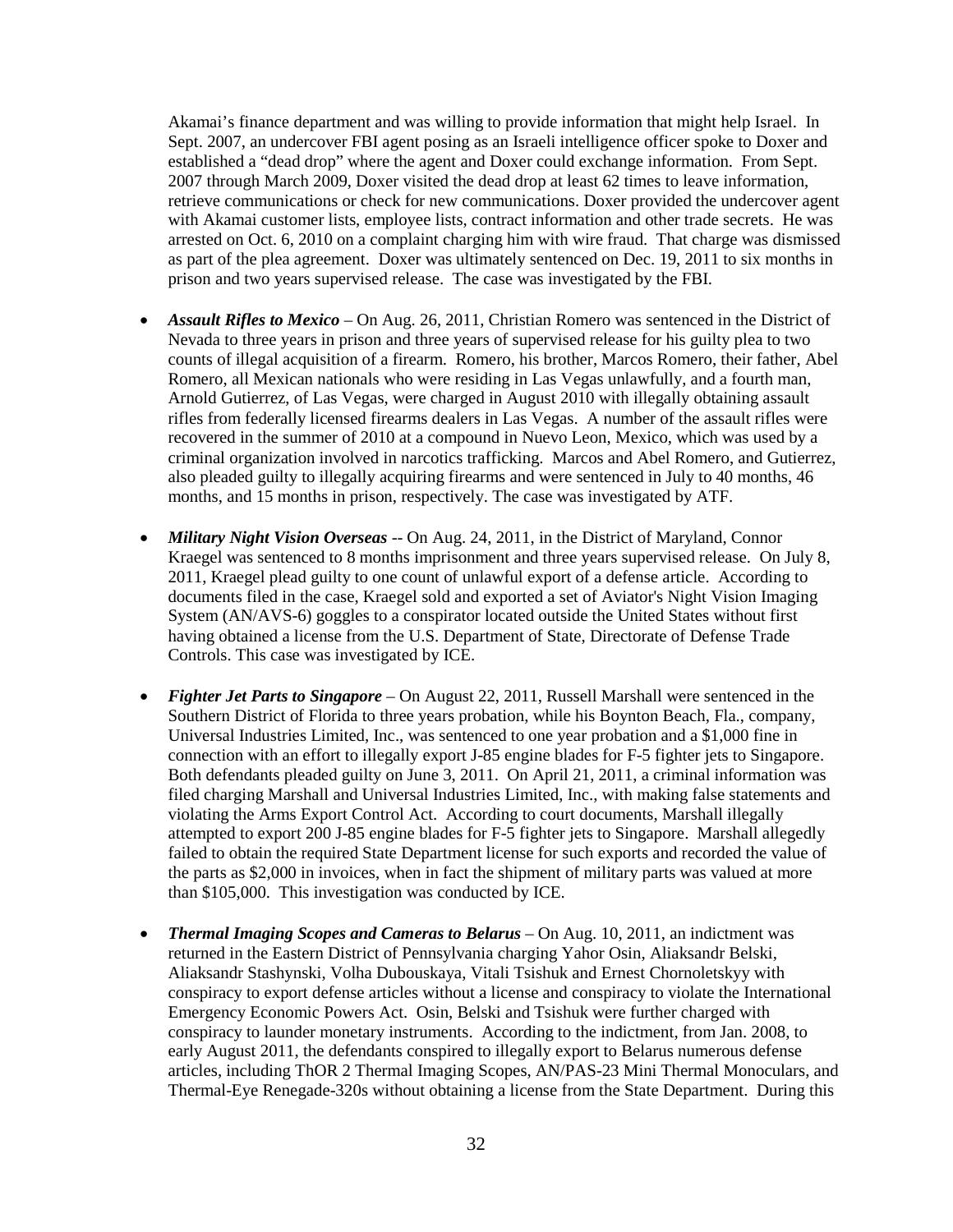Akamai's finance department and was willing to provide information that might help Israel. In Sept. 2007, an undercover FBI agent posing as an Israeli intelligence officer spoke to Doxer and established a "dead drop" where the agent and Doxer could exchange information. From Sept. 2007 through March 2009, Doxer visited the dead drop at least 62 times to leave information, retrieve communications or check for new communications. Doxer provided the undercover agent with Akamai customer lists, employee lists, contract information and other trade secrets. He was arrested on Oct. 6, 2010 on a complaint charging him with wire fraud. That charge was dismissed as part of the plea agreement. Doxer was ultimately sentenced on Dec. 19, 2011 to six months in prison and two years supervised release. The case was investigated by the FBI.

- ***Assault Rifles to Mexico*** – On Aug. 26, 2011, Christian Romero was sentenced in the District of Nevada to three years in prison and three years of supervised release for his guilty plea to two counts of illegal acquisition of a firearm. Romero, his brother, Marcos Romero, their father, Abel Romero, all Mexican nationals who were residing in Las Vegas unlawfully, and a fourth man, Arnold Gutierrez, of Las Vegas, were charged in August 2010 with illegally obtaining assault rifles from federally licensed firearms dealers in Las Vegas. A number of the assault rifles were recovered in the summer of 2010 at a compound in Nuevo Leon, Mexico, which was used by a criminal organization involved in narcotics trafficking. Marcos and Abel Romero, and Gutierrez, also pleaded guilty to illegally acquiring firearms and were sentenced in July to 40 months, 46 months, and 15 months in prison, respectively. The case was investigated by ATF.

- ***Military Night Vision Overseas*** -- On Aug. 24, 2011, in the District of Maryland, Connor Kraegel was sentenced to 8 months imprisonment and three years supervised release. On July 8, 2011, Kraegel plead guilty to one count of unlawful export of a defense article. According to documents filed in the case, Kraegel sold and exported a set of Aviator's Night Vision Imaging System (AN/AVS-6) goggles to a conspirator located outside the United States without first having obtained a license from the U.S. Department of State, Directorate of Defense Trade Controls. This case was investigated by ICE.

- ***Fighter Jet Parts to Singapore*** – On August 22, 2011, Russell Marshall were sentenced in the Southern District of Florida to three years probation, while his Boynton Beach, Fla., company, Universal Industries Limited, Inc., was sentenced to one year probation and a $1,000 fine in connection with an effort to illegally export J-85 engine blades for F-5 fighter jets to Singapore. Both defendants pleaded guilty on June 3, 2011. On April 21, 2011, a criminal information was filed charging Marshall and Universal Industries Limited, Inc., with making false statements and violating the Arms Export Control Act. According to court documents, Marshall illegally attempted to export 200 J-85 engine blades for F-5 fighter jets to Singapore. Marshall allegedly failed to obtain the required State Department license for such exports and recorded the value of the parts as $2,000 in invoices, when in fact the shipment of military parts was valued at more than $105,000. This investigation was conducted by ICE.

- ***Thermal Imaging Scopes and Cameras to Belarus*** – On Aug. 10, 2011, an indictment was returned in the Eastern District of Pennsylvania charging Yahor Osin, Aliaksandr Belski, Aliaksandr Stashynski, Volha Dubouskaya, Vitali Tsishuk and Ernest Chornoletskyy with conspiracy to export defense articles without a license and conspiracy to violate the International Emergency Economic Powers Act. Osin, Belski and Tsishuk were further charged with conspiracy to launder monetary instruments. According to the indictment, from Jan. 2008, to early August 2011, the defendants conspired to illegally export to Belarus numerous defense articles, including ThOR 2 Thermal Imaging Scopes, AN/PAS-23 Mini Thermal Monoculars, and Thermal-Eye Renegade-320s without obtaining a license from the State Department. During this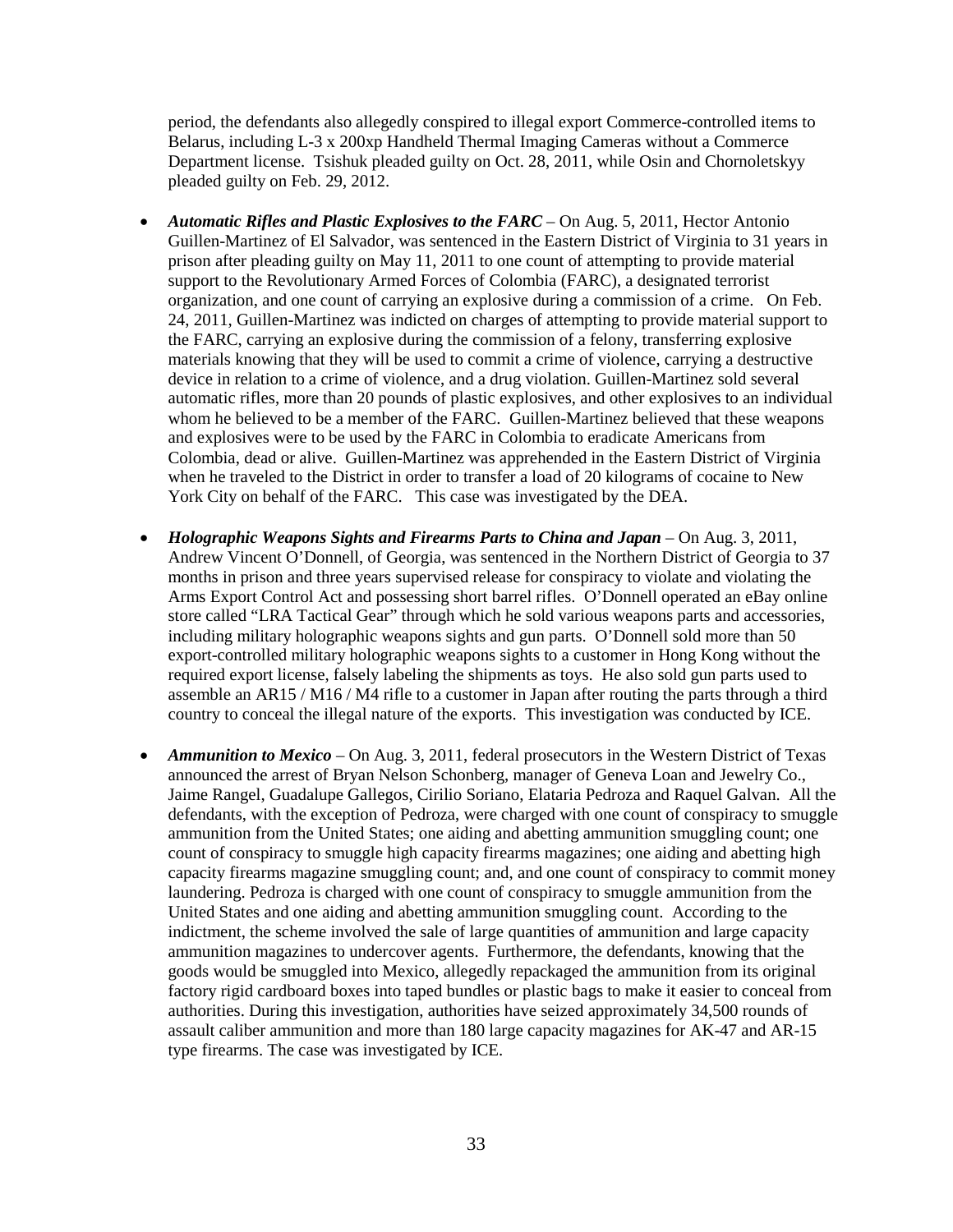period, the defendants also allegedly conspired to illegal export Commerce-controlled items to Belarus, including L-3 x 200xp Handheld Thermal Imaging Cameras without a Commerce Department license. Tsishuk pleaded guilty on Oct. 28, 2011, while Osin and Chornoletskyy pleaded guilty on Feb. 29, 2012.

- ***Automatic Rifles and Plastic Explosives to the FARC*** – On Aug. 5, 2011, Hector Antonio Guillen-Martinez of El Salvador, was sentenced in the Eastern District of Virginia to 31 years in prison after pleading guilty on May 11, 2011 to one count of attempting to provide material support to the Revolutionary Armed Forces of Colombia (FARC), a designated terrorist organization, and one count of carrying an explosive during a commission of a crime. On Feb. 24, 2011, Guillen-Martinez was indicted on charges of attempting to provide material support to the FARC, carrying an explosive during the commission of a felony, transferring explosive materials knowing that they will be used to commit a crime of violence, carrying a destructive device in relation to a crime of violence, and a drug violation. Guillen-Martinez sold several automatic rifles, more than 20 pounds of plastic explosives, and other explosives to an individual whom he believed to be a member of the FARC. Guillen-Martinez believed that these weapons and explosives were to be used by the FARC in Colombia to eradicate Americans from Colombia, dead or alive. Guillen-Martinez was apprehended in the Eastern District of Virginia when he traveled to the District in order to transfer a load of 20 kilograms of cocaine to New York City on behalf of the FARC. This case was investigated by the DEA.

- ***Holographic Weapons Sights and Firearms Parts to China and Japan*** – On Aug. 3, 2011, Andrew Vincent O'Donnell, of Georgia, was sentenced in the Northern District of Georgia to 37 months in prison and three years supervised release for conspiracy to violate and violating the Arms Export Control Act and possessing short barrel rifles. O'Donnell operated an eBay online store called "LRA Tactical Gear" through which he sold various weapons parts and accessories, including military holographic weapons sights and gun parts. O'Donnell sold more than 50 export-controlled military holographic weapons sights to a customer in Hong Kong without the required export license, falsely labeling the shipments as toys. He also sold gun parts used to assemble an AR15 / M16 / M4 rifle to a customer in Japan after routing the parts through a third country to conceal the illegal nature of the exports. This investigation was conducted by ICE.

- ***Ammunition to Mexico*** – On Aug. 3, 2011, federal prosecutors in the Western District of Texas announced the arrest of Bryan Nelson Schonberg, manager of Geneva Loan and Jewelry Co., Jaime Rangel, Guadalupe Gallegos, Cirilio Soriano, Elataria Pedroza and Raquel Galvan. All the defendants, with the exception of Pedroza, were charged with one count of conspiracy to smuggle ammunition from the United States; one aiding and abetting ammunition smuggling count; one count of conspiracy to smuggle high capacity firearms magazines; one aiding and abetting high capacity firearms magazine smuggling count; and, and one count of conspiracy to commit money laundering. Pedroza is charged with one count of conspiracy to smuggle ammunition from the United States and one aiding and abetting ammunition smuggling count. According to the indictment, the scheme involved the sale of large quantities of ammunition and large capacity ammunition magazines to undercover agents. Furthermore, the defendants, knowing that the goods would be smuggled into Mexico, allegedly repackaged the ammunition from its original factory rigid cardboard boxes into taped bundles or plastic bags to make it easier to conceal from authorities. During this investigation, authorities have seized approximately 34,500 rounds of assault caliber ammunition and more than 180 large capacity magazines for AK-47 and AR-15 type firearms. The case was investigated by ICE.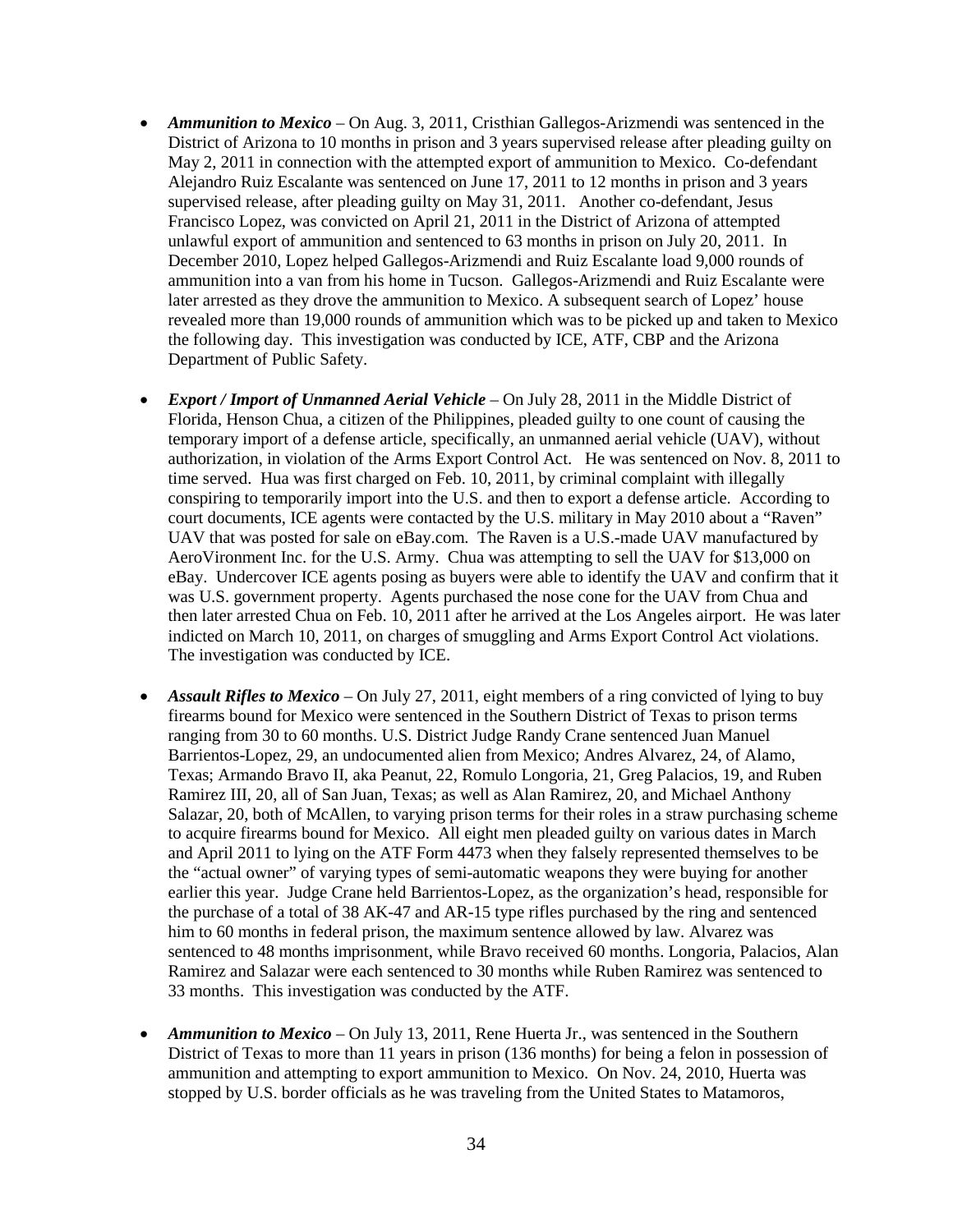- ***Ammunition to Mexico*** – On Aug. 3, 2011, Cristhian Gallegos-Arizmendi was sentenced in the District of Arizona to 10 months in prison and 3 years supervised release after pleading guilty on May 2, 2011 in connection with the attempted export of ammunition to Mexico. Co-defendant Alejandro Ruiz Escalante was sentenced on June 17, 2011 to 12 months in prison and 3 years supervised release, after pleading guilty on May 31, 2011. Another co-defendant, Jesus Francisco Lopez, was convicted on April 21, 2011 in the District of Arizona of attempted unlawful export of ammunition and sentenced to 63 months in prison on July 20, 2011. In December 2010, Lopez helped Gallegos-Arizmendi and Ruiz Escalante load 9,000 rounds of ammunition into a van from his home in Tucson. Gallegos-Arizmendi and Ruiz Escalante were later arrested as they drove the ammunition to Mexico. A subsequent search of Lopez' house revealed more than 19,000 rounds of ammunition which was to be picked up and taken to Mexico the following day. This investigation was conducted by ICE, ATF, CBP and the Arizona Department of Public Safety.

- ***Export / Import of Unmanned Aerial Vehicle*** – On July 28, 2011 in the Middle District of Florida, Henson Chua, a citizen of the Philippines, pleaded guilty to one count of causing the temporary import of a defense article, specifically, an unmanned aerial vehicle (UAV), without authorization, in violation of the Arms Export Control Act. He was sentenced on Nov. 8, 2011 to time served. Hua was first charged on Feb. 10, 2011, by criminal complaint with illegally conspiring to temporarily import into the U.S. and then to export a defense article. According to court documents, ICE agents were contacted by the U.S. military in May 2010 about a "Raven" UAV that was posted for sale on eBay.com. The Raven is a U.S.-made UAV manufactured by AeroVironment Inc. for the U.S. Army. Chua was attempting to sell the UAV for $13,000 on eBay. Undercover ICE agents posing as buyers were able to identify the UAV and confirm that it was U.S. government property. Agents purchased the nose cone for the UAV from Chua and then later arrested Chua on Feb. 10, 2011 after he arrived at the Los Angeles airport. He was later indicted on March 10, 2011, on charges of smuggling and Arms Export Control Act violations. The investigation was conducted by ICE.

- ***Assault Rifles to Mexico*** – On July 27, 2011, eight members of a ring convicted of lying to buy firearms bound for Mexico were sentenced in the Southern District of Texas to prison terms ranging from 30 to 60 months. U.S. District Judge Randy Crane sentenced Juan Manuel Barrientos-Lopez, 29, an undocumented alien from Mexico; Andres Alvarez, 24, of Alamo, Texas; Armando Bravo II, aka Peanut, 22, Romulo Longoria, 21, Greg Palacios, 19, and Ruben Ramirez III, 20, all of San Juan, Texas; as well as Alan Ramirez, 20, and Michael Anthony Salazar, 20, both of McAllen, to varying prison terms for their roles in a straw purchasing scheme to acquire firearms bound for Mexico. All eight men pleaded guilty on various dates in March and April 2011 to lying on the ATF Form 4473 when they falsely represented themselves to be the "actual owner" of varying types of semi-automatic weapons they were buying for another earlier this year. Judge Crane held Barrientos-Lopez, as the organization's head, responsible for the purchase of a total of 38 AK-47 and AR-15 type rifles purchased by the ring and sentenced him to 60 months in federal prison, the maximum sentence allowed by law. Alvarez was sentenced to 48 months imprisonment, while Bravo received 60 months. Longoria, Palacios, Alan Ramirez and Salazar were each sentenced to 30 months while Ruben Ramirez was sentenced to 33 months. This investigation was conducted by the ATF.

- ***Ammunition to Mexico*** – On July 13, 2011, Rene Huerta Jr., was sentenced in the Southern District of Texas to more than 11 years in prison (136 months) for being a felon in possession of ammunition and attempting to export ammunition to Mexico. On Nov. 24, 2010, Huerta was stopped by U.S. border officials as he was traveling from the United States to Matamoros,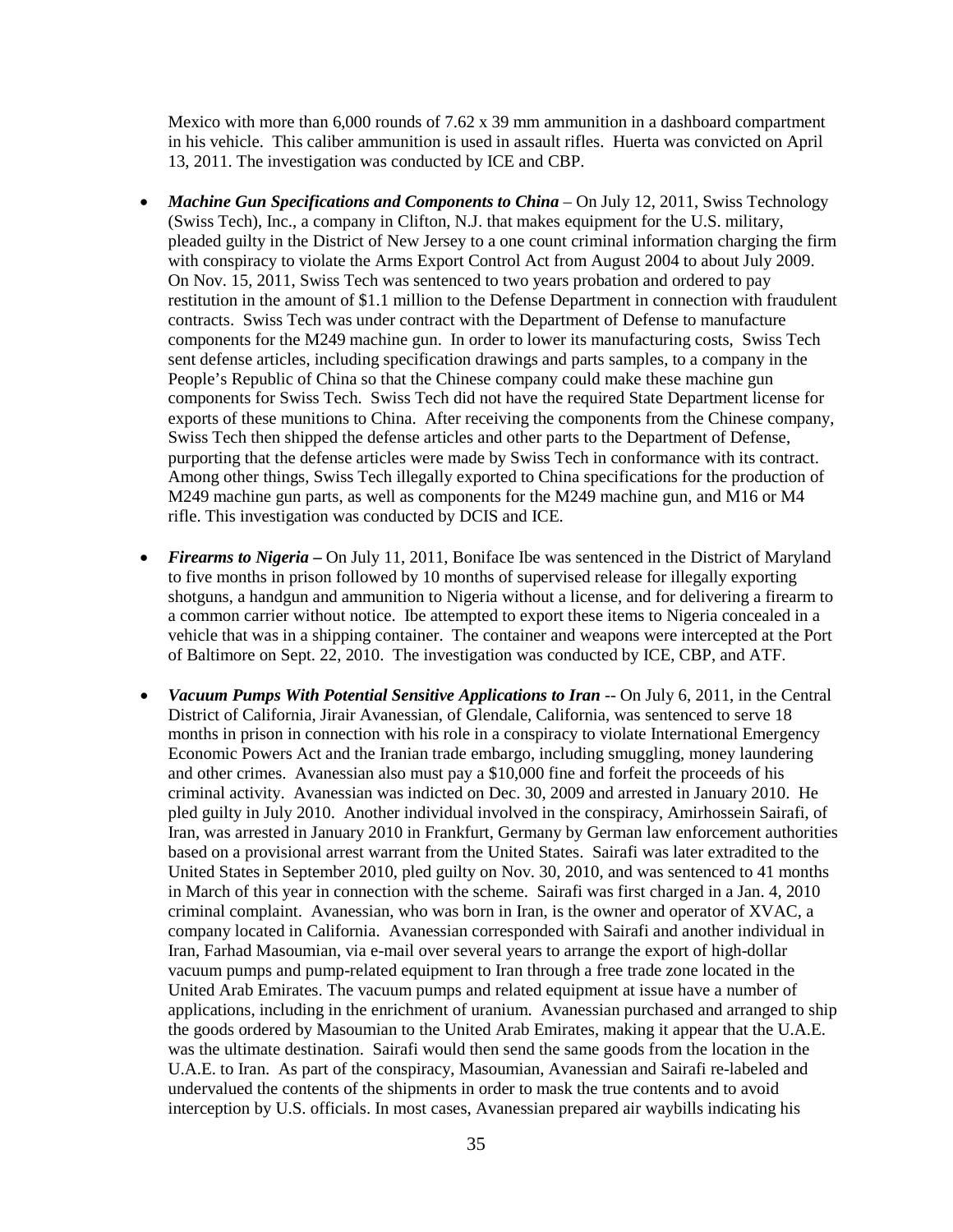Mexico with more than 6,000 rounds of 7.62 x 39 mm ammunition in a dashboard compartment in his vehicle. This caliber ammunition is used in assault rifles. Huerta was convicted on April 13, 2011. The investigation was conducted by ICE and CBP.

- ***Machine Gun Specifications and Components to China*** – On July 12, 2011, Swiss Technology (Swiss Tech), Inc., a company in Clifton, N.J. that makes equipment for the U.S. military, pleaded guilty in the District of New Jersey to a one count criminal information charging the firm with conspiracy to violate the Arms Export Control Act from August 2004 to about July 2009. On Nov. 15, 2011, Swiss Tech was sentenced to two years probation and ordered to pay restitution in the amount of $1.1 million to the Defense Department in connection with fraudulent contracts. Swiss Tech was under contract with the Department of Defense to manufacture components for the M249 machine gun. In order to lower its manufacturing costs, Swiss Tech sent defense articles, including specification drawings and parts samples, to a company in the People's Republic of China so that the Chinese company could make these machine gun components for Swiss Tech. Swiss Tech did not have the required State Department license for exports of these munitions to China. After receiving the components from the Chinese company, Swiss Tech then shipped the defense articles and other parts to the Department of Defense, purporting that the defense articles were made by Swiss Tech in conformance with its contract. Among other things, Swiss Tech illegally exported to China specifications for the production of M249 machine gun parts, as well as components for the M249 machine gun, and M16 or M4 rifle. This investigation was conducted by DCIS and ICE.

- ***Firearms to Nigeria*** **–** On July 11, 2011, Boniface Ibe was sentenced in the District of Maryland to five months in prison followed by 10 months of supervised release for illegally exporting shotguns, a handgun and ammunition to Nigeria without a license, and for delivering a firearm to a common carrier without notice. Ibe attempted to export these items to Nigeria concealed in a vehicle that was in a shipping container. The container and weapons were intercepted at the Port of Baltimore on Sept. 22, 2010. The investigation was conducted by ICE, CBP, and ATF.

- ***Vacuum Pumps With Potential Sensitive Applications to Iran*** -- On July 6, 2011, in the Central District of California, Jirair Avanessian, of Glendale, California, was sentenced to serve 18 months in prison in connection with his role in a conspiracy to violate International Emergency Economic Powers Act and the Iranian trade embargo, including smuggling, money laundering and other crimes. Avanessian also must pay a $10,000 fine and forfeit the proceeds of his criminal activity. Avanessian was indicted on Dec. 30, 2009 and arrested in January 2010. He pled guilty in July 2010. Another individual involved in the conspiracy, Amirhossein Sairafi, of Iran, was arrested in January 2010 in Frankfurt, Germany by German law enforcement authorities based on a provisional arrest warrant from the United States. Sairafi was later extradited to the United States in September 2010, pled guilty on Nov. 30, 2010, and was sentenced to 41 months in March of this year in connection with the scheme. Sairafi was first charged in a Jan. 4, 2010 criminal complaint. Avanessian, who was born in Iran, is the owner and operator of XVAC, a company located in California. Avanessian corresponded with Sairafi and another individual in Iran, Farhad Masoumian, via e-mail over several years to arrange the export of high-dollar vacuum pumps and pump-related equipment to Iran through a free trade zone located in the United Arab Emirates. The vacuum pumps and related equipment at issue have a number of applications, including in the enrichment of uranium. Avanessian purchased and arranged to ship the goods ordered by Masoumian to the United Arab Emirates, making it appear that the U.A.E. was the ultimate destination. Sairafi would then send the same goods from the location in the U.A.E. to Iran. As part of the conspiracy, Masoumian, Avanessian and Sairafi re-labeled and undervalued the contents of the shipments in order to mask the true contents and to avoid interception by U.S. officials. In most cases, Avanessian prepared air waybills indicating his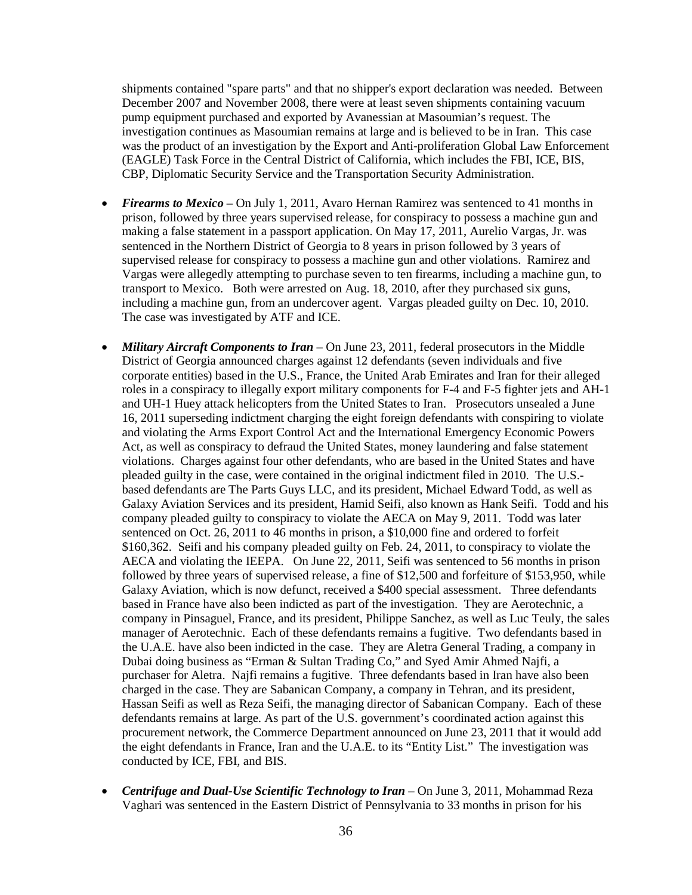shipments contained "spare parts" and that no shipper's export declaration was needed. Between December 2007 and November 2008, there were at least seven shipments containing vacuum pump equipment purchased and exported by Avanessian at Masoumian's request. The investigation continues as Masoumian remains at large and is believed to be in Iran. This case was the product of an investigation by the Export and Anti-proliferation Global Law Enforcement (EAGLE) Task Force in the Central District of California, which includes the FBI, ICE, BIS, CBP, Diplomatic Security Service and the Transportation Security Administration.

- ***Firearms to Mexico*** – On July 1, 2011, Avaro Hernan Ramirez was sentenced to 41 months in prison, followed by three years supervised release, for conspiracy to possess a machine gun and making a false statement in a passport application. On May 17, 2011, Aurelio Vargas, Jr. was sentenced in the Northern District of Georgia to 8 years in prison followed by 3 years of supervised release for conspiracy to possess a machine gun and other violations. Ramirez and Vargas were allegedly attempting to purchase seven to ten firearms, including a machine gun, to transport to Mexico. Both were arrested on Aug. 18, 2010, after they purchased six guns, including a machine gun, from an undercover agent. Vargas pleaded guilty on Dec. 10, 2010. The case was investigated by ATF and ICE.

- ***Military Aircraft Components to Iran*** – On June 23, 2011, federal prosecutors in the Middle District of Georgia announced charges against 12 defendants (seven individuals and five corporate entities) based in the U.S., France, the United Arab Emirates and Iran for their alleged roles in a conspiracy to illegally export military components for F-4 and F-5 fighter jets and AH-1 and UH-1 Huey attack helicopters from the United States to Iran. Prosecutors unsealed a June 16, 2011 superseding indictment charging the eight foreign defendants with conspiring to violate and violating the Arms Export Control Act and the International Emergency Economic Powers Act, as well as conspiracy to defraud the United States, money laundering and false statement violations. Charges against four other defendants, who are based in the United States and have pleaded guilty in the case, were contained in the original indictment filed in 2010. The U.S.-based defendants are The Parts Guys LLC, and its president, Michael Edward Todd, as well as Galaxy Aviation Services and its president, Hamid Seifi, also known as Hank Seifi. Todd and his company pleaded guilty to conspiracy to violate the AECA on May 9, 2011. Todd was later sentenced on Oct. 26, 2011 to 46 months in prison, a $10,000 fine and ordered to forfeit $160,362. Seifi and his company pleaded guilty on Feb. 24, 2011, to conspiracy to violate the AECA and violating the IEEPA. On June 22, 2011, Seifi was sentenced to 56 months in prison followed by three years of supervised release, a fine of $12,500 and forfeiture of $153,950, while Galaxy Aviation, which is now defunct, received a $400 special assessment. Three defendants based in France have also been indicted as part of the investigation. They are Aerotechnic, a company in Pinsaguel, France, and its president, Philippe Sanchez, as well as Luc Teuly, the sales manager of Aerotechnic. Each of these defendants remains a fugitive. Two defendants based in the U.A.E. have also been indicted in the case. They are Aletra General Trading, a company in Dubai doing business as "Erman & Sultan Trading Co," and Syed Amir Ahmed Najfi, a purchaser for Aletra. Najfi remains a fugitive. Three defendants based in Iran have also been charged in the case. They are Sabanican Company, a company in Tehran, and its president, Hassan Seifi as well as Reza Seifi, the managing director of Sabanican Company. Each of these defendants remains at large. As part of the U.S. government's coordinated action against this procurement network, the Commerce Department announced on June 23, 2011 that it would add the eight defendants in France, Iran and the U.A.E. to its "Entity List." The investigation was conducted by ICE, FBI, and BIS.

- ***Centrifuge and Dual-Use Scientific Technology to Iran*** – On June 3, 2011, Mohammad Reza Vaghari was sentenced in the Eastern District of Pennsylvania to 33 months in prison for his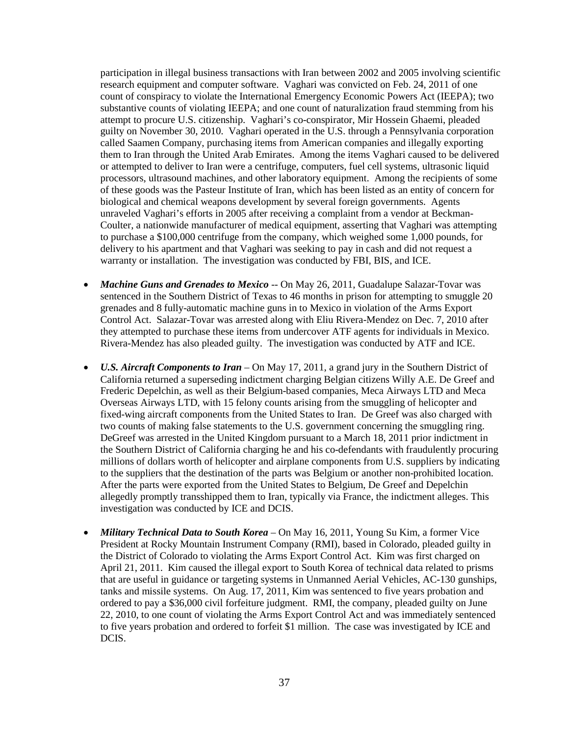participation in illegal business transactions with Iran between 2002 and 2005 involving scientific research equipment and computer software. Vaghari was convicted on Feb. 24, 2011 of one count of conspiracy to violate the International Emergency Economic Powers Act (IEEPA); two substantive counts of violating IEEPA; and one count of naturalization fraud stemming from his attempt to procure U.S. citizenship. Vaghari's co-conspirator, Mir Hossein Ghaemi, pleaded guilty on November 30, 2010. Vaghari operated in the U.S. through a Pennsylvania corporation called Saamen Company, purchasing items from American companies and illegally exporting them to Iran through the United Arab Emirates. Among the items Vaghari caused to be delivered or attempted to deliver to Iran were a centrifuge, computers, fuel cell systems, ultrasonic liquid processors, ultrasound machines, and other laboratory equipment. Among the recipients of some of these goods was the Pasteur Institute of Iran, which has been listed as an entity of concern for biological and chemical weapons development by several foreign governments. Agents unraveled Vaghari's efforts in 2005 after receiving a complaint from a vendor at Beckman-Coulter, a nationwide manufacturer of medical equipment, asserting that Vaghari was attempting to purchase a $100,000 centrifuge from the company, which weighed some 1,000 pounds, for delivery to his apartment and that Vaghari was seeking to pay in cash and did not request a warranty or installation. The investigation was conducted by FBI, BIS, and ICE.

- ***Machine Guns and Grenades to Mexico*** -- On May 26, 2011, Guadalupe Salazar-Tovar was sentenced in the Southern District of Texas to 46 months in prison for attempting to smuggle 20 grenades and 8 fully-automatic machine guns in to Mexico in violation of the Arms Export Control Act. Salazar-Tovar was arrested along with Eliu Rivera-Mendez on Dec. 7, 2010 after they attempted to purchase these items from undercover ATF agents for individuals in Mexico. Rivera-Mendez has also pleaded guilty. The investigation was conducted by ATF and ICE.

- ***U.S. Aircraft Components to Iran*** – On May 17, 2011, a grand jury in the Southern District of California returned a superseding indictment charging Belgian citizens Willy A.E. De Greef and Frederic Depelchin, as well as their Belgium-based companies, Meca Airways LTD and Meca Overseas Airways LTD, with 15 felony counts arising from the smuggling of helicopter and fixed-wing aircraft components from the United States to Iran. De Greef was also charged with two counts of making false statements to the U.S. government concerning the smuggling ring. DeGreef was arrested in the United Kingdom pursuant to a March 18, 2011 prior indictment in the Southern District of California charging he and his co-defendants with fraudulently procuring millions of dollars worth of helicopter and airplane components from U.S. suppliers by indicating to the suppliers that the destination of the parts was Belgium or another non-prohibited location. After the parts were exported from the United States to Belgium, De Greef and Depelchin allegedly promptly transshipped them to Iran, typically via France, the indictment alleges. This investigation was conducted by ICE and DCIS.

- ***Military Technical Data to South Korea*** – On May 16, 2011, Young Su Kim, a former Vice President at Rocky Mountain Instrument Company (RMI), based in Colorado, pleaded guilty in the District of Colorado to violating the Arms Export Control Act. Kim was first charged on April 21, 2011. Kim caused the illegal export to South Korea of technical data related to prisms that are useful in guidance or targeting systems in Unmanned Aerial Vehicles, AC-130 gunships, tanks and missile systems. On Aug. 17, 2011, Kim was sentenced to five years probation and ordered to pay a $36,000 civil forfeiture judgment. RMI, the company, pleaded guilty on June 22, 2010, to one count of violating the Arms Export Control Act and was immediately sentenced to five years probation and ordered to forfeit $1 million. The case was investigated by ICE and DCIS.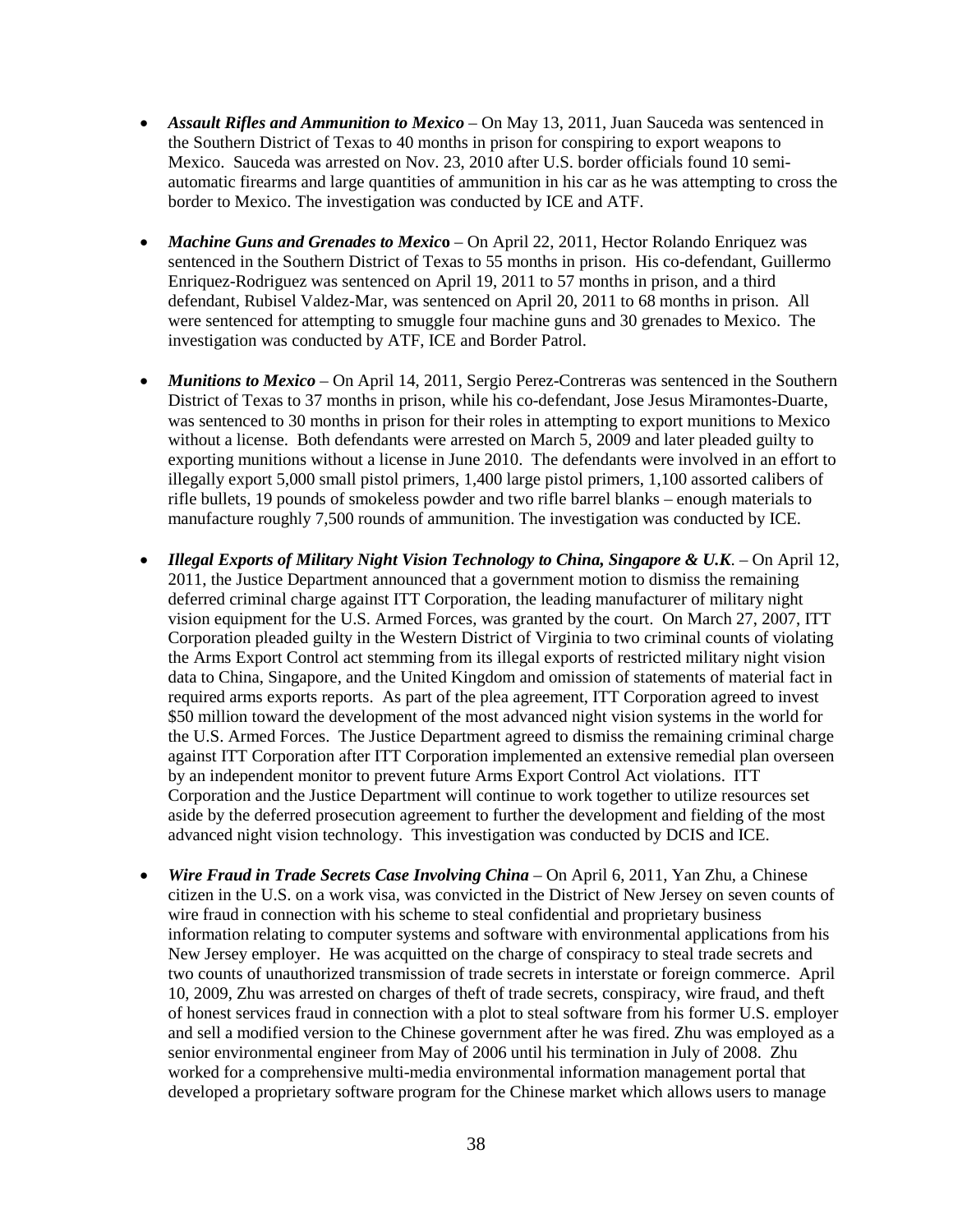- ***Assault Rifles and Ammunition to Mexico*** – On May 13, 2011, Juan Sauceda was sentenced in the Southern District of Texas to 40 months in prison for conspiring to export weapons to Mexico. Sauceda was arrested on Nov. 23, 2010 after U.S. border officials found 10 semi-automatic firearms and large quantities of ammunition in his car as he was attempting to cross the border to Mexico. The investigation was conducted by ICE and ATF.

- ***Machine Guns and Grenades to Mexico*** – On April 22, 2011, Hector Rolando Enriquez was sentenced in the Southern District of Texas to 55 months in prison. His co-defendant, Guillermo Enriquez-Rodriguez was sentenced on April 19, 2011 to 57 months in prison, and a third defendant, Rubisel Valdez-Mar, was sentenced on April 20, 2011 to 68 months in prison. All were sentenced for attempting to smuggle four machine guns and 30 grenades to Mexico. The investigation was conducted by ATF, ICE and Border Patrol.

- ***Munitions to Mexico*** – On April 14, 2011, Sergio Perez-Contreras was sentenced in the Southern District of Texas to 37 months in prison, while his co-defendant, Jose Jesus Miramontes-Duarte, was sentenced to 30 months in prison for their roles in attempting to export munitions to Mexico without a license. Both defendants were arrested on March 5, 2009 and later pleaded guilty to exporting munitions without a license in June 2010. The defendants were involved in an effort to illegally export 5,000 small pistol primers, 1,400 large pistol primers, 1,100 assorted calibers of rifle bullets, 19 pounds of smokeless powder and two rifle barrel blanks – enough materials to manufacture roughly 7,500 rounds of ammunition. The investigation was conducted by ICE.

- ***Illegal Exports of Military Night Vision Technology to China, Singapore & U.K.*** – On April 12, 2011, the Justice Department announced that a government motion to dismiss the remaining deferred criminal charge against ITT Corporation, the leading manufacturer of military night vision equipment for the U.S. Armed Forces, was granted by the court. On March 27, 2007, ITT Corporation pleaded guilty in the Western District of Virginia to two criminal counts of violating the Arms Export Control act stemming from its illegal exports of restricted military night vision data to China, Singapore, and the United Kingdom and omission of statements of material fact in required arms exports reports. As part of the plea agreement, ITT Corporation agreed to invest $50 million toward the development of the most advanced night vision systems in the world for the U.S. Armed Forces. The Justice Department agreed to dismiss the remaining criminal charge against ITT Corporation after ITT Corporation implemented an extensive remedial plan overseen by an independent monitor to prevent future Arms Export Control Act violations. ITT Corporation and the Justice Department will continue to work together to utilize resources set aside by the deferred prosecution agreement to further the development and fielding of the most advanced night vision technology. This investigation was conducted by DCIS and ICE.

- ***Wire Fraud in Trade Secrets Case Involving China*** – On April 6, 2011, Yan Zhu, a Chinese citizen in the U.S. on a work visa, was convicted in the District of New Jersey on seven counts of wire fraud in connection with his scheme to steal confidential and proprietary business information relating to computer systems and software with environmental applications from his New Jersey employer. He was acquitted on the charge of conspiracy to steal trade secrets and two counts of unauthorized transmission of trade secrets in interstate or foreign commerce. April 10, 2009, Zhu was arrested on charges of theft of trade secrets, conspiracy, wire fraud, and theft of honest services fraud in connection with a plot to steal software from his former U.S. employer and sell a modified version to the Chinese government after he was fired. Zhu was employed as a senior environmental engineer from May of 2006 until his termination in July of 2008. Zhu worked for a comprehensive multi-media environmental information management portal that developed a proprietary software program for the Chinese market which allows users to manage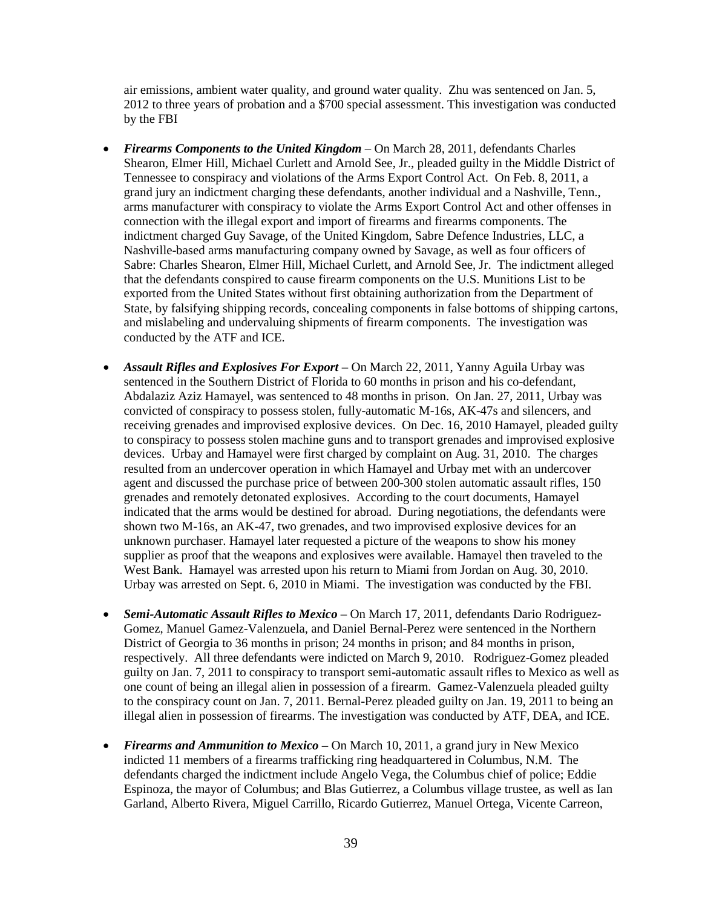air emissions, ambient water quality, and ground water quality. Zhu was sentenced on Jan. 5, 2012 to three years of probation and a $700 special assessment. This investigation was conducted by the FBI

- ***Firearms Components to the United Kingdom*** – On March 28, 2011, defendants Charles Shearon, Elmer Hill, Michael Curlett and Arnold See, Jr., pleaded guilty in the Middle District of Tennessee to conspiracy and violations of the Arms Export Control Act. On Feb. 8, 2011, a grand jury an indictment charging these defendants, another individual and a Nashville, Tenn., arms manufacturer with conspiracy to violate the Arms Export Control Act and other offenses in connection with the illegal export and import of firearms and firearms components. The indictment charged Guy Savage, of the United Kingdom, Sabre Defence Industries, LLC, a Nashville-based arms manufacturing company owned by Savage, as well as four officers of Sabre: Charles Shearon, Elmer Hill, Michael Curlett, and Arnold See, Jr. The indictment alleged that the defendants conspired to cause firearm components on the U.S. Munitions List to be exported from the United States without first obtaining authorization from the Department of State, by falsifying shipping records, concealing components in false bottoms of shipping cartons, and mislabeling and undervaluing shipments of firearm components. The investigation was conducted by the ATF and ICE.

- ***Assault Rifles and Explosives For Export*** – On March 22, 2011, Yanny Aguila Urbay was sentenced in the Southern District of Florida to 60 months in prison and his co-defendant, Abdalaziz Aziz Hamayel, was sentenced to 48 months in prison. On Jan. 27, 2011, Urbay was convicted of conspiracy to possess stolen, fully-automatic M-16s, AK-47s and silencers, and receiving grenades and improvised explosive devices. On Dec. 16, 2010 Hamayel, pleaded guilty to conspiracy to possess stolen machine guns and to transport grenades and improvised explosive devices. Urbay and Hamayel were first charged by complaint on Aug. 31, 2010. The charges resulted from an undercover operation in which Hamayel and Urbay met with an undercover agent and discussed the purchase price of between 200-300 stolen automatic assault rifles, 150 grenades and remotely detonated explosives. According to the court documents, Hamayel indicated that the arms would be destined for abroad. During negotiations, the defendants were shown two M-16s, an AK-47, two grenades, and two improvised explosive devices for an unknown purchaser. Hamayel later requested a picture of the weapons to show his money supplier as proof that the weapons and explosives were available. Hamayel then traveled to the West Bank. Hamayel was arrested upon his return to Miami from Jordan on Aug. 30, 2010. Urbay was arrested on Sept. 6, 2010 in Miami. The investigation was conducted by the FBI.

- ***Semi-Automatic Assault Rifles to Mexico*** – On March 17, 2011, defendants Dario Rodriguez-Gomez, Manuel Gamez-Valenzuela, and Daniel Bernal-Perez were sentenced in the Northern District of Georgia to 36 months in prison; 24 months in prison; and 84 months in prison, respectively. All three defendants were indicted on March 9, 2010. Rodriguez-Gomez pleaded guilty on Jan. 7, 2011 to conspiracy to transport semi-automatic assault rifles to Mexico as well as one count of being an illegal alien in possession of a firearm. Gamez-Valenzuela pleaded guilty to the conspiracy count on Jan. 7, 2011. Bernal-Perez pleaded guilty on Jan. 19, 2011 to being an illegal alien in possession of firearms. The investigation was conducted by ATF, DEA, and ICE.

- ***Firearms and Ammunition to Mexico*** – On March 10, 2011, a grand jury in New Mexico indicted 11 members of a firearms trafficking ring headquartered in Columbus, N.M. The defendants charged the indictment include Angelo Vega, the Columbus chief of police; Eddie Espinoza, the mayor of Columbus; and Blas Gutierrez, a Columbus village trustee, as well as Ian Garland, Alberto Rivera, Miguel Carrillo, Ricardo Gutierrez, Manuel Ortega, Vicente Carreon,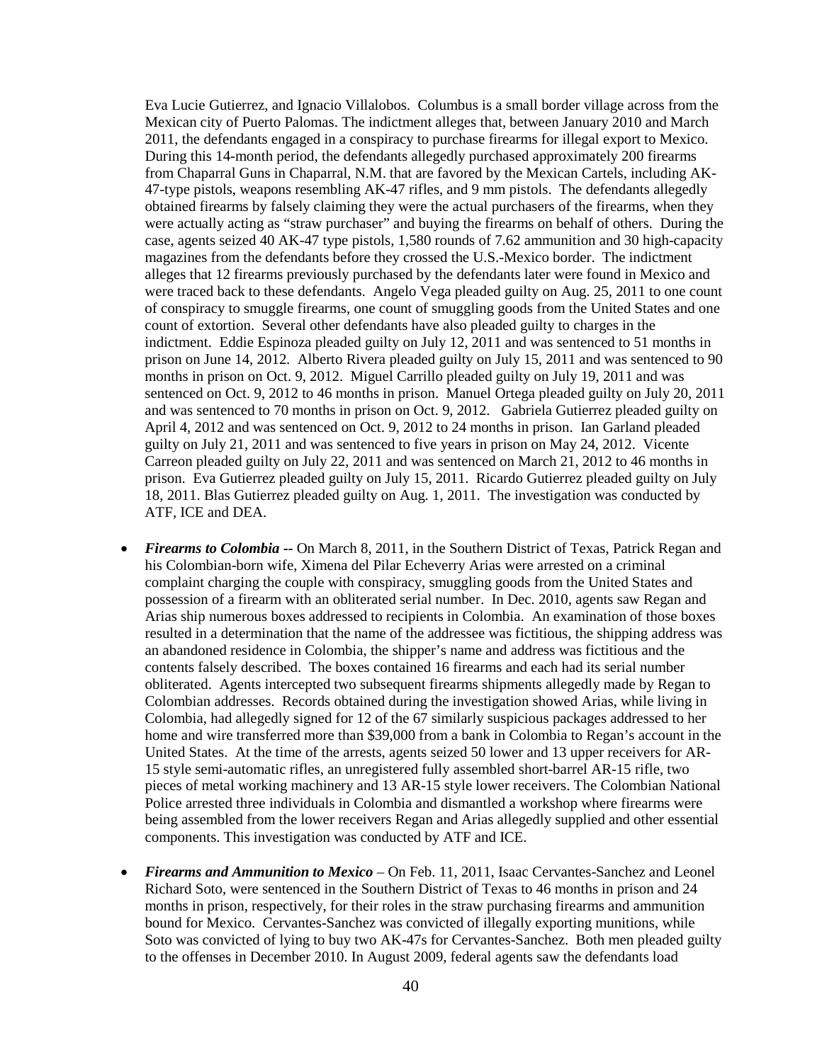Eva Lucie Gutierrez, and Ignacio Villalobos. Columbus is a small border village across from the Mexican city of Puerto Palomas. The indictment alleges that, between January 2010 and March 2011, the defendants engaged in a conspiracy to purchase firearms for illegal export to Mexico. During this 14-month period, the defendants allegedly purchased approximately 200 firearms from Chaparral Guns in Chaparral, N.M. that are favored by the Mexican Cartels, including AK-47-type pistols, weapons resembling AK-47 rifles, and 9 mm pistols. The defendants allegedly obtained firearms by falsely claiming they were the actual purchasers of the firearms, when they were actually acting as "straw purchaser" and buying the firearms on behalf of others. During the case, agents seized 40 AK-47 type pistols, 1,580 rounds of 7.62 ammunition and 30 high-capacity magazines from the defendants before they crossed the U.S.-Mexico border. The indictment alleges that 12 firearms previously purchased by the defendants later were found in Mexico and were traced back to these defendants. Angelo Vega pleaded guilty on Aug. 25, 2011 to one count of conspiracy to smuggle firearms, one count of smuggling goods from the United States and one count of extortion. Several other defendants have also pleaded guilty to charges in the indictment. Eddie Espinoza pleaded guilty on July 12, 2011 and was sentenced to 51 months in prison on June 14, 2012. Alberto Rivera pleaded guilty on July 15, 2011 and was sentenced to 90 months in prison on Oct. 9, 2012. Miguel Carrillo pleaded guilty on July 19, 2011 and was sentenced on Oct. 9, 2012 to 46 months in prison. Manuel Ortega pleaded guilty on July 20, 2011 and was sentenced to 70 months in prison on Oct. 9, 2012. Gabriela Gutierrez pleaded guilty on April 4, 2012 and was sentenced on Oct. 9, 2012 to 24 months in prison. Ian Garland pleaded guilty on July 21, 2011 and was sentenced to five years in prison on May 24, 2012. Vicente Carreon pleaded guilty on July 22, 2011 and was sentenced on March 21, 2012 to 46 months in prison. Eva Gutierrez pleaded guilty on July 15, 2011. Ricardo Gutierrez pleaded guilty on July 18, 2011. Blas Gutierrez pleaded guilty on Aug. 1, 2011. The investigation was conducted by ATF, ICE and DEA.

- ***Firearms to Colombia*** -- On March 8, 2011, in the Southern District of Texas, Patrick Regan and his Colombian-born wife, Ximena del Pilar Echeverry Arias were arrested on a criminal complaint charging the couple with conspiracy, smuggling goods from the United States and possession of a firearm with an obliterated serial number. In Dec. 2010, agents saw Regan and Arias ship numerous boxes addressed to recipients in Colombia. An examination of those boxes resulted in a determination that the name of the addressee was fictitious, the shipping address was an abandoned residence in Colombia, the shipper's name and address was fictitious and the contents falsely described. The boxes contained 16 firearms and each had its serial number obliterated. Agents intercepted two subsequent firearms shipments allegedly made by Regan to Colombian addresses. Records obtained during the investigation showed Arias, while living in Colombia, had allegedly signed for 12 of the 67 similarly suspicious packages addressed to her home and wire transferred more than $39,000 from a bank in Colombia to Regan's account in the United States. At the time of the arrests, agents seized 50 lower and 13 upper receivers for AR-15 style semi-automatic rifles, an unregistered fully assembled short-barrel AR-15 rifle, two pieces of metal working machinery and 13 AR-15 style lower receivers. The Colombian National Police arrested three individuals in Colombia and dismantled a workshop where firearms were being assembled from the lower receivers Regan and Arias allegedly supplied and other essential components. This investigation was conducted by ATF and ICE.

- ***Firearms and Ammunition to Mexico*** – On Feb. 11, 2011, Isaac Cervantes-Sanchez and Leonel Richard Soto, were sentenced in the Southern District of Texas to 46 months in prison and 24 months in prison, respectively, for their roles in the straw purchasing firearms and ammunition bound for Mexico. Cervantes-Sanchez was convicted of illegally exporting munitions, while Soto was convicted of lying to buy two AK-47s for Cervantes-Sanchez. Both men pleaded guilty to the offenses in December 2010. In August 2009, federal agents saw the defendants load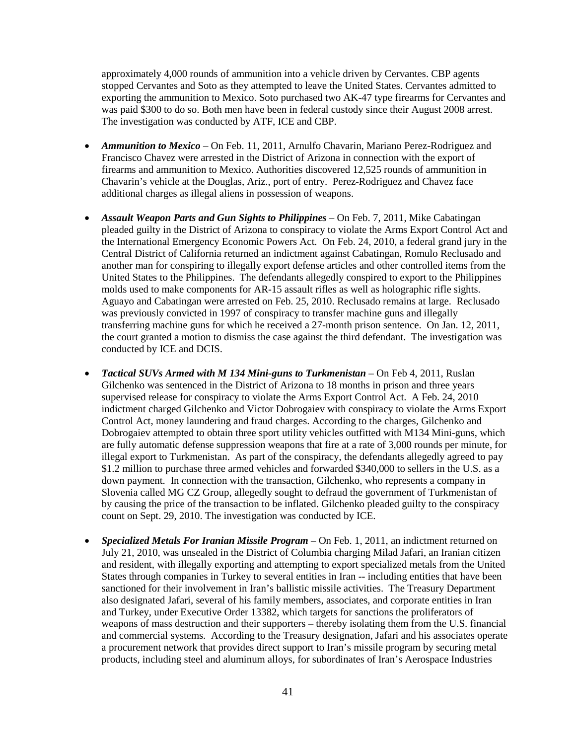approximately 4,000 rounds of ammunition into a vehicle driven by Cervantes. CBP agents stopped Cervantes and Soto as they attempted to leave the United States. Cervantes admitted to exporting the ammunition to Mexico. Soto purchased two AK-47 type firearms for Cervantes and was paid $300 to do so. Both men have been in federal custody since their August 2008 arrest. The investigation was conducted by ATF, ICE and CBP.

- ***Ammunition to Mexico*** – On Feb. 11, 2011, Arnulfo Chavarin, Mariano Perez-Rodriguez and Francisco Chavez were arrested in the District of Arizona in connection with the export of firearms and ammunition to Mexico. Authorities discovered 12,525 rounds of ammunition in Chavarin's vehicle at the Douglas, Ariz., port of entry. Perez-Rodriguez and Chavez face additional charges as illegal aliens in possession of weapons.

- ***Assault Weapon Parts and Gun Sights to Philippines*** – On Feb. 7, 2011, Mike Cabatingan pleaded guilty in the District of Arizona to conspiracy to violate the Arms Export Control Act and the International Emergency Economic Powers Act. On Feb. 24, 2010, a federal grand jury in the Central District of California returned an indictment against Cabatingan, Romulo Reclusado and another man for conspiring to illegally export defense articles and other controlled items from the United States to the Philippines. The defendants allegedly conspired to export to the Philippines molds used to make components for AR-15 assault rifles as well as holographic rifle sights. Aguayo and Cabatingan were arrested on Feb. 25, 2010. Reclusado remains at large. Reclusado was previously convicted in 1997 of conspiracy to transfer machine guns and illegally transferring machine guns for which he received a 27-month prison sentence. On Jan. 12, 2011, the court granted a motion to dismiss the case against the third defendant. The investigation was conducted by ICE and DCIS.

- ***Tactical SUVs Armed with M 134 Mini-guns to Turkmenistan*** – On Feb 4, 2011, Ruslan Gilchenko was sentenced in the District of Arizona to 18 months in prison and three years supervised release for conspiracy to violate the Arms Export Control Act. A Feb. 24, 2010 indictment charged Gilchenko and Victor Dobrogaiev with conspiracy to violate the Arms Export Control Act, money laundering and fraud charges. According to the charges, Gilchenko and Dobrogaiev attempted to obtain three sport utility vehicles outfitted with M134 Mini-guns, which are fully automatic defense suppression weapons that fire at a rate of 3,000 rounds per minute, for illegal export to Turkmenistan. As part of the conspiracy, the defendants allegedly agreed to pay $1.2 million to purchase three armed vehicles and forwarded $340,000 to sellers in the U.S. as a down payment. In connection with the transaction, Gilchenko, who represents a company in Slovenia called MG CZ Group, allegedly sought to defraud the government of Turkmenistan of by causing the price of the transaction to be inflated. Gilchenko pleaded guilty to the conspiracy count on Sept. 29, 2010. The investigation was conducted by ICE.

- ***Specialized Metals For Iranian Missile Program*** – On Feb. 1, 2011, an indictment returned on July 21, 2010, was unsealed in the District of Columbia charging Milad Jafari, an Iranian citizen and resident, with illegally exporting and attempting to export specialized metals from the United States through companies in Turkey to several entities in Iran -- including entities that have been sanctioned for their involvement in Iran's ballistic missile activities. The Treasury Department also designated Jafari, several of his family members, associates, and corporate entities in Iran and Turkey, under Executive Order 13382, which targets for sanctions the proliferators of weapons of mass destruction and their supporters – thereby isolating them from the U.S. financial and commercial systems. According to the Treasury designation, Jafari and his associates operate a procurement network that provides direct support to Iran's missile program by securing metal products, including steel and aluminum alloys, for subordinates of Iran's Aerospace Industries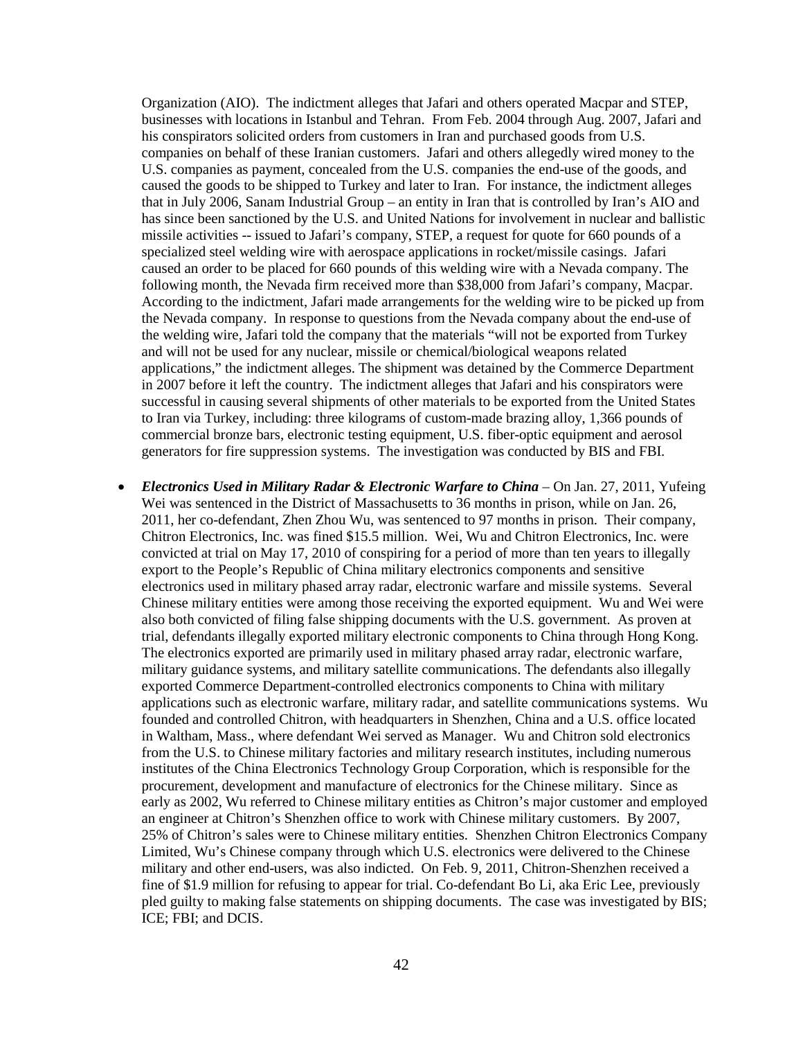Organization (AIO). The indictment alleges that Jafari and others operated Macpar and STEP, businesses with locations in Istanbul and Tehran. From Feb. 2004 through Aug. 2007, Jafari and his conspirators solicited orders from customers in Iran and purchased goods from U.S. companies on behalf of these Iranian customers. Jafari and others allegedly wired money to the U.S. companies as payment, concealed from the U.S. companies the end-use of the goods, and caused the goods to be shipped to Turkey and later to Iran. For instance, the indictment alleges that in July 2006, Sanam Industrial Group – an entity in Iran that is controlled by Iran's AIO and has since been sanctioned by the U.S. and United Nations for involvement in nuclear and ballistic missile activities -- issued to Jafari's company, STEP, a request for quote for 660 pounds of a specialized steel welding wire with aerospace applications in rocket/missile casings. Jafari caused an order to be placed for 660 pounds of this welding wire with a Nevada company. The following month, the Nevada firm received more than $38,000 from Jafari's company, Macpar. According to the indictment, Jafari made arrangements for the welding wire to be picked up from the Nevada company. In response to questions from the Nevada company about the end-use of the welding wire, Jafari told the company that the materials "will not be exported from Turkey and will not be used for any nuclear, missile or chemical/biological weapons related applications," the indictment alleges. The shipment was detained by the Commerce Department in 2007 before it left the country. The indictment alleges that Jafari and his conspirators were successful in causing several shipments of other materials to be exported from the United States to Iran via Turkey, including: three kilograms of custom-made brazing alloy, 1,366 pounds of commercial bronze bars, electronic testing equipment, U.S. fiber-optic equipment and aerosol generators for fire suppression systems. The investigation was conducted by BIS and FBI.

- ***Electronics Used in Military Radar & Electronic Warfare to China*** – On Jan. 27, 2011, Yufeing Wei was sentenced in the District of Massachusetts to 36 months in prison, while on Jan. 26, 2011, her co-defendant, Zhen Zhou Wu, was sentenced to 97 months in prison. Their company, Chitron Electronics, Inc. was fined $15.5 million. Wei, Wu and Chitron Electronics, Inc. were convicted at trial on May 17, 2010 of conspiring for a period of more than ten years to illegally export to the People's Republic of China military electronics components and sensitive electronics used in military phased array radar, electronic warfare and missile systems. Several Chinese military entities were among those receiving the exported equipment. Wu and Wei were also both convicted of filing false shipping documents with the U.S. government. As proven at trial, defendants illegally exported military electronic components to China through Hong Kong. The electronics exported are primarily used in military phased array radar, electronic warfare, military guidance systems, and military satellite communications. The defendants also illegally exported Commerce Department-controlled electronics components to China with military applications such as electronic warfare, military radar, and satellite communications systems. Wu founded and controlled Chitron, with headquarters in Shenzhen, China and a U.S. office located in Waltham, Mass., where defendant Wei served as Manager. Wu and Chitron sold electronics from the U.S. to Chinese military factories and military research institutes, including numerous institutes of the China Electronics Technology Group Corporation, which is responsible for the procurement, development and manufacture of electronics for the Chinese military. Since as early as 2002, Wu referred to Chinese military entities as Chitron's major customer and employed an engineer at Chitron's Shenzhen office to work with Chinese military customers. By 2007, 25% of Chitron's sales were to Chinese military entities. Shenzhen Chitron Electronics Company Limited, Wu's Chinese company through which U.S. electronics were delivered to the Chinese military and other end-users, was also indicted. On Feb. 9, 2011, Chitron-Shenzhen received a fine of $1.9 million for refusing to appear for trial. Co-defendant Bo Li, aka Eric Lee, previously pled guilty to making false statements on shipping documents. The case was investigated by BIS; ICE; FBI; and DCIS.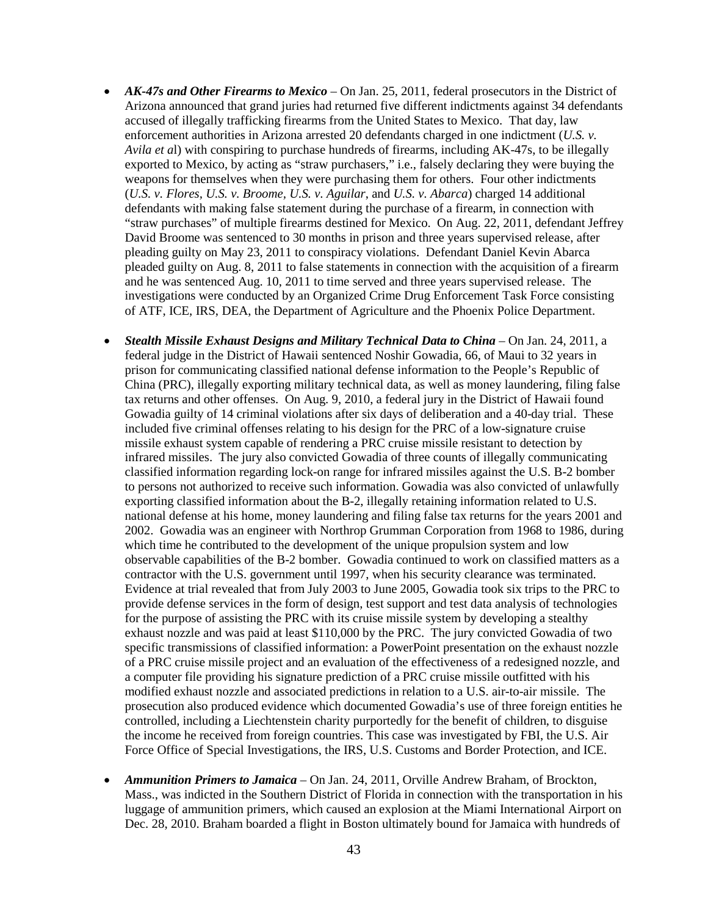- ***AK-47s and Other Firearms to Mexico*** – On Jan. 25, 2011, federal prosecutors in the District of Arizona announced that grand juries had returned five different indictments against 34 defendants accused of illegally trafficking firearms from the United States to Mexico. That day, law enforcement authorities in Arizona arrested 20 defendants charged in one indictment (*U.S. v. Avila et a*l) with conspiring to purchase hundreds of firearms, including AK-47s, to be illegally exported to Mexico, by acting as "straw purchasers," i.e., falsely declaring they were buying the weapons for themselves when they were purchasing them for others. Four other indictments (*U.S. v. Flores*, *U.S. v. Broome*, *U.S. v. Aguilar*, and *U.S. v. Abarca*) charged 14 additional defendants with making false statement during the purchase of a firearm, in connection with "straw purchases" of multiple firearms destined for Mexico. On Aug. 22, 2011, defendant Jeffrey David Broome was sentenced to 30 months in prison and three years supervised release, after pleading guilty on May 23, 2011 to conspiracy violations. Defendant Daniel Kevin Abarca pleaded guilty on Aug. 8, 2011 to false statements in connection with the acquisition of a firearm and he was sentenced Aug. 10, 2011 to time served and three years supervised release. The investigations were conducted by an Organized Crime Drug Enforcement Task Force consisting of ATF, ICE, IRS, DEA, the Department of Agriculture and the Phoenix Police Department.

- ***Stealth Missile Exhaust Designs and Military Technical Data to China*** – On Jan. 24, 2011, a federal judge in the District of Hawaii sentenced Noshir Gowadia, 66, of Maui to 32 years in prison for communicating classified national defense information to the People's Republic of China (PRC), illegally exporting military technical data, as well as money laundering, filing false tax returns and other offenses. On Aug. 9, 2010, a federal jury in the District of Hawaii found Gowadia guilty of 14 criminal violations after six days of deliberation and a 40-day trial. These included five criminal offenses relating to his design for the PRC of a low-signature cruise missile exhaust system capable of rendering a PRC cruise missile resistant to detection by infrared missiles. The jury also convicted Gowadia of three counts of illegally communicating classified information regarding lock-on range for infrared missiles against the U.S. B-2 bomber to persons not authorized to receive such information. Gowadia was also convicted of unlawfully exporting classified information about the B-2, illegally retaining information related to U.S. national defense at his home, money laundering and filing false tax returns for the years 2001 and 2002. Gowadia was an engineer with Northrop Grumman Corporation from 1968 to 1986, during which time he contributed to the development of the unique propulsion system and low observable capabilities of the B-2 bomber. Gowadia continued to work on classified matters as a contractor with the U.S. government until 1997, when his security clearance was terminated. Evidence at trial revealed that from July 2003 to June 2005, Gowadia took six trips to the PRC to provide defense services in the form of design, test support and test data analysis of technologies for the purpose of assisting the PRC with its cruise missile system by developing a stealthy exhaust nozzle and was paid at least $110,000 by the PRC. The jury convicted Gowadia of two specific transmissions of classified information: a PowerPoint presentation on the exhaust nozzle of a PRC cruise missile project and an evaluation of the effectiveness of a redesigned nozzle, and a computer file providing his signature prediction of a PRC cruise missile outfitted with his modified exhaust nozzle and associated predictions in relation to a U.S. air-to-air missile. The prosecution also produced evidence which documented Gowadia's use of three foreign entities he controlled, including a Liechtenstein charity purportedly for the benefit of children, to disguise the income he received from foreign countries. This case was investigated by FBI, the U.S. Air Force Office of Special Investigations, the IRS, U.S. Customs and Border Protection, and ICE.

- ***Ammunition Primers to Jamaica*** – On Jan. 24, 2011, Orville Andrew Braham, of Brockton, Mass., was indicted in the Southern District of Florida in connection with the transportation in his luggage of ammunition primers, which caused an explosion at the Miami International Airport on Dec. 28, 2010. Braham boarded a flight in Boston ultimately bound for Jamaica with hundreds of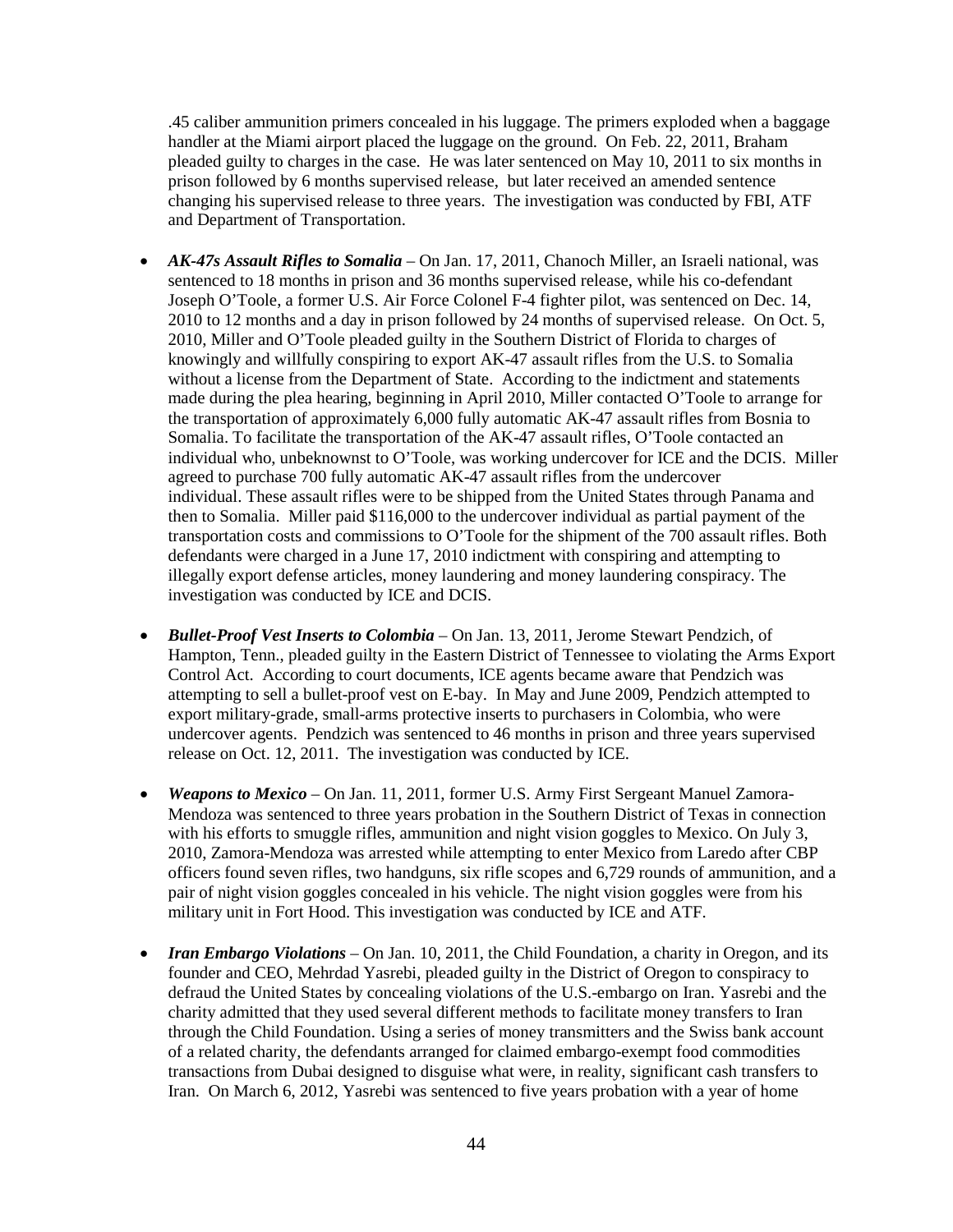.45 caliber ammunition primers concealed in his luggage. The primers exploded when a baggage handler at the Miami airport placed the luggage on the ground. On Feb. 22, 2011, Braham pleaded guilty to charges in the case. He was later sentenced on May 10, 2011 to six months in prison followed by 6 months supervised release, but later received an amended sentence changing his supervised release to three years. The investigation was conducted by FBI, ATF and Department of Transportation.

- ***AK-47s Assault Rifles to Somalia*** – On Jan. 17, 2011, Chanoch Miller, an Israeli national, was sentenced to 18 months in prison and 36 months supervised release, while his co-defendant Joseph O'Toole, a former U.S. Air Force Colonel F-4 fighter pilot, was sentenced on Dec. 14, 2010 to 12 months and a day in prison followed by 24 months of supervised release. On Oct. 5, 2010, Miller and O'Toole pleaded guilty in the Southern District of Florida to charges of knowingly and willfully conspiring to export AK-47 assault rifles from the U.S. to Somalia without a license from the Department of State. According to the indictment and statements made during the plea hearing, beginning in April 2010, Miller contacted O'Toole to arrange for the transportation of approximately 6,000 fully automatic AK-47 assault rifles from Bosnia to Somalia. To facilitate the transportation of the AK-47 assault rifles, O'Toole contacted an individual who, unbeknownst to O'Toole, was working undercover for ICE and the DCIS. Miller agreed to purchase 700 fully automatic AK-47 assault rifles from the undercover individual. These assault rifles were to be shipped from the United States through Panama and then to Somalia. Miller paid $116,000 to the undercover individual as partial payment of the transportation costs and commissions to O'Toole for the shipment of the 700 assault rifles. Both defendants were charged in a June 17, 2010 indictment with conspiring and attempting to illegally export defense articles, money laundering and money laundering conspiracy. The investigation was conducted by ICE and DCIS.

- ***Bullet-Proof Vest Inserts to Colombia*** – On Jan. 13, 2011, Jerome Stewart Pendzich, of Hampton, Tenn., pleaded guilty in the Eastern District of Tennessee to violating the Arms Export Control Act. According to court documents, ICE agents became aware that Pendzich was attempting to sell a bullet-proof vest on E-bay. In May and June 2009, Pendzich attempted to export military-grade, small-arms protective inserts to purchasers in Colombia, who were undercover agents. Pendzich was sentenced to 46 months in prison and three years supervised release on Oct. 12, 2011. The investigation was conducted by ICE.

- ***Weapons to Mexico*** – On Jan. 11, 2011, former U.S. Army First Sergeant Manuel Zamora-Mendoza was sentenced to three years probation in the Southern District of Texas in connection with his efforts to smuggle rifles, ammunition and night vision goggles to Mexico. On July 3, 2010, Zamora-Mendoza was arrested while attempting to enter Mexico from Laredo after CBP officers found seven rifles, two handguns, six rifle scopes and 6,729 rounds of ammunition, and a pair of night vision goggles concealed in his vehicle. The night vision goggles were from his military unit in Fort Hood. This investigation was conducted by ICE and ATF.

- ***Iran Embargo Violations*** – On Jan. 10, 2011, the Child Foundation, a charity in Oregon, and its founder and CEO, Mehrdad Yasrebi, pleaded guilty in the District of Oregon to conspiracy to defraud the United States by concealing violations of the U.S.-embargo on Iran. Yasrebi and the charity admitted that they used several different methods to facilitate money transfers to Iran through the Child Foundation. Using a series of money transmitters and the Swiss bank account of a related charity, the defendants arranged for claimed embargo-exempt food commodities transactions from Dubai designed to disguise what were, in reality, significant cash transfers to Iran. On March 6, 2012, Yasrebi was sentenced to five years probation with a year of home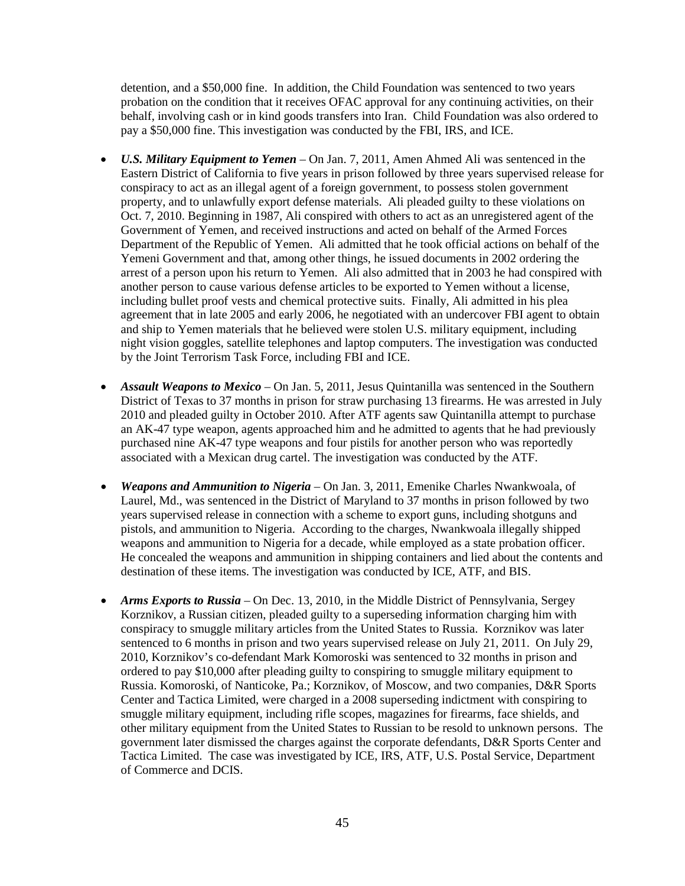detention, and a $50,000 fine. In addition, the Child Foundation was sentenced to two years probation on the condition that it receives OFAC approval for any continuing activities, on their behalf, involving cash or in kind goods transfers into Iran. Child Foundation was also ordered to pay a $50,000 fine. This investigation was conducted by the FBI, IRS, and ICE.

- ***U.S. Military Equipment to Yemen*** – On Jan. 7, 2011, Amen Ahmed Ali was sentenced in the Eastern District of California to five years in prison followed by three years supervised release for conspiracy to act as an illegal agent of a foreign government, to possess stolen government property, and to unlawfully export defense materials. Ali pleaded guilty to these violations on Oct. 7, 2010. Beginning in 1987, Ali conspired with others to act as an unregistered agent of the Government of Yemen, and received instructions and acted on behalf of the Armed Forces Department of the Republic of Yemen. Ali admitted that he took official actions on behalf of the Yemeni Government and that, among other things, he issued documents in 2002 ordering the arrest of a person upon his return to Yemen. Ali also admitted that in 2003 he had conspired with another person to cause various defense articles to be exported to Yemen without a license, including bullet proof vests and chemical protective suits. Finally, Ali admitted in his plea agreement that in late 2005 and early 2006, he negotiated with an undercover FBI agent to obtain and ship to Yemen materials that he believed were stolen U.S. military equipment, including night vision goggles, satellite telephones and laptop computers. The investigation was conducted by the Joint Terrorism Task Force, including FBI and ICE.

- ***Assault Weapons to Mexico*** – On Jan. 5, 2011, Jesus Quintanilla was sentenced in the Southern District of Texas to 37 months in prison for straw purchasing 13 firearms. He was arrested in July 2010 and pleaded guilty in October 2010. After ATF agents saw Quintanilla attempt to purchase an AK-47 type weapon, agents approached him and he admitted to agents that he had previously purchased nine AK-47 type weapons and four pistils for another person who was reportedly associated with a Mexican drug cartel. The investigation was conducted by the ATF.

- ***Weapons and Ammunition to Nigeria*** – On Jan. 3, 2011, Emenike Charles Nwankwoala, of Laurel, Md., was sentenced in the District of Maryland to 37 months in prison followed by two years supervised release in connection with a scheme to export guns, including shotguns and pistols, and ammunition to Nigeria. According to the charges, Nwankwoala illegally shipped weapons and ammunition to Nigeria for a decade, while employed as a state probation officer. He concealed the weapons and ammunition in shipping containers and lied about the contents and destination of these items. The investigation was conducted by ICE, ATF, and BIS.

- ***Arms Exports to Russia*** – On Dec. 13, 2010, in the Middle District of Pennsylvania, Sergey Korznikov, a Russian citizen, pleaded guilty to a superseding information charging him with conspiracy to smuggle military articles from the United States to Russia. Korznikov was later sentenced to 6 months in prison and two years supervised release on July 21, 2011. On July 29, 2010, Korznikov's co-defendant Mark Komoroski was sentenced to 32 months in prison and ordered to pay $10,000 after pleading guilty to conspiring to smuggle military equipment to Russia. Komoroski, of Nanticoke, Pa.; Korznikov, of Moscow, and two companies, D&R Sports Center and Tactica Limited, were charged in a 2008 superseding indictment with conspiring to smuggle military equipment, including rifle scopes, magazines for firearms, face shields, and other military equipment from the United States to Russian to be resold to unknown persons. The government later dismissed the charges against the corporate defendants, D&R Sports Center and Tactica Limited. The case was investigated by ICE, IRS, ATF, U.S. Postal Service, Department of Commerce and DCIS.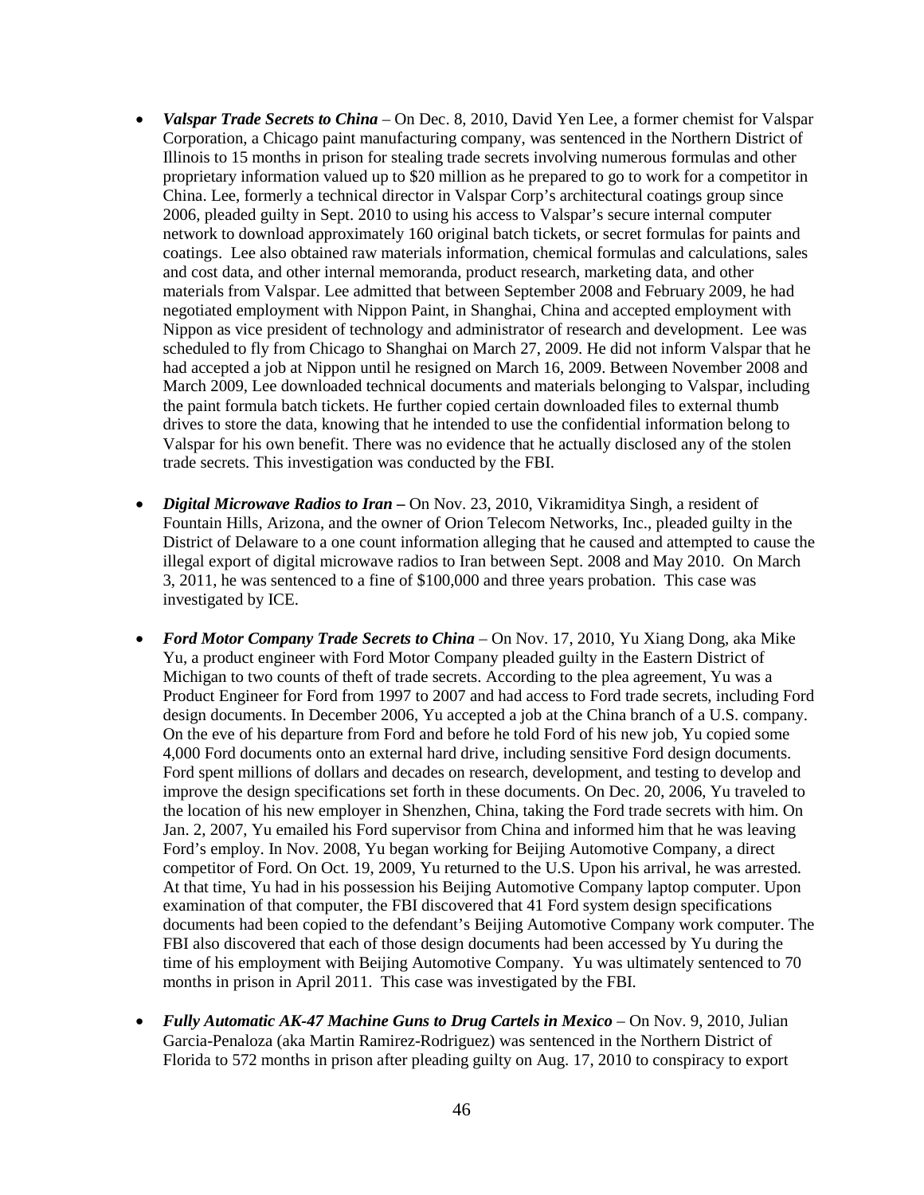- ***Valspar Trade Secrets to China*** – On Dec. 8, 2010, David Yen Lee, a former chemist for Valspar Corporation, a Chicago paint manufacturing company, was sentenced in the Northern District of Illinois to 15 months in prison for stealing trade secrets involving numerous formulas and other proprietary information valued up to $20 million as he prepared to go to work for a competitor in China. Lee, formerly a technical director in Valspar Corp's architectural coatings group since 2006, pleaded guilty in Sept. 2010 to using his access to Valspar's secure internal computer network to download approximately 160 original batch tickets, or secret formulas for paints and coatings. Lee also obtained raw materials information, chemical formulas and calculations, sales and cost data, and other internal memoranda, product research, marketing data, and other materials from Valspar. Lee admitted that between September 2008 and February 2009, he had negotiated employment with Nippon Paint, in Shanghai, China and accepted employment with Nippon as vice president of technology and administrator of research and development. Lee was scheduled to fly from Chicago to Shanghai on March 27, 2009. He did not inform Valspar that he had accepted a job at Nippon until he resigned on March 16, 2009. Between November 2008 and March 2009, Lee downloaded technical documents and materials belonging to Valspar, including the paint formula batch tickets. He further copied certain downloaded files to external thumb drives to store the data, knowing that he intended to use the confidential information belong to Valspar for his own benefit. There was no evidence that he actually disclosed any of the stolen trade secrets. This investigation was conducted by the FBI.

- ***Digital Microwave Radios to Iran –*** On Nov. 23, 2010, Vikramiditya Singh, a resident of Fountain Hills, Arizona, and the owner of Orion Telecom Networks, Inc., pleaded guilty in the District of Delaware to a one count information alleging that he caused and attempted to cause the illegal export of digital microwave radios to Iran between Sept. 2008 and May 2010. On March 3, 2011, he was sentenced to a fine of $100,000 and three years probation. This case was investigated by ICE.

- ***Ford Motor Company Trade Secrets to China*** – On Nov. 17, 2010, Yu Xiang Dong, aka Mike Yu, a product engineer with Ford Motor Company pleaded guilty in the Eastern District of Michigan to two counts of theft of trade secrets. According to the plea agreement, Yu was a Product Engineer for Ford from 1997 to 2007 and had access to Ford trade secrets, including Ford design documents. In December 2006, Yu accepted a job at the China branch of a U.S. company. On the eve of his departure from Ford and before he told Ford of his new job, Yu copied some 4,000 Ford documents onto an external hard drive, including sensitive Ford design documents. Ford spent millions of dollars and decades on research, development, and testing to develop and improve the design specifications set forth in these documents. On Dec. 20, 2006, Yu traveled to the location of his new employer in Shenzhen, China, taking the Ford trade secrets with him. On Jan. 2, 2007, Yu emailed his Ford supervisor from China and informed him that he was leaving Ford's employ. In Nov. 2008, Yu began working for Beijing Automotive Company, a direct competitor of Ford. On Oct. 19, 2009, Yu returned to the U.S. Upon his arrival, he was arrested. At that time, Yu had in his possession his Beijing Automotive Company laptop computer. Upon examination of that computer, the FBI discovered that 41 Ford system design specifications documents had been copied to the defendant's Beijing Automotive Company work computer. The FBI also discovered that each of those design documents had been accessed by Yu during the time of his employment with Beijing Automotive Company. Yu was ultimately sentenced to 70 months in prison in April 2011. This case was investigated by the FBI.

- ***Fully Automatic AK-47 Machine Guns to Drug Cartels in Mexico*** – On Nov. 9, 2010, Julian Garcia-Penaloza (aka Martin Ramirez-Rodriguez) was sentenced in the Northern District of Florida to 572 months in prison after pleading guilty on Aug. 17, 2010 to conspiracy to export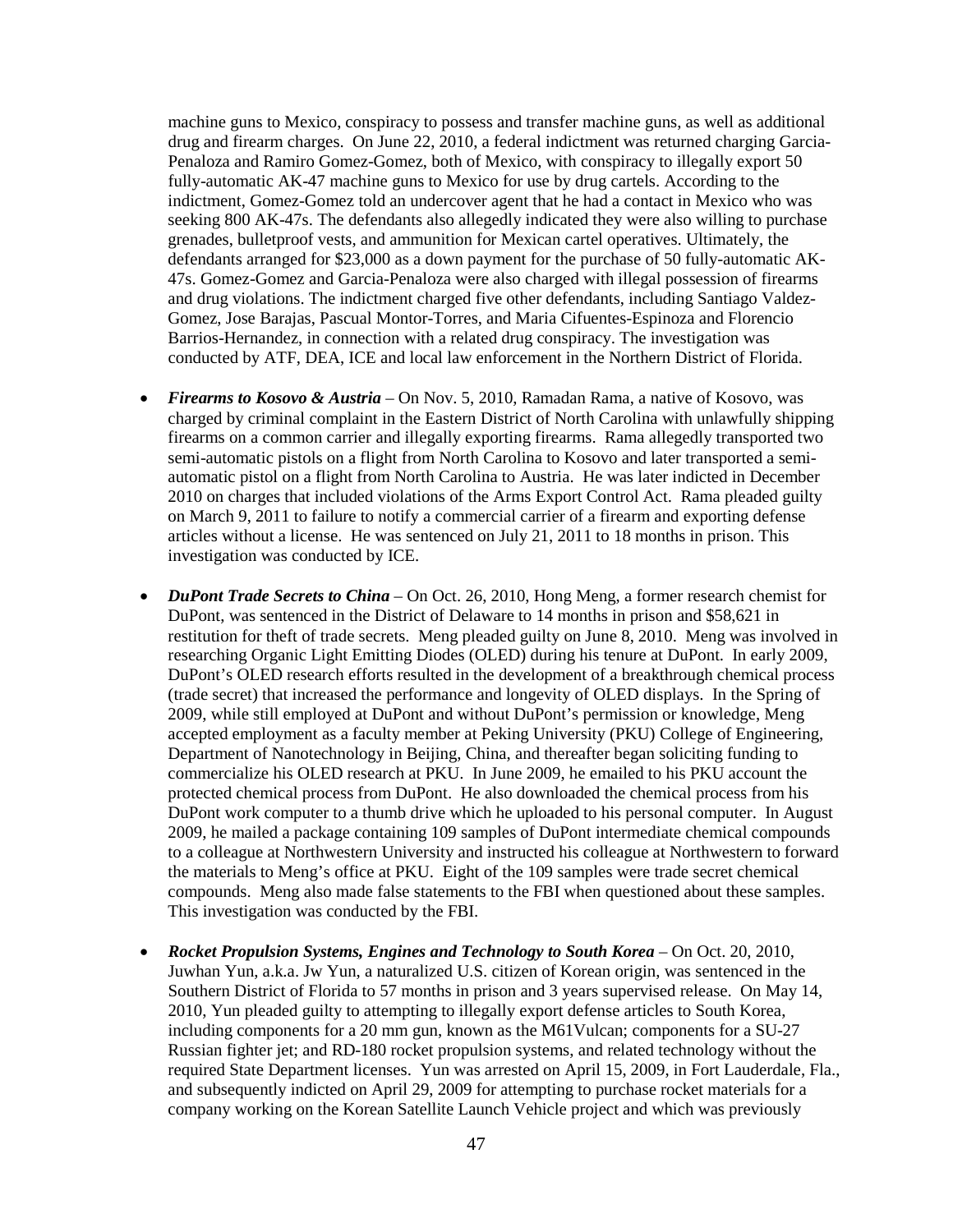machine guns to Mexico, conspiracy to possess and transfer machine guns, as well as additional drug and firearm charges. On June 22, 2010, a federal indictment was returned charging Garcia-Penaloza and Ramiro Gomez-Gomez, both of Mexico, with conspiracy to illegally export 50 fully-automatic AK-47 machine guns to Mexico for use by drug cartels. According to the indictment, Gomez-Gomez told an undercover agent that he had a contact in Mexico who was seeking 800 AK-47s. The defendants also allegedly indicated they were also willing to purchase grenades, bulletproof vests, and ammunition for Mexican cartel operatives. Ultimately, the defendants arranged for $23,000 as a down payment for the purchase of 50 fully-automatic AK-47s. Gomez-Gomez and Garcia-Penaloza were also charged with illegal possession of firearms and drug violations. The indictment charged five other defendants, including Santiago Valdez-Gomez, Jose Barajas, Pascual Montor-Torres, and Maria Cifuentes-Espinoza and Florencio Barrios-Hernandez, in connection with a related drug conspiracy. The investigation was conducted by ATF, DEA, ICE and local law enforcement in the Northern District of Florida.

- ***Firearms to Kosovo & Austria*** – On Nov. 5, 2010, Ramadan Rama, a native of Kosovo, was charged by criminal complaint in the Eastern District of North Carolina with unlawfully shipping firearms on a common carrier and illegally exporting firearms. Rama allegedly transported two semi-automatic pistols on a flight from North Carolina to Kosovo and later transported a semi-automatic pistol on a flight from North Carolina to Austria. He was later indicted in December 2010 on charges that included violations of the Arms Export Control Act. Rama pleaded guilty on March 9, 2011 to failure to notify a commercial carrier of a firearm and exporting defense articles without a license. He was sentenced on July 21, 2011 to 18 months in prison. This investigation was conducted by ICE.

- ***DuPont Trade Secrets to China*** – On Oct. 26, 2010, Hong Meng, a former research chemist for DuPont, was sentenced in the District of Delaware to 14 months in prison and $58,621 in restitution for theft of trade secrets. Meng pleaded guilty on June 8, 2010. Meng was involved in researching Organic Light Emitting Diodes (OLED) during his tenure at DuPont. In early 2009, DuPont's OLED research efforts resulted in the development of a breakthrough chemical process (trade secret) that increased the performance and longevity of OLED displays. In the Spring of 2009, while still employed at DuPont and without DuPont's permission or knowledge, Meng accepted employment as a faculty member at Peking University (PKU) College of Engineering, Department of Nanotechnology in Beijing, China, and thereafter began soliciting funding to commercialize his OLED research at PKU. In June 2009, he emailed to his PKU account the protected chemical process from DuPont. He also downloaded the chemical process from his DuPont work computer to a thumb drive which he uploaded to his personal computer. In August 2009, he mailed a package containing 109 samples of DuPont intermediate chemical compounds to a colleague at Northwestern University and instructed his colleague at Northwestern to forward the materials to Meng's office at PKU. Eight of the 109 samples were trade secret chemical compounds. Meng also made false statements to the FBI when questioned about these samples. This investigation was conducted by the FBI.

- ***Rocket Propulsion Systems, Engines and Technology to South Korea*** – On Oct. 20, 2010, Juwhan Yun, a.k.a. Jw Yun, a naturalized U.S. citizen of Korean origin, was sentenced in the Southern District of Florida to 57 months in prison and 3 years supervised release. On May 14, 2010, Yun pleaded guilty to attempting to illegally export defense articles to South Korea, including components for a 20 mm gun, known as the M61Vulcan; components for a SU-27 Russian fighter jet; and RD-180 rocket propulsion systems, and related technology without the required State Department licenses. Yun was arrested on April 15, 2009, in Fort Lauderdale, Fla., and subsequently indicted on April 29, 2009 for attempting to purchase rocket materials for a company working on the Korean Satellite Launch Vehicle project and which was previously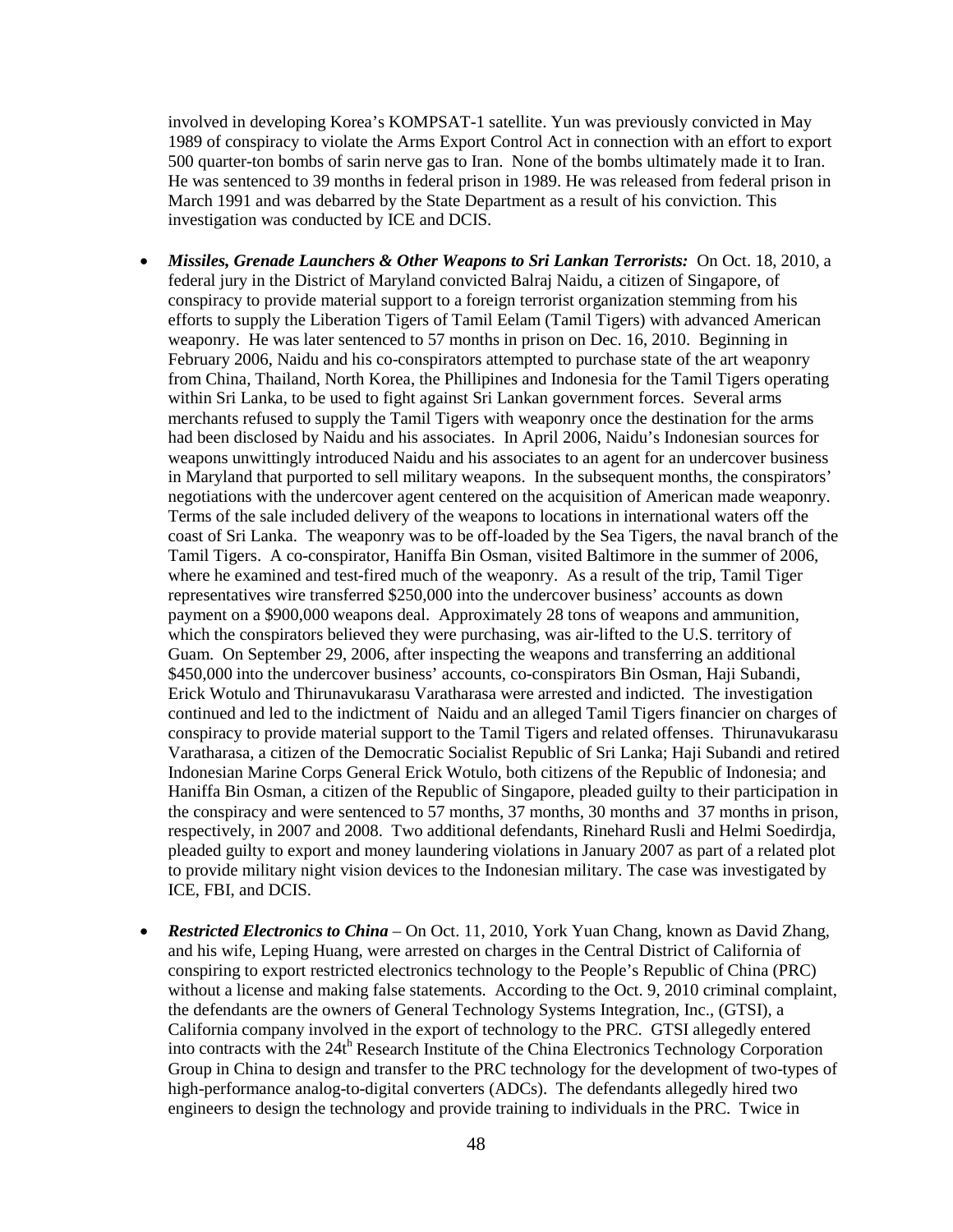involved in developing Korea's KOMPSAT-1 satellite. Yun was previously convicted in May 1989 of conspiracy to violate the Arms Export Control Act in connection with an effort to export 500 quarter-ton bombs of sarin nerve gas to Iran. None of the bombs ultimately made it to Iran. He was sentenced to 39 months in federal prison in 1989. He was released from federal prison in March 1991 and was debarred by the State Department as a result of his conviction. This investigation was conducted by ICE and DCIS.

- ***Missiles, Grenade Launchers & Other Weapons to Sri Lankan Terrorists:*** On Oct. 18, 2010, a federal jury in the District of Maryland convicted Balraj Naidu, a citizen of Singapore, of conspiracy to provide material support to a foreign terrorist organization stemming from his efforts to supply the Liberation Tigers of Tamil Eelam (Tamil Tigers) with advanced American weaponry. He was later sentenced to 57 months in prison on Dec. 16, 2010. Beginning in February 2006, Naidu and his co-conspirators attempted to purchase state of the art weaponry from China, Thailand, North Korea, the Phillipines and Indonesia for the Tamil Tigers operating within Sri Lanka, to be used to fight against Sri Lankan government forces. Several arms merchants refused to supply the Tamil Tigers with weaponry once the destination for the arms had been disclosed by Naidu and his associates. In April 2006, Naidu's Indonesian sources for weapons unwittingly introduced Naidu and his associates to an agent for an undercover business in Maryland that purported to sell military weapons. In the subsequent months, the conspirators' negotiations with the undercover agent centered on the acquisition of American made weaponry. Terms of the sale included delivery of the weapons to locations in international waters off the coast of Sri Lanka. The weaponry was to be off-loaded by the Sea Tigers, the naval branch of the Tamil Tigers. A co-conspirator, Haniffa Bin Osman, visited Baltimore in the summer of 2006, where he examined and test-fired much of the weaponry. As a result of the trip, Tamil Tiger representatives wire transferred $250,000 into the undercover business' accounts as down payment on a $900,000 weapons deal. Approximately 28 tons of weapons and ammunition, which the conspirators believed they were purchasing, was air-lifted to the U.S. territory of Guam. On September 29, 2006, after inspecting the weapons and transferring an additional $450,000 into the undercover business' accounts, co-conspirators Bin Osman, Haji Subandi, Erick Wotulo and Thirunavukarasu Varatharasa were arrested and indicted. The investigation continued and led to the indictment of Naidu and an alleged Tamil Tigers financier on charges of conspiracy to provide material support to the Tamil Tigers and related offenses. Thirunavukarasu Varatharasa, a citizen of the Democratic Socialist Republic of Sri Lanka; Haji Subandi and retired Indonesian Marine Corps General Erick Wotulo, both citizens of the Republic of Indonesia; and Haniffa Bin Osman, a citizen of the Republic of Singapore, pleaded guilty to their participation in the conspiracy and were sentenced to 57 months, 37 months, 30 months and 37 months in prison, respectively, in 2007 and 2008. Two additional defendants, Rinehard Rusli and Helmi Soedirdja, pleaded guilty to export and money laundering violations in January 2007 as part of a related plot to provide military night vision devices to the Indonesian military. The case was investigated by ICE, FBI, and DCIS.

- ***Restricted Electronics to China*** – On Oct. 11, 2010, York Yuan Chang, known as David Zhang, and his wife, Leping Huang, were arrested on charges in the Central District of California of conspiring to export restricted electronics technology to the People's Republic of China (PRC) without a license and making false statements. According to the Oct. 9, 2010 criminal complaint, the defendants are the owners of General Technology Systems Integration, Inc., (GTSI), a California company involved in the export of technology to the PRC. GTSI allegedly entered into contracts with the 24t[h] Research Institute of the China Electronics Technology Corporation Group in China to design and transfer to the PRC technology for the development of two-types of high-performance analog-to-digital converters (ADCs). The defendants allegedly hired two engineers to design the technology and provide training to individuals in the PRC. Twice in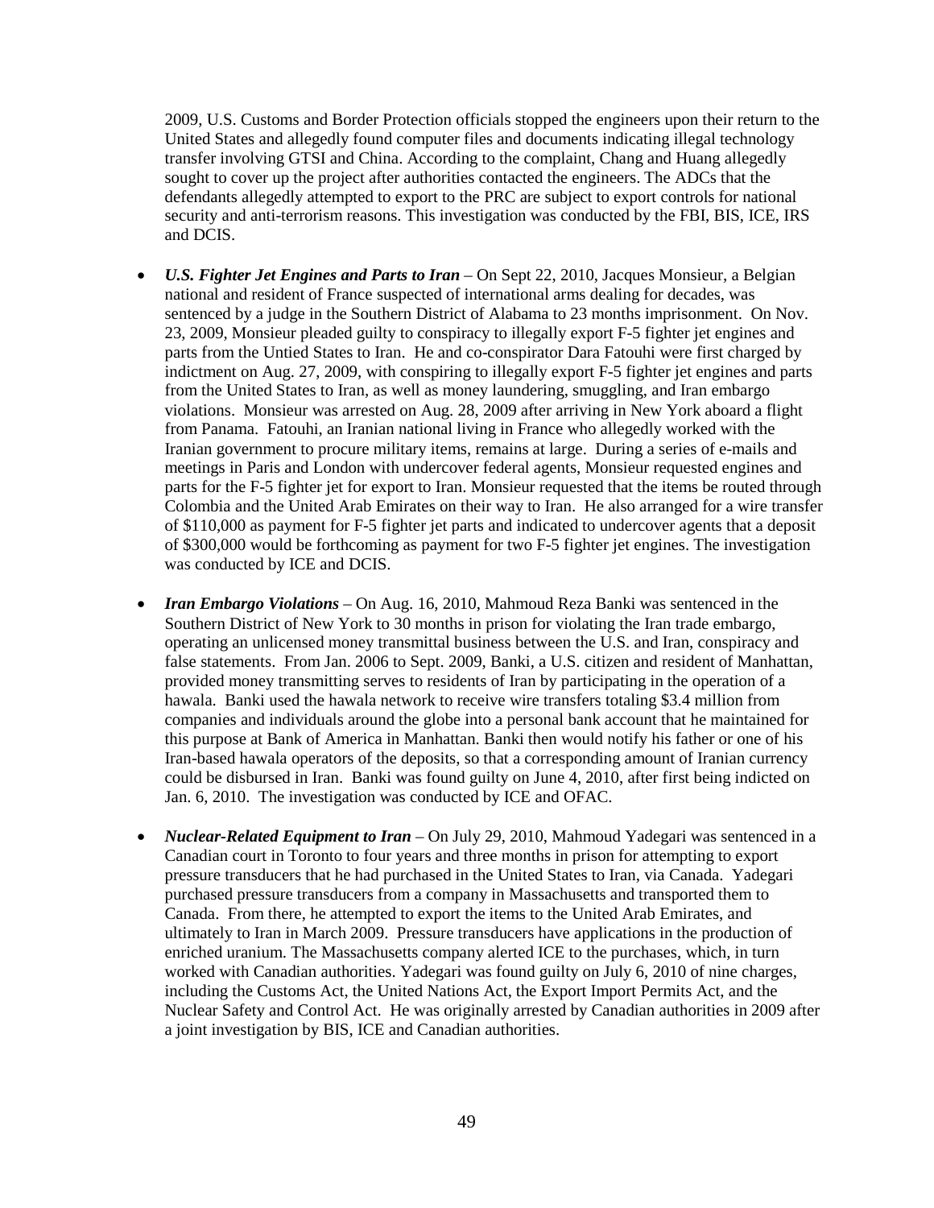2009, U.S. Customs and Border Protection officials stopped the engineers upon their return to the United States and allegedly found computer files and documents indicating illegal technology transfer involving GTSI and China. According to the complaint, Chang and Huang allegedly sought to cover up the project after authorities contacted the engineers. The ADCs that the defendants allegedly attempted to export to the PRC are subject to export controls for national security and anti-terrorism reasons. This investigation was conducted by the FBI, BIS, ICE, IRS and DCIS.

- ***U.S. Fighter Jet Engines and Parts to Iran*** – On Sept 22, 2010, Jacques Monsieur, a Belgian national and resident of France suspected of international arms dealing for decades, was sentenced by a judge in the Southern District of Alabama to 23 months imprisonment. On Nov. 23, 2009, Monsieur pleaded guilty to conspiracy to illegally export F-5 fighter jet engines and parts from the Untied States to Iran. He and co-conspirator Dara Fatouhi were first charged by indictment on Aug. 27, 2009, with conspiring to illegally export F-5 fighter jet engines and parts from the United States to Iran, as well as money laundering, smuggling, and Iran embargo violations. Monsieur was arrested on Aug. 28, 2009 after arriving in New York aboard a flight from Panama. Fatouhi, an Iranian national living in France who allegedly worked with the Iranian government to procure military items, remains at large. During a series of e-mails and meetings in Paris and London with undercover federal agents, Monsieur requested engines and parts for the F-5 fighter jet for export to Iran. Monsieur requested that the items be routed through Colombia and the United Arab Emirates on their way to Iran. He also arranged for a wire transfer of $110,000 as payment for F-5 fighter jet parts and indicated to undercover agents that a deposit of $300,000 would be forthcoming as payment for two F-5 fighter jet engines. The investigation was conducted by ICE and DCIS.

- ***Iran Embargo Violations*** – On Aug. 16, 2010, Mahmoud Reza Banki was sentenced in the Southern District of New York to 30 months in prison for violating the Iran trade embargo, operating an unlicensed money transmittal business between the U.S. and Iran, conspiracy and false statements. From Jan. 2006 to Sept. 2009, Banki, a U.S. citizen and resident of Manhattan, provided money transmitting serves to residents of Iran by participating in the operation of a hawala. Banki used the hawala network to receive wire transfers totaling $3.4 million from companies and individuals around the globe into a personal bank account that he maintained for this purpose at Bank of America in Manhattan. Banki then would notify his father or one of his Iran-based hawala operators of the deposits, so that a corresponding amount of Iranian currency could be disbursed in Iran. Banki was found guilty on June 4, 2010, after first being indicted on Jan. 6, 2010. The investigation was conducted by ICE and OFAC.

- ***Nuclear-Related Equipment to Iran*** – On July 29, 2010, Mahmoud Yadegari was sentenced in a Canadian court in Toronto to four years and three months in prison for attempting to export pressure transducers that he had purchased in the United States to Iran, via Canada. Yadegari purchased pressure transducers from a company in Massachusetts and transported them to Canada. From there, he attempted to export the items to the United Arab Emirates, and ultimately to Iran in March 2009. Pressure transducers have applications in the production of enriched uranium. The Massachusetts company alerted ICE to the purchases, which, in turn worked with Canadian authorities. Yadegari was found guilty on July 6, 2010 of nine charges, including the Customs Act, the United Nations Act, the Export Import Permits Act, and the Nuclear Safety and Control Act. He was originally arrested by Canadian authorities in 2009 after a joint investigation by BIS, ICE and Canadian authorities.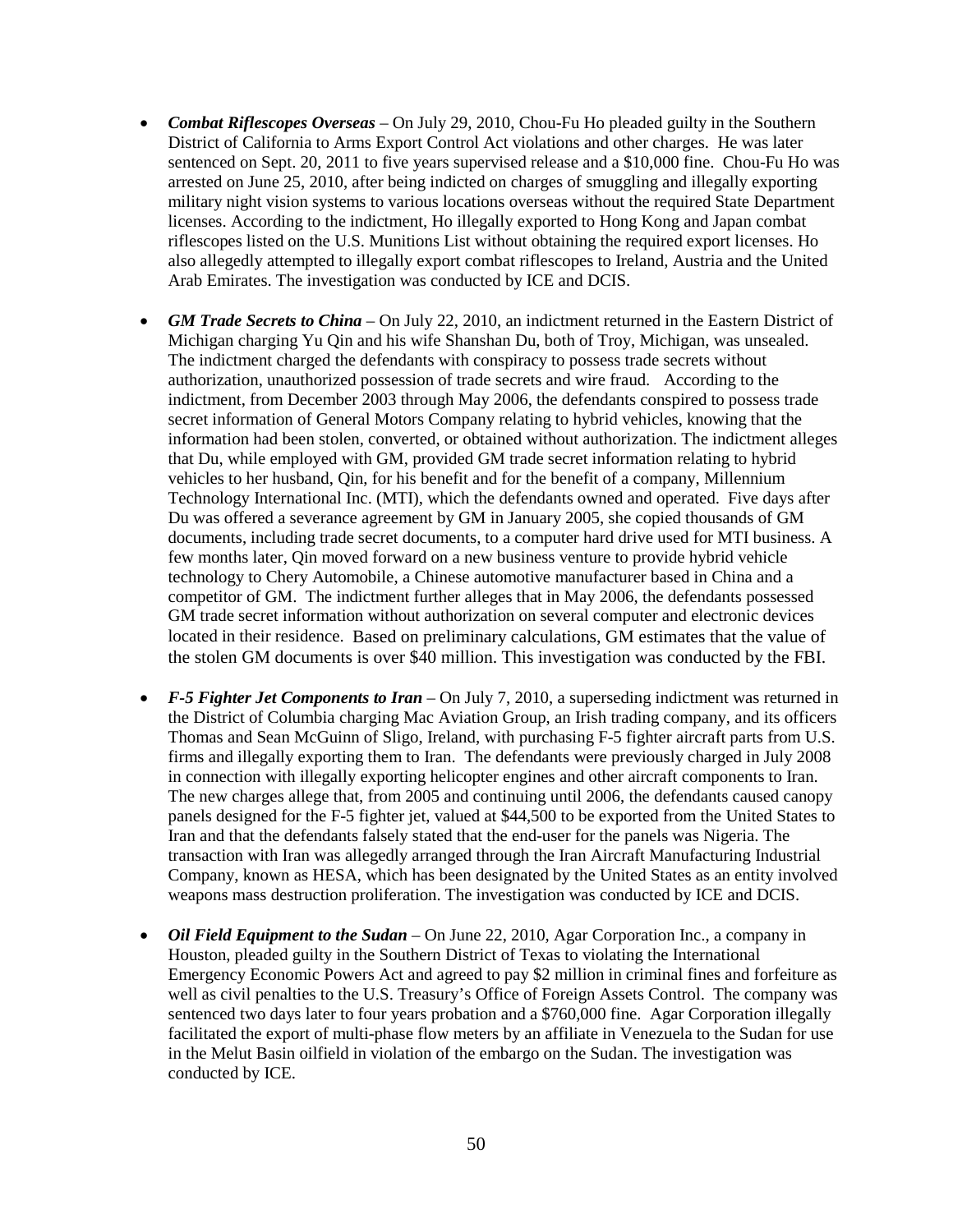- ***Combat Riflescopes Overseas*** – On July 29, 2010, Chou-Fu Ho pleaded guilty in the Southern District of California to Arms Export Control Act violations and other charges. He was later sentenced on Sept. 20, 2011 to five years supervised release and a $10,000 fine. Chou-Fu Ho was arrested on June 25, 2010, after being indicted on charges of smuggling and illegally exporting military night vision systems to various locations overseas without the required State Department licenses. According to the indictment, Ho illegally exported to Hong Kong and Japan combat riflescopes listed on the U.S. Munitions List without obtaining the required export licenses. Ho also allegedly attempted to illegally export combat riflescopes to Ireland, Austria and the United Arab Emirates. The investigation was conducted by ICE and DCIS.

- ***GM Trade Secrets to China*** – On July 22, 2010, an indictment returned in the Eastern District of Michigan charging Yu Qin and his wife Shanshan Du, both of Troy, Michigan, was unsealed. The indictment charged the defendants with conspiracy to possess trade secrets without authorization, unauthorized possession of trade secrets and wire fraud. According to the indictment, from December 2003 through May 2006, the defendants conspired to possess trade secret information of General Motors Company relating to hybrid vehicles, knowing that the information had been stolen, converted, or obtained without authorization. The indictment alleges that Du, while employed with GM, provided GM trade secret information relating to hybrid vehicles to her husband, Qin, for his benefit and for the benefit of a company, Millennium Technology International Inc. (MTI), which the defendants owned and operated. Five days after Du was offered a severance agreement by GM in January 2005, she copied thousands of GM documents, including trade secret documents, to a computer hard drive used for MTI business. A few months later, Qin moved forward on a new business venture to provide hybrid vehicle technology to Chery Automobile, a Chinese automotive manufacturer based in China and a competitor of GM. The indictment further alleges that in May 2006, the defendants possessed GM trade secret information without authorization on several computer and electronic devices located in their residence. Based on preliminary calculations, GM estimates that the value of the stolen GM documents is over $40 million. This investigation was conducted by the FBI.

- ***F-5 Fighter Jet Components to Iran*** – On July 7, 2010, a superseding indictment was returned in the District of Columbia charging Mac Aviation Group, an Irish trading company, and its officers Thomas and Sean McGuinn of Sligo, Ireland, with purchasing F-5 fighter aircraft parts from U.S. firms and illegally exporting them to Iran. The defendants were previously charged in July 2008 in connection with illegally exporting helicopter engines and other aircraft components to Iran. The new charges allege that, from 2005 and continuing until 2006, the defendants caused canopy panels designed for the F-5 fighter jet, valued at $44,500 to be exported from the United States to Iran and that the defendants falsely stated that the end-user for the panels was Nigeria. The transaction with Iran was allegedly arranged through the Iran Aircraft Manufacturing Industrial Company, known as HESA, which has been designated by the United States as an entity involved weapons mass destruction proliferation. The investigation was conducted by ICE and DCIS.

- ***Oil Field Equipment to the Sudan*** – On June 22, 2010, Agar Corporation Inc., a company in Houston, pleaded guilty in the Southern District of Texas to violating the International Emergency Economic Powers Act and agreed to pay $2 million in criminal fines and forfeiture as well as civil penalties to the U.S. Treasury's Office of Foreign Assets Control. The company was sentenced two days later to four years probation and a $760,000 fine. Agar Corporation illegally facilitated the export of multi-phase flow meters by an affiliate in Venezuela to the Sudan for use in the Melut Basin oilfield in violation of the embargo on the Sudan. The investigation was conducted by ICE.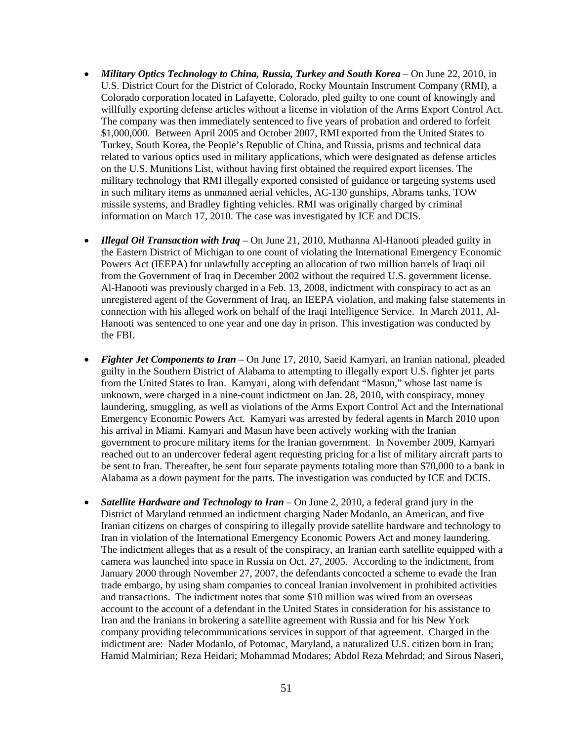- ***Military Optics Technology to China, Russia, Turkey and South Korea*** – On June 22, 2010, in U.S. District Court for the District of Colorado, Rocky Mountain Instrument Company (RMI), a Colorado corporation located in Lafayette, Colorado, pled guilty to one count of knowingly and willfully exporting defense articles without a license in violation of the Arms Export Control Act. The company was then immediately sentenced to five years of probation and ordered to forfeit $1,000,000. Between April 2005 and October 2007, RMI exported from the United States to Turkey, South Korea, the People's Republic of China, and Russia, prisms and technical data related to various optics used in military applications, which were designated as defense articles on the U.S. Munitions List, without having first obtained the required export licenses. The military technology that RMI illegally exported consisted of guidance or targeting systems used in such military items as unmanned aerial vehicles, AC-130 gunships, Abrams tanks, TOW missile systems, and Bradley fighting vehicles. RMI was originally charged by criminal information on March 17, 2010. The case was investigated by ICE and DCIS.

- ***Illegal Oil Transaction with Iraq*** – On June 21, 2010, Muthanna Al-Hanooti pleaded guilty in the Eastern District of Michigan to one count of violating the International Emergency Economic Powers Act (IEEPA) for unlawfully accepting an allocation of two million barrels of Iraqi oil from the Government of Iraq in December 2002 without the required U.S. government license. Al-Hanooti was previously charged in a Feb. 13, 2008, indictment with conspiracy to act as an unregistered agent of the Government of Iraq, an IEEPA violation, and making false statements in connection with his alleged work on behalf of the Iraqi Intelligence Service. In March 2011, Al-Hanooti was sentenced to one year and one day in prison. This investigation was conducted by the FBI.

- ***Fighter Jet Components to Iran*** – On June 17, 2010, Saeid Kamyari, an Iranian national, pleaded guilty in the Southern District of Alabama to attempting to illegally export U.S. fighter jet parts from the United States to Iran. Kamyari, along with defendant "Masun," whose last name is unknown, were charged in a nine-count indictment on Jan. 28, 2010, with conspiracy, money laundering, smuggling, as well as violations of the Arms Export Control Act and the International Emergency Economic Powers Act. Kamyari was arrested by federal agents in March 2010 upon his arrival in Miami. Kamyari and Masun have been actively working with the Iranian government to procure military items for the Iranian government. In November 2009, Kamyari reached out to an undercover federal agent requesting pricing for a list of military aircraft parts to be sent to Iran. Thereafter, he sent four separate payments totaling more than $70,000 to a bank in Alabama as a down payment for the parts. The investigation was conducted by ICE and DCIS.

- ***Satellite Hardware and Technology to Iran*** – On June 2, 2010, a federal grand jury in the District of Maryland returned an indictment charging Nader Modanlo, an American, and five Iranian citizens on charges of conspiring to illegally provide satellite hardware and technology to Iran in violation of the International Emergency Economic Powers Act and money laundering. The indictment alleges that as a result of the conspiracy, an Iranian earth satellite equipped with a camera was launched into space in Russia on Oct. 27, 2005. According to the indictment, from January 2000 through November 27, 2007, the defendants concocted a scheme to evade the Iran trade embargo, by using sham companies to conceal Iranian involvement in prohibited activities and transactions. The indictment notes that some $10 million was wired from an overseas account to the account of a defendant in the United States in consideration for his assistance to Iran and the Iranians in brokering a satellite agreement with Russia and for his New York company providing telecommunications services in support of that agreement. Charged in the indictment are: Nader Modanlo, of Potomac, Maryland, a naturalized U.S. citizen born in Iran; Hamid Malmirian; Reza Heidari; Mohammad Modares; Abdol Reza Mehrdad; and Sirous Naseri,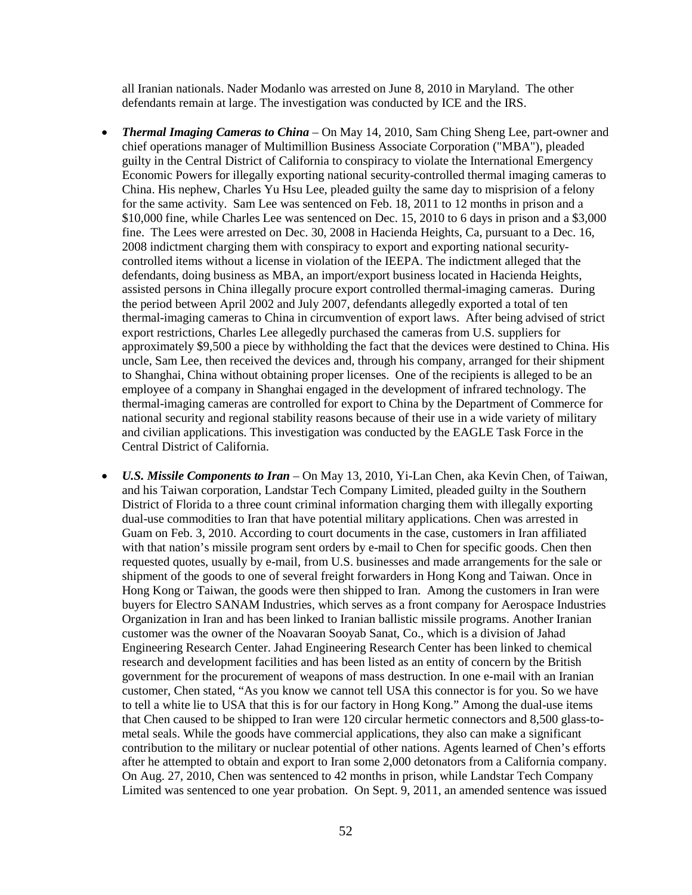all Iranian nationals. Nader Modanlo was arrested on June 8, 2010 in Maryland. The other defendants remain at large. The investigation was conducted by ICE and the IRS.

- ***Thermal Imaging Cameras to China*** – On May 14, 2010, Sam Ching Sheng Lee, part-owner and chief operations manager of Multimillion Business Associate Corporation ("MBA"), pleaded guilty in the Central District of California to conspiracy to violate the International Emergency Economic Powers for illegally exporting national security-controlled thermal imaging cameras to China. His nephew, Charles Yu Hsu Lee, pleaded guilty the same day to misprision of a felony for the same activity. Sam Lee was sentenced on Feb. 18, 2011 to 12 months in prison and a $10,000 fine, while Charles Lee was sentenced on Dec. 15, 2010 to 6 days in prison and a $3,000 fine. The Lees were arrested on Dec. 30, 2008 in Hacienda Heights, Ca, pursuant to a Dec. 16, 2008 indictment charging them with conspiracy to export and exporting national security-controlled items without a license in violation of the IEEPA. The indictment alleged that the defendants, doing business as MBA, an import/export business located in Hacienda Heights, assisted persons in China illegally procure export controlled thermal-imaging cameras. During the period between April 2002 and July 2007, defendants allegedly exported a total of ten thermal-imaging cameras to China in circumvention of export laws. After being advised of strict export restrictions, Charles Lee allegedly purchased the cameras from U.S. suppliers for approximately $9,500 a piece by withholding the fact that the devices were destined to China. His uncle, Sam Lee, then received the devices and, through his company, arranged for their shipment to Shanghai, China without obtaining proper licenses. One of the recipients is alleged to be an employee of a company in Shanghai engaged in the development of infrared technology. The thermal-imaging cameras are controlled for export to China by the Department of Commerce for national security and regional stability reasons because of their use in a wide variety of military and civilian applications. This investigation was conducted by the EAGLE Task Force in the Central District of California.

- ***U.S. Missile Components to Iran*** – On May 13, 2010, Yi-Lan Chen, aka Kevin Chen, of Taiwan, and his Taiwan corporation, Landstar Tech Company Limited, pleaded guilty in the Southern District of Florida to a three count criminal information charging them with illegally exporting dual-use commodities to Iran that have potential military applications. Chen was arrested in Guam on Feb. 3, 2010. According to court documents in the case, customers in Iran affiliated with that nation's missile program sent orders by e-mail to Chen for specific goods. Chen then requested quotes, usually by e-mail, from U.S. businesses and made arrangements for the sale or shipment of the goods to one of several freight forwarders in Hong Kong and Taiwan. Once in Hong Kong or Taiwan, the goods were then shipped to Iran. Among the customers in Iran were buyers for Electro SANAM Industries, which serves as a front company for Aerospace Industries Organization in Iran and has been linked to Iranian ballistic missile programs. Another Iranian customer was the owner of the Noavaran Sooyab Sanat, Co., which is a division of Jahad Engineering Research Center. Jahad Engineering Research Center has been linked to chemical research and development facilities and has been listed as an entity of concern by the British government for the procurement of weapons of mass destruction. In one e-mail with an Iranian customer, Chen stated, "As you know we cannot tell USA this connector is for you. So we have to tell a white lie to USA that this is for our factory in Hong Kong." Among the dual-use items that Chen caused to be shipped to Iran were 120 circular hermetic connectors and 8,500 glass-to-metal seals. While the goods have commercial applications, they also can make a significant contribution to the military or nuclear potential of other nations. Agents learned of Chen's efforts after he attempted to obtain and export to Iran some 2,000 detonators from a California company. On Aug. 27, 2010, Chen was sentenced to 42 months in prison, while Landstar Tech Company Limited was sentenced to one year probation. On Sept. 9, 2011, an amended sentence was issued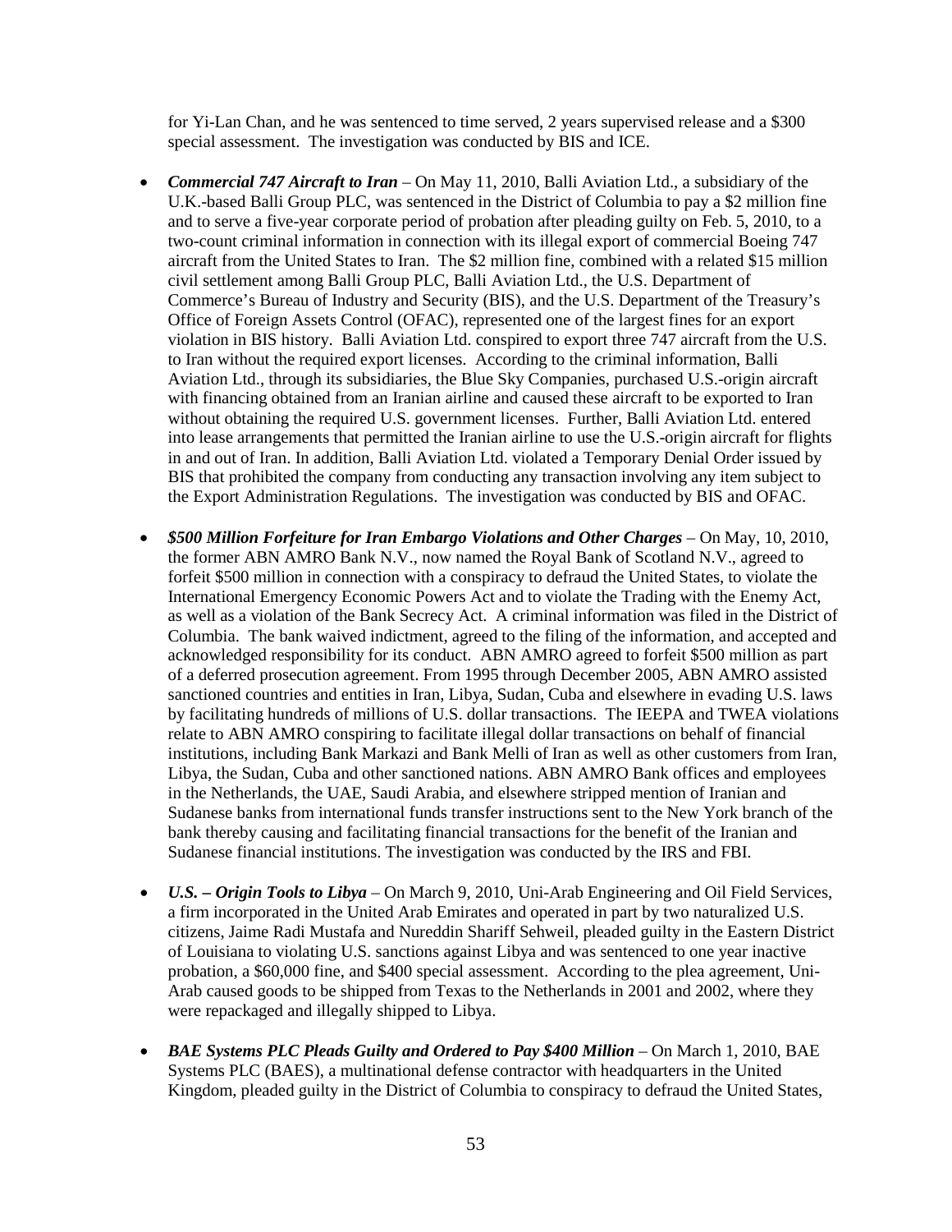for Yi-Lan Chan, and he was sentenced to time served, 2 years supervised release and a $300 special assessment. The investigation was conducted by BIS and ICE.

- ***Commercial 747 Aircraft to Iran*** – On May 11, 2010, Balli Aviation Ltd., a subsidiary of the U.K.-based Balli Group PLC, was sentenced in the District of Columbia to pay a $2 million fine and to serve a five-year corporate period of probation after pleading guilty on Feb. 5, 2010, to a two-count criminal information in connection with its illegal export of commercial Boeing 747 aircraft from the United States to Iran. The $2 million fine, combined with a related $15 million civil settlement among Balli Group PLC, Balli Aviation Ltd., the U.S. Department of Commerce's Bureau of Industry and Security (BIS), and the U.S. Department of the Treasury's Office of Foreign Assets Control (OFAC), represented one of the largest fines for an export violation in BIS history. Balli Aviation Ltd. conspired to export three 747 aircraft from the U.S. to Iran without the required export licenses. According to the criminal information, Balli Aviation Ltd., through its subsidiaries, the Blue Sky Companies, purchased U.S.-origin aircraft with financing obtained from an Iranian airline and caused these aircraft to be exported to Iran without obtaining the required U.S. government licenses. Further, Balli Aviation Ltd. entered into lease arrangements that permitted the Iranian airline to use the U.S.-origin aircraft for flights in and out of Iran. In addition, Balli Aviation Ltd. violated a Temporary Denial Order issued by BIS that prohibited the company from conducting any transaction involving any item subject to the Export Administration Regulations. The investigation was conducted by BIS and OFAC.

- ***$500 Million Forfeiture for Iran Embargo Violations and Other Charges*** – On May, 10, 2010, the former ABN AMRO Bank N.V., now named the Royal Bank of Scotland N.V., agreed to forfeit $500 million in connection with a conspiracy to defraud the United States, to violate the International Emergency Economic Powers Act and to violate the Trading with the Enemy Act, as well as a violation of the Bank Secrecy Act. A criminal information was filed in the District of Columbia. The bank waived indictment, agreed to the filing of the information, and accepted and acknowledged responsibility for its conduct. ABN AMRO agreed to forfeit $500 million as part of a deferred prosecution agreement. From 1995 through December 2005, ABN AMRO assisted sanctioned countries and entities in Iran, Libya, Sudan, Cuba and elsewhere in evading U.S. laws by facilitating hundreds of millions of U.S. dollar transactions. The IEEPA and TWEA violations relate to ABN AMRO conspiring to facilitate illegal dollar transactions on behalf of financial institutions, including Bank Markazi and Bank Melli of Iran as well as other customers from Iran, Libya, the Sudan, Cuba and other sanctioned nations. ABN AMRO Bank offices and employees in the Netherlands, the UAE, Saudi Arabia, and elsewhere stripped mention of Iranian and Sudanese banks from international funds transfer instructions sent to the New York branch of the bank thereby causing and facilitating financial transactions for the benefit of the Iranian and Sudanese financial institutions. The investigation was conducted by the IRS and FBI.

- ***U.S. – Origin Tools to Libya*** – On March 9, 2010, Uni-Arab Engineering and Oil Field Services, a firm incorporated in the United Arab Emirates and operated in part by two naturalized U.S. citizens, Jaime Radi Mustafa and Nureddin Shariff Sehweil, pleaded guilty in the Eastern District of Louisiana to violating U.S. sanctions against Libya and was sentenced to one year inactive probation, a $60,000 fine, and $400 special assessment. According to the plea agreement, Uni-Arab caused goods to be shipped from Texas to the Netherlands in 2001 and 2002, where they were repackaged and illegally shipped to Libya.

- ***BAE Systems PLC Pleads Guilty and Ordered to Pay $400 Million*** – On March 1, 2010, BAE Systems PLC (BAES), a multinational defense contractor with headquarters in the United Kingdom, pleaded guilty in the District of Columbia to conspiracy to defraud the United States,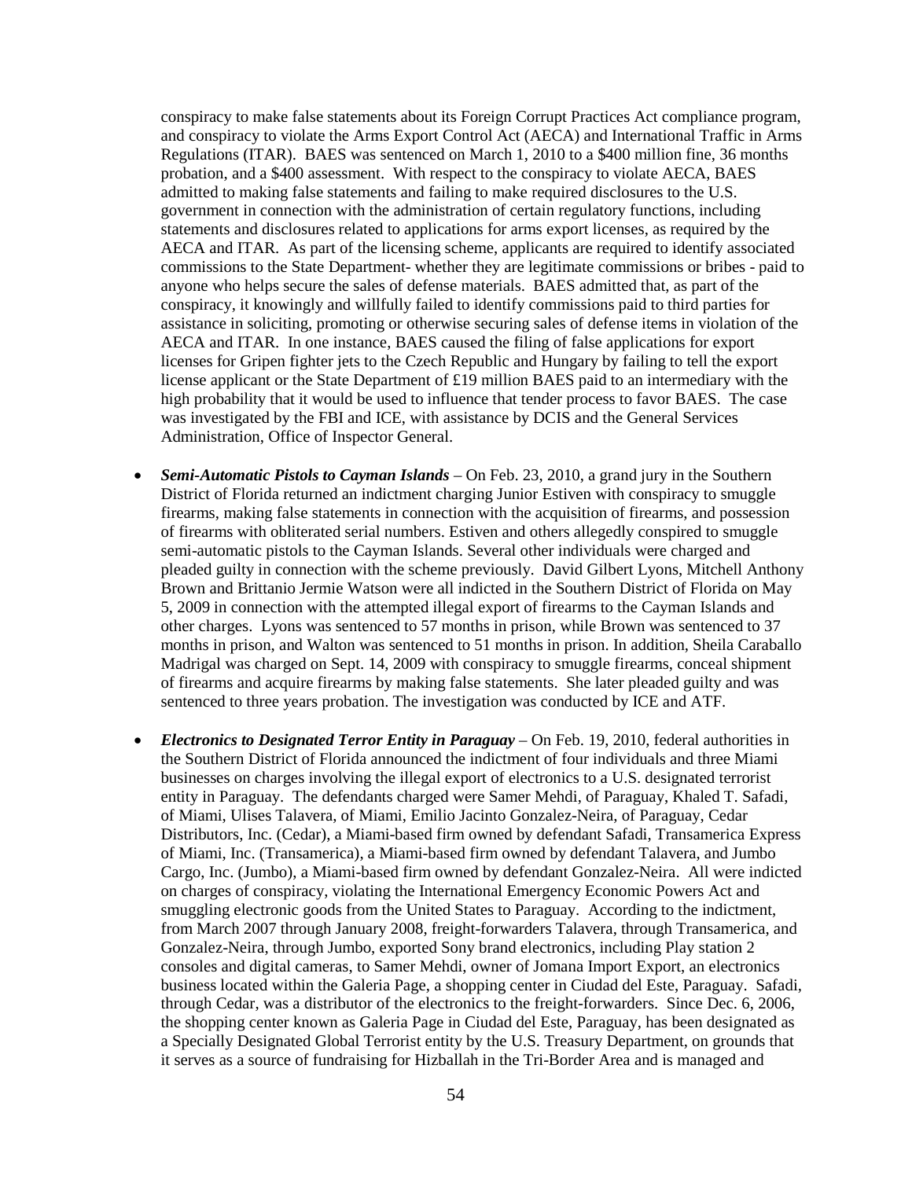conspiracy to make false statements about its Foreign Corrupt Practices Act compliance program, and conspiracy to violate the Arms Export Control Act (AECA) and International Traffic in Arms Regulations (ITAR). BAES was sentenced on March 1, 2010 to a $400 million fine, 36 months probation, and a $400 assessment. With respect to the conspiracy to violate AECA, BAES admitted to making false statements and failing to make required disclosures to the U.S. government in connection with the administration of certain regulatory functions, including statements and disclosures related to applications for arms export licenses, as required by the AECA and ITAR. As part of the licensing scheme, applicants are required to identify associated commissions to the State Department- whether they are legitimate commissions or bribes - paid to anyone who helps secure the sales of defense materials. BAES admitted that, as part of the conspiracy, it knowingly and willfully failed to identify commissions paid to third parties for assistance in soliciting, promoting or otherwise securing sales of defense items in violation of the AECA and ITAR. In one instance, BAES caused the filing of false applications for export licenses for Gripen fighter jets to the Czech Republic and Hungary by failing to tell the export license applicant or the State Department of £19 million BAES paid to an intermediary with the high probability that it would be used to influence that tender process to favor BAES. The case was investigated by the FBI and ICE, with assistance by DCIS and the General Services Administration, Office of Inspector General.

- ***Semi-Automatic Pistols to Cayman Islands*** – On Feb. 23, 2010, a grand jury in the Southern District of Florida returned an indictment charging Junior Estiven with conspiracy to smuggle firearms, making false statements in connection with the acquisition of firearms, and possession of firearms with obliterated serial numbers. Estiven and others allegedly conspired to smuggle semi-automatic pistols to the Cayman Islands. Several other individuals were charged and pleaded guilty in connection with the scheme previously. David Gilbert Lyons, Mitchell Anthony Brown and Brittanio Jermie Watson were all indicted in the Southern District of Florida on May 5, 2009 in connection with the attempted illegal export of firearms to the Cayman Islands and other charges. Lyons was sentenced to 57 months in prison, while Brown was sentenced to 37 months in prison, and Walton was sentenced to 51 months in prison. In addition, Sheila Caraballo Madrigal was charged on Sept. 14, 2009 with conspiracy to smuggle firearms, conceal shipment of firearms and acquire firearms by making false statements. She later pleaded guilty and was sentenced to three years probation. The investigation was conducted by ICE and ATF.

- ***Electronics to Designated Terror Entity in Paraguay*** – On Feb. 19, 2010, federal authorities in the Southern District of Florida announced the indictment of four individuals and three Miami businesses on charges involving the illegal export of electronics to a U.S. designated terrorist entity in Paraguay. The defendants charged were Samer Mehdi, of Paraguay, Khaled T. Safadi, of Miami, Ulises Talavera, of Miami, Emilio Jacinto Gonzalez-Neira, of Paraguay, Cedar Distributors, Inc. (Cedar), a Miami-based firm owned by defendant Safadi, Transamerica Express of Miami, Inc. (Transamerica), a Miami-based firm owned by defendant Talavera, and Jumbo Cargo, Inc. (Jumbo), a Miami-based firm owned by defendant Gonzalez-Neira. All were indicted on charges of conspiracy, violating the International Emergency Economic Powers Act and smuggling electronic goods from the United States to Paraguay. According to the indictment, from March 2007 through January 2008, freight-forwarders Talavera, through Transamerica, and Gonzalez-Neira, through Jumbo, exported Sony brand electronics, including Play station 2 consoles and digital cameras, to Samer Mehdi, owner of Jomana Import Export, an electronics business located within the Galeria Page, a shopping center in Ciudad del Este, Paraguay. Safadi, through Cedar, was a distributor of the electronics to the freight-forwarders. Since Dec. 6, 2006, the shopping center known as Galeria Page in Ciudad del Este, Paraguay, has been designated as a Specially Designated Global Terrorist entity by the U.S. Treasury Department, on grounds that it serves as a source of fundraising for Hizballah in the Tri-Border Area and is managed and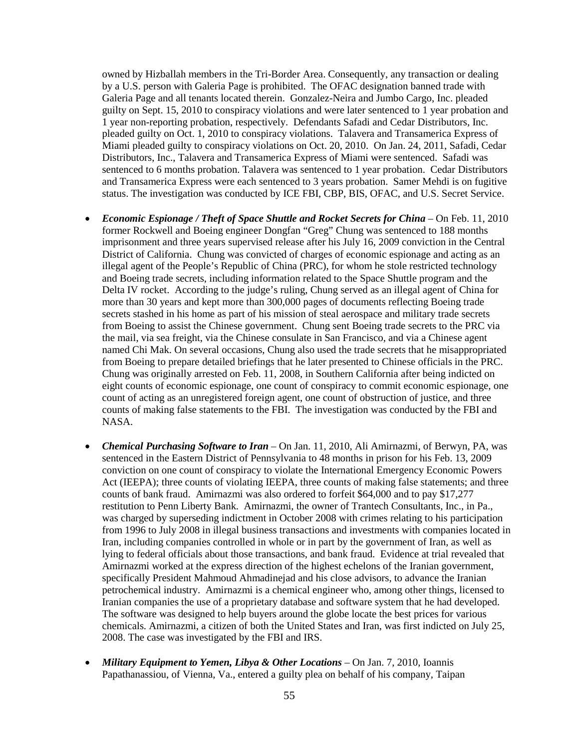owned by Hizballah members in the Tri-Border Area. Consequently, any transaction or dealing by a U.S. person with Galeria Page is prohibited. The OFAC designation banned trade with Galeria Page and all tenants located therein. Gonzalez-Neira and Jumbo Cargo, Inc. pleaded guilty on Sept. 15, 2010 to conspiracy violations and were later sentenced to 1 year probation and 1 year non-reporting probation, respectively. Defendants Safadi and Cedar Distributors, Inc. pleaded guilty on Oct. 1, 2010 to conspiracy violations. Talavera and Transamerica Express of Miami pleaded guilty to conspiracy violations on Oct. 20, 2010. On Jan. 24, 2011, Safadi, Cedar Distributors, Inc., Talavera and Transamerica Express of Miami were sentenced. Safadi was sentenced to 6 months probation. Talavera was sentenced to 1 year probation. Cedar Distributors and Transamerica Express were each sentenced to 3 years probation. Samer Mehdi is on fugitive status. The investigation was conducted by ICE FBI, CBP, BIS, OFAC, and U.S. Secret Service.

- ***Economic Espionage / Theft of Space Shuttle and Rocket Secrets for China*** – On Feb. 11, 2010 former Rockwell and Boeing engineer Dongfan "Greg" Chung was sentenced to 188 months imprisonment and three years supervised release after his July 16, 2009 conviction in the Central District of California. Chung was convicted of charges of economic espionage and acting as an illegal agent of the People's Republic of China (PRC), for whom he stole restricted technology and Boeing trade secrets, including information related to the Space Shuttle program and the Delta IV rocket. According to the judge's ruling, Chung served as an illegal agent of China for more than 30 years and kept more than 300,000 pages of documents reflecting Boeing trade secrets stashed in his home as part of his mission of steal aerospace and military trade secrets from Boeing to assist the Chinese government. Chung sent Boeing trade secrets to the PRC via the mail, via sea freight, via the Chinese consulate in San Francisco, and via a Chinese agent named Chi Mak. On several occasions, Chung also used the trade secrets that he misappropriated from Boeing to prepare detailed briefings that he later presented to Chinese officials in the PRC. Chung was originally arrested on Feb. 11, 2008, in Southern California after being indicted on eight counts of economic espionage, one count of conspiracy to commit economic espionage, one count of acting as an unregistered foreign agent, one count of obstruction of justice, and three counts of making false statements to the FBI. The investigation was conducted by the FBI and NASA.

- ***Chemical Purchasing Software to Iran*** – On Jan. 11, 2010, Ali Amirnazmi, of Berwyn, PA, was sentenced in the Eastern District of Pennsylvania to 48 months in prison for his Feb. 13, 2009 conviction on one count of conspiracy to violate the International Emergency Economic Powers Act (IEEPA); three counts of violating IEEPA, three counts of making false statements; and three counts of bank fraud. Amirnazmi was also ordered to forfeit $64,000 and to pay $17,277 restitution to Penn Liberty Bank. Amirnazmi, the owner of Trantech Consultants, Inc., in Pa., was charged by superseding indictment in October 2008 with crimes relating to his participation from 1996 to July 2008 in illegal business transactions and investments with companies located in Iran, including companies controlled in whole or in part by the government of Iran, as well as lying to federal officials about those transactions, and bank fraud. Evidence at trial revealed that Amirnazmi worked at the express direction of the highest echelons of the Iranian government, specifically President Mahmoud Ahmadinejad and his close advisors, to advance the Iranian petrochemical industry. Amirnazmi is a chemical engineer who, among other things, licensed to Iranian companies the use of a proprietary database and software system that he had developed. The software was designed to help buyers around the globe locate the best prices for various chemicals. Amirnazmi, a citizen of both the United States and Iran, was first indicted on July 25, 2008. The case was investigated by the FBI and IRS.

- ***Military Equipment to Yemen, Libya & Other Locations*** – On Jan. 7, 2010, Ioannis Papathanassiou, of Vienna, Va., entered a guilty plea on behalf of his company, Taipan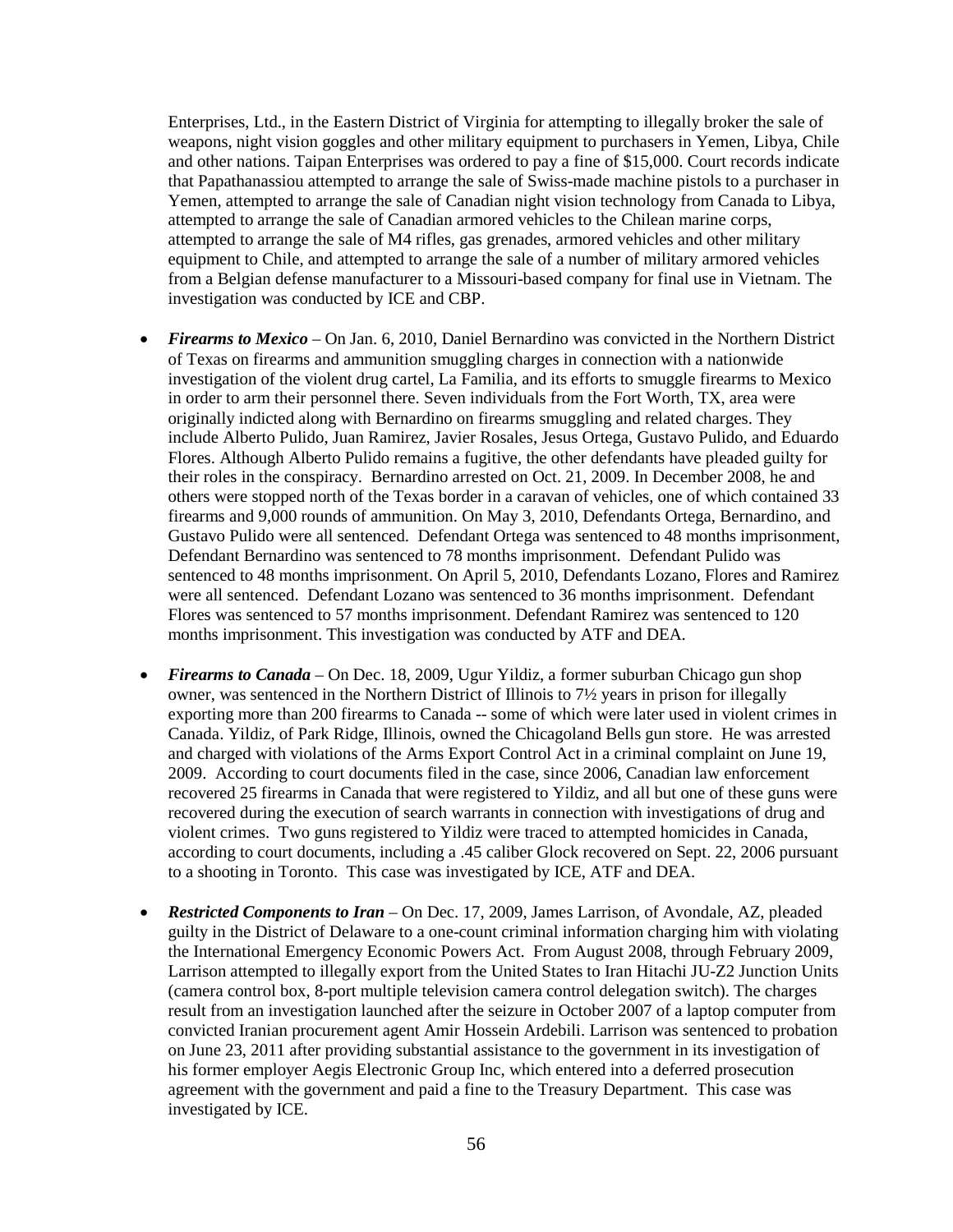Enterprises, Ltd., in the Eastern District of Virginia for attempting to illegally broker the sale of weapons, night vision goggles and other military equipment to purchasers in Yemen, Libya, Chile and other nations. Taipan Enterprises was ordered to pay a fine of $15,000. Court records indicate that Papathanassiou attempted to arrange the sale of Swiss-made machine pistols to a purchaser in Yemen, attempted to arrange the sale of Canadian night vision technology from Canada to Libya, attempted to arrange the sale of Canadian armored vehicles to the Chilean marine corps, attempted to arrange the sale of M4 rifles, gas grenades, armored vehicles and other military equipment to Chile, and attempted to arrange the sale of a number of military armored vehicles from a Belgian defense manufacturer to a Missouri-based company for final use in Vietnam. The investigation was conducted by ICE and CBP.

- ***Firearms to Mexico*** – On Jan. 6, 2010, Daniel Bernardino was convicted in the Northern District of Texas on firearms and ammunition smuggling charges in connection with a nationwide investigation of the violent drug cartel, La Familia, and its efforts to smuggle firearms to Mexico in order to arm their personnel there. Seven individuals from the Fort Worth, TX, area were originally indicted along with Bernardino on firearms smuggling and related charges. They include Alberto Pulido, Juan Ramirez, Javier Rosales, Jesus Ortega, Gustavo Pulido, and Eduardo Flores. Although Alberto Pulido remains a fugitive, the other defendants have pleaded guilty for their roles in the conspiracy. Bernardino arrested on Oct. 21, 2009. In December 2008, he and others were stopped north of the Texas border in a caravan of vehicles, one of which contained 33 firearms and 9,000 rounds of ammunition. On May 3, 2010, Defendants Ortega, Bernardino, and Gustavo Pulido were all sentenced. Defendant Ortega was sentenced to 48 months imprisonment, Defendant Bernardino was sentenced to 78 months imprisonment. Defendant Pulido was sentenced to 48 months imprisonment. On April 5, 2010, Defendants Lozano, Flores and Ramirez were all sentenced. Defendant Lozano was sentenced to 36 months imprisonment. Defendant Flores was sentenced to 57 months imprisonment. Defendant Ramirez was sentenced to 120 months imprisonment. This investigation was conducted by ATF and DEA.

- ***Firearms to Canada*** – On Dec. 18, 2009, Ugur Yildiz, a former suburban Chicago gun shop owner, was sentenced in the Northern District of Illinois to 7½ years in prison for illegally exporting more than 200 firearms to Canada -- some of which were later used in violent crimes in Canada. Yildiz, of Park Ridge, Illinois, owned the Chicagoland Bells gun store. He was arrested and charged with violations of the Arms Export Control Act in a criminal complaint on June 19, 2009. According to court documents filed in the case, since 2006, Canadian law enforcement recovered 25 firearms in Canada that were registered to Yildiz, and all but one of these guns were recovered during the execution of search warrants in connection with investigations of drug and violent crimes. Two guns registered to Yildiz were traced to attempted homicides in Canada, according to court documents, including a .45 caliber Glock recovered on Sept. 22, 2006 pursuant to a shooting in Toronto. This case was investigated by ICE, ATF and DEA.

- ***Restricted Components to Iran*** – On Dec. 17, 2009, James Larrison, of Avondale, AZ, pleaded guilty in the District of Delaware to a one-count criminal information charging him with violating the International Emergency Economic Powers Act. From August 2008, through February 2009, Larrison attempted to illegally export from the United States to Iran Hitachi JU-Z2 Junction Units (camera control box, 8-port multiple television camera control delegation switch). The charges result from an investigation launched after the seizure in October 2007 of a laptop computer from convicted Iranian procurement agent Amir Hossein Ardebili. Larrison was sentenced to probation on June 23, 2011 after providing substantial assistance to the government in its investigation of his former employer Aegis Electronic Group Inc, which entered into a deferred prosecution agreement with the government and paid a fine to the Treasury Department. This case was investigated by ICE.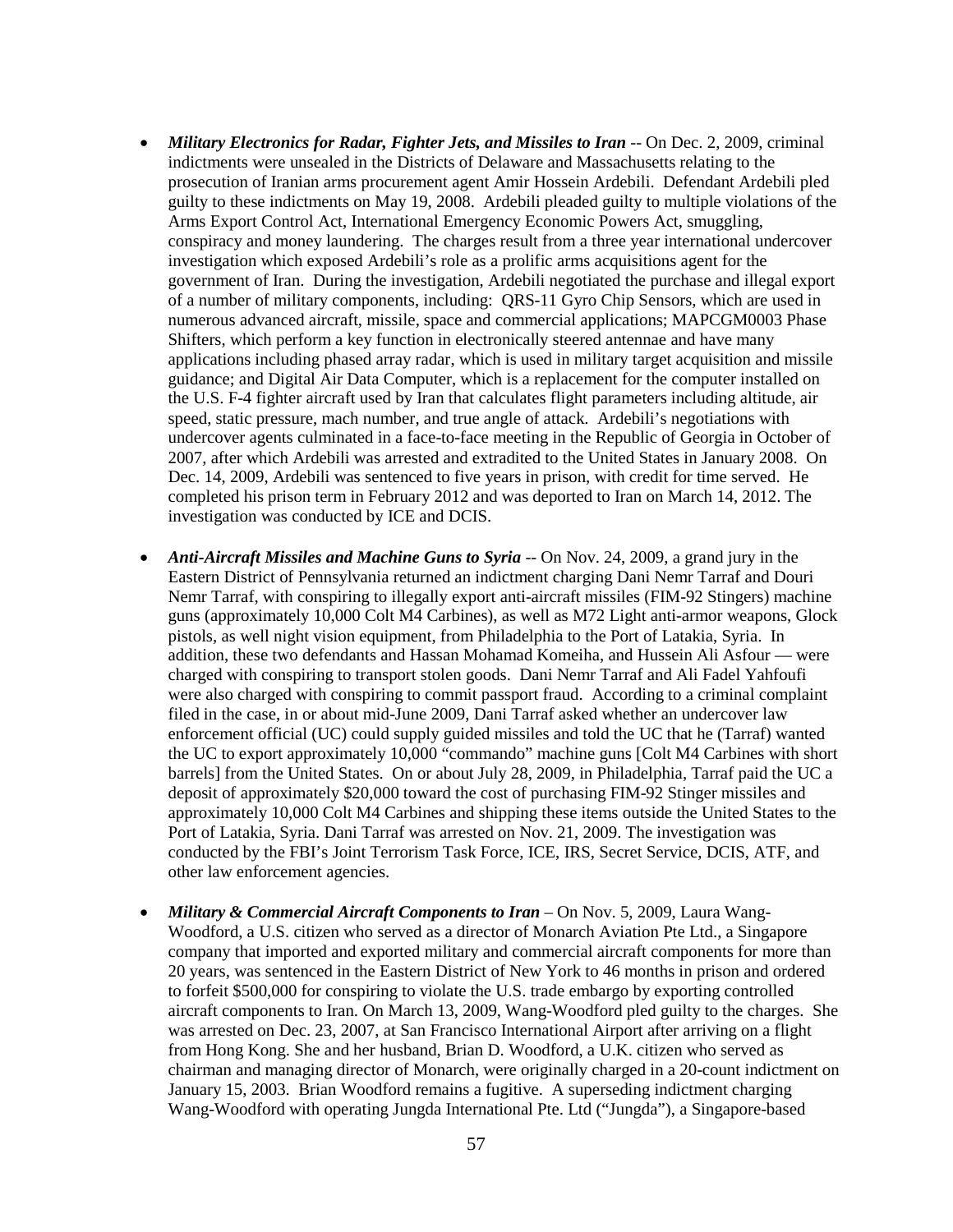- ***Military Electronics for Radar, Fighter Jets, and Missiles to Iran*** -- On Dec. 2, 2009, criminal indictments were unsealed in the Districts of Delaware and Massachusetts relating to the prosecution of Iranian arms procurement agent Amir Hossein Ardebili. Defendant Ardebili pled guilty to these indictments on May 19, 2008. Ardebili pleaded guilty to multiple violations of the Arms Export Control Act, International Emergency Economic Powers Act, smuggling, conspiracy and money laundering. The charges result from a three year international undercover investigation which exposed Ardebili's role as a prolific arms acquisitions agent for the government of Iran. During the investigation, Ardebili negotiated the purchase and illegal export of a number of military components, including: QRS-11 Gyro Chip Sensors, which are used in numerous advanced aircraft, missile, space and commercial applications; MAPCGM0003 Phase Shifters, which perform a key function in electronically steered antennae and have many applications including phased array radar, which is used in military target acquisition and missile guidance; and Digital Air Data Computer, which is a replacement for the computer installed on the U.S. F-4 fighter aircraft used by Iran that calculates flight parameters including altitude, air speed, static pressure, mach number, and true angle of attack. Ardebili's negotiations with undercover agents culminated in a face-to-face meeting in the Republic of Georgia in October of 2007, after which Ardebili was arrested and extradited to the United States in January 2008. On Dec. 14, 2009, Ardebili was sentenced to five years in prison, with credit for time served. He completed his prison term in February 2012 and was deported to Iran on March 14, 2012. The investigation was conducted by ICE and DCIS.

- ***Anti-Aircraft Missiles and Machine Guns to Syria*** -- On Nov. 24, 2009, a grand jury in the Eastern District of Pennsylvania returned an indictment charging Dani Nemr Tarraf and Douri Nemr Tarraf, with conspiring to illegally export anti-aircraft missiles (FIM-92 Stingers) machine guns (approximately 10,000 Colt M4 Carbines), as well as M72 Light anti-armor weapons, Glock pistols, as well night vision equipment, from Philadelphia to the Port of Latakia, Syria. In addition, these two defendants and Hassan Mohamad Komeiha, and Hussein Ali Asfour — were charged with conspiring to transport stolen goods. Dani Nemr Tarraf and Ali Fadel Yahfoufi were also charged with conspiring to commit passport fraud. According to a criminal complaint filed in the case, in or about mid-June 2009, Dani Tarraf asked whether an undercover law enforcement official (UC) could supply guided missiles and told the UC that he (Tarraf) wanted the UC to export approximately 10,000 "commando" machine guns [Colt M4 Carbines with short barrels] from the United States. On or about July 28, 2009, in Philadelphia, Tarraf paid the UC a deposit of approximately $20,000 toward the cost of purchasing FIM-92 Stinger missiles and approximately 10,000 Colt M4 Carbines and shipping these items outside the United States to the Port of Latakia, Syria. Dani Tarraf was arrested on Nov. 21, 2009. The investigation was conducted by the FBI's Joint Terrorism Task Force, ICE, IRS, Secret Service, DCIS, ATF, and other law enforcement agencies.

- ***Military & Commercial Aircraft Components to Iran*** – On Nov. 5, 2009, Laura Wang-Woodford, a U.S. citizen who served as a director of Monarch Aviation Pte Ltd., a Singapore company that imported and exported military and commercial aircraft components for more than 20 years, was sentenced in the Eastern District of New York to 46 months in prison and ordered to forfeit $500,000 for conspiring to violate the U.S. trade embargo by exporting controlled aircraft components to Iran. On March 13, 2009, Wang-Woodford pled guilty to the charges. She was arrested on Dec. 23, 2007, at San Francisco International Airport after arriving on a flight from Hong Kong. She and her husband, Brian D. Woodford, a U.K. citizen who served as chairman and managing director of Monarch, were originally charged in a 20-count indictment on January 15, 2003. Brian Woodford remains a fugitive. A superseding indictment charging Wang-Woodford with operating Jungda International Pte. Ltd ("Jungda"), a Singapore-based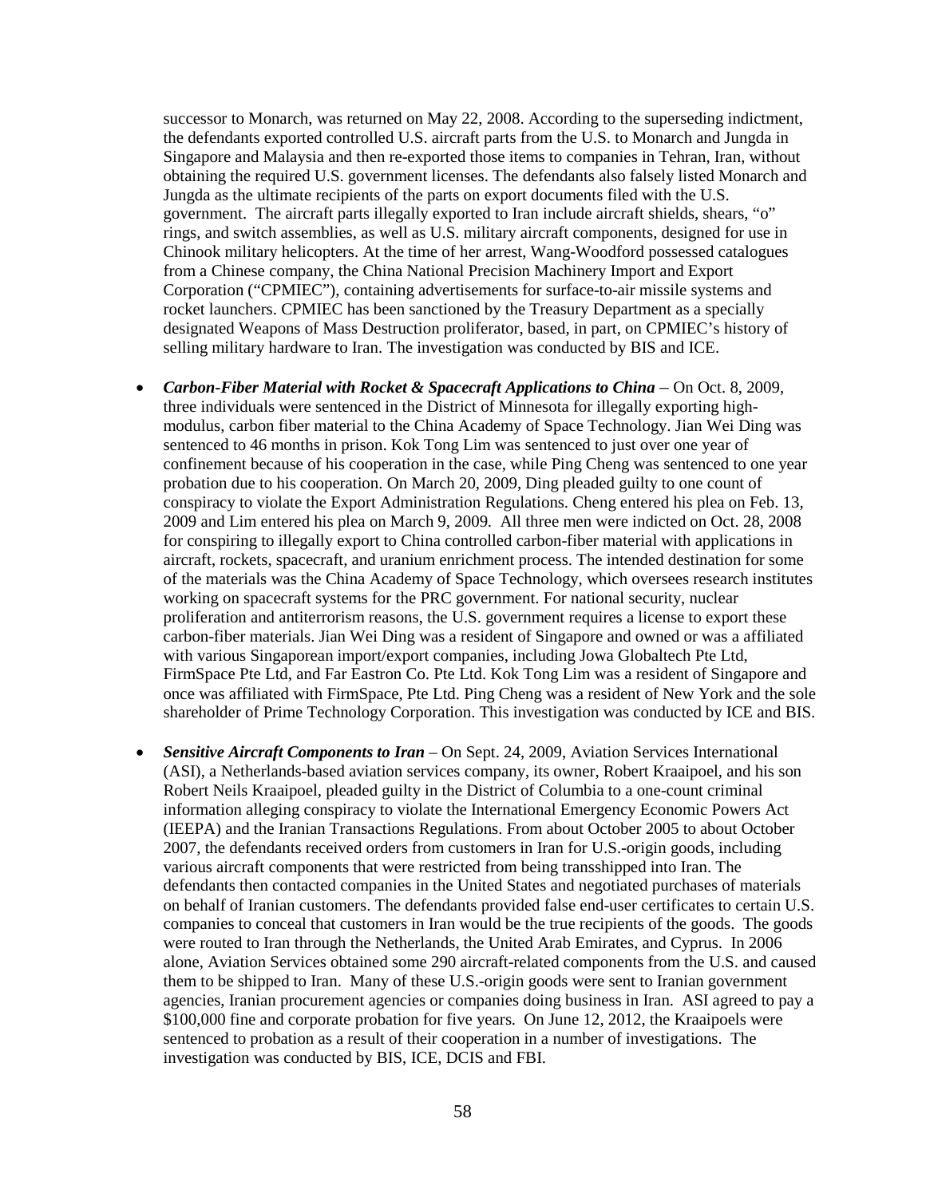successor to Monarch, was returned on May 22, 2008. According to the superseding indictment, the defendants exported controlled U.S. aircraft parts from the U.S. to Monarch and Jungda in Singapore and Malaysia and then re-exported those items to companies in Tehran, Iran, without obtaining the required U.S. government licenses. The defendants also falsely listed Monarch and Jungda as the ultimate recipients of the parts on export documents filed with the U.S. government. The aircraft parts illegally exported to Iran include aircraft shields, shears, "o" rings, and switch assemblies, as well as U.S. military aircraft components, designed for use in Chinook military helicopters. At the time of her arrest, Wang-Woodford possessed catalogues from a Chinese company, the China National Precision Machinery Import and Export Corporation ("CPMIEC"), containing advertisements for surface-to-air missile systems and rocket launchers. CPMIEC has been sanctioned by the Treasury Department as a specially designated Weapons of Mass Destruction proliferator, based, in part, on CPMIEC's history of selling military hardware to Iran. The investigation was conducted by BIS and ICE.

- ***Carbon-Fiber Material with Rocket & Spacecraft Applications to China*** – On Oct. 8, 2009, three individuals were sentenced in the District of Minnesota for illegally exporting high-modulus, carbon fiber material to the China Academy of Space Technology. Jian Wei Ding was sentenced to 46 months in prison. Kok Tong Lim was sentenced to just over one year of confinement because of his cooperation in the case, while Ping Cheng was sentenced to one year probation due to his cooperation. On March 20, 2009, Ding pleaded guilty to one count of conspiracy to violate the Export Administration Regulations. Cheng entered his plea on Feb. 13, 2009 and Lim entered his plea on March 9, 2009. All three men were indicted on Oct. 28, 2008 for conspiring to illegally export to China controlled carbon-fiber material with applications in aircraft, rockets, spacecraft, and uranium enrichment process. The intended destination for some of the materials was the China Academy of Space Technology, which oversees research institutes working on spacecraft systems for the PRC government. For national security, nuclear proliferation and antiterrorism reasons, the U.S. government requires a license to export these carbon-fiber materials. Jian Wei Ding was a resident of Singapore and owned or was a affiliated with various Singaporean import/export companies, including Jowa Globaltech Pte Ltd, FirmSpace Pte Ltd, and Far Eastron Co. Pte Ltd. Kok Tong Lim was a resident of Singapore and once was affiliated with FirmSpace, Pte Ltd. Ping Cheng was a resident of New York and the sole shareholder of Prime Technology Corporation. This investigation was conducted by ICE and BIS.

- ***Sensitive Aircraft Components to Iran*** – On Sept. 24, 2009, Aviation Services International (ASI), a Netherlands-based aviation services company, its owner, Robert Kraaipoel, and his son Robert Neils Kraaipoel, pleaded guilty in the District of Columbia to a one-count criminal information alleging conspiracy to violate the International Emergency Economic Powers Act (IEEPA) and the Iranian Transactions Regulations. From about October 2005 to about October 2007, the defendants received orders from customers in Iran for U.S.-origin goods, including various aircraft components that were restricted from being transshipped into Iran. The defendants then contacted companies in the United States and negotiated purchases of materials on behalf of Iranian customers. The defendants provided false end-user certificates to certain U.S. companies to conceal that customers in Iran would be the true recipients of the goods. The goods were routed to Iran through the Netherlands, the United Arab Emirates, and Cyprus. In 2006 alone, Aviation Services obtained some 290 aircraft-related components from the U.S. and caused them to be shipped to Iran. Many of these U.S.-origin goods were sent to Iranian government agencies, Iranian procurement agencies or companies doing business in Iran. ASI agreed to pay a $100,000 fine and corporate probation for five years. On June 12, 2012, the Kraaipoels were sentenced to probation as a result of their cooperation in a number of investigations. The investigation was conducted by BIS, ICE, DCIS and FBI.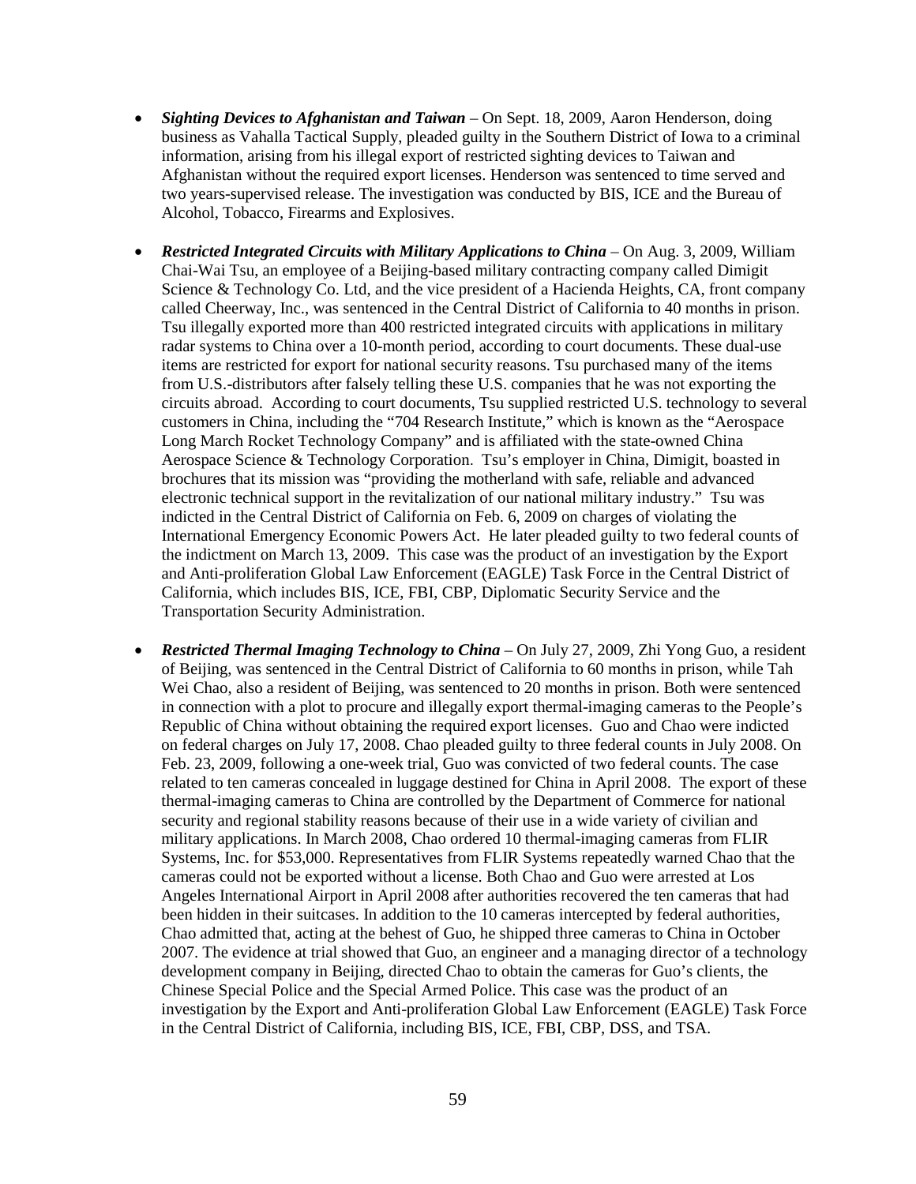- ***Sighting Devices to Afghanistan and Taiwan*** – On Sept. 18, 2009, Aaron Henderson, doing business as Vahalla Tactical Supply, pleaded guilty in the Southern District of Iowa to a criminal information, arising from his illegal export of restricted sighting devices to Taiwan and Afghanistan without the required export licenses. Henderson was sentenced to time served and two years-supervised release. The investigation was conducted by BIS, ICE and the Bureau of Alcohol, Tobacco, Firearms and Explosives.

- ***Restricted Integrated Circuits with Military Applications to China*** – On Aug. 3, 2009, William Chai-Wai Tsu, an employee of a Beijing-based military contracting company called Dimigit Science & Technology Co. Ltd, and the vice president of a Hacienda Heights, CA, front company called Cheerway, Inc., was sentenced in the Central District of California to 40 months in prison. Tsu illegally exported more than 400 restricted integrated circuits with applications in military radar systems to China over a 10-month period, according to court documents. These dual-use items are restricted for export for national security reasons. Tsu purchased many of the items from U.S.-distributors after falsely telling these U.S. companies that he was not exporting the circuits abroad. According to court documents, Tsu supplied restricted U.S. technology to several customers in China, including the "704 Research Institute," which is known as the "Aerospace Long March Rocket Technology Company" and is affiliated with the state-owned China Aerospace Science & Technology Corporation. Tsu's employer in China, Dimigit, boasted in brochures that its mission was "providing the motherland with safe, reliable and advanced electronic technical support in the revitalization of our national military industry." Tsu was indicted in the Central District of California on Feb. 6, 2009 on charges of violating the International Emergency Economic Powers Act. He later pleaded guilty to two federal counts of the indictment on March 13, 2009. This case was the product of an investigation by the Export and Anti-proliferation Global Law Enforcement (EAGLE) Task Force in the Central District of California, which includes BIS, ICE, FBI, CBP, Diplomatic Security Service and the Transportation Security Administration.

- ***Restricted Thermal Imaging Technology to China*** – On July 27, 2009, Zhi Yong Guo, a resident of Beijing, was sentenced in the Central District of California to 60 months in prison, while Tah Wei Chao, also a resident of Beijing, was sentenced to 20 months in prison. Both were sentenced in connection with a plot to procure and illegally export thermal-imaging cameras to the People's Republic of China without obtaining the required export licenses. Guo and Chao were indicted on federal charges on July 17, 2008. Chao pleaded guilty to three federal counts in July 2008. On Feb. 23, 2009, following a one-week trial, Guo was convicted of two federal counts. The case related to ten cameras concealed in luggage destined for China in April 2008. The export of these thermal-imaging cameras to China are controlled by the Department of Commerce for national security and regional stability reasons because of their use in a wide variety of civilian and military applications. In March 2008, Chao ordered 10 thermal-imaging cameras from FLIR Systems, Inc. for $53,000. Representatives from FLIR Systems repeatedly warned Chao that the cameras could not be exported without a license. Both Chao and Guo were arrested at Los Angeles International Airport in April 2008 after authorities recovered the ten cameras that had been hidden in their suitcases. In addition to the 10 cameras intercepted by federal authorities, Chao admitted that, acting at the behest of Guo, he shipped three cameras to China in October 2007. The evidence at trial showed that Guo, an engineer and a managing director of a technology development company in Beijing, directed Chao to obtain the cameras for Guo's clients, the Chinese Special Police and the Special Armed Police. This case was the product of an investigation by the Export and Anti-proliferation Global Law Enforcement (EAGLE) Task Force in the Central District of California, including BIS, ICE, FBI, CBP, DSS, and TSA.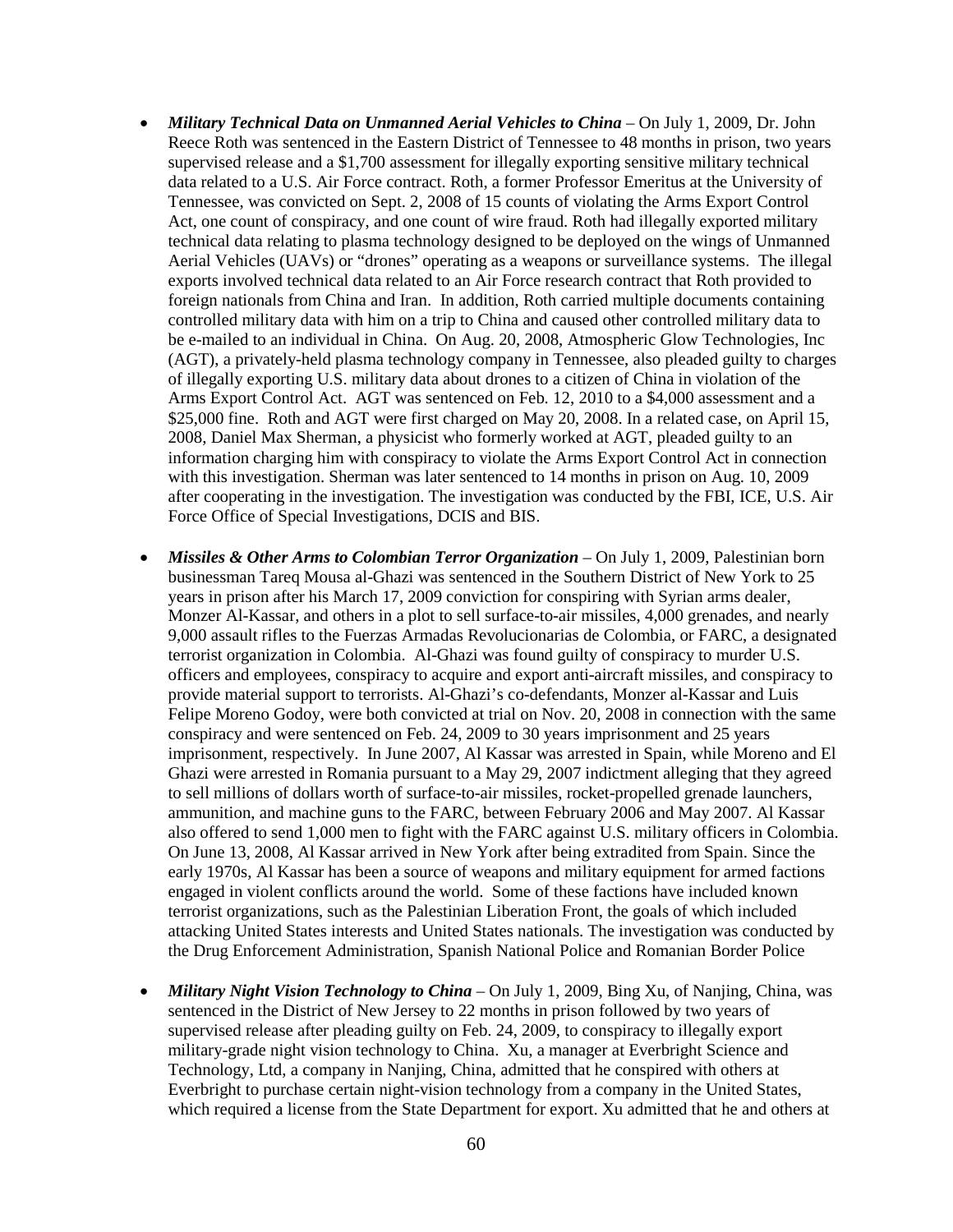- ***Military Technical Data on Unmanned Aerial Vehicles to China*** – On July 1, 2009, Dr. John Reece Roth was sentenced in the Eastern District of Tennessee to 48 months in prison, two years supervised release and a $1,700 assessment for illegally exporting sensitive military technical data related to a U.S. Air Force contract. Roth, a former Professor Emeritus at the University of Tennessee, was convicted on Sept. 2, 2008 of 15 counts of violating the Arms Export Control Act, one count of conspiracy, and one count of wire fraud. Roth had illegally exported military technical data relating to plasma technology designed to be deployed on the wings of Unmanned Aerial Vehicles (UAVs) or "drones" operating as a weapons or surveillance systems. The illegal exports involved technical data related to an Air Force research contract that Roth provided to foreign nationals from China and Iran. In addition, Roth carried multiple documents containing controlled military data with him on a trip to China and caused other controlled military data to be e-mailed to an individual in China. On Aug. 20, 2008, Atmospheric Glow Technologies, Inc (AGT), a privately-held plasma technology company in Tennessee, also pleaded guilty to charges of illegally exporting U.S. military data about drones to a citizen of China in violation of the Arms Export Control Act. AGT was sentenced on Feb. 12, 2010 to a $4,000 assessment and a $25,000 fine. Roth and AGT were first charged on May 20, 2008. In a related case, on April 15, 2008, Daniel Max Sherman, a physicist who formerly worked at AGT, pleaded guilty to an information charging him with conspiracy to violate the Arms Export Control Act in connection with this investigation. Sherman was later sentenced to 14 months in prison on Aug. 10, 2009 after cooperating in the investigation. The investigation was conducted by the FBI, ICE, U.S. Air Force Office of Special Investigations, DCIS and BIS.

- ***Missiles & Other Arms to Colombian Terror Organization*** – On July 1, 2009, Palestinian born businessman Tareq Mousa al-Ghazi was sentenced in the Southern District of New York to 25 years in prison after his March 17, 2009 conviction for conspiring with Syrian arms dealer, Monzer Al-Kassar, and others in a plot to sell surface-to-air missiles, 4,000 grenades, and nearly 9,000 assault rifles to the Fuerzas Armadas Revolucionarias de Colombia, or FARC, a designated terrorist organization in Colombia. Al-Ghazi was found guilty of conspiracy to murder U.S. officers and employees, conspiracy to acquire and export anti-aircraft missiles, and conspiracy to provide material support to terrorists. Al-Ghazi's co-defendants, Monzer al-Kassar and Luis Felipe Moreno Godoy, were both convicted at trial on Nov. 20, 2008 in connection with the same conspiracy and were sentenced on Feb. 24, 2009 to 30 years imprisonment and 25 years imprisonment, respectively. In June 2007, Al Kassar was arrested in Spain, while Moreno and El Ghazi were arrested in Romania pursuant to a May 29, 2007 indictment alleging that they agreed to sell millions of dollars worth of surface-to-air missiles, rocket-propelled grenade launchers, ammunition, and machine guns to the FARC, between February 2006 and May 2007. Al Kassar also offered to send 1,000 men to fight with the FARC against U.S. military officers in Colombia. On June 13, 2008, Al Kassar arrived in New York after being extradited from Spain. Since the early 1970s, Al Kassar has been a source of weapons and military equipment for armed factions engaged in violent conflicts around the world. Some of these factions have included known terrorist organizations, such as the Palestinian Liberation Front, the goals of which included attacking United States interests and United States nationals. The investigation was conducted by the Drug Enforcement Administration, Spanish National Police and Romanian Border Police

- ***Military Night Vision Technology to China*** – On July 1, 2009, Bing Xu, of Nanjing, China, was sentenced in the District of New Jersey to 22 months in prison followed by two years of supervised release after pleading guilty on Feb. 24, 2009, to conspiracy to illegally export military-grade night vision technology to China. Xu, a manager at Everbright Science and Technology, Ltd, a company in Nanjing, China, admitted that he conspired with others at Everbright to purchase certain night-vision technology from a company in the United States, which required a license from the State Department for export. Xu admitted that he and others at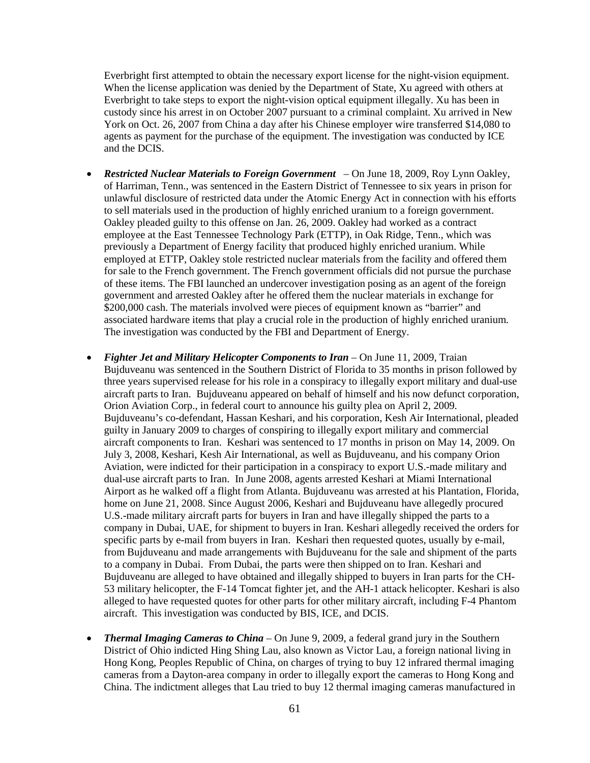Everbright first attempted to obtain the necessary export license for the night-vision equipment. When the license application was denied by the Department of State, Xu agreed with others at Everbright to take steps to export the night-vision optical equipment illegally. Xu has been in custody since his arrest in on October 2007 pursuant to a criminal complaint. Xu arrived in New York on Oct. 26, 2007 from China a day after his Chinese employer wire transferred $14,080 to agents as payment for the purchase of the equipment. The investigation was conducted by ICE and the DCIS.

- ***Restricted Nuclear Materials to Foreign Government*** – On June 18, 2009, Roy Lynn Oakley, of Harriman, Tenn., was sentenced in the Eastern District of Tennessee to six years in prison for unlawful disclosure of restricted data under the Atomic Energy Act in connection with his efforts to sell materials used in the production of highly enriched uranium to a foreign government. Oakley pleaded guilty to this offense on Jan. 26, 2009. Oakley had worked as a contract employee at the East Tennessee Technology Park (ETTP), in Oak Ridge, Tenn., which was previously a Department of Energy facility that produced highly enriched uranium. While employed at ETTP, Oakley stole restricted nuclear materials from the facility and offered them for sale to the French government. The French government officials did not pursue the purchase of these items. The FBI launched an undercover investigation posing as an agent of the foreign government and arrested Oakley after he offered them the nuclear materials in exchange for $200,000 cash. The materials involved were pieces of equipment known as "barrier" and associated hardware items that play a crucial role in the production of highly enriched uranium. The investigation was conducted by the FBI and Department of Energy.

- ***Fighter Jet and Military Helicopter Components to Iran*** – On June 11, 2009, Traian Bujduveanu was sentenced in the Southern District of Florida to 35 months in prison followed by three years supervised release for his role in a conspiracy to illegally export military and dual-use aircraft parts to Iran. Bujduveanu appeared on behalf of himself and his now defunct corporation, Orion Aviation Corp., in federal court to announce his guilty plea on April 2, 2009. Bujduveanu's co-defendant, Hassan Keshari, and his corporation, Kesh Air International, pleaded guilty in January 2009 to charges of conspiring to illegally export military and commercial aircraft components to Iran. Keshari was sentenced to 17 months in prison on May 14, 2009. On July 3, 2008, Keshari, Kesh Air International, as well as Bujduveanu, and his company Orion Aviation, were indicted for their participation in a conspiracy to export U.S.-made military and dual-use aircraft parts to Iran. In June 2008, agents arrested Keshari at Miami International Airport as he walked off a flight from Atlanta. Bujduveanu was arrested at his Plantation, Florida, home on June 21, 2008. Since August 2006, Keshari and Bujduveanu have allegedly procured U.S.-made military aircraft parts for buyers in Iran and have illegally shipped the parts to a company in Dubai, UAE, for shipment to buyers in Iran. Keshari allegedly received the orders for specific parts by e-mail from buyers in Iran. Keshari then requested quotes, usually by e-mail, from Bujduveanu and made arrangements with Bujduveanu for the sale and shipment of the parts to a company in Dubai. From Dubai, the parts were then shipped on to Iran. Keshari and Bujduveanu are alleged to have obtained and illegally shipped to buyers in Iran parts for the CH-53 military helicopter, the F-14 Tomcat fighter jet, and the AH-1 attack helicopter. Keshari is also alleged to have requested quotes for other parts for other military aircraft, including F-4 Phantom aircraft. This investigation was conducted by BIS, ICE, and DCIS.

- ***Thermal Imaging Cameras to China*** – On June 9, 2009, a federal grand jury in the Southern District of Ohio indicted Hing Shing Lau, also known as Victor Lau, a foreign national living in Hong Kong, Peoples Republic of China, on charges of trying to buy 12 infrared thermal imaging cameras from a Dayton-area company in order to illegally export the cameras to Hong Kong and China. The indictment alleges that Lau tried to buy 12 thermal imaging cameras manufactured in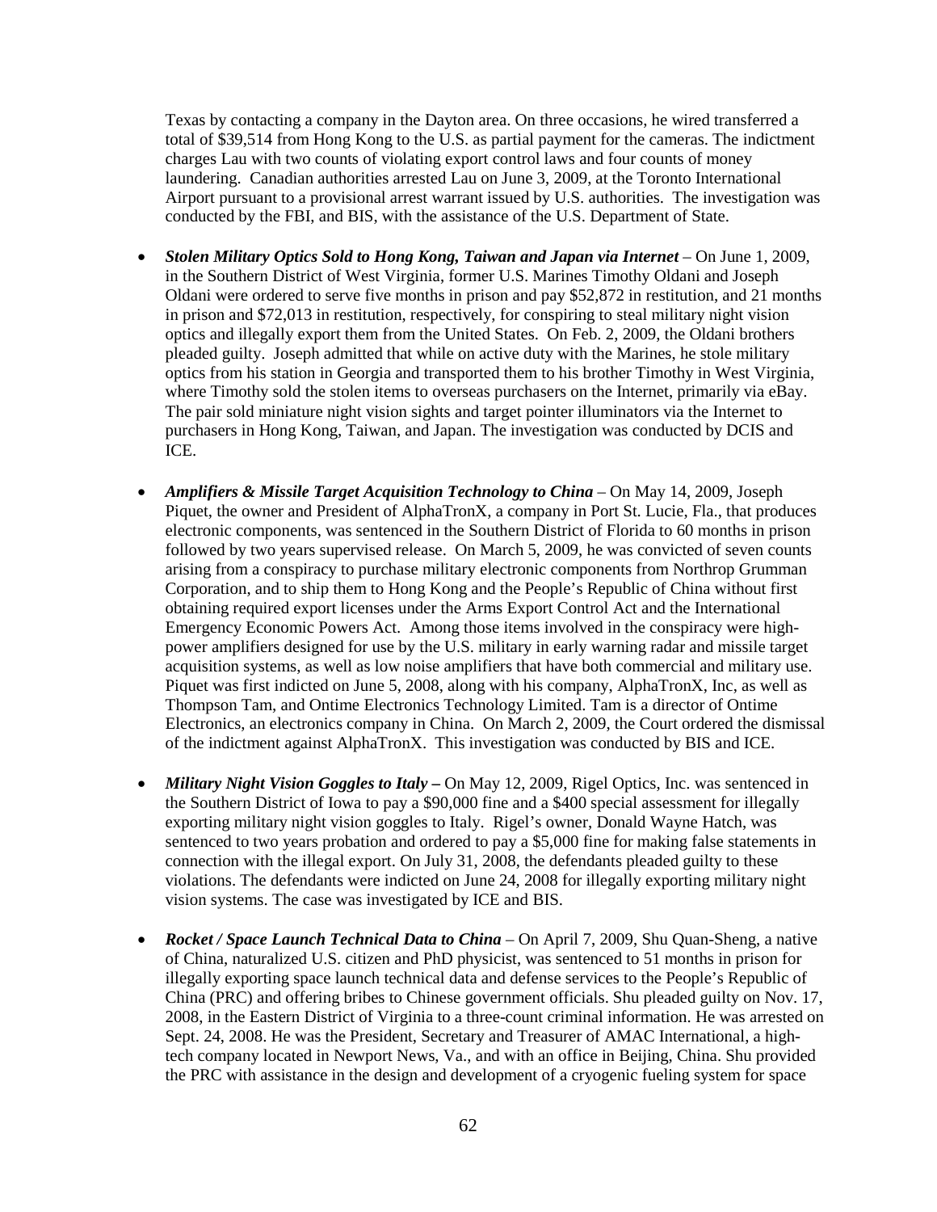Texas by contacting a company in the Dayton area. On three occasions, he wired transferred a total of $39,514 from Hong Kong to the U.S. as partial payment for the cameras. The indictment charges Lau with two counts of violating export control laws and four counts of money laundering. Canadian authorities arrested Lau on June 3, 2009, at the Toronto International Airport pursuant to a provisional arrest warrant issued by U.S. authorities. The investigation was conducted by the FBI, and BIS, with the assistance of the U.S. Department of State.

- ***Stolen Military Optics Sold to Hong Kong, Taiwan and Japan via Internet*** – On June 1, 2009, in the Southern District of West Virginia, former U.S. Marines Timothy Oldani and Joseph Oldani were ordered to serve five months in prison and pay $52,872 in restitution, and 21 months in prison and $72,013 in restitution, respectively, for conspiring to steal military night vision optics and illegally export them from the United States. On Feb. 2, 2009, the Oldani brothers pleaded guilty. Joseph admitted that while on active duty with the Marines, he stole military optics from his station in Georgia and transported them to his brother Timothy in West Virginia, where Timothy sold the stolen items to overseas purchasers on the Internet, primarily via eBay. The pair sold miniature night vision sights and target pointer illuminators via the Internet to purchasers in Hong Kong, Taiwan, and Japan. The investigation was conducted by DCIS and ICE.

- ***Amplifiers & Missile Target Acquisition Technology to China*** – On May 14, 2009, Joseph Piquet, the owner and President of AlphaTronX, a company in Port St. Lucie, Fla., that produces electronic components, was sentenced in the Southern District of Florida to 60 months in prison followed by two years supervised release. On March 5, 2009, he was convicted of seven counts arising from a conspiracy to purchase military electronic components from Northrop Grumman Corporation, and to ship them to Hong Kong and the People's Republic of China without first obtaining required export licenses under the Arms Export Control Act and the International Emergency Economic Powers Act. Among those items involved in the conspiracy were high-power amplifiers designed for use by the U.S. military in early warning radar and missile target acquisition systems, as well as low noise amplifiers that have both commercial and military use. Piquet was first indicted on June 5, 2008, along with his company, AlphaTronX, Inc, as well as Thompson Tam, and Ontime Electronics Technology Limited. Tam is a director of Ontime Electronics, an electronics company in China. On March 2, 2009, the Court ordered the dismissal of the indictment against AlphaTronX. This investigation was conducted by BIS and ICE.

- ***Military Night Vision Goggles to Italy –*** On May 12, 2009, Rigel Optics, Inc. was sentenced in the Southern District of Iowa to pay a $90,000 fine and a $400 special assessment for illegally exporting military night vision goggles to Italy. Rigel's owner, Donald Wayne Hatch, was sentenced to two years probation and ordered to pay a $5,000 fine for making false statements in connection with the illegal export. On July 31, 2008, the defendants pleaded guilty to these violations. The defendants were indicted on June 24, 2008 for illegally exporting military night vision systems. The case was investigated by ICE and BIS.

- ***Rocket / Space Launch Technical Data to China*** – On April 7, 2009, Shu Quan-Sheng, a native of China, naturalized U.S. citizen and PhD physicist, was sentenced to 51 months in prison for illegally exporting space launch technical data and defense services to the People's Republic of China (PRC) and offering bribes to Chinese government officials. Shu pleaded guilty on Nov. 17, 2008, in the Eastern District of Virginia to a three-count criminal information. He was arrested on Sept. 24, 2008. He was the President, Secretary and Treasurer of AMAC International, a high-tech company located in Newport News, Va., and with an office in Beijing, China. Shu provided the PRC with assistance in the design and development of a cryogenic fueling system for space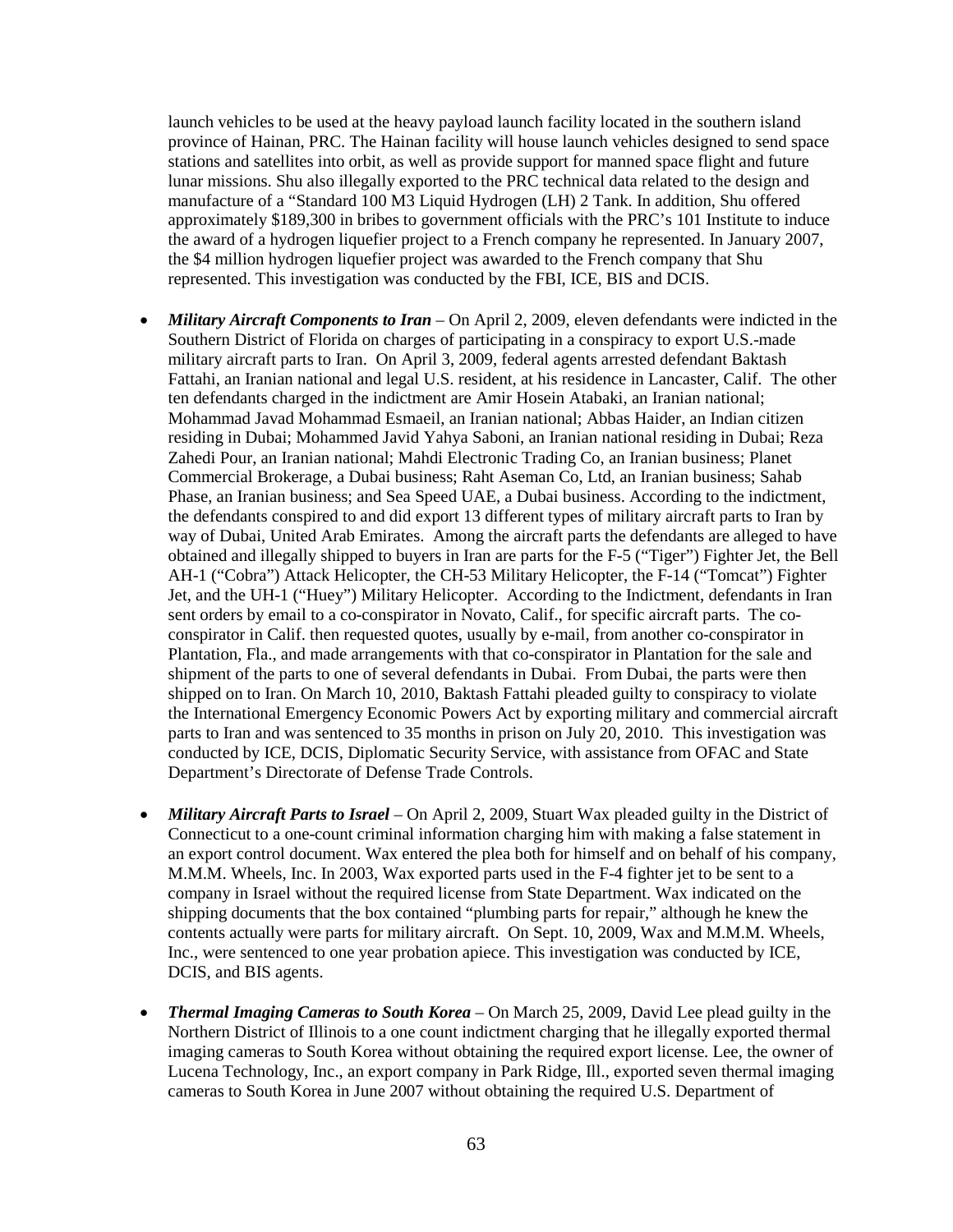launch vehicles to be used at the heavy payload launch facility located in the southern island province of Hainan, PRC. The Hainan facility will house launch vehicles designed to send space stations and satellites into orbit, as well as provide support for manned space flight and future lunar missions. Shu also illegally exported to the PRC technical data related to the design and manufacture of a "Standard 100 M3 Liquid Hydrogen (LH) 2 Tank. In addition, Shu offered approximately $189,300 in bribes to government officials with the PRC's 101 Institute to induce the award of a hydrogen liquefier project to a French company he represented. In January 2007, the $4 million hydrogen liquefier project was awarded to the French company that Shu represented. This investigation was conducted by the FBI, ICE, BIS and DCIS.

- ***Military Aircraft Components to Iran*** – On April 2, 2009, eleven defendants were indicted in the Southern District of Florida on charges of participating in a conspiracy to export U.S.-made military aircraft parts to Iran. On April 3, 2009, federal agents arrested defendant Baktash Fattahi, an Iranian national and legal U.S. resident, at his residence in Lancaster, Calif. The other ten defendants charged in the indictment are Amir Hosein Atabaki, an Iranian national; Mohammad Javad Mohammad Esmaeil, an Iranian national; Abbas Haider, an Indian citizen residing in Dubai; Mohammed Javid Yahya Saboni, an Iranian national residing in Dubai; Reza Zahedi Pour, an Iranian national; Mahdi Electronic Trading Co, an Iranian business; Planet Commercial Brokerage, a Dubai business; Raht Aseman Co, Ltd, an Iranian business; Sahab Phase, an Iranian business; and Sea Speed UAE, a Dubai business. According to the indictment, the defendants conspired to and did export 13 different types of military aircraft parts to Iran by way of Dubai, United Arab Emirates. Among the aircraft parts the defendants are alleged to have obtained and illegally shipped to buyers in Iran are parts for the F-5 ("Tiger") Fighter Jet, the Bell AH-1 ("Cobra") Attack Helicopter, the CH-53 Military Helicopter, the F-14 ("Tomcat") Fighter Jet, and the UH-1 ("Huey") Military Helicopter. According to the Indictment, defendants in Iran sent orders by email to a co-conspirator in Novato, Calif., for specific aircraft parts. The co-conspirator in Calif. then requested quotes, usually by e-mail, from another co-conspirator in Plantation, Fla., and made arrangements with that co-conspirator in Plantation for the sale and shipment of the parts to one of several defendants in Dubai. From Dubai, the parts were then shipped on to Iran. On March 10, 2010, Baktash Fattahi pleaded guilty to conspiracy to violate the International Emergency Economic Powers Act by exporting military and commercial aircraft parts to Iran and was sentenced to 35 months in prison on July 20, 2010. This investigation was conducted by ICE, DCIS, Diplomatic Security Service, with assistance from OFAC and State Department's Directorate of Defense Trade Controls.

- ***Military Aircraft Parts to Israel*** – On April 2, 2009, Stuart Wax pleaded guilty in the District of Connecticut to a one-count criminal information charging him with making a false statement in an export control document. Wax entered the plea both for himself and on behalf of his company, M.M.M. Wheels, Inc. In 2003, Wax exported parts used in the F-4 fighter jet to be sent to a company in Israel without the required license from State Department. Wax indicated on the shipping documents that the box contained "plumbing parts for repair," although he knew the contents actually were parts for military aircraft. On Sept. 10, 2009, Wax and M.M.M. Wheels, Inc., were sentenced to one year probation apiece. This investigation was conducted by ICE, DCIS, and BIS agents.

- ***Thermal Imaging Cameras to South Korea*** – On March 25, 2009, David Lee plead guilty in the Northern District of Illinois to a one count indictment charging that he illegally exported thermal imaging cameras to South Korea without obtaining the required export license. Lee, the owner of Lucena Technology, Inc., an export company in Park Ridge, Ill., exported seven thermal imaging cameras to South Korea in June 2007 without obtaining the required U.S. Department of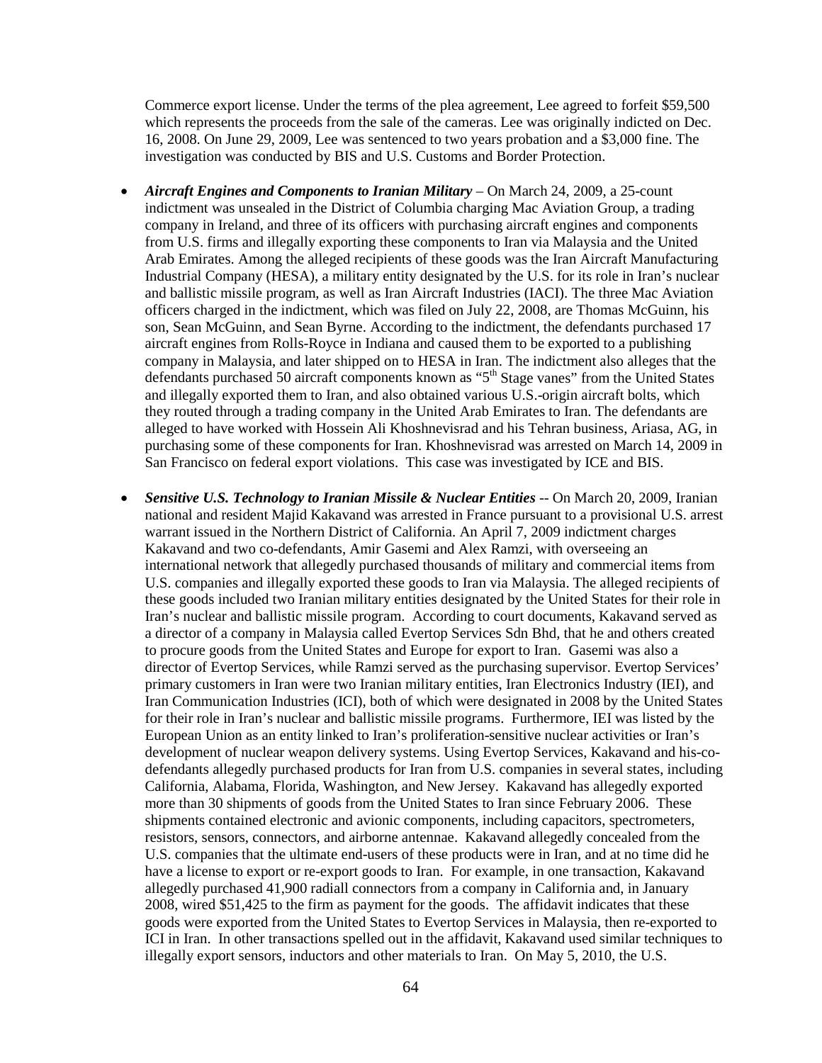Commerce export license. Under the terms of the plea agreement, Lee agreed to forfeit $59,500 which represents the proceeds from the sale of the cameras. Lee was originally indicted on Dec. 16, 2008. On June 29, 2009, Lee was sentenced to two years probation and a $3,000 fine. The investigation was conducted by BIS and U.S. Customs and Border Protection.

- ***Aircraft Engines and Components to Iranian Military*** – On March 24, 2009, a 25-count indictment was unsealed in the District of Columbia charging Mac Aviation Group, a trading company in Ireland, and three of its officers with purchasing aircraft engines and components from U.S. firms and illegally exporting these components to Iran via Malaysia and the United Arab Emirates. Among the alleged recipients of these goods was the Iran Aircraft Manufacturing Industrial Company (HESA), a military entity designated by the U.S. for its role in Iran's nuclear and ballistic missile program, as well as Iran Aircraft Industries (IACI). The three Mac Aviation officers charged in the indictment, which was filed on July 22, 2008, are Thomas McGuinn, his son, Sean McGuinn, and Sean Byrne. According to the indictment, the defendants purchased 17 aircraft engines from Rolls-Royce in Indiana and caused them to be exported to a publishing company in Malaysia, and later shipped on to HESA in Iran. The indictment also alleges that the defendants purchased 50 aircraft components known as "5th Stage vanes" from the United States and illegally exported them to Iran, and also obtained various U.S.-origin aircraft bolts, which they routed through a trading company in the United Arab Emirates to Iran. The defendants are alleged to have worked with Hossein Ali Khoshnevisrad and his Tehran business, Ariasa, AG, in purchasing some of these components for Iran. Khoshnevisrad was arrested on March 14, 2009 in San Francisco on federal export violations. This case was investigated by ICE and BIS.

- ***Sensitive U.S. Technology to Iranian Missile & Nuclear Entities*** -- On March 20, 2009, Iranian national and resident Majid Kakavand was arrested in France pursuant to a provisional U.S. arrest warrant issued in the Northern District of California. An April 7, 2009 indictment charges Kakavand and two co-defendants, Amir Gasemi and Alex Ramzi, with overseeing an international network that allegedly purchased thousands of military and commercial items from U.S. companies and illegally exported these goods to Iran via Malaysia. The alleged recipients of these goods included two Iranian military entities designated by the United States for their role in Iran's nuclear and ballistic missile program. According to court documents, Kakavand served as a director of a company in Malaysia called Evertop Services Sdn Bhd, that he and others created to procure goods from the United States and Europe for export to Iran. Gasemi was also a director of Evertop Services, while Ramzi served as the purchasing supervisor. Evertop Services' primary customers in Iran were two Iranian military entities, Iran Electronics Industry (IEI), and Iran Communication Industries (ICI), both of which were designated in 2008 by the United States for their role in Iran's nuclear and ballistic missile programs. Furthermore, IEI was listed by the European Union as an entity linked to Iran's proliferation-sensitive nuclear activities or Iran's development of nuclear weapon delivery systems. Using Evertop Services, Kakavand and his-co-defendants allegedly purchased products for Iran from U.S. companies in several states, including California, Alabama, Florida, Washington, and New Jersey. Kakavand has allegedly exported more than 30 shipments of goods from the United States to Iran since February 2006. These shipments contained electronic and avionic components, including capacitors, spectrometers, resistors, sensors, connectors, and airborne antennae. Kakavand allegedly concealed from the U.S. companies that the ultimate end-users of these products were in Iran, and at no time did he have a license to export or re-export goods to Iran. For example, in one transaction, Kakavand allegedly purchased 41,900 radiall connectors from a company in California and, in January 2008, wired $51,425 to the firm as payment for the goods. The affidavit indicates that these goods were exported from the United States to Evertop Services in Malaysia, then re-exported to ICI in Iran. In other transactions spelled out in the affidavit, Kakavand used similar techniques to illegally export sensors, inductors and other materials to Iran. On May 5, 2010, the U.S.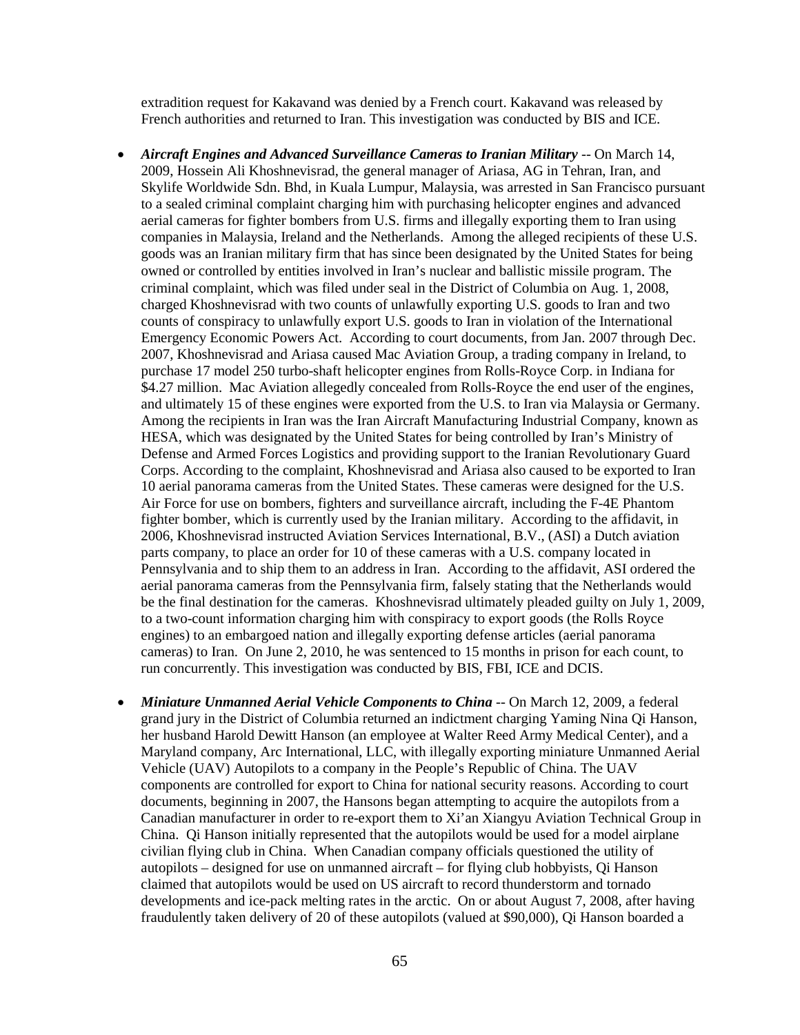extradition request for Kakavand was denied by a French court. Kakavand was released by French authorities and returned to Iran. This investigation was conducted by BIS and ICE.

- ***Aircraft Engines and Advanced Surveillance Cameras to Iranian Military*** -- On March 14, 2009, Hossein Ali Khoshnevisrad, the general manager of Ariasa, AG in Tehran, Iran, and Skylife Worldwide Sdn. Bhd, in Kuala Lumpur, Malaysia, was arrested in San Francisco pursuant to a sealed criminal complaint charging him with purchasing helicopter engines and advanced aerial cameras for fighter bombers from U.S. firms and illegally exporting them to Iran using companies in Malaysia, Ireland and the Netherlands. Among the alleged recipients of these U.S. goods was an Iranian military firm that has since been designated by the United States for being owned or controlled by entities involved in Iran's nuclear and ballistic missile program. The criminal complaint, which was filed under seal in the District of Columbia on Aug. 1, 2008, charged Khoshnevisrad with two counts of unlawfully exporting U.S. goods to Iran and two counts of conspiracy to unlawfully export U.S. goods to Iran in violation of the International Emergency Economic Powers Act. According to court documents, from Jan. 2007 through Dec. 2007, Khoshnevisrad and Ariasa caused Mac Aviation Group, a trading company in Ireland, to purchase 17 model 250 turbo-shaft helicopter engines from Rolls-Royce Corp. in Indiana for $4.27 million. Mac Aviation allegedly concealed from Rolls-Royce the end user of the engines, and ultimately 15 of these engines were exported from the U.S. to Iran via Malaysia or Germany. Among the recipients in Iran was the Iran Aircraft Manufacturing Industrial Company, known as HESA, which was designated by the United States for being controlled by Iran's Ministry of Defense and Armed Forces Logistics and providing support to the Iranian Revolutionary Guard Corps. According to the complaint, Khoshnevisrad and Ariasa also caused to be exported to Iran 10 aerial panorama cameras from the United States. These cameras were designed for the U.S. Air Force for use on bombers, fighters and surveillance aircraft, including the F-4E Phantom fighter bomber, which is currently used by the Iranian military. According to the affidavit, in 2006, Khoshnevisrad instructed Aviation Services International, B.V., (ASI) a Dutch aviation parts company, to place an order for 10 of these cameras with a U.S. company located in Pennsylvania and to ship them to an address in Iran. According to the affidavit, ASI ordered the aerial panorama cameras from the Pennsylvania firm, falsely stating that the Netherlands would be the final destination for the cameras. Khoshnevisrad ultimately pleaded guilty on July 1, 2009, to a two-count information charging him with conspiracy to export goods (the Rolls Royce engines) to an embargoed nation and illegally exporting defense articles (aerial panorama cameras) to Iran. On June 2, 2010, he was sentenced to 15 months in prison for each count, to run concurrently. This investigation was conducted by BIS, FBI, ICE and DCIS.

- ***Miniature Unmanned Aerial Vehicle Components to China*** -- On March 12, 2009, a federal grand jury in the District of Columbia returned an indictment charging Yaming Nina Qi Hanson, her husband Harold Dewitt Hanson (an employee at Walter Reed Army Medical Center), and a Maryland company, Arc International, LLC, with illegally exporting miniature Unmanned Aerial Vehicle (UAV) Autopilots to a company in the People's Republic of China. The UAV components are controlled for export to China for national security reasons. According to court documents, beginning in 2007, the Hansons began attempting to acquire the autopilots from a Canadian manufacturer in order to re-export them to Xi'an Xiangyu Aviation Technical Group in China. Qi Hanson initially represented that the autopilots would be used for a model airplane civilian flying club in China. When Canadian company officials questioned the utility of autopilots – designed for use on unmanned aircraft – for flying club hobbyists, Qi Hanson claimed that autopilots would be used on US aircraft to record thunderstorm and tornado developments and ice-pack melting rates in the arctic. On or about August 7, 2008, after having fraudulently taken delivery of 20 of these autopilots (valued at $90,000), Qi Hanson boarded a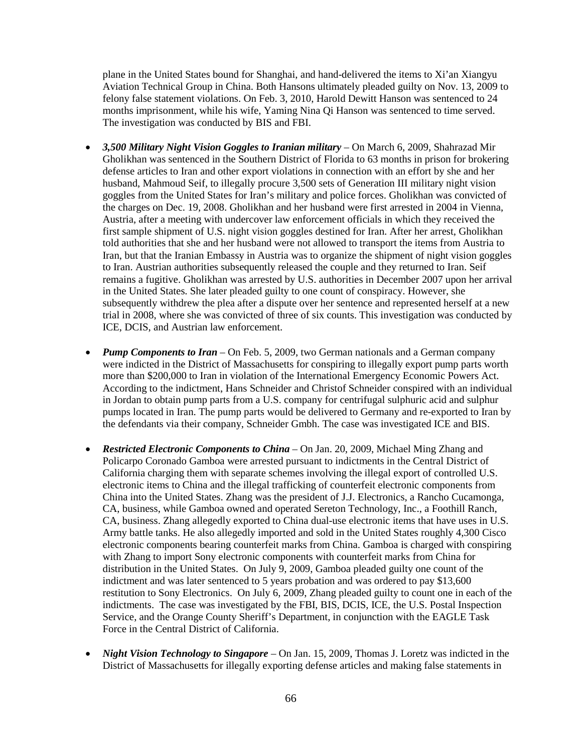plane in the United States bound for Shanghai, and hand-delivered the items to Xi'an Xiangyu Aviation Technical Group in China. Both Hansons ultimately pleaded guilty on Nov. 13, 2009 to felony false statement violations. On Feb. 3, 2010, Harold Dewitt Hanson was sentenced to 24 months imprisonment, while his wife, Yaming Nina Qi Hanson was sentenced to time served. The investigation was conducted by BIS and FBI.

- ***3,500 Military Night Vision Goggles to Iranian military*** – On March 6, 2009, Shahrazad Mir Gholikhan was sentenced in the Southern District of Florida to 63 months in prison for brokering defense articles to Iran and other export violations in connection with an effort by she and her husband, Mahmoud Seif, to illegally procure 3,500 sets of Generation III military night vision goggles from the United States for Iran's military and police forces. Gholikhan was convicted of the charges on Dec. 19, 2008. Gholikhan and her husband were first arrested in 2004 in Vienna, Austria, after a meeting with undercover law enforcement officials in which they received the first sample shipment of U.S. night vision goggles destined for Iran. After her arrest, Gholikhan told authorities that she and her husband were not allowed to transport the items from Austria to Iran, but that the Iranian Embassy in Austria was to organize the shipment of night vision goggles to Iran. Austrian authorities subsequently released the couple and they returned to Iran. Seif remains a fugitive. Gholikhan was arrested by U.S. authorities in December 2007 upon her arrival in the United States. She later pleaded guilty to one count of conspiracy. However, she subsequently withdrew the plea after a dispute over her sentence and represented herself at a new trial in 2008, where she was convicted of three of six counts. This investigation was conducted by ICE, DCIS, and Austrian law enforcement.

- ***Pump Components to Iran*** – On Feb. 5, 2009, two German nationals and a German company were indicted in the District of Massachusetts for conspiring to illegally export pump parts worth more than $200,000 to Iran in violation of the International Emergency Economic Powers Act. According to the indictment, Hans Schneider and Christof Schneider conspired with an individual in Jordan to obtain pump parts from a U.S. company for centrifugal sulphuric acid and sulphur pumps located in Iran. The pump parts would be delivered to Germany and re-exported to Iran by the defendants via their company, Schneider Gmbh. The case was investigated ICE and BIS.

- ***Restricted Electronic Components to China*** – On Jan. 20, 2009, Michael Ming Zhang and Policarpo Coronado Gamboa were arrested pursuant to indictments in the Central District of California charging them with separate schemes involving the illegal export of controlled U.S. electronic items to China and the illegal trafficking of counterfeit electronic components from China into the United States. Zhang was the president of J.J. Electronics, a Rancho Cucamonga, CA, business, while Gamboa owned and operated Sereton Technology, Inc., a Foothill Ranch, CA, business. Zhang allegedly exported to China dual-use electronic items that have uses in U.S. Army battle tanks. He also allegedly imported and sold in the United States roughly 4,300 Cisco electronic components bearing counterfeit marks from China. Gamboa is charged with conspiring with Zhang to import Sony electronic components with counterfeit marks from China for distribution in the United States. On July 9, 2009, Gamboa pleaded guilty one count of the indictment and was later sentenced to 5 years probation and was ordered to pay $13,600 restitution to Sony Electronics. On July 6, 2009, Zhang pleaded guilty to count one in each of the indictments. The case was investigated by the FBI, BIS, DCIS, ICE, the U.S. Postal Inspection Service, and the Orange County Sheriff's Department, in conjunction with the EAGLE Task Force in the Central District of California.

- ***Night Vision Technology to Singapore*** – On Jan. 15, 2009, Thomas J. Loretz was indicted in the District of Massachusetts for illegally exporting defense articles and making false statements in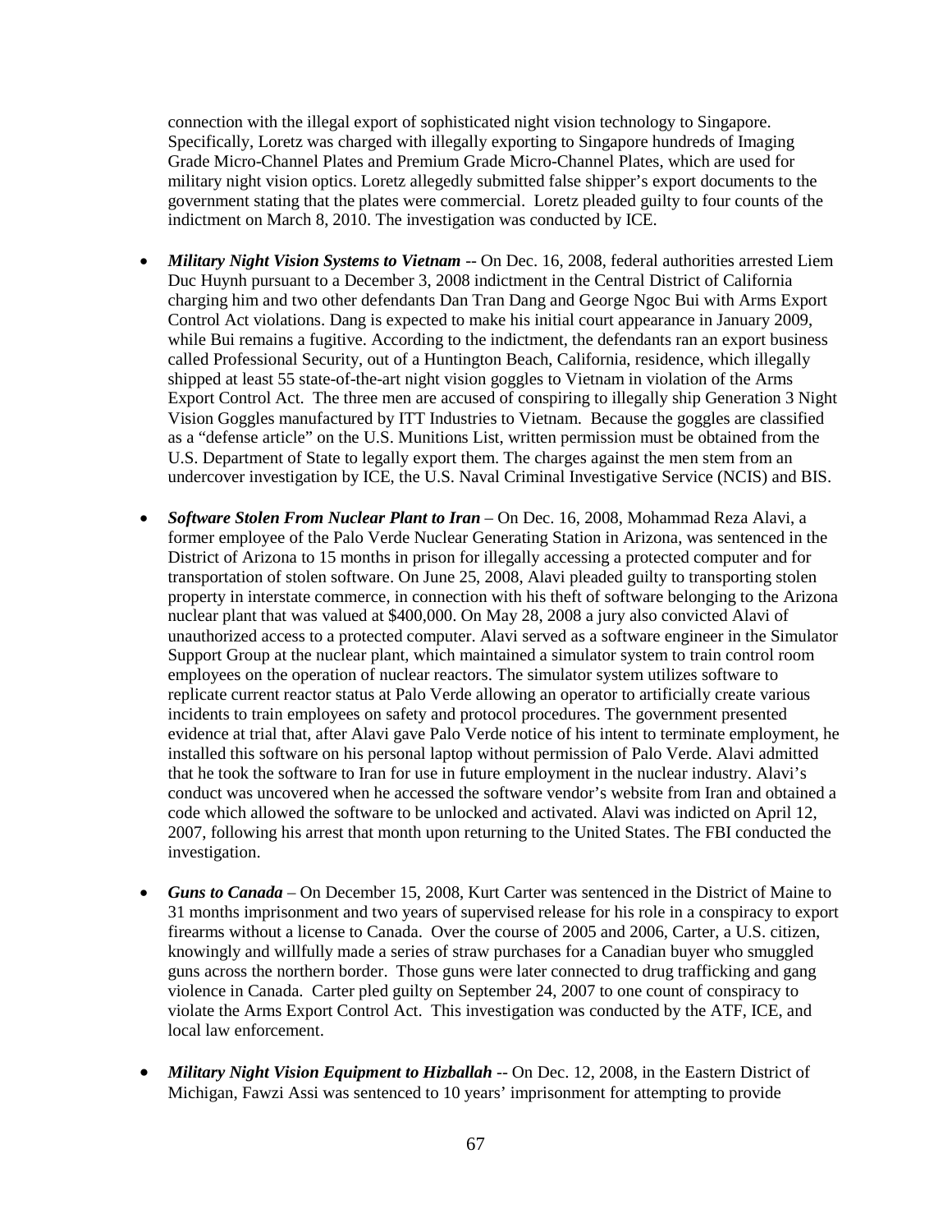connection with the illegal export of sophisticated night vision technology to Singapore. Specifically, Loretz was charged with illegally exporting to Singapore hundreds of Imaging Grade Micro-Channel Plates and Premium Grade Micro-Channel Plates, which are used for military night vision optics. Loretz allegedly submitted false shipper's export documents to the government stating that the plates were commercial. Loretz pleaded guilty to four counts of the indictment on March 8, 2010. The investigation was conducted by ICE.

- ***Military Night Vision Systems to Vietnam*** -- On Dec. 16, 2008, federal authorities arrested Liem Duc Huynh pursuant to a December 3, 2008 indictment in the Central District of California charging him and two other defendants Dan Tran Dang and George Ngoc Bui with Arms Export Control Act violations. Dang is expected to make his initial court appearance in January 2009, while Bui remains a fugitive. According to the indictment, the defendants ran an export business called Professional Security, out of a Huntington Beach, California, residence, which illegally shipped at least 55 state-of-the-art night vision goggles to Vietnam in violation of the Arms Export Control Act. The three men are accused of conspiring to illegally ship Generation 3 Night Vision Goggles manufactured by ITT Industries to Vietnam. Because the goggles are classified as a "defense article" on the U.S. Munitions List, written permission must be obtained from the U.S. Department of State to legally export them. The charges against the men stem from an undercover investigation by ICE, the U.S. Naval Criminal Investigative Service (NCIS) and BIS.

- ***Software Stolen From Nuclear Plant to Iran*** – On Dec. 16, 2008, Mohammad Reza Alavi, a former employee of the Palo Verde Nuclear Generating Station in Arizona, was sentenced in the District of Arizona to 15 months in prison for illegally accessing a protected computer and for transportation of stolen software. On June 25, 2008, Alavi pleaded guilty to transporting stolen property in interstate commerce, in connection with his theft of software belonging to the Arizona nuclear plant that was valued at $400,000. On May 28, 2008 a jury also convicted Alavi of unauthorized access to a protected computer. Alavi served as a software engineer in the Simulator Support Group at the nuclear plant, which maintained a simulator system to train control room employees on the operation of nuclear reactors. The simulator system utilizes software to replicate current reactor status at Palo Verde allowing an operator to artificially create various incidents to train employees on safety and protocol procedures. The government presented evidence at trial that, after Alavi gave Palo Verde notice of his intent to terminate employment, he installed this software on his personal laptop without permission of Palo Verde. Alavi admitted that he took the software to Iran for use in future employment in the nuclear industry. Alavi's conduct was uncovered when he accessed the software vendor's website from Iran and obtained a code which allowed the software to be unlocked and activated. Alavi was indicted on April 12, 2007, following his arrest that month upon returning to the United States. The FBI conducted the investigation.

- ***Guns to Canada*** – On December 15, 2008, Kurt Carter was sentenced in the District of Maine to 31 months imprisonment and two years of supervised release for his role in a conspiracy to export firearms without a license to Canada. Over the course of 2005 and 2006, Carter, a U.S. citizen, knowingly and willfully made a series of straw purchases for a Canadian buyer who smuggled guns across the northern border. Those guns were later connected to drug trafficking and gang violence in Canada. Carter pled guilty on September 24, 2007 to one count of conspiracy to violate the Arms Export Control Act. This investigation was conducted by the ATF, ICE, and local law enforcement.

- ***Military Night Vision Equipment to Hizballah*** -- On Dec. 12, 2008, in the Eastern District of Michigan, Fawzi Assi was sentenced to 10 years' imprisonment for attempting to provide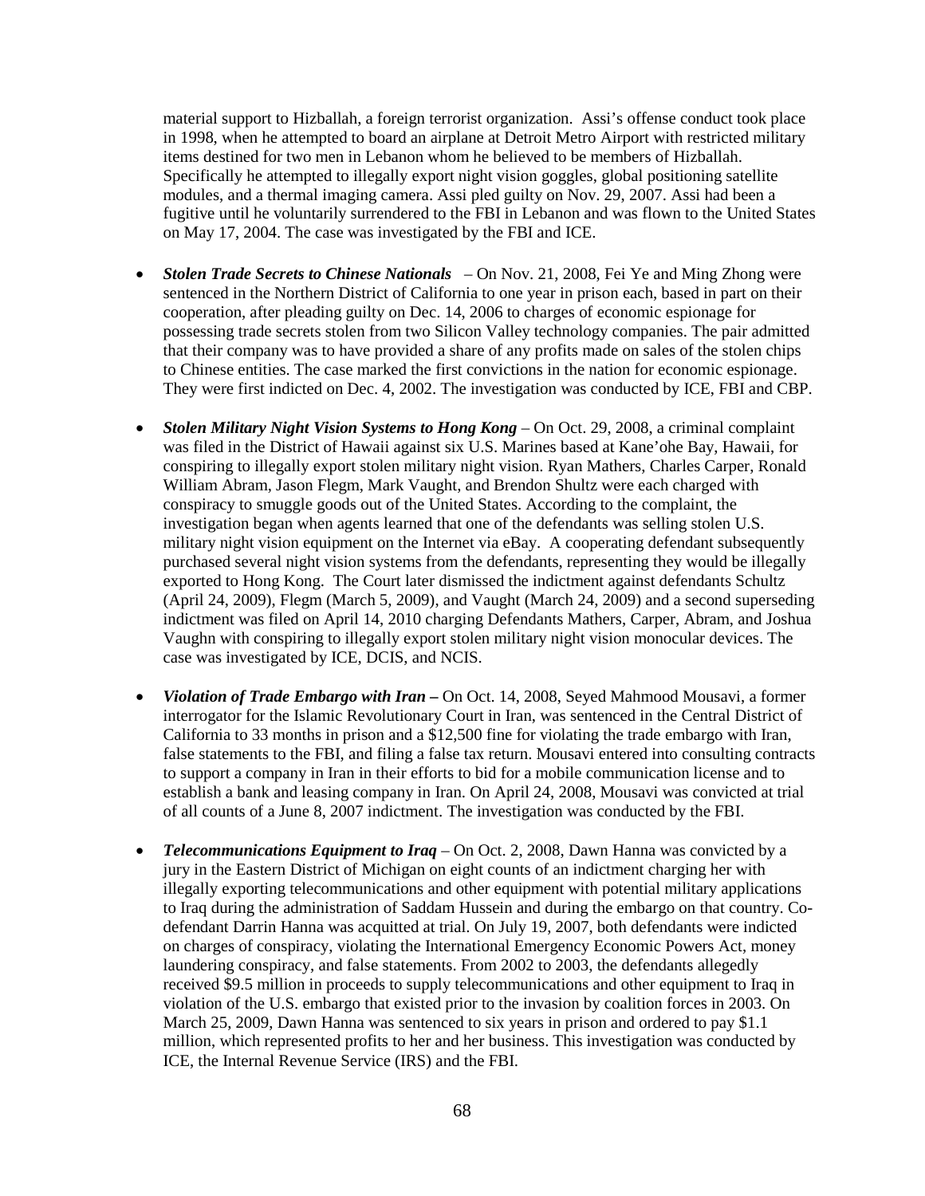material support to Hizballah, a foreign terrorist organization. Assi's offense conduct took place in 1998, when he attempted to board an airplane at Detroit Metro Airport with restricted military items destined for two men in Lebanon whom he believed to be members of Hizballah. Specifically he attempted to illegally export night vision goggles, global positioning satellite modules, and a thermal imaging camera. Assi pled guilty on Nov. 29, 2007. Assi had been a fugitive until he voluntarily surrendered to the FBI in Lebanon and was flown to the United States on May 17, 2004. The case was investigated by the FBI and ICE.

- ***Stolen Trade Secrets to Chinese Nationals*** – On Nov. 21, 2008, Fei Ye and Ming Zhong were sentenced in the Northern District of California to one year in prison each, based in part on their cooperation, after pleading guilty on Dec. 14, 2006 to charges of economic espionage for possessing trade secrets stolen from two Silicon Valley technology companies. The pair admitted that their company was to have provided a share of any profits made on sales of the stolen chips to Chinese entities. The case marked the first convictions in the nation for economic espionage. They were first indicted on Dec. 4, 2002. The investigation was conducted by ICE, FBI and CBP.

- ***Stolen Military Night Vision Systems to Hong Kong*** – On Oct. 29, 2008, a criminal complaint was filed in the District of Hawaii against six U.S. Marines based at Kane'ohe Bay, Hawaii, for conspiring to illegally export stolen military night vision. Ryan Mathers, Charles Carper, Ronald William Abram, Jason Flegm, Mark Vaught, and Brendon Shultz were each charged with conspiracy to smuggle goods out of the United States. According to the complaint, the investigation began when agents learned that one of the defendants was selling stolen U.S. military night vision equipment on the Internet via eBay. A cooperating defendant subsequently purchased several night vision systems from the defendants, representing they would be illegally exported to Hong Kong. The Court later dismissed the indictment against defendants Schultz (April 24, 2009), Flegm (March 5, 2009), and Vaught (March 24, 2009) and a second superseding indictment was filed on April 14, 2010 charging Defendants Mathers, Carper, Abram, and Joshua Vaughn with conspiring to illegally export stolen military night vision monocular devices. The case was investigated by ICE, DCIS, and NCIS.

- ***Violation of Trade Embargo with Iran*** **–** On Oct. 14, 2008, Seyed Mahmood Mousavi, a former interrogator for the Islamic Revolutionary Court in Iran, was sentenced in the Central District of California to 33 months in prison and a $12,500 fine for violating the trade embargo with Iran, false statements to the FBI, and filing a false tax return. Mousavi entered into consulting contracts to support a company in Iran in their efforts to bid for a mobile communication license and to establish a bank and leasing company in Iran. On April 24, 2008, Mousavi was convicted at trial of all counts of a June 8, 2007 indictment. The investigation was conducted by the FBI.

- ***Telecommunications Equipment to Iraq*** – On Oct. 2, 2008, Dawn Hanna was convicted by a jury in the Eastern District of Michigan on eight counts of an indictment charging her with illegally exporting telecommunications and other equipment with potential military applications to Iraq during the administration of Saddam Hussein and during the embargo on that country. Co-defendant Darrin Hanna was acquitted at trial. On July 19, 2007, both defendants were indicted on charges of conspiracy, violating the International Emergency Economic Powers Act, money laundering conspiracy, and false statements. From 2002 to 2003, the defendants allegedly received $9.5 million in proceeds to supply telecommunications and other equipment to Iraq in violation of the U.S. embargo that existed prior to the invasion by coalition forces in 2003. On March 25, 2009, Dawn Hanna was sentenced to six years in prison and ordered to pay $1.1 million, which represented profits to her and her business. This investigation was conducted by ICE, the Internal Revenue Service (IRS) and the FBI.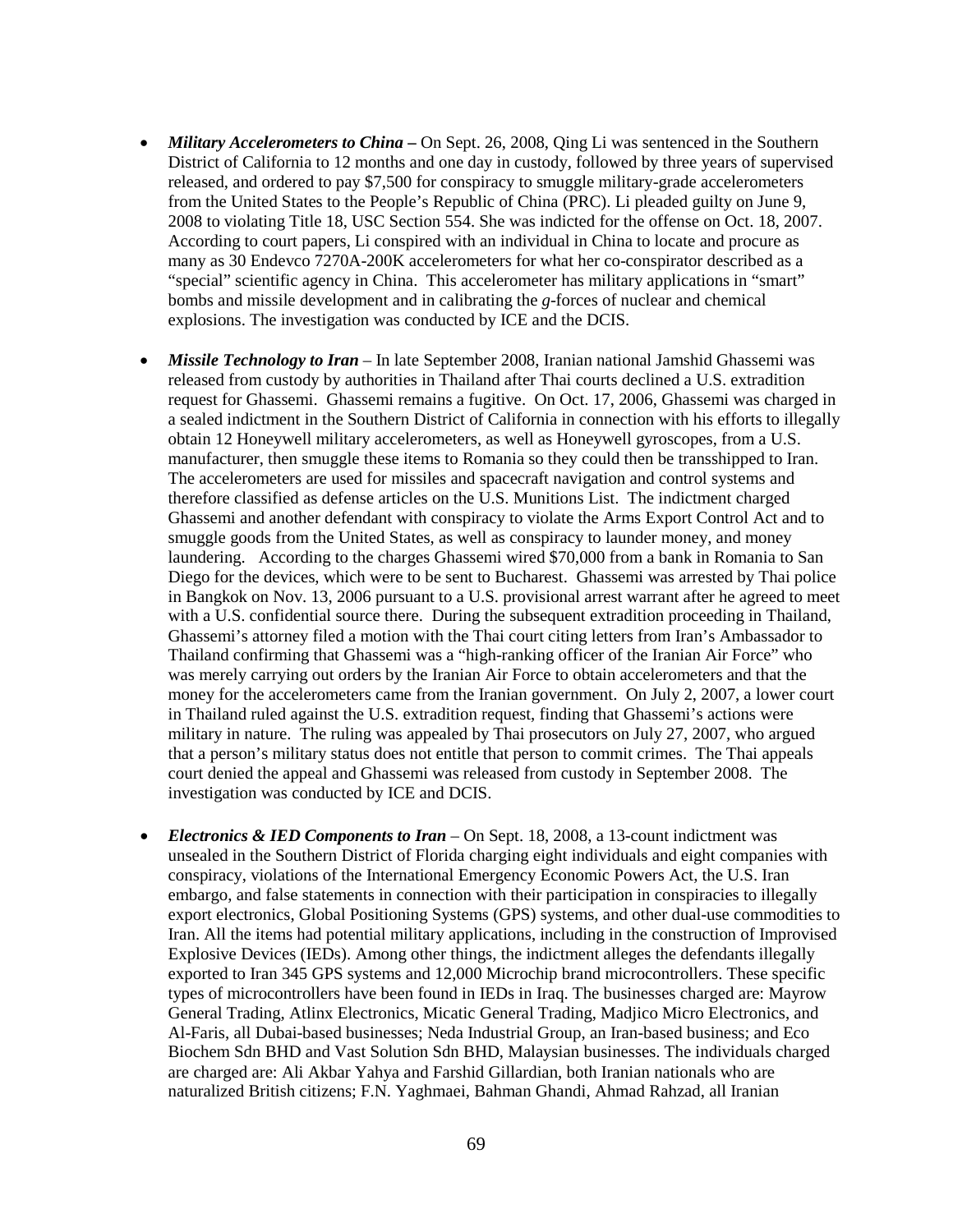- ***Military Accelerometers to China –*** On Sept. 26, 2008, Qing Li was sentenced in the Southern District of California to 12 months and one day in custody, followed by three years of supervised released, and ordered to pay $7,500 for conspiracy to smuggle military-grade accelerometers from the United States to the People's Republic of China (PRC). Li pleaded guilty on June 9, 2008 to violating Title 18, USC Section 554. She was indicted for the offense on Oct. 18, 2007. According to court papers, Li conspired with an individual in China to locate and procure as many as 30 Endevco 7270A-200K accelerometers for what her co-conspirator described as a "special" scientific agency in China. This accelerometer has military applications in "smart" bombs and missile development and in calibrating the *g*-forces of nuclear and chemical explosions. The investigation was conducted by ICE and the DCIS.

- ***Missile Technology to Iran*** – In late September 2008, Iranian national Jamshid Ghassemi was released from custody by authorities in Thailand after Thai courts declined a U.S. extradition request for Ghassemi. Ghassemi remains a fugitive. On Oct. 17, 2006, Ghassemi was charged in a sealed indictment in the Southern District of California in connection with his efforts to illegally obtain 12 Honeywell military accelerometers, as well as Honeywell gyroscopes, from a U.S. manufacturer, then smuggle these items to Romania so they could then be transshipped to Iran. The accelerometers are used for missiles and spacecraft navigation and control systems and therefore classified as defense articles on the U.S. Munitions List. The indictment charged Ghassemi and another defendant with conspiracy to violate the Arms Export Control Act and to smuggle goods from the United States, as well as conspiracy to launder money, and money laundering. According to the charges Ghassemi wired $70,000 from a bank in Romania to San Diego for the devices, which were to be sent to Bucharest. Ghassemi was arrested by Thai police in Bangkok on Nov. 13, 2006 pursuant to a U.S. provisional arrest warrant after he agreed to meet with a U.S. confidential source there. During the subsequent extradition proceeding in Thailand, Ghassemi's attorney filed a motion with the Thai court citing letters from Iran's Ambassador to Thailand confirming that Ghassemi was a "high-ranking officer of the Iranian Air Force" who was merely carrying out orders by the Iranian Air Force to obtain accelerometers and that the money for the accelerometers came from the Iranian government. On July 2, 2007, a lower court in Thailand ruled against the U.S. extradition request, finding that Ghassemi's actions were military in nature. The ruling was appealed by Thai prosecutors on July 27, 2007, who argued that a person's military status does not entitle that person to commit crimes. The Thai appeals court denied the appeal and Ghassemi was released from custody in September 2008. The investigation was conducted by ICE and DCIS.

- ***Electronics & IED Components to Iran*** – On Sept. 18, 2008, a 13-count indictment was unsealed in the Southern District of Florida charging eight individuals and eight companies with conspiracy, violations of the International Emergency Economic Powers Act, the U.S. Iran embargo, and false statements in connection with their participation in conspiracies to illegally export electronics, Global Positioning Systems (GPS) systems, and other dual-use commodities to Iran. All the items had potential military applications, including in the construction of Improvised Explosive Devices (IEDs). Among other things, the indictment alleges the defendants illegally exported to Iran 345 GPS systems and 12,000 Microchip brand microcontrollers. These specific types of microcontrollers have been found in IEDs in Iraq. The businesses charged are: Mayrow General Trading, Atlinx Electronics, Micatic General Trading, Madjico Micro Electronics, and Al-Faris, all Dubai-based businesses; Neda Industrial Group, an Iran-based business; and Eco Biochem Sdn BHD and Vast Solution Sdn BHD, Malaysian businesses. The individuals charged are charged are: Ali Akbar Yahya and Farshid Gillardian, both Iranian nationals who are naturalized British citizens; F.N. Yaghmaei, Bahman Ghandi, Ahmad Rahzad, all Iranian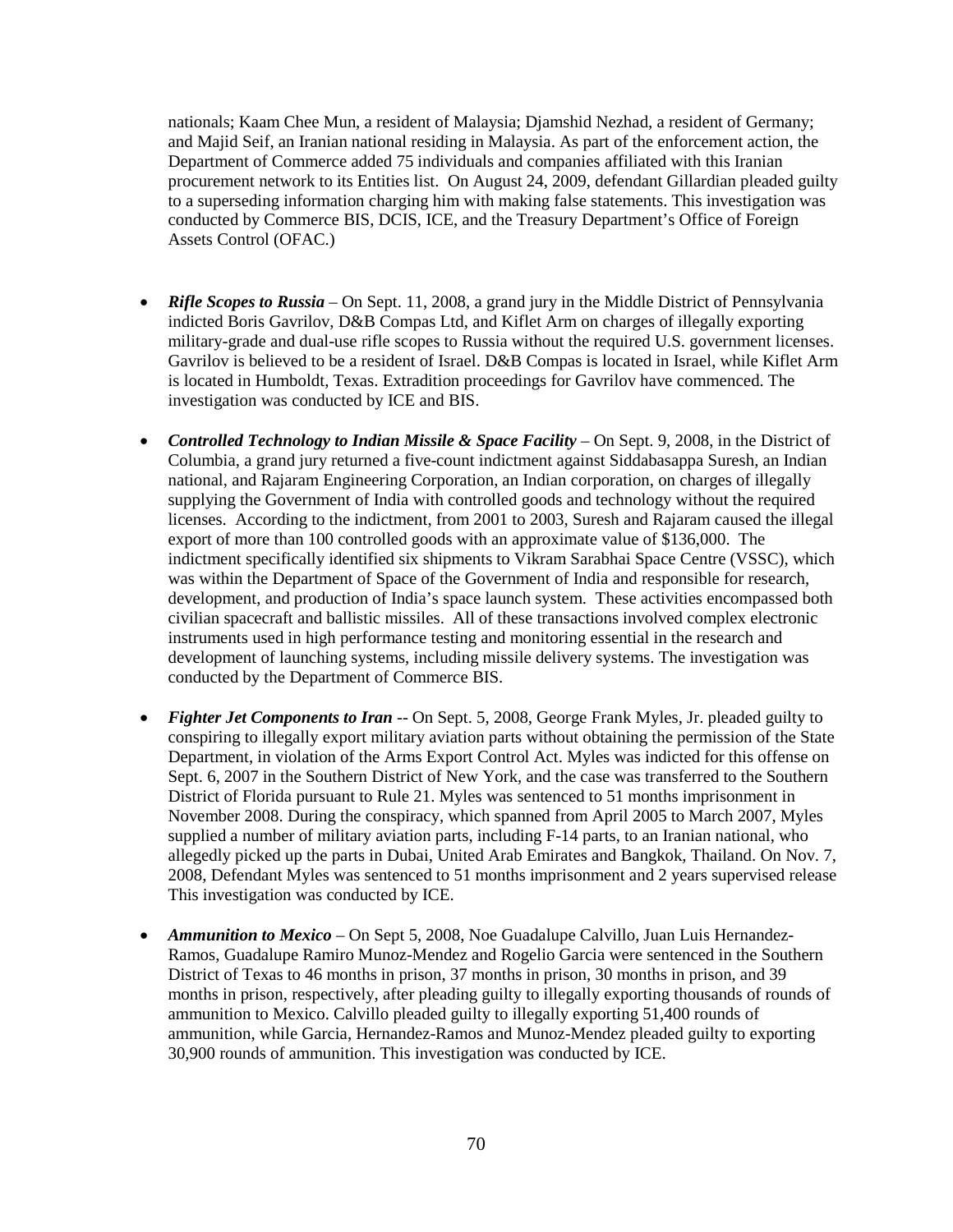nationals; Kaam Chee Mun, a resident of Malaysia; Djamshid Nezhad, a resident of Germany; and Majid Seif, an Iranian national residing in Malaysia. As part of the enforcement action, the Department of Commerce added 75 individuals and companies affiliated with this Iranian procurement network to its Entities list. On August 24, 2009, defendant Gillardian pleaded guilty to a superseding information charging him with making false statements. This investigation was conducted by Commerce BIS, DCIS, ICE, and the Treasury Department's Office of Foreign Assets Control (OFAC.)

- ***Rifle Scopes to Russia*** – On Sept. 11, 2008, a grand jury in the Middle District of Pennsylvania indicted Boris Gavrilov, D&B Compas Ltd, and Kiflet Arm on charges of illegally exporting military-grade and dual-use rifle scopes to Russia without the required U.S. government licenses. Gavrilov is believed to be a resident of Israel. D&B Compas is located in Israel, while Kiflet Arm is located in Humboldt, Texas. Extradition proceedings for Gavrilov have commenced. The investigation was conducted by ICE and BIS.

- ***Controlled Technology to Indian Missile & Space Facility*** – On Sept. 9, 2008, in the District of Columbia, a grand jury returned a five-count indictment against Siddabasappa Suresh, an Indian national, and Rajaram Engineering Corporation, an Indian corporation, on charges of illegally supplying the Government of India with controlled goods and technology without the required licenses. According to the indictment, from 2001 to 2003, Suresh and Rajaram caused the illegal export of more than 100 controlled goods with an approximate value of $136,000. The indictment specifically identified six shipments to Vikram Sarabhai Space Centre (VSSC), which was within the Department of Space of the Government of India and responsible for research, development, and production of India's space launch system. These activities encompassed both civilian spacecraft and ballistic missiles. All of these transactions involved complex electronic instruments used in high performance testing and monitoring essential in the research and development of launching systems, including missile delivery systems. The investigation was conducted by the Department of Commerce BIS.

- ***Fighter Jet Components to Iran*** -- On Sept. 5, 2008, George Frank Myles, Jr. pleaded guilty to conspiring to illegally export military aviation parts without obtaining the permission of the State Department, in violation of the Arms Export Control Act. Myles was indicted for this offense on Sept. 6, 2007 in the Southern District of New York, and the case was transferred to the Southern District of Florida pursuant to Rule 21. Myles was sentenced to 51 months imprisonment in November 2008. During the conspiracy, which spanned from April 2005 to March 2007, Myles supplied a number of military aviation parts, including F-14 parts, to an Iranian national, who allegedly picked up the parts in Dubai, United Arab Emirates and Bangkok, Thailand. On Nov. 7, 2008, Defendant Myles was sentenced to 51 months imprisonment and 2 years supervised release This investigation was conducted by ICE.

- ***Ammunition to Mexico*** – On Sept 5, 2008, Noe Guadalupe Calvillo, Juan Luis Hernandez-Ramos, Guadalupe Ramiro Munoz-Mendez and Rogelio Garcia were sentenced in the Southern District of Texas to 46 months in prison, 37 months in prison, 30 months in prison, and 39 months in prison, respectively, after pleading guilty to illegally exporting thousands of rounds of ammunition to Mexico. Calvillo pleaded guilty to illegally exporting 51,400 rounds of ammunition, while Garcia, Hernandez-Ramos and Munoz-Mendez pleaded guilty to exporting 30,900 rounds of ammunition. This investigation was conducted by ICE.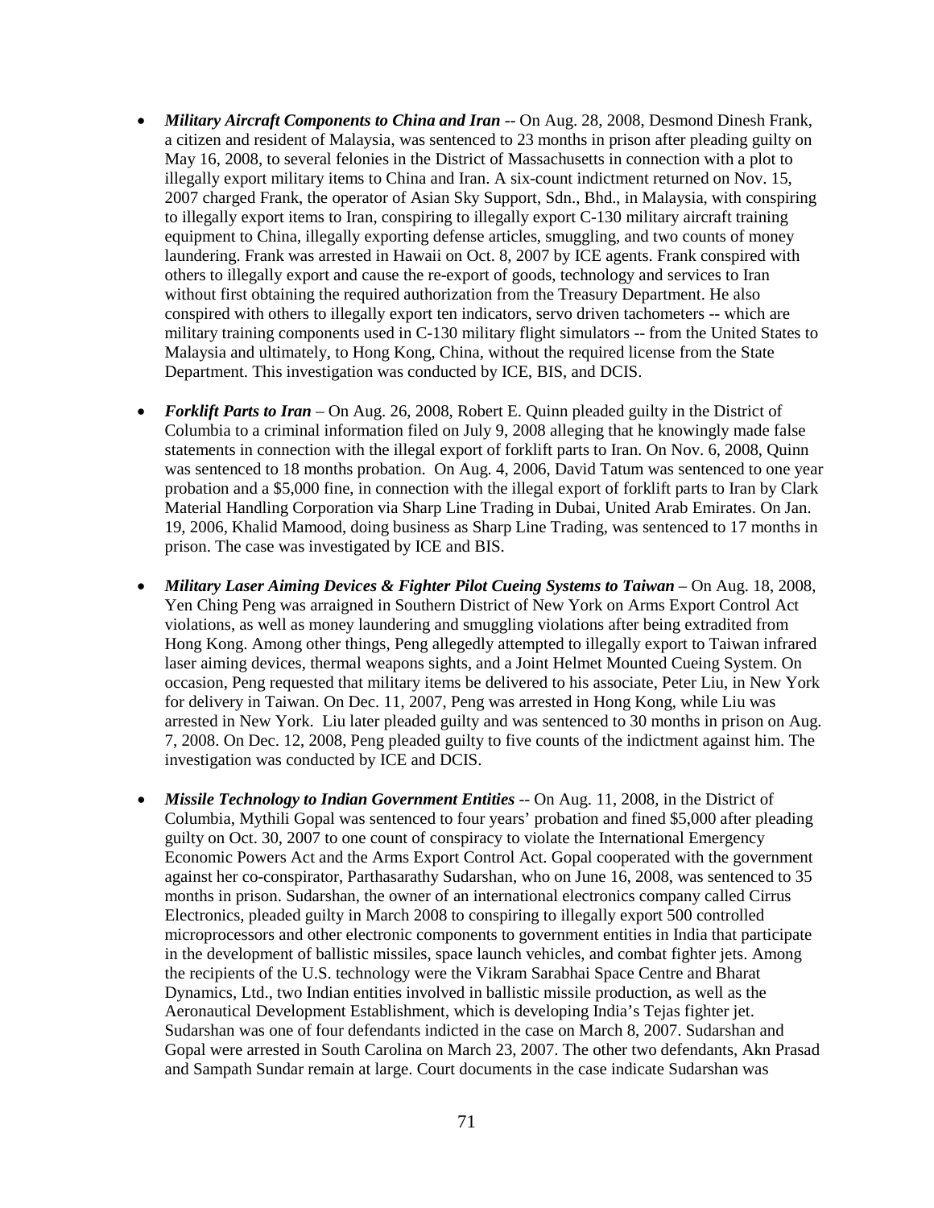- ***Military Aircraft Components to China and Iran*** -- On Aug. 28, 2008, Desmond Dinesh Frank, a citizen and resident of Malaysia, was sentenced to 23 months in prison after pleading guilty on May 16, 2008, to several felonies in the District of Massachusetts in connection with a plot to illegally export military items to China and Iran. A six-count indictment returned on Nov. 15, 2007 charged Frank, the operator of Asian Sky Support, Sdn., Bhd., in Malaysia, with conspiring to illegally export items to Iran, conspiring to illegally export C-130 military aircraft training equipment to China, illegally exporting defense articles, smuggling, and two counts of money laundering. Frank was arrested in Hawaii on Oct. 8, 2007 by ICE agents. Frank conspired with others to illegally export and cause the re-export of goods, technology and services to Iran without first obtaining the required authorization from the Treasury Department. He also conspired with others to illegally export ten indicators, servo driven tachometers -- which are military training components used in C-130 military flight simulators -- from the United States to Malaysia and ultimately, to Hong Kong, China, without the required license from the State Department. This investigation was conducted by ICE, BIS, and DCIS.

- ***Forklift Parts to Iran*** – On Aug. 26, 2008, Robert E. Quinn pleaded guilty in the District of Columbia to a criminal information filed on July 9, 2008 alleging that he knowingly made false statements in connection with the illegal export of forklift parts to Iran. On Nov. 6, 2008, Quinn was sentenced to 18 months probation. On Aug. 4, 2006, David Tatum was sentenced to one year probation and a $5,000 fine, in connection with the illegal export of forklift parts to Iran by Clark Material Handling Corporation via Sharp Line Trading in Dubai, United Arab Emirates. On Jan. 19, 2006, Khalid Mamood, doing business as Sharp Line Trading, was sentenced to 17 months in prison. The case was investigated by ICE and BIS.

- ***Military Laser Aiming Devices & Fighter Pilot Cueing Systems to Taiwan*** – On Aug. 18, 2008, Yen Ching Peng was arraigned in Southern District of New York on Arms Export Control Act violations, as well as money laundering and smuggling violations after being extradited from Hong Kong. Among other things, Peng allegedly attempted to illegally export to Taiwan infrared laser aiming devices, thermal weapons sights, and a Joint Helmet Mounted Cueing System. On occasion, Peng requested that military items be delivered to his associate, Peter Liu, in New York for delivery in Taiwan. On Dec. 11, 2007, Peng was arrested in Hong Kong, while Liu was arrested in New York. Liu later pleaded guilty and was sentenced to 30 months in prison on Aug. 7, 2008. On Dec. 12, 2008, Peng pleaded guilty to five counts of the indictment against him. The investigation was conducted by ICE and DCIS.

- ***Missile Technology to Indian Government Entities*** -- On Aug. 11, 2008, in the District of Columbia, Mythili Gopal was sentenced to four years' probation and fined $5,000 after pleading guilty on Oct. 30, 2007 to one count of conspiracy to violate the International Emergency Economic Powers Act and the Arms Export Control Act. Gopal cooperated with the government against her co-conspirator, Parthasarathy Sudarshan, who on June 16, 2008, was sentenced to 35 months in prison. Sudarshan, the owner of an international electronics company called Cirrus Electronics, pleaded guilty in March 2008 to conspiring to illegally export 500 controlled microprocessors and other electronic components to government entities in India that participate in the development of ballistic missiles, space launch vehicles, and combat fighter jets. Among the recipients of the U.S. technology were the Vikram Sarabhai Space Centre and Bharat Dynamics, Ltd., two Indian entities involved in ballistic missile production, as well as the Aeronautical Development Establishment, which is developing India's Tejas fighter jet. Sudarshan was one of four defendants indicted in the case on March 8, 2007. Sudarshan and Gopal were arrested in South Carolina on March 23, 2007. The other two defendants, Akn Prasad and Sampath Sundar remain at large. Court documents in the case indicate Sudarshan was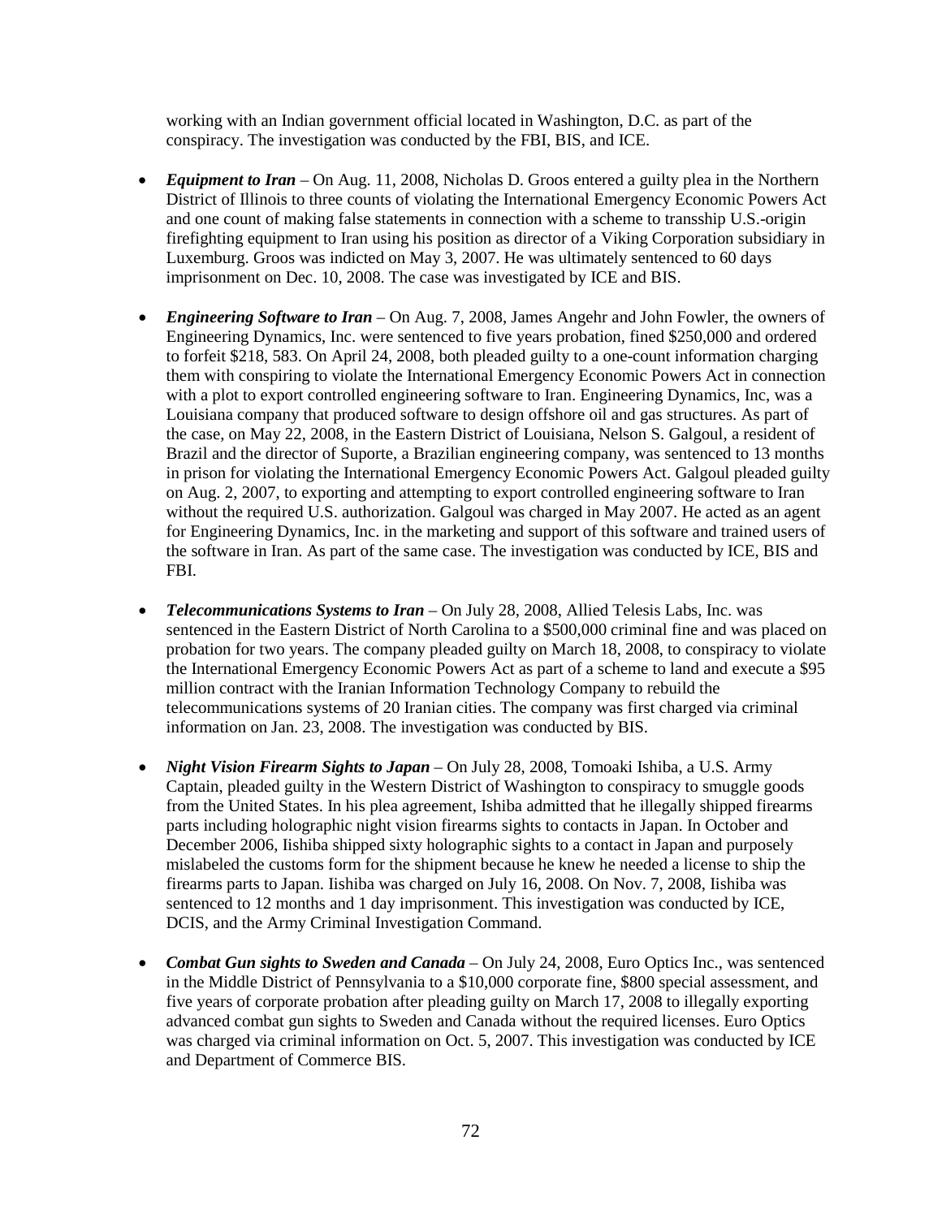working with an Indian government official located in Washington, D.C. as part of the conspiracy. The investigation was conducted by the FBI, BIS, and ICE.

- ***Equipment to Iran*** – On Aug. 11, 2008, Nicholas D. Groos entered a guilty plea in the Northern District of Illinois to three counts of violating the International Emergency Economic Powers Act and one count of making false statements in connection with a scheme to transship U.S.-origin firefighting equipment to Iran using his position as director of a Viking Corporation subsidiary in Luxemburg. Groos was indicted on May 3, 2007. He was ultimately sentenced to 60 days imprisonment on Dec. 10, 2008. The case was investigated by ICE and BIS.

- ***Engineering Software to Iran*** – On Aug. 7, 2008, James Angehr and John Fowler, the owners of Engineering Dynamics, Inc. were sentenced to five years probation, fined $250,000 and ordered to forfeit $218, 583. On April 24, 2008, both pleaded guilty to a one-count information charging them with conspiring to violate the International Emergency Economic Powers Act in connection with a plot to export controlled engineering software to Iran. Engineering Dynamics, Inc, was a Louisiana company that produced software to design offshore oil and gas structures. As part of the case, on May 22, 2008, in the Eastern District of Louisiana, Nelson S. Galgoul, a resident of Brazil and the director of Suporte, a Brazilian engineering company, was sentenced to 13 months in prison for violating the International Emergency Economic Powers Act. Galgoul pleaded guilty on Aug. 2, 2007, to exporting and attempting to export controlled engineering software to Iran without the required U.S. authorization. Galgoul was charged in May 2007. He acted as an agent for Engineering Dynamics, Inc. in the marketing and support of this software and trained users of the software in Iran. As part of the same case. The investigation was conducted by ICE, BIS and FBI.

- ***Telecommunications Systems to Iran*** – On July 28, 2008, Allied Telesis Labs, Inc. was sentenced in the Eastern District of North Carolina to a $500,000 criminal fine and was placed on probation for two years. The company pleaded guilty on March 18, 2008, to conspiracy to violate the International Emergency Economic Powers Act as part of a scheme to land and execute a $95 million contract with the Iranian Information Technology Company to rebuild the telecommunications systems of 20 Iranian cities. The company was first charged via criminal information on Jan. 23, 2008. The investigation was conducted by BIS.

- ***Night Vision Firearm Sights to Japan*** – On July 28, 2008, Tomoaki Ishiba, a U.S. Army Captain, pleaded guilty in the Western District of Washington to conspiracy to smuggle goods from the United States. In his plea agreement, Ishiba admitted that he illegally shipped firearms parts including holographic night vision firearms sights to contacts in Japan. In October and December 2006, Iishiba shipped sixty holographic sights to a contact in Japan and purposely mislabeled the customs form for the shipment because he knew he needed a license to ship the firearms parts to Japan. Iishiba was charged on July 16, 2008. On Nov. 7, 2008, Iishiba was sentenced to 12 months and 1 day imprisonment. This investigation was conducted by ICE, DCIS, and the Army Criminal Investigation Command.

- ***Combat Gun sights to Sweden and Canada*** – On July 24, 2008, Euro Optics Inc., was sentenced in the Middle District of Pennsylvania to a $10,000 corporate fine, $800 special assessment, and five years of corporate probation after pleading guilty on March 17, 2008 to illegally exporting advanced combat gun sights to Sweden and Canada without the required licenses. Euro Optics was charged via criminal information on Oct. 5, 2007. This investigation was conducted by ICE and Department of Commerce BIS.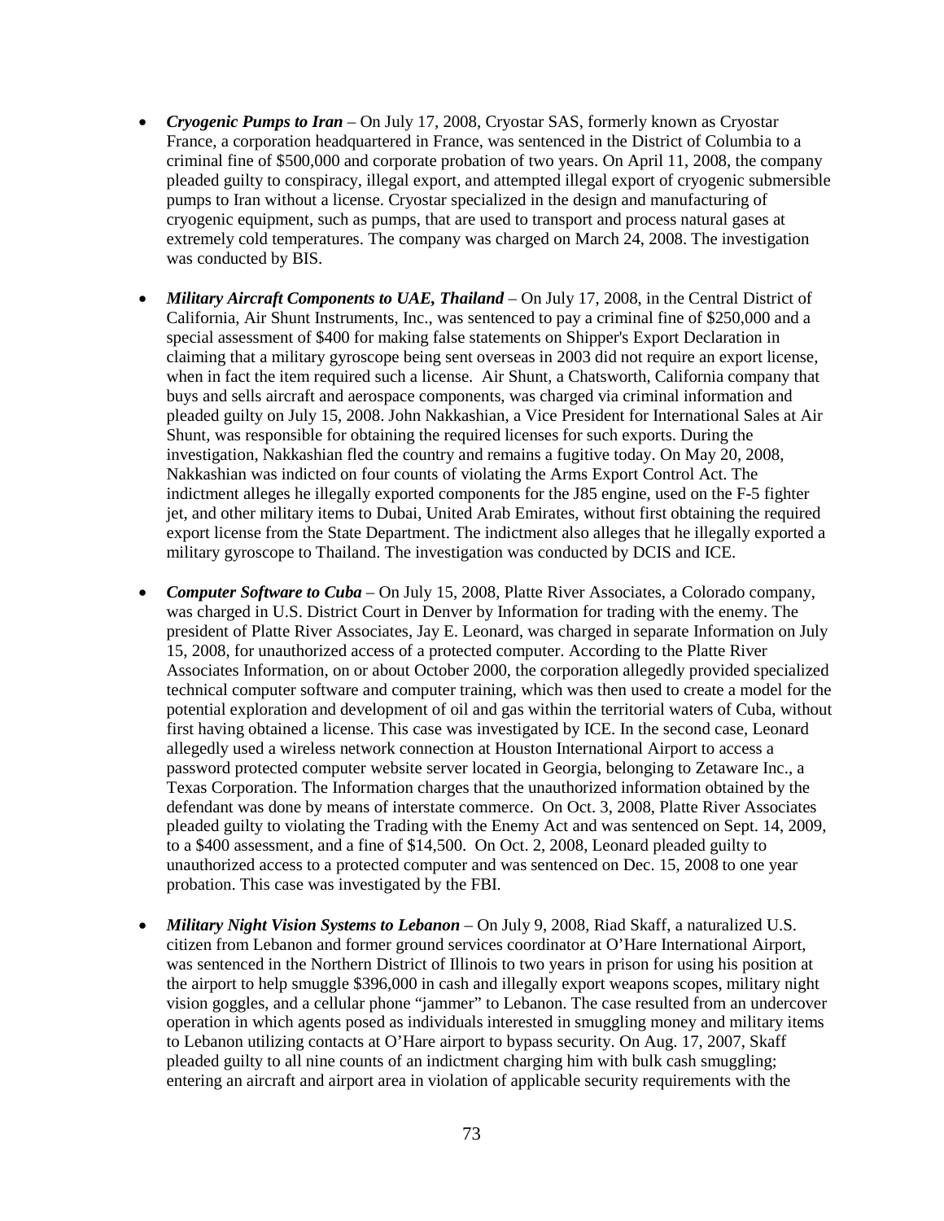- ***Cryogenic Pumps to Iran*** – On July 17, 2008, Cryostar SAS, formerly known as Cryostar France, a corporation headquartered in France, was sentenced in the District of Columbia to a criminal fine of $500,000 and corporate probation of two years. On April 11, 2008, the company pleaded guilty to conspiracy, illegal export, and attempted illegal export of cryogenic submersible pumps to Iran without a license. Cryostar specialized in the design and manufacturing of cryogenic equipment, such as pumps, that are used to transport and process natural gases at extremely cold temperatures. The company was charged on March 24, 2008. The investigation was conducted by BIS.

- ***Military Aircraft Components to UAE, Thailand*** – On July 17, 2008, in the Central District of California, Air Shunt Instruments, Inc., was sentenced to pay a criminal fine of $250,000 and a special assessment of $400 for making false statements on Shipper's Export Declaration in claiming that a military gyroscope being sent overseas in 2003 did not require an export license, when in fact the item required such a license. Air Shunt, a Chatsworth, California company that buys and sells aircraft and aerospace components, was charged via criminal information and pleaded guilty on July 15, 2008. John Nakkashian, a Vice President for International Sales at Air Shunt, was responsible for obtaining the required licenses for such exports. During the investigation, Nakkashian fled the country and remains a fugitive today. On May 20, 2008, Nakkashian was indicted on four counts of violating the Arms Export Control Act. The indictment alleges he illegally exported components for the J85 engine, used on the F-5 fighter jet, and other military items to Dubai, United Arab Emirates, without first obtaining the required export license from the State Department. The indictment also alleges that he illegally exported a military gyroscope to Thailand. The investigation was conducted by DCIS and ICE.

- ***Computer Software to Cuba*** – On July 15, 2008, Platte River Associates, a Colorado company, was charged in U.S. District Court in Denver by Information for trading with the enemy. The president of Platte River Associates, Jay E. Leonard, was charged in separate Information on July 15, 2008, for unauthorized access of a protected computer. According to the Platte River Associates Information, on or about October 2000, the corporation allegedly provided specialized technical computer software and computer training, which was then used to create a model for the potential exploration and development of oil and gas within the territorial waters of Cuba, without first having obtained a license. This case was investigated by ICE. In the second case, Leonard allegedly used a wireless network connection at Houston International Airport to access a password protected computer website server located in Georgia, belonging to Zetaware Inc., a Texas Corporation. The Information charges that the unauthorized information obtained by the defendant was done by means of interstate commerce. On Oct. 3, 2008, Platte River Associates pleaded guilty to violating the Trading with the Enemy Act and was sentenced on Sept. 14, 2009, to a $400 assessment, and a fine of $14,500. On Oct. 2, 2008, Leonard pleaded guilty to unauthorized access to a protected computer and was sentenced on Dec. 15, 2008 to one year probation. This case was investigated by the FBI.

- ***Military Night Vision Systems to Lebanon*** – On July 9, 2008, Riad Skaff, a naturalized U.S. citizen from Lebanon and former ground services coordinator at O'Hare International Airport, was sentenced in the Northern District of Illinois to two years in prison for using his position at the airport to help smuggle $396,000 in cash and illegally export weapons scopes, military night vision goggles, and a cellular phone "jammer" to Lebanon. The case resulted from an undercover operation in which agents posed as individuals interested in smuggling money and military items to Lebanon utilizing contacts at O'Hare airport to bypass security. On Aug. 17, 2007, Skaff pleaded guilty to all nine counts of an indictment charging him with bulk cash smuggling; entering an aircraft and airport area in violation of applicable security requirements with the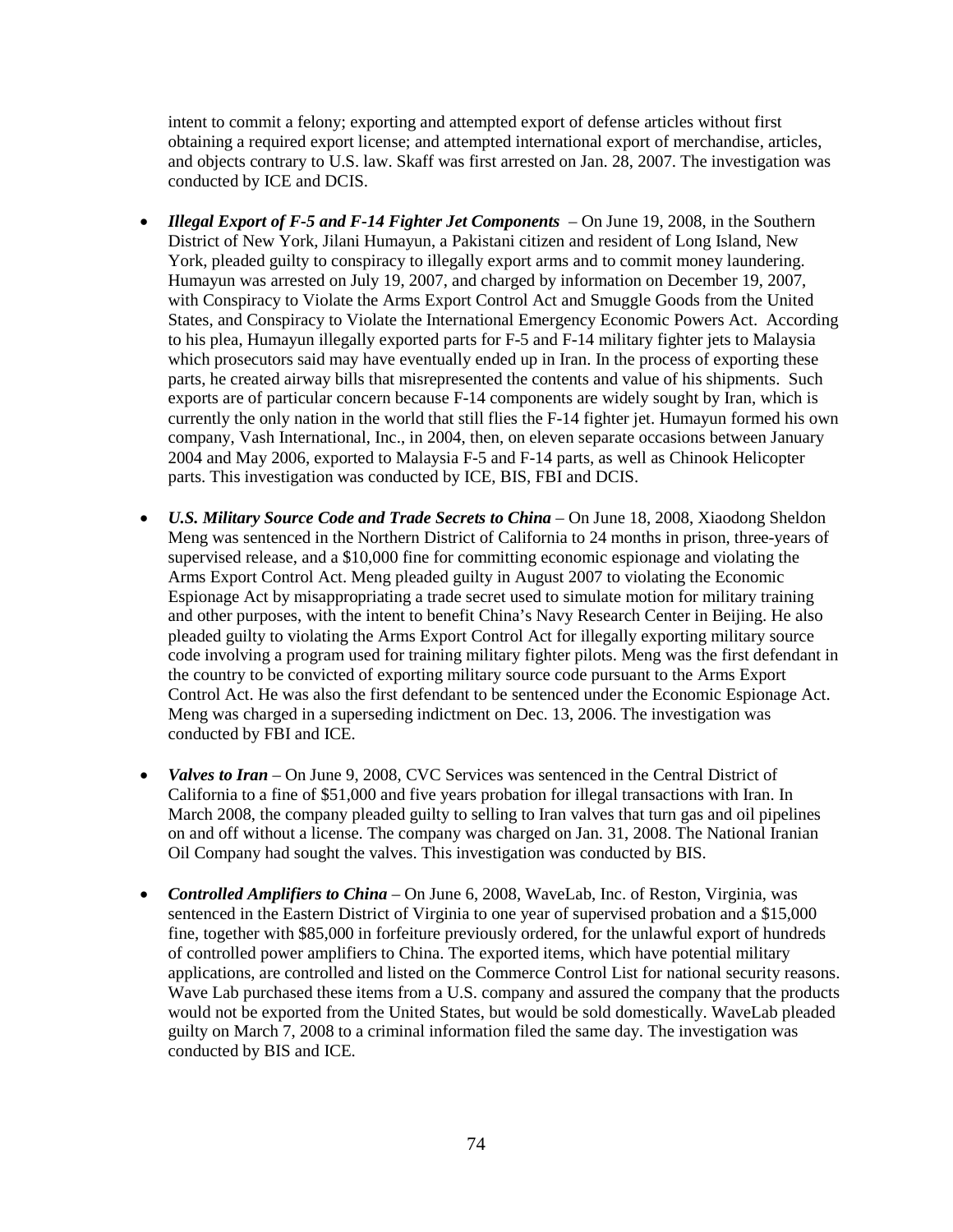intent to commit a felony; exporting and attempted export of defense articles without first obtaining a required export license; and attempted international export of merchandise, articles, and objects contrary to U.S. law. Skaff was first arrested on Jan. 28, 2007. The investigation was conducted by ICE and DCIS.

- ***Illegal Export of F-5 and F-14 Fighter Jet Components*** – On June 19, 2008, in the Southern District of New York, Jilani Humayun, a Pakistani citizen and resident of Long Island, New York, pleaded guilty to conspiracy to illegally export arms and to commit money laundering. Humayun was arrested on July 19, 2007, and charged by information on December 19, 2007, with Conspiracy to Violate the Arms Export Control Act and Smuggle Goods from the United States, and Conspiracy to Violate the International Emergency Economic Powers Act. According to his plea, Humayun illegally exported parts for F-5 and F-14 military fighter jets to Malaysia which prosecutors said may have eventually ended up in Iran. In the process of exporting these parts, he created airway bills that misrepresented the contents and value of his shipments. Such exports are of particular concern because F-14 components are widely sought by Iran, which is currently the only nation in the world that still flies the F-14 fighter jet. Humayun formed his own company, Vash International, Inc., in 2004, then, on eleven separate occasions between January 2004 and May 2006, exported to Malaysia F-5 and F-14 parts, as well as Chinook Helicopter parts. This investigation was conducted by ICE, BIS, FBI and DCIS.

- ***U.S. Military Source Code and Trade Secrets to China*** – On June 18, 2008, Xiaodong Sheldon Meng was sentenced in the Northern District of California to 24 months in prison, three-years of supervised release, and a $10,000 fine for committing economic espionage and violating the Arms Export Control Act. Meng pleaded guilty in August 2007 to violating the Economic Espionage Act by misappropriating a trade secret used to simulate motion for military training and other purposes, with the intent to benefit China's Navy Research Center in Beijing. He also pleaded guilty to violating the Arms Export Control Act for illegally exporting military source code involving a program used for training military fighter pilots. Meng was the first defendant in the country to be convicted of exporting military source code pursuant to the Arms Export Control Act. He was also the first defendant to be sentenced under the Economic Espionage Act. Meng was charged in a superseding indictment on Dec. 13, 2006. The investigation was conducted by FBI and ICE.

- ***Valves to Iran*** – On June 9, 2008, CVC Services was sentenced in the Central District of California to a fine of $51,000 and five years probation for illegal transactions with Iran. In March 2008, the company pleaded guilty to selling to Iran valves that turn gas and oil pipelines on and off without a license. The company was charged on Jan. 31, 2008. The National Iranian Oil Company had sought the valves. This investigation was conducted by BIS.

- ***Controlled Amplifiers to China*** – On June 6, 2008, WaveLab, Inc. of Reston, Virginia, was sentenced in the Eastern District of Virginia to one year of supervised probation and a $15,000 fine, together with $85,000 in forfeiture previously ordered, for the unlawful export of hundreds of controlled power amplifiers to China. The exported items, which have potential military applications, are controlled and listed on the Commerce Control List for national security reasons. Wave Lab purchased these items from a U.S. company and assured the company that the products would not be exported from the United States, but would be sold domestically. WaveLab pleaded guilty on March 7, 2008 to a criminal information filed the same day. The investigation was conducted by BIS and ICE.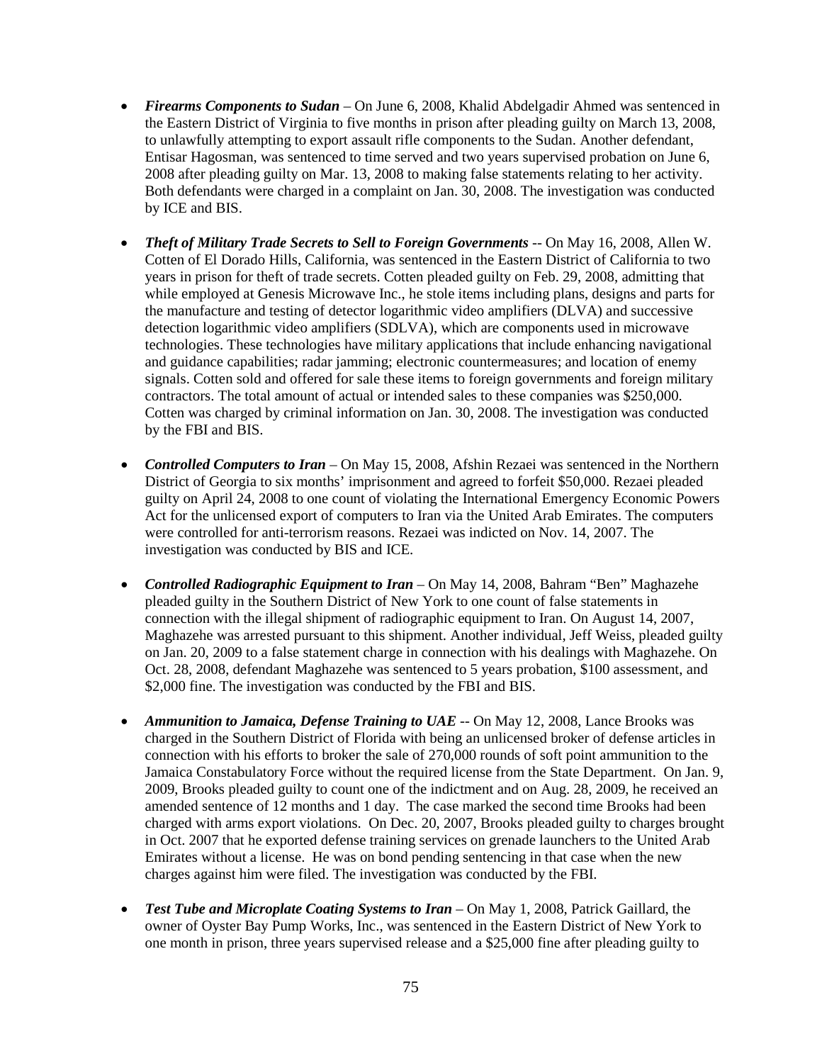- ***Firearms Components to Sudan*** – On June 6, 2008, Khalid Abdelgadir Ahmed was sentenced in the Eastern District of Virginia to five months in prison after pleading guilty on March 13, 2008, to unlawfully attempting to export assault rifle components to the Sudan. Another defendant, Entisar Hagosman, was sentenced to time served and two years supervised probation on June 6, 2008 after pleading guilty on Mar. 13, 2008 to making false statements relating to her activity. Both defendants were charged in a complaint on Jan. 30, 2008. The investigation was conducted by ICE and BIS.

- ***Theft of Military Trade Secrets to Sell to Foreign Governments*** -- On May 16, 2008, Allen W. Cotten of El Dorado Hills, California, was sentenced in the Eastern District of California to two years in prison for theft of trade secrets. Cotten pleaded guilty on Feb. 29, 2008, admitting that while employed at Genesis Microwave Inc., he stole items including plans, designs and parts for the manufacture and testing of detector logarithmic video amplifiers (DLVA) and successive detection logarithmic video amplifiers (SDLVA), which are components used in microwave technologies. These technologies have military applications that include enhancing navigational and guidance capabilities; radar jamming; electronic countermeasures; and location of enemy signals. Cotten sold and offered for sale these items to foreign governments and foreign military contractors. The total amount of actual or intended sales to these companies was $250,000. Cotten was charged by criminal information on Jan. 30, 2008. The investigation was conducted by the FBI and BIS.

- ***Controlled Computers to Iran*** – On May 15, 2008, Afshin Rezaei was sentenced in the Northern District of Georgia to six months' imprisonment and agreed to forfeit $50,000. Rezaei pleaded guilty on April 24, 2008 to one count of violating the International Emergency Economic Powers Act for the unlicensed export of computers to Iran via the United Arab Emirates. The computers were controlled for anti-terrorism reasons. Rezaei was indicted on Nov. 14, 2007. The investigation was conducted by BIS and ICE.

- ***Controlled Radiographic Equipment to Iran*** – On May 14, 2008, Bahram "Ben" Maghazehe pleaded guilty in the Southern District of New York to one count of false statements in connection with the illegal shipment of radiographic equipment to Iran. On August 14, 2007, Maghazehe was arrested pursuant to this shipment. Another individual, Jeff Weiss, pleaded guilty on Jan. 20, 2009 to a false statement charge in connection with his dealings with Maghazehe. On Oct. 28, 2008, defendant Maghazehe was sentenced to 5 years probation, $100 assessment, and $2,000 fine. The investigation was conducted by the FBI and BIS.

- ***Ammunition to Jamaica, Defense Training to UAE*** -- On May 12, 2008, Lance Brooks was charged in the Southern District of Florida with being an unlicensed broker of defense articles in connection with his efforts to broker the sale of 270,000 rounds of soft point ammunition to the Jamaica Constabulatory Force without the required license from the State Department. On Jan. 9, 2009, Brooks pleaded guilty to count one of the indictment and on Aug. 28, 2009, he received an amended sentence of 12 months and 1 day. The case marked the second time Brooks had been charged with arms export violations. On Dec. 20, 2007, Brooks pleaded guilty to charges brought in Oct. 2007 that he exported defense training services on grenade launchers to the United Arab Emirates without a license. He was on bond pending sentencing in that case when the new charges against him were filed. The investigation was conducted by the FBI.

- ***Test Tube and Microplate Coating Systems to Iran*** – On May 1, 2008, Patrick Gaillard, the owner of Oyster Bay Pump Works, Inc., was sentenced in the Eastern District of New York to one month in prison, three years supervised release and a $25,000 fine after pleading guilty to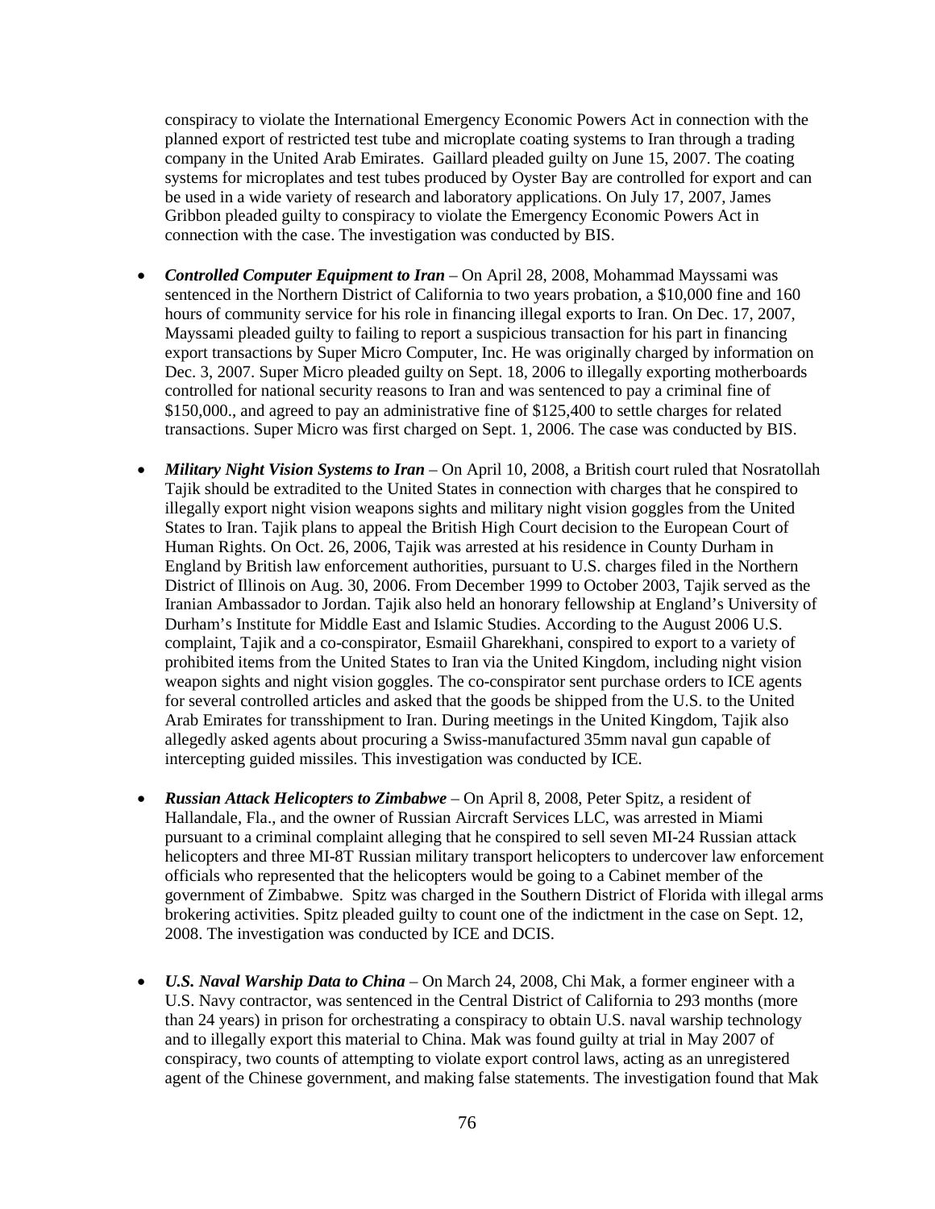conspiracy to violate the International Emergency Economic Powers Act in connection with the planned export of restricted test tube and microplate coating systems to Iran through a trading company in the United Arab Emirates. Gaillard pleaded guilty on June 15, 2007. The coating systems for microplates and test tubes produced by Oyster Bay are controlled for export and can be used in a wide variety of research and laboratory applications. On July 17, 2007, James Gribbon pleaded guilty to conspiracy to violate the Emergency Economic Powers Act in connection with the case. The investigation was conducted by BIS.

- ***Controlled Computer Equipment to Iran*** – On April 28, 2008, Mohammad Mayssami was sentenced in the Northern District of California to two years probation, a $10,000 fine and 160 hours of community service for his role in financing illegal exports to Iran. On Dec. 17, 2007, Mayssami pleaded guilty to failing to report a suspicious transaction for his part in financing export transactions by Super Micro Computer, Inc. He was originally charged by information on Dec. 3, 2007. Super Micro pleaded guilty on Sept. 18, 2006 to illegally exporting motherboards controlled for national security reasons to Iran and was sentenced to pay a criminal fine of $150,000., and agreed to pay an administrative fine of $125,400 to settle charges for related transactions. Super Micro was first charged on Sept. 1, 2006. The case was conducted by BIS.

- ***Military Night Vision Systems to Iran*** – On April 10, 2008, a British court ruled that Nosratollah Tajik should be extradited to the United States in connection with charges that he conspired to illegally export night vision weapons sights and military night vision goggles from the United States to Iran. Tajik plans to appeal the British High Court decision to the European Court of Human Rights. On Oct. 26, 2006, Tajik was arrested at his residence in County Durham in England by British law enforcement authorities, pursuant to U.S. charges filed in the Northern District of Illinois on Aug. 30, 2006. From December 1999 to October 2003, Tajik served as the Iranian Ambassador to Jordan. Tajik also held an honorary fellowship at England's University of Durham's Institute for Middle East and Islamic Studies. According to the August 2006 U.S. complaint, Tajik and a co-conspirator, Esmaiil Gharekhani, conspired to export to a variety of prohibited items from the United States to Iran via the United Kingdom, including night vision weapon sights and night vision goggles. The co-conspirator sent purchase orders to ICE agents for several controlled articles and asked that the goods be shipped from the U.S. to the United Arab Emirates for transshipment to Iran. During meetings in the United Kingdom, Tajik also allegedly asked agents about procuring a Swiss-manufactured 35mm naval gun capable of intercepting guided missiles. This investigation was conducted by ICE.

- ***Russian Attack Helicopters to Zimbabwe*** – On April 8, 2008, Peter Spitz, a resident of Hallandale, Fla., and the owner of Russian Aircraft Services LLC, was arrested in Miami pursuant to a criminal complaint alleging that he conspired to sell seven MI-24 Russian attack helicopters and three MI-8T Russian military transport helicopters to undercover law enforcement officials who represented that the helicopters would be going to a Cabinet member of the government of Zimbabwe. Spitz was charged in the Southern District of Florida with illegal arms brokering activities. Spitz pleaded guilty to count one of the indictment in the case on Sept. 12, 2008. The investigation was conducted by ICE and DCIS.

- ***U.S. Naval Warship Data to China*** – On March 24, 2008, Chi Mak, a former engineer with a U.S. Navy contractor, was sentenced in the Central District of California to 293 months (more than 24 years) in prison for orchestrating a conspiracy to obtain U.S. naval warship technology and to illegally export this material to China. Mak was found guilty at trial in May 2007 of conspiracy, two counts of attempting to violate export control laws, acting as an unregistered agent of the Chinese government, and making false statements. The investigation found that Mak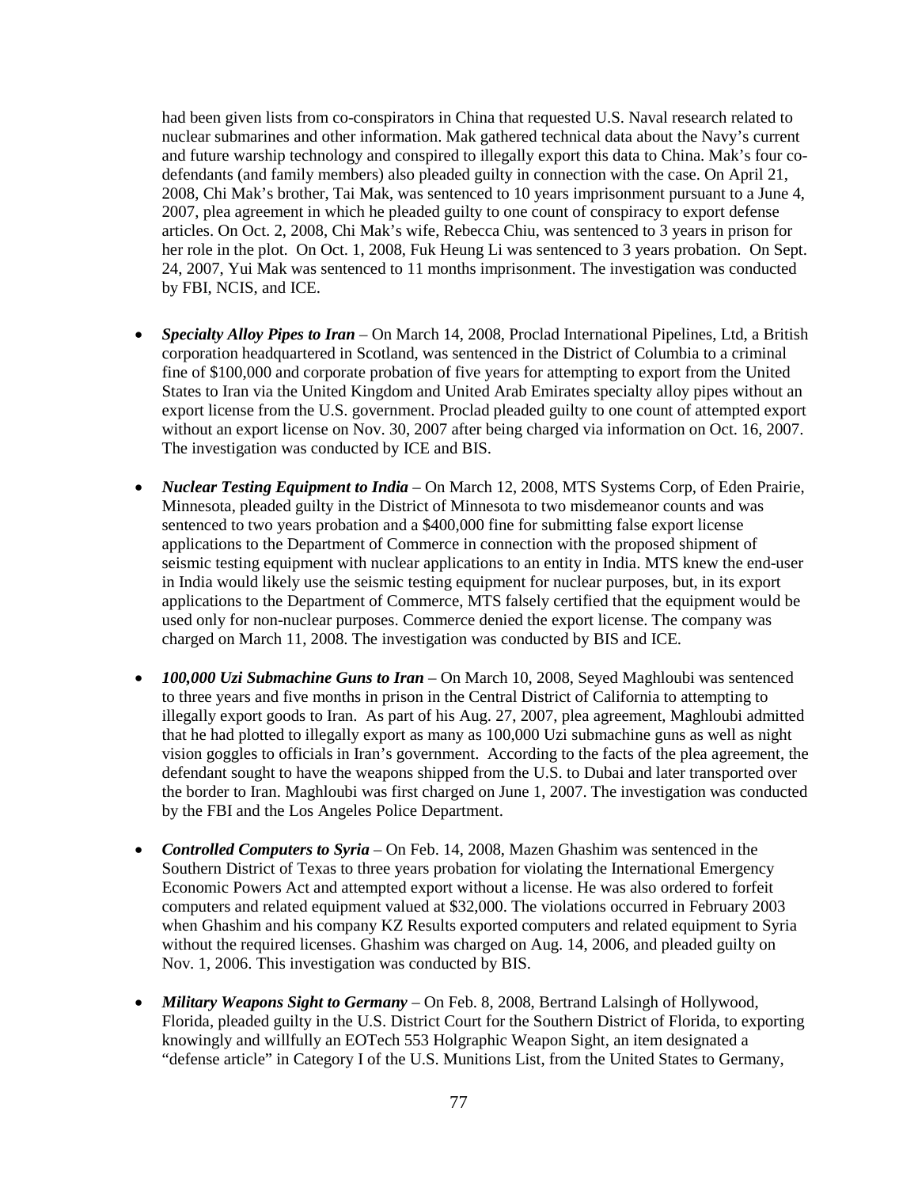had been given lists from co-conspirators in China that requested U.S. Naval research related to nuclear submarines and other information. Mak gathered technical data about the Navy's current and future warship technology and conspired to illegally export this data to China. Mak's four co-defendants (and family members) also pleaded guilty in connection with the case. On April 21, 2008, Chi Mak's brother, Tai Mak, was sentenced to 10 years imprisonment pursuant to a June 4, 2007, plea agreement in which he pleaded guilty to one count of conspiracy to export defense articles. On Oct. 2, 2008, Chi Mak's wife, Rebecca Chiu, was sentenced to 3 years in prison for her role in the plot. On Oct. 1, 2008, Fuk Heung Li was sentenced to 3 years probation. On Sept. 24, 2007, Yui Mak was sentenced to 11 months imprisonment. The investigation was conducted by FBI, NCIS, and ICE.

- ***Specialty Alloy Pipes to Iran*** – On March 14, 2008, Proclad International Pipelines, Ltd, a British corporation headquartered in Scotland, was sentenced in the District of Columbia to a criminal fine of $100,000 and corporate probation of five years for attempting to export from the United States to Iran via the United Kingdom and United Arab Emirates specialty alloy pipes without an export license from the U.S. government. Proclad pleaded guilty to one count of attempted export without an export license on Nov. 30, 2007 after being charged via information on Oct. 16, 2007. The investigation was conducted by ICE and BIS.

- ***Nuclear Testing Equipment to India*** – On March 12, 2008, MTS Systems Corp, of Eden Prairie, Minnesota, pleaded guilty in the District of Minnesota to two misdemeanor counts and was sentenced to two years probation and a $400,000 fine for submitting false export license applications to the Department of Commerce in connection with the proposed shipment of seismic testing equipment with nuclear applications to an entity in India. MTS knew the end-user in India would likely use the seismic testing equipment for nuclear purposes, but, in its export applications to the Department of Commerce, MTS falsely certified that the equipment would be used only for non-nuclear purposes. Commerce denied the export license. The company was charged on March 11, 2008. The investigation was conducted by BIS and ICE.

- ***100,000 Uzi Submachine Guns to Iran*** – On March 10, 2008, Seyed Maghloubi was sentenced to three years and five months in prison in the Central District of California to attempting to illegally export goods to Iran. As part of his Aug. 27, 2007, plea agreement, Maghloubi admitted that he had plotted to illegally export as many as 100,000 Uzi submachine guns as well as night vision goggles to officials in Iran's government. According to the facts of the plea agreement, the defendant sought to have the weapons shipped from the U.S. to Dubai and later transported over the border to Iran. Maghloubi was first charged on June 1, 2007. The investigation was conducted by the FBI and the Los Angeles Police Department.

- ***Controlled Computers to Syria*** – On Feb. 14, 2008, Mazen Ghashim was sentenced in the Southern District of Texas to three years probation for violating the International Emergency Economic Powers Act and attempted export without a license. He was also ordered to forfeit computers and related equipment valued at $32,000. The violations occurred in February 2003 when Ghashim and his company KZ Results exported computers and related equipment to Syria without the required licenses. Ghashim was charged on Aug. 14, 2006, and pleaded guilty on Nov. 1, 2006. This investigation was conducted by BIS.

- ***Military Weapons Sight to Germany*** – On Feb. 8, 2008, Bertrand Lalsingh of Hollywood, Florida, pleaded guilty in the U.S. District Court for the Southern District of Florida, to exporting knowingly and willfully an EOTech 553 Holgraphic Weapon Sight, an item designated a "defense article" in Category I of the U.S. Munitions List, from the United States to Germany,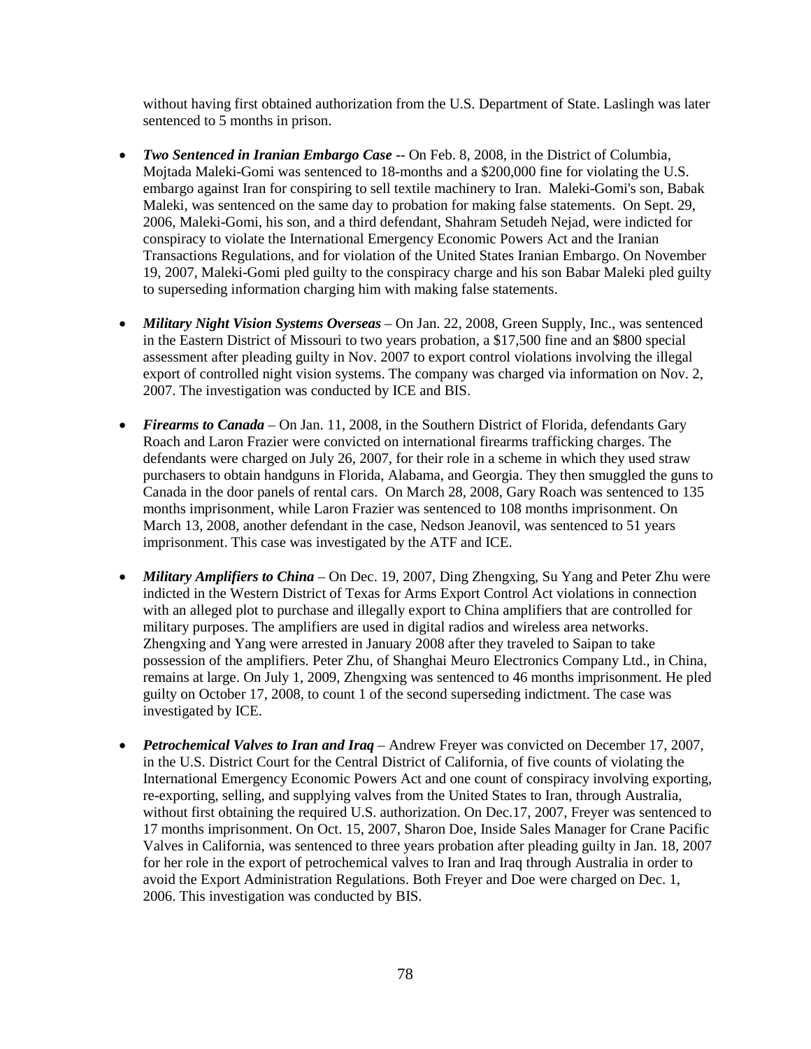without having first obtained authorization from the U.S. Department of State. Laslingh was later sentenced to 5 months in prison.

- ***Two Sentenced in Iranian Embargo Case*** -- On Feb. 8, 2008, in the District of Columbia, Mojtada Maleki-Gomi was sentenced to 18-months and a $200,000 fine for violating the U.S. embargo against Iran for conspiring to sell textile machinery to Iran. Maleki-Gomi's son, Babak Maleki, was sentenced on the same day to probation for making false statements. On Sept. 29, 2006, Maleki-Gomi, his son, and a third defendant, Shahram Setudeh Nejad, were indicted for conspiracy to violate the International Emergency Economic Powers Act and the Iranian Transactions Regulations, and for violation of the United States Iranian Embargo. On November 19, 2007, Maleki-Gomi pled guilty to the conspiracy charge and his son Babar Maleki pled guilty to superseding information charging him with making false statements.

- ***Military Night Vision Systems Overseas*** – On Jan. 22, 2008, Green Supply, Inc., was sentenced in the Eastern District of Missouri to two years probation, a $17,500 fine and an $800 special assessment after pleading guilty in Nov. 2007 to export control violations involving the illegal export of controlled night vision systems. The company was charged via information on Nov. 2, 2007. The investigation was conducted by ICE and BIS.

- ***Firearms to Canada*** – On Jan. 11, 2008, in the Southern District of Florida, defendants Gary Roach and Laron Frazier were convicted on international firearms trafficking charges. The defendants were charged on July 26, 2007, for their role in a scheme in which they used straw purchasers to obtain handguns in Florida, Alabama, and Georgia. They then smuggled the guns to Canada in the door panels of rental cars. On March 28, 2008, Gary Roach was sentenced to 135 months imprisonment, while Laron Frazier was sentenced to 108 months imprisonment. On March 13, 2008, another defendant in the case, Nedson Jeanovil, was sentenced to 51 years imprisonment. This case was investigated by the ATF and ICE.

- ***Military Amplifiers to China*** – On Dec. 19, 2007, Ding Zhengxing, Su Yang and Peter Zhu were indicted in the Western District of Texas for Arms Export Control Act violations in connection with an alleged plot to purchase and illegally export to China amplifiers that are controlled for military purposes. The amplifiers are used in digital radios and wireless area networks. Zhengxing and Yang were arrested in January 2008 after they traveled to Saipan to take possession of the amplifiers. Peter Zhu, of Shanghai Meuro Electronics Company Ltd., in China, remains at large. On July 1, 2009, Zhengxing was sentenced to 46 months imprisonment. He pled guilty on October 17, 2008, to count 1 of the second superseding indictment. The case was investigated by ICE.

- ***Petrochemical Valves to Iran and Iraq*** – Andrew Freyer was convicted on December 17, 2007, in the U.S. District Court for the Central District of California, of five counts of violating the International Emergency Economic Powers Act and one count of conspiracy involving exporting, re-exporting, selling, and supplying valves from the United States to Iran, through Australia, without first obtaining the required U.S. authorization. On Dec.17, 2007, Freyer was sentenced to 17 months imprisonment. On Oct. 15, 2007, Sharon Doe, Inside Sales Manager for Crane Pacific Valves in California, was sentenced to three years probation after pleading guilty in Jan. 18, 2007 for her role in the export of petrochemical valves to Iran and Iraq through Australia in order to avoid the Export Administration Regulations. Both Freyer and Doe were charged on Dec. 1, 2006. This investigation was conducted by BIS.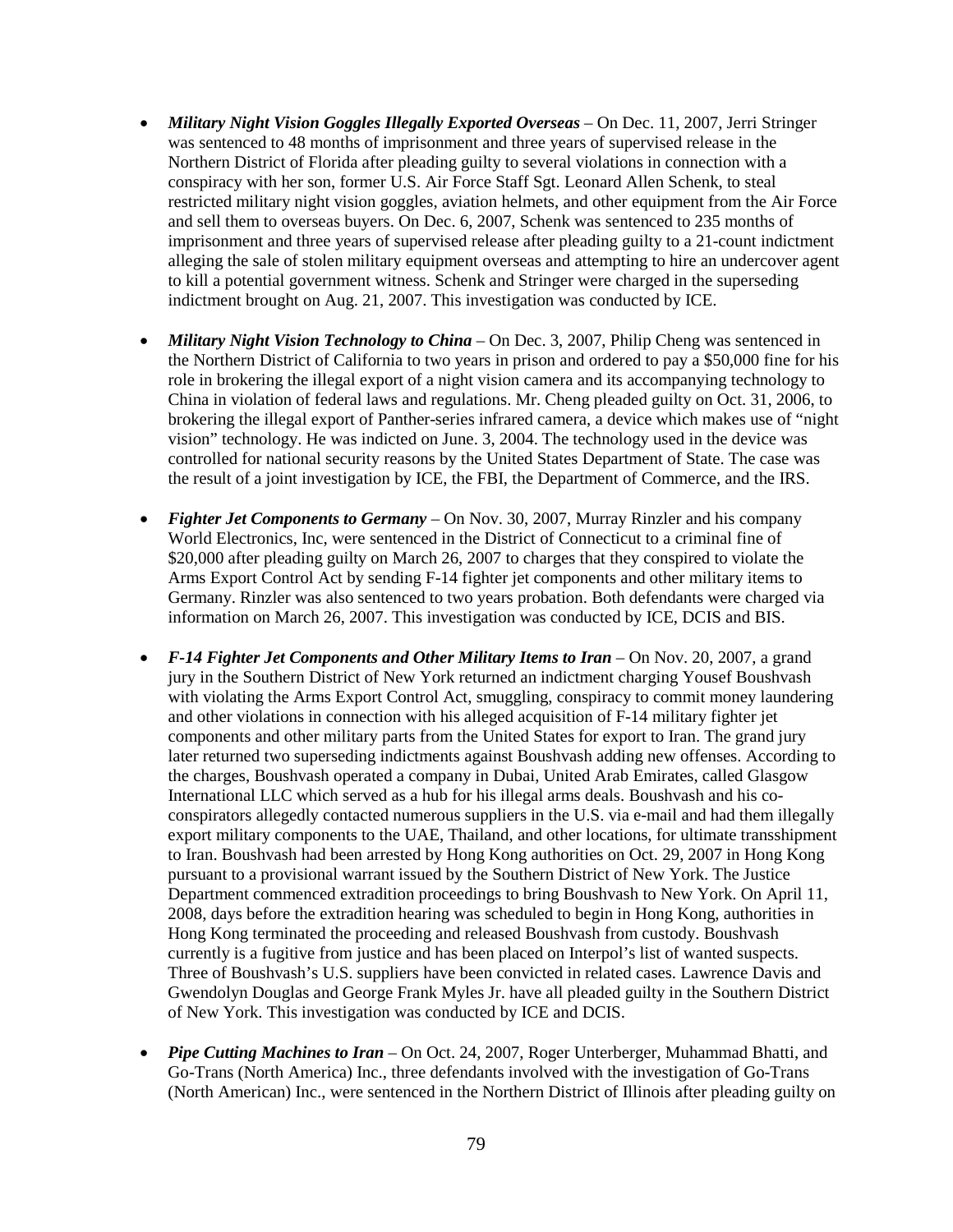- ***Military Night Vision Goggles Illegally Exported Overseas*** – On Dec. 11, 2007, Jerri Stringer was sentenced to 48 months of imprisonment and three years of supervised release in the Northern District of Florida after pleading guilty to several violations in connection with a conspiracy with her son, former U.S. Air Force Staff Sgt. Leonard Allen Schenk, to steal restricted military night vision goggles, aviation helmets, and other equipment from the Air Force and sell them to overseas buyers. On Dec. 6, 2007, Schenk was sentenced to 235 months of imprisonment and three years of supervised release after pleading guilty to a 21-count indictment alleging the sale of stolen military equipment overseas and attempting to hire an undercover agent to kill a potential government witness. Schenk and Stringer were charged in the superseding indictment brought on Aug. 21, 2007. This investigation was conducted by ICE.

- ***Military Night Vision Technology to China*** – On Dec. 3, 2007, Philip Cheng was sentenced in the Northern District of California to two years in prison and ordered to pay a $50,000 fine for his role in brokering the illegal export of a night vision camera and its accompanying technology to China in violation of federal laws and regulations. Mr. Cheng pleaded guilty on Oct. 31, 2006, to brokering the illegal export of Panther-series infrared camera, a device which makes use of "night vision" technology. He was indicted on June. 3, 2004. The technology used in the device was controlled for national security reasons by the United States Department of State. The case was the result of a joint investigation by ICE, the FBI, the Department of Commerce, and the IRS.

- ***Fighter Jet Components to Germany*** – On Nov. 30, 2007, Murray Rinzler and his company World Electronics, Inc, were sentenced in the District of Connecticut to a criminal fine of $20,000 after pleading guilty on March 26, 2007 to charges that they conspired to violate the Arms Export Control Act by sending F-14 fighter jet components and other military items to Germany. Rinzler was also sentenced to two years probation. Both defendants were charged via information on March 26, 2007. This investigation was conducted by ICE, DCIS and BIS.

- ***F-14 Fighter Jet Components and Other Military Items to Iran*** – On Nov. 20, 2007, a grand jury in the Southern District of New York returned an indictment charging Yousef Boushvash with violating the Arms Export Control Act, smuggling, conspiracy to commit money laundering and other violations in connection with his alleged acquisition of F-14 military fighter jet components and other military parts from the United States for export to Iran. The grand jury later returned two superseding indictments against Boushvash adding new offenses. According to the charges, Boushvash operated a company in Dubai, United Arab Emirates, called Glasgow International LLC which served as a hub for his illegal arms deals. Boushvash and his co-conspirators allegedly contacted numerous suppliers in the U.S. via e-mail and had them illegally export military components to the UAE, Thailand, and other locations, for ultimate transshipment to Iran. Boushvash had been arrested by Hong Kong authorities on Oct. 29, 2007 in Hong Kong pursuant to a provisional warrant issued by the Southern District of New York. The Justice Department commenced extradition proceedings to bring Boushvash to New York. On April 11, 2008, days before the extradition hearing was scheduled to begin in Hong Kong, authorities in Hong Kong terminated the proceeding and released Boushvash from custody. Boushvash currently is a fugitive from justice and has been placed on Interpol's list of wanted suspects. Three of Boushvash's U.S. suppliers have been convicted in related cases. Lawrence Davis and Gwendolyn Douglas and George Frank Myles Jr. have all pleaded guilty in the Southern District of New York. This investigation was conducted by ICE and DCIS.

- ***Pipe Cutting Machines to Iran*** – On Oct. 24, 2007, Roger Unterberger, Muhammad Bhatti, and Go-Trans (North America) Inc., three defendants involved with the investigation of Go-Trans (North American) Inc., were sentenced in the Northern District of Illinois after pleading guilty on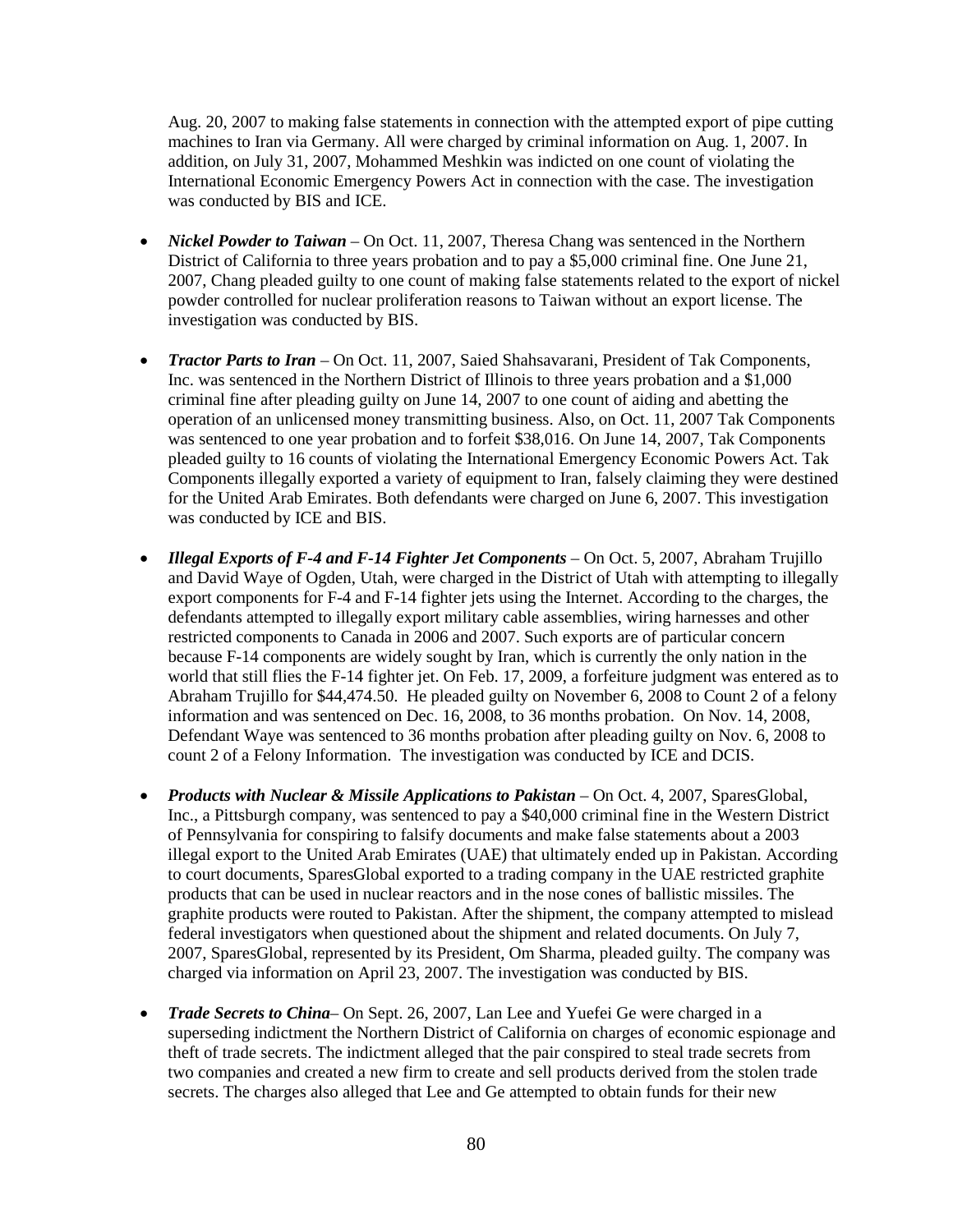Aug. 20, 2007 to making false statements in connection with the attempted export of pipe cutting machines to Iran via Germany. All were charged by criminal information on Aug. 1, 2007. In addition, on July 31, 2007, Mohammed Meshkin was indicted on one count of violating the International Economic Emergency Powers Act in connection with the case. The investigation was conducted by BIS and ICE.

- ***Nickel Powder to Taiwan*** – On Oct. 11, 2007, Theresa Chang was sentenced in the Northern District of California to three years probation and to pay a $5,000 criminal fine. One June 21, 2007, Chang pleaded guilty to one count of making false statements related to the export of nickel powder controlled for nuclear proliferation reasons to Taiwan without an export license. The investigation was conducted by BIS.

- ***Tractor Parts to Iran*** – On Oct. 11, 2007, Saied Shahsavarani, President of Tak Components, Inc. was sentenced in the Northern District of Illinois to three years probation and a $1,000 criminal fine after pleading guilty on June 14, 2007 to one count of aiding and abetting the operation of an unlicensed money transmitting business. Also, on Oct. 11, 2007 Tak Components was sentenced to one year probation and to forfeit $38,016. On June 14, 2007, Tak Components pleaded guilty to 16 counts of violating the International Emergency Economic Powers Act. Tak Components illegally exported a variety of equipment to Iran, falsely claiming they were destined for the United Arab Emirates. Both defendants were charged on June 6, 2007. This investigation was conducted by ICE and BIS.

- ***Illegal Exports of F-4 and F-14 Fighter Jet Components*** – On Oct. 5, 2007, Abraham Trujillo and David Waye of Ogden, Utah, were charged in the District of Utah with attempting to illegally export components for F-4 and F-14 fighter jets using the Internet. According to the charges, the defendants attempted to illegally export military cable assemblies, wiring harnesses and other restricted components to Canada in 2006 and 2007. Such exports are of particular concern because F-14 components are widely sought by Iran, which is currently the only nation in the world that still flies the F-14 fighter jet. On Feb. 17, 2009, a forfeiture judgment was entered as to Abraham Trujillo for $44,474.50. He pleaded guilty on November 6, 2008 to Count 2 of a felony information and was sentenced on Dec. 16, 2008, to 36 months probation. On Nov. 14, 2008, Defendant Waye was sentenced to 36 months probation after pleading guilty on Nov. 6, 2008 to count 2 of a Felony Information. The investigation was conducted by ICE and DCIS.

- ***Products with Nuclear & Missile Applications to Pakistan*** – On Oct. 4, 2007, SparesGlobal, Inc., a Pittsburgh company, was sentenced to pay a $40,000 criminal fine in the Western District of Pennsylvania for conspiring to falsify documents and make false statements about a 2003 illegal export to the United Arab Emirates (UAE) that ultimately ended up in Pakistan. According to court documents, SparesGlobal exported to a trading company in the UAE restricted graphite products that can be used in nuclear reactors and in the nose cones of ballistic missiles. The graphite products were routed to Pakistan. After the shipment, the company attempted to mislead federal investigators when questioned about the shipment and related documents. On July 7, 2007, SparesGlobal, represented by its President, Om Sharma, pleaded guilty. The company was charged via information on April 23, 2007. The investigation was conducted by BIS.

- ***Trade Secrets to China***– On Sept. 26, 2007, Lan Lee and Yuefei Ge were charged in a superseding indictment the Northern District of California on charges of economic espionage and theft of trade secrets. The indictment alleged that the pair conspired to steal trade secrets from two companies and created a new firm to create and sell products derived from the stolen trade secrets. The charges also alleged that Lee and Ge attempted to obtain funds for their new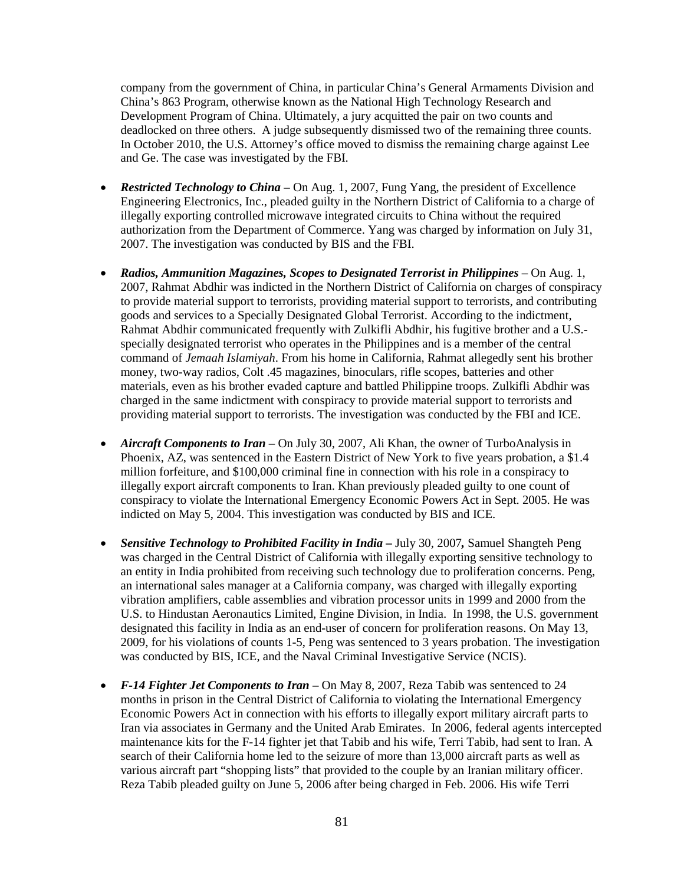company from the government of China, in particular China's General Armaments Division and China's 863 Program, otherwise known as the National High Technology Research and Development Program of China. Ultimately, a jury acquitted the pair on two counts and deadlocked on three others. A judge subsequently dismissed two of the remaining three counts. In October 2010, the U.S. Attorney's office moved to dismiss the remaining charge against Lee and Ge. The case was investigated by the FBI.

- ***Restricted Technology to China*** – On Aug. 1, 2007, Fung Yang, the president of Excellence Engineering Electronics, Inc., pleaded guilty in the Northern District of California to a charge of illegally exporting controlled microwave integrated circuits to China without the required authorization from the Department of Commerce. Yang was charged by information on July 31, 2007. The investigation was conducted by BIS and the FBI.

- ***Radios, Ammunition Magazines, Scopes to Designated Terrorist in Philippines*** – On Aug. 1, 2007, Rahmat Abdhir was indicted in the Northern District of California on charges of conspiracy to provide material support to terrorists, providing material support to terrorists, and contributing goods and services to a Specially Designated Global Terrorist. According to the indictment, Rahmat Abdhir communicated frequently with Zulkifli Abdhir, his fugitive brother and a U.S.-specially designated terrorist who operates in the Philippines and is a member of the central command of *Jemaah Islamiyah*. From his home in California, Rahmat allegedly sent his brother money, two-way radios, Colt .45 magazines, binoculars, rifle scopes, batteries and other materials, even as his brother evaded capture and battled Philippine troops. Zulkifli Abdhir was charged in the same indictment with conspiracy to provide material support to terrorists and providing material support to terrorists. The investigation was conducted by the FBI and ICE.

- ***Aircraft Components to Iran*** – On July 30, 2007, Ali Khan, the owner of TurboAnalysis in Phoenix, AZ, was sentenced in the Eastern District of New York to five years probation, a $1.4 million forfeiture, and $100,000 criminal fine in connection with his role in a conspiracy to illegally export aircraft components to Iran. Khan previously pleaded guilty to one count of conspiracy to violate the International Emergency Economic Powers Act in Sept. 2005. He was indicted on May 5, 2004. This investigation was conducted by BIS and ICE.

- ***Sensitive Technology to Prohibited Facility in India –*** July 30, 2007***,*** Samuel Shangteh Peng was charged in the Central District of California with illegally exporting sensitive technology to an entity in India prohibited from receiving such technology due to proliferation concerns. Peng, an international sales manager at a California company, was charged with illegally exporting vibration amplifiers, cable assemblies and vibration processor units in 1999 and 2000 from the U.S. to Hindustan Aeronautics Limited, Engine Division, in India. In 1998, the U.S. government designated this facility in India as an end-user of concern for proliferation reasons. On May 13, 2009, for his violations of counts 1-5, Peng was sentenced to 3 years probation. The investigation was conducted by BIS, ICE, and the Naval Criminal Investigative Service (NCIS).

- ***F-14 Fighter Jet Components to Iran*** – On May 8, 2007, Reza Tabib was sentenced to 24 months in prison in the Central District of California to violating the International Emergency Economic Powers Act in connection with his efforts to illegally export military aircraft parts to Iran via associates in Germany and the United Arab Emirates. In 2006, federal agents intercepted maintenance kits for the F-14 fighter jet that Tabib and his wife, Terri Tabib, had sent to Iran. A search of their California home led to the seizure of more than 13,000 aircraft parts as well as various aircraft part "shopping lists" that provided to the couple by an Iranian military officer. Reza Tabib pleaded guilty on June 5, 2006 after being charged in Feb. 2006. His wife Terri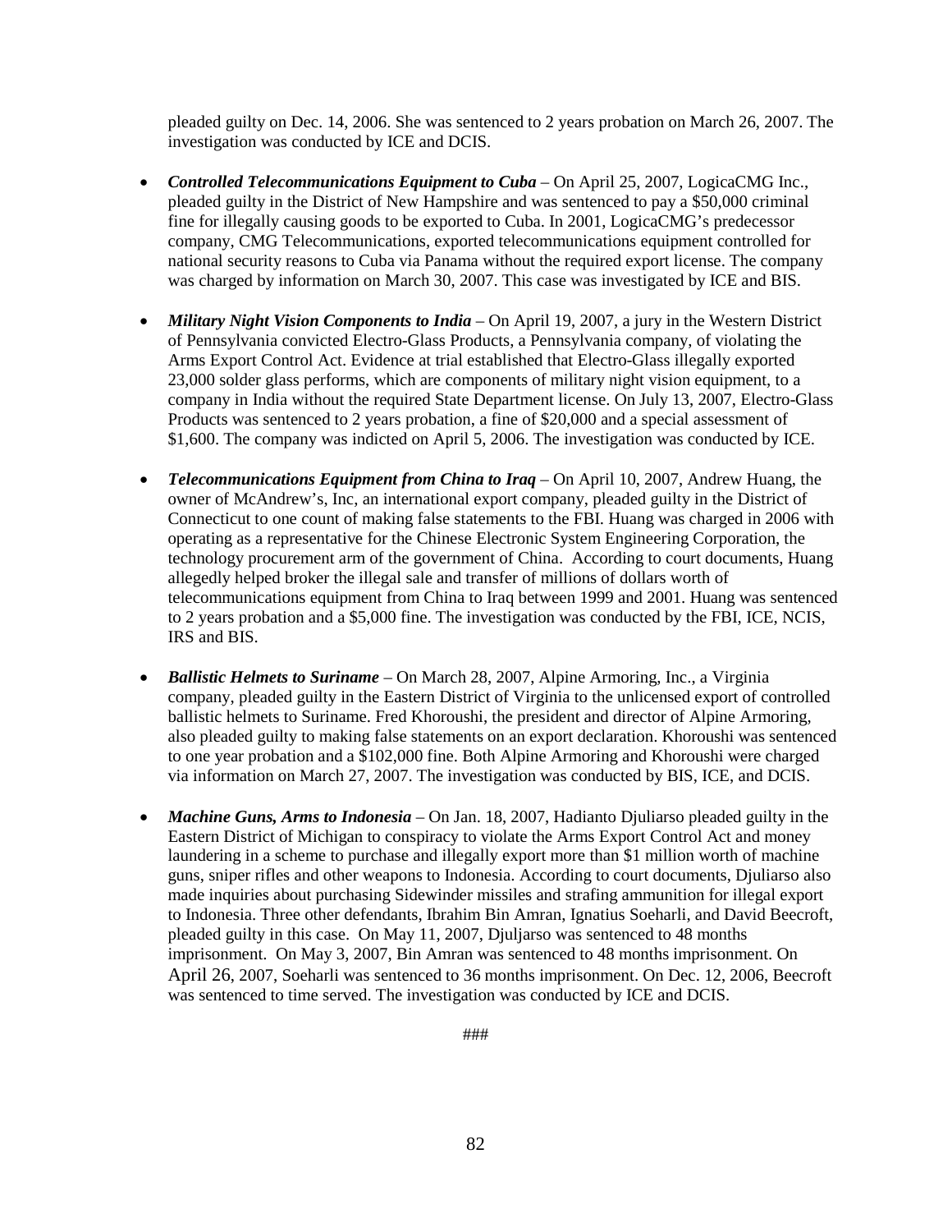pleaded guilty on Dec. 14, 2006. She was sentenced to 2 years probation on March 26, 2007. The investigation was conducted by ICE and DCIS.

- ***Controlled Telecommunications Equipment to Cuba*** – On April 25, 2007, LogicaCMG Inc., pleaded guilty in the District of New Hampshire and was sentenced to pay a $50,000 criminal fine for illegally causing goods to be exported to Cuba. In 2001, LogicaCMG's predecessor company, CMG Telecommunications, exported telecommunications equipment controlled for national security reasons to Cuba via Panama without the required export license. The company was charged by information on March 30, 2007. This case was investigated by ICE and BIS.

- ***Military Night Vision Components to India*** – On April 19, 2007, a jury in the Western District of Pennsylvania convicted Electro-Glass Products, a Pennsylvania company, of violating the Arms Export Control Act. Evidence at trial established that Electro-Glass illegally exported 23,000 solder glass performs, which are components of military night vision equipment, to a company in India without the required State Department license. On July 13, 2007, Electro-Glass Products was sentenced to 2 years probation, a fine of $20,000 and a special assessment of $1,600. The company was indicted on April 5, 2006. The investigation was conducted by ICE.

- ***Telecommunications Equipment from China to Iraq*** – On April 10, 2007, Andrew Huang, the owner of McAndrew's, Inc, an international export company, pleaded guilty in the District of Connecticut to one count of making false statements to the FBI. Huang was charged in 2006 with operating as a representative for the Chinese Electronic System Engineering Corporation, the technology procurement arm of the government of China. According to court documents, Huang allegedly helped broker the illegal sale and transfer of millions of dollars worth of telecommunications equipment from China to Iraq between 1999 and 2001. Huang was sentenced to 2 years probation and a $5,000 fine. The investigation was conducted by the FBI, ICE, NCIS, IRS and BIS.

- ***Ballistic Helmets to Suriname*** – On March 28, 2007, Alpine Armoring, Inc., a Virginia company, pleaded guilty in the Eastern District of Virginia to the unlicensed export of controlled ballistic helmets to Suriname. Fred Khoroushi, the president and director of Alpine Armoring, also pleaded guilty to making false statements on an export declaration. Khoroushi was sentenced to one year probation and a $102,000 fine. Both Alpine Armoring and Khoroushi were charged via information on March 27, 2007. The investigation was conducted by BIS, ICE, and DCIS.

- ***Machine Guns, Arms to Indonesia*** – On Jan. 18, 2007, Hadianto Djuliarso pleaded guilty in the Eastern District of Michigan to conspiracy to violate the Arms Export Control Act and money laundering in a scheme to purchase and illegally export more than $1 million worth of machine guns, sniper rifles and other weapons to Indonesia. According to court documents, Djuliarso also made inquiries about purchasing Sidewinder missiles and strafing ammunition for illegal export to Indonesia. Three other defendants, Ibrahim Bin Amran, Ignatius Soeharli, and David Beecroft, pleaded guilty in this case. On May 11, 2007, Djuljarso was sentenced to 48 months imprisonment. On May 3, 2007, Bin Amran was sentenced to 48 months imprisonment. On April 26, 2007, Soeharli was sentenced to 36 months imprisonment. On Dec. 12, 2006, Beecroft was sentenced to time served. The investigation was conducted by ICE and DCIS.

###